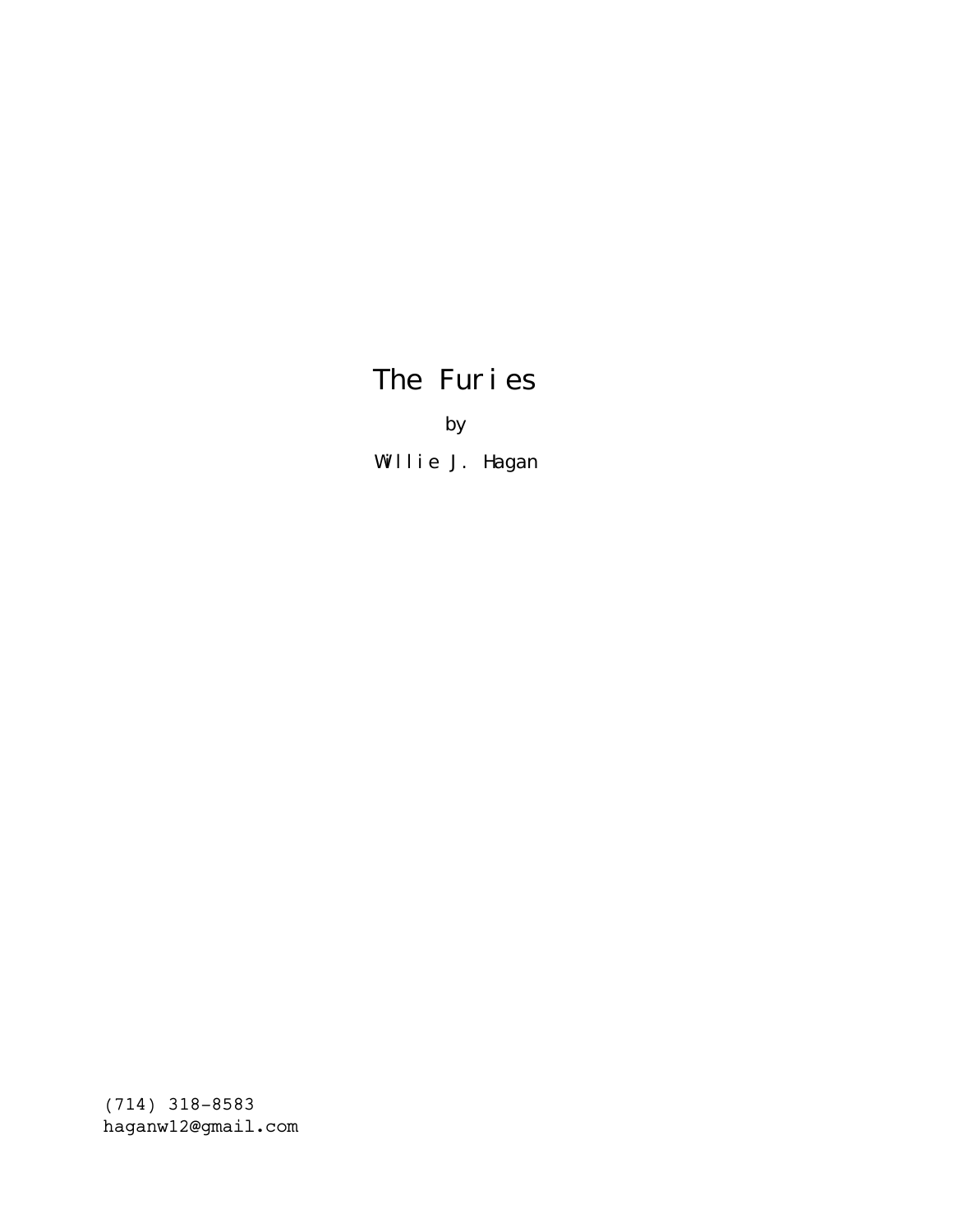# The Furies

by

Willie J. Hagan

(714) 318-8583
haganw12@gmail.com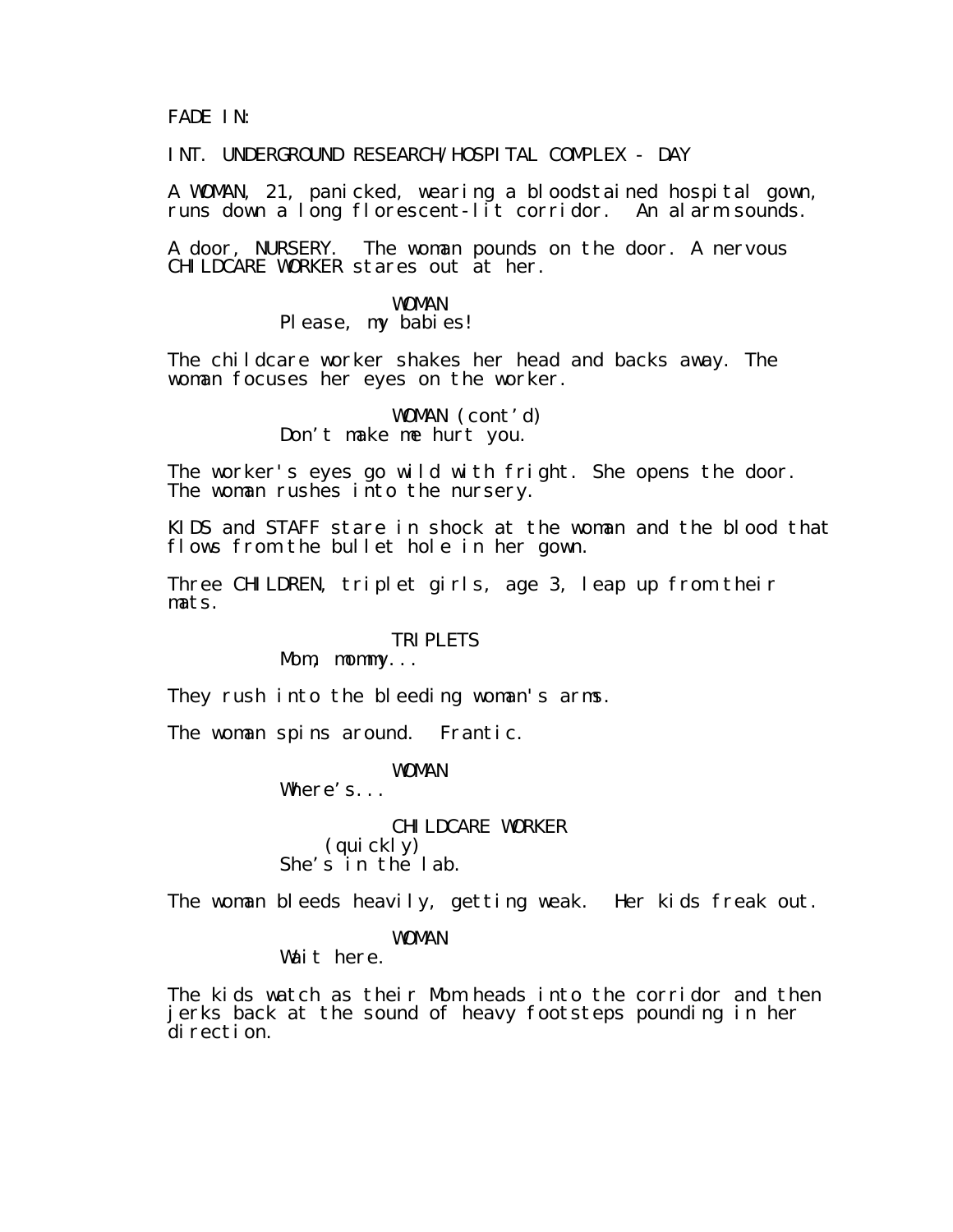FADE IN:

INT. UNDERGROUND RESEARCH/HOSPITAL COMPLEX - DAY

A WOMAN, 21, panicked, wearing a bloodstained hospital gown, runs down a long florescent-lit corridor. An alarm sounds.

A door, NURSERY. The woman pounds on the door. A nervous CHILDCARE WORKER stares out at her.

WOMAN
Please, my babies!

The childcare worker shakes her head and backs away. The woman focuses her eyes on the worker.

WOMAN (cont'd)
Don't make me hurt you.

The worker's eyes go wild with fright. She opens the door. The woman rushes into the nursery.

KIDS and STAFF stare in shock at the woman and the blood that flows from the bullet hole in her gown.

Three CHILDREN, triplet girls, age 3, leap up from their mats.

TRIPLETS
Mom, mommy...

They rush into the bleeding woman's arms.

The woman spins around. Frantic.

WOMAN
Where's...

CHILDCARE WORKER
(quickly)
She's in the lab.

The woman bleeds heavily, getting weak. Her kids freak out.

WOMAN
Wait here.

The kids watch as their Mom heads into the corridor and then jerks back at the sound of heavy footsteps pounding in her direction.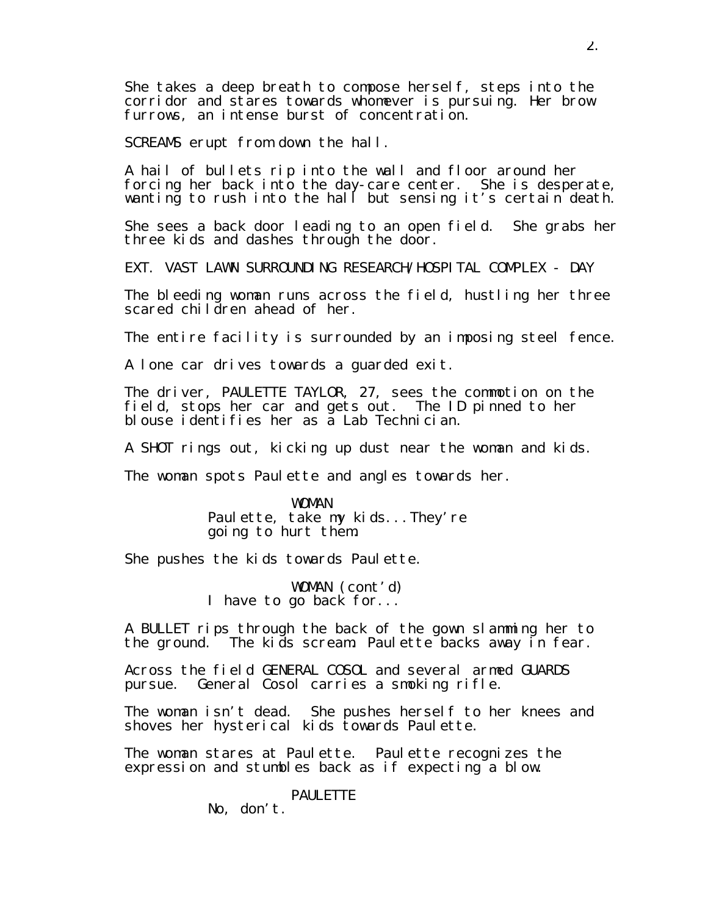She takes a deep breath to compose herself, steps into the corridor and stares towards whomever is pursuing. Her brow furrows, an intense burst of concentration.

SCREAMS erupt from down the hall.

A hail of bullets rip into the wall and floor around her forcing her back into the day-care center. She is desperate, wanting to rush into the hall but sensing it's certain death.

She sees a back door leading to an open field. She grabs her three kids and dashes through the door.

EXT. VAST LAWN SURROUNDING RESEARCH/HOSPITAL COMPLEX - DAY

The bleeding woman runs across the field, hustling her three scared children ahead of her.

The entire facility is surrounded by an imposing steel fence.

A lone car drives towards a guarded exit.

The driver, PAULETTE TAYLOR, 27, sees the commotion on the field, stops her car and gets out. The ID pinned to her blouse identifies her as a Lab Technician.

A SHOT rings out, kicking up dust near the woman and kids.

The woman spots Paulette and angles towards her.

WOMAN
Paulette, take my kids...They're going to hurt them.

She pushes the kids towards Paulette.

WOMAN (cont'd)
I have to go back for...

A BULLET rips through the back of the gown slamming her to the ground. The kids scream. Paulette backs away in fear.

Across the field GENERAL COSOL and several armed GUARDS pursue. General Cosol carries a smoking rifle.

The woman isn't dead. She pushes herself to her knees and shoves her hysterical kids towards Paulette.

The woman stares at Paulette. Paulette recognizes the expression and stumbles back as if expecting a blow.

PAULETTE
No, don't.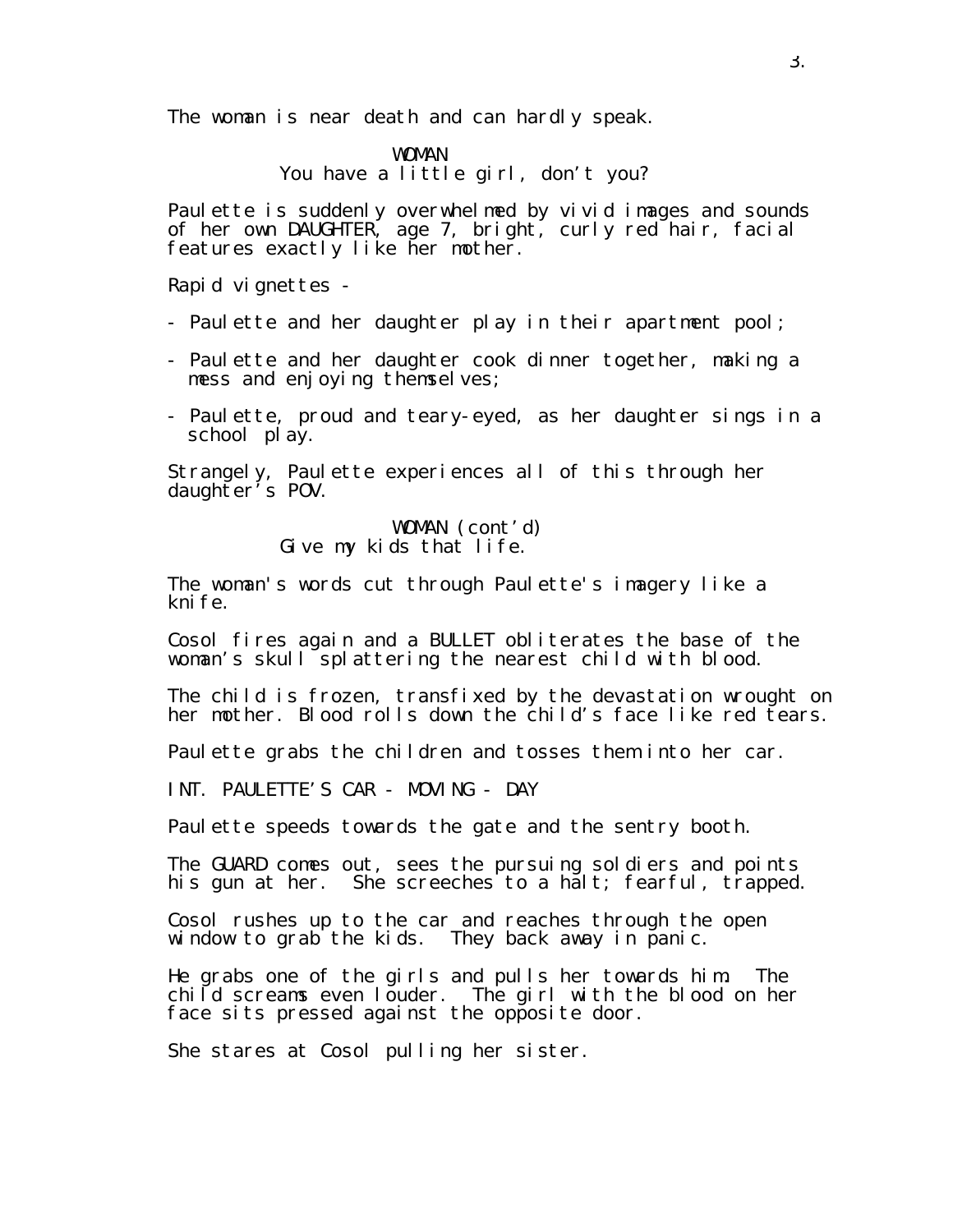The woman is near death and can hardly speak.

WOMAN
You have a little girl, don't you?

Paulette is suddenly overwhelmed by vivid images and sounds of her own DAUGHTER, age 7, bright, curly red hair, facial features exactly like her mother.

Rapid vignettes -

- Paulette and her daughter play in their apartment pool;

- Paulette and her daughter cook dinner together, making a mess and enjoying themselves;

- Paulette, proud and teary-eyed, as her daughter sings in a school play.

Strangely, Paulette experiences all of this through her daughter's POV.

WOMAN (cont'd)
Give my kids that life.

The woman's words cut through Paulette's imagery like a knife.

Cosol fires again and a BULLET obliterates the base of the woman's skull splattering the nearest child with blood.

The child is frozen, transfixed by the devastation wrought on her mother. Blood rolls down the child's face like red tears.

Paulette grabs the children and tosses them into her car.

INT. PAULETTE'S CAR - MOVING - DAY

Paulette speeds towards the gate and the sentry booth.

The GUARD comes out, sees the pursuing soldiers and points his gun at her. She screeches to a halt; fearful, trapped.

Cosol rushes up to the car and reaches through the open window to grab the kids. They back away in panic.

He grabs one of the girls and pulls her towards him. The child screams even louder. The girl with the blood on her face sits pressed against the opposite door.

She stares at Cosol pulling her sister.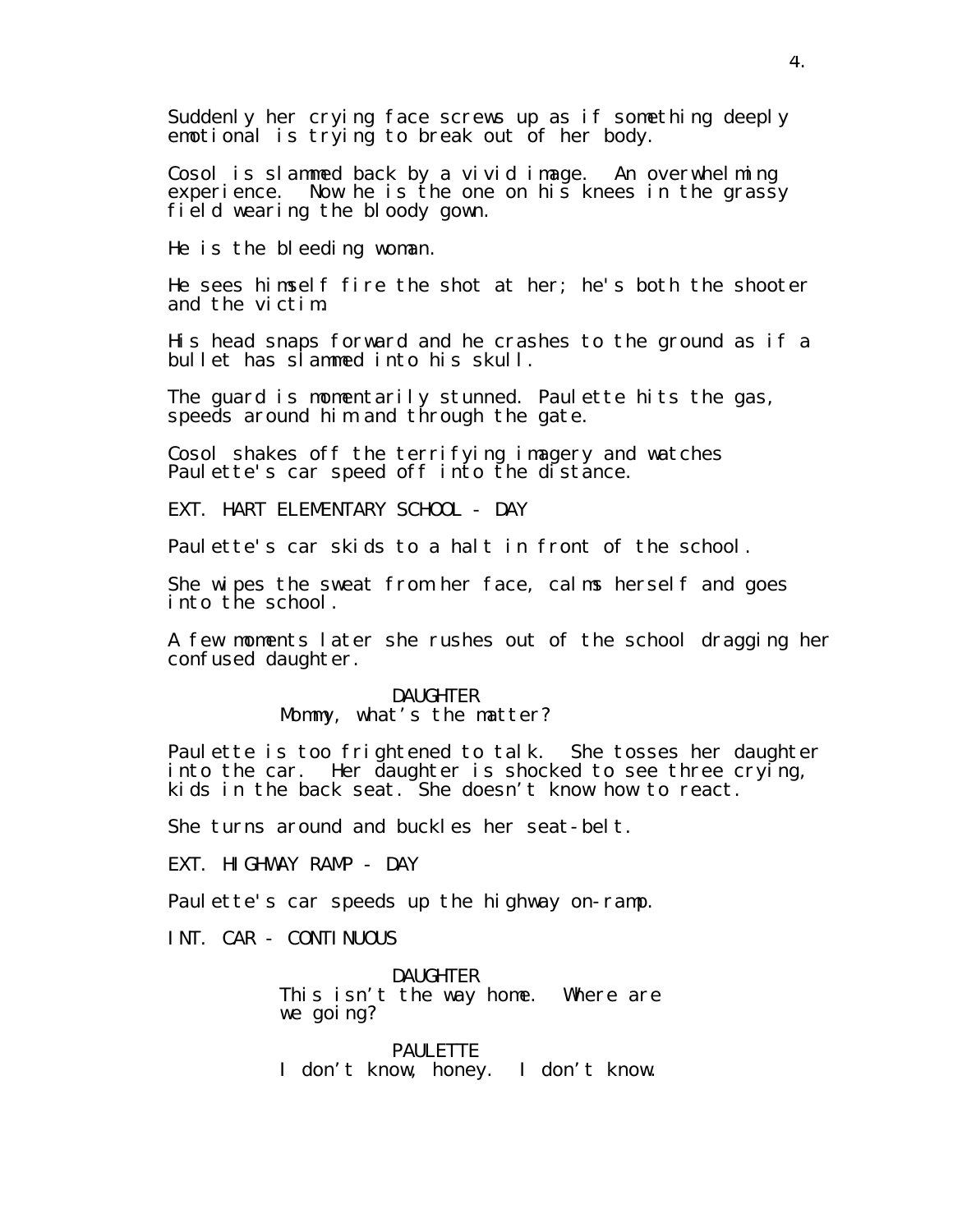Suddenly her crying face screws up as if something deeply emotional is trying to break out of her body.

Cosol is slammed back by a vivid image. An overwhelming experience. Now he is the one on his knees in the grassy field wearing the bloody gown.

He is the bleeding woman.

He sees himself fire the shot at her; he's both the shooter and the victim.

His head snaps forward and he crashes to the ground as if a bullet has slammed into his skull.

The guard is momentarily stunned. Paulette hits the gas, speeds around him and through the gate.

Cosol shakes off the terrifying imagery and watches Paulette's car speed off into the distance.

EXT. HART ELEMENTARY SCHOOL - DAY

Paulette's car skids to a halt in front of the school.

She wipes the sweat from her face, calms herself and goes into the school.

A few moments later she rushes out of the school dragging her confused daughter.

DAUGHTER
Mommy, what's the matter?

Paulette is too frightened to talk. She tosses her daughter into the car. Her daughter is shocked to see three crying, kids in the back seat. She doesn't know how to react.

She turns around and buckles her seat-belt.

EXT. HIGHWAY RAMP - DAY

Paulette's car speeds up the highway on-ramp.

INT. CAR - CONTINUOUS

DAUGHTER
This isn't the way home. Where are we going?

PAULETTE
I don't know, honey. I don't know.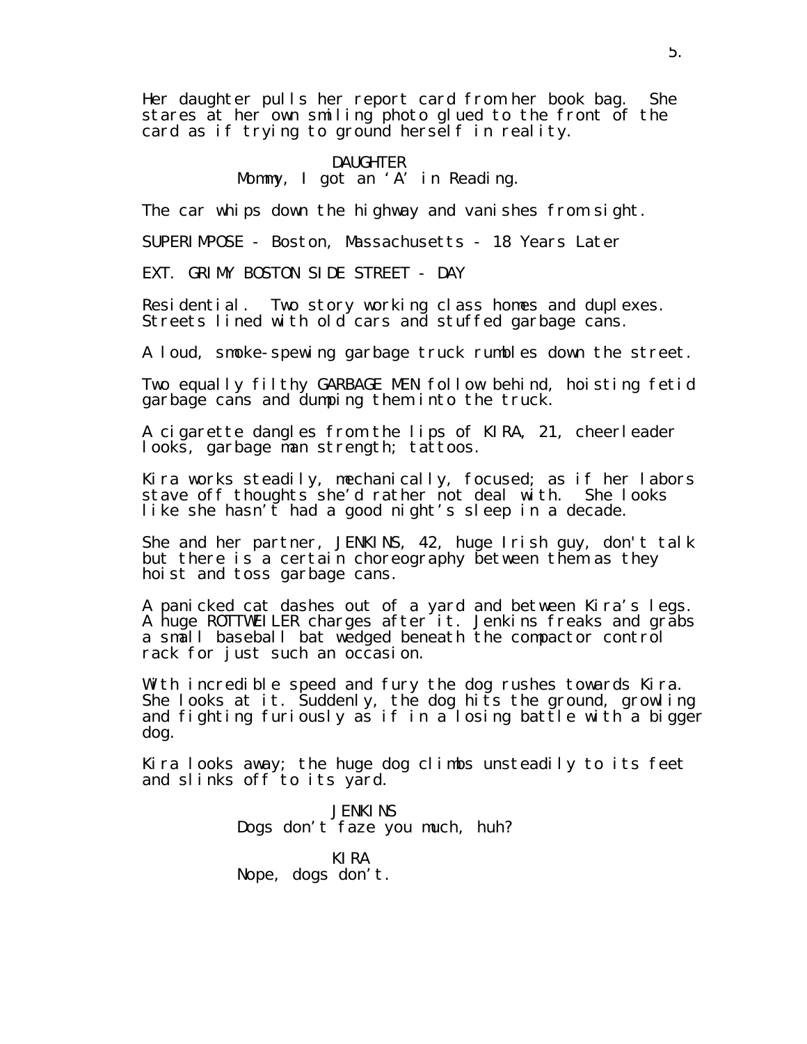Her daughter pulls her report card from her book bag. She stares at her own smiling photo glued to the front of the card as if trying to ground herself in reality.

DAUGHTER
Mommy, I got an 'A' in Reading.

The car whips down the highway and vanishes from sight.

SUPERIMPOSE - Boston, Massachusetts - 18 Years Later

EXT. GRIMY BOSTON SIDE STREET - DAY

Residential. Two story working class homes and duplexes. Streets lined with old cars and stuffed garbage cans.

A loud, smoke-spewing garbage truck rumbles down the street.

Two equally filthy GARBAGE MEN follow behind, hoisting fetid garbage cans and dumping them into the truck.

A cigarette dangles from the lips of KIRA, 21, cheerleader looks, garbage man strength; tattoos.

Kira works steadily, mechanically, focused; as if her labors stave off thoughts she'd rather not deal with. She looks like she hasn't had a good night's sleep in a decade.

She and her partner, JENKINS, 42, huge Irish guy, don't talk but there is a certain choreography between them as they hoist and toss garbage cans.

A panicked cat dashes out of a yard and between Kira's legs. A huge ROTTWEILER charges after it. Jenkins freaks and grabs a small baseball bat wedged beneath the compactor control rack for just such an occasion.

With incredible speed and fury the dog rushes towards Kira. She looks at it. Suddenly, the dog hits the ground, growling and fighting furiously as if in a losing battle with a bigger dog.

Kira looks away; the huge dog climbs unsteadily to its feet and slinks off to its yard.

JENKINS
Dogs don't faze you much, huh?

KIRA
Nope, dogs don't.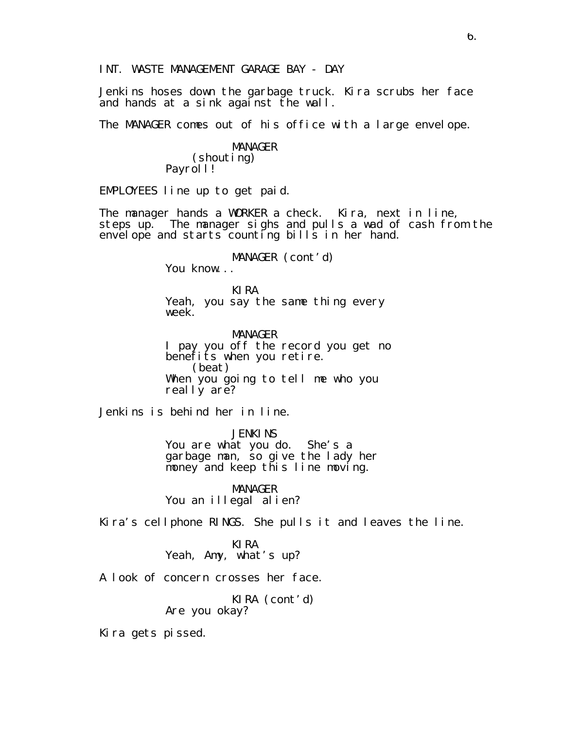INT. WASTE MANAGEMENT GARAGE BAY - DAY

Jenkins hoses down the garbage truck. Kira scrubs her face and hands at a sink against the wall.

The MANAGER comes out of his office with a large envelope.

MANAGER
(shouting)
Payroll!

EMPLOYEES line up to get paid.

The manager hands a WORKER a check. Kira, next in line, steps up. The manager sighs and pulls a wad of cash from the envelope and starts counting bills in her hand.

MANAGER (cont'd)
You know...

KIRA
Yeah, you say the same thing every week.

MANAGER
I pay you off the record you get no benefits when you retire.
(beat)
When you going to tell me who you really are?

Jenkins is behind her in line.

JENKINS
You are what you do. She's a garbage man, so give the lady her money and keep this line moving.

MANAGER
You an illegal alien?

Kira's cellphone RINGS. She pulls it and leaves the line.

KIRA
Yeah, Amy, what's up?

A look of concern crosses her face.

KIRA (cont'd)
Are you okay?

Kira gets pissed.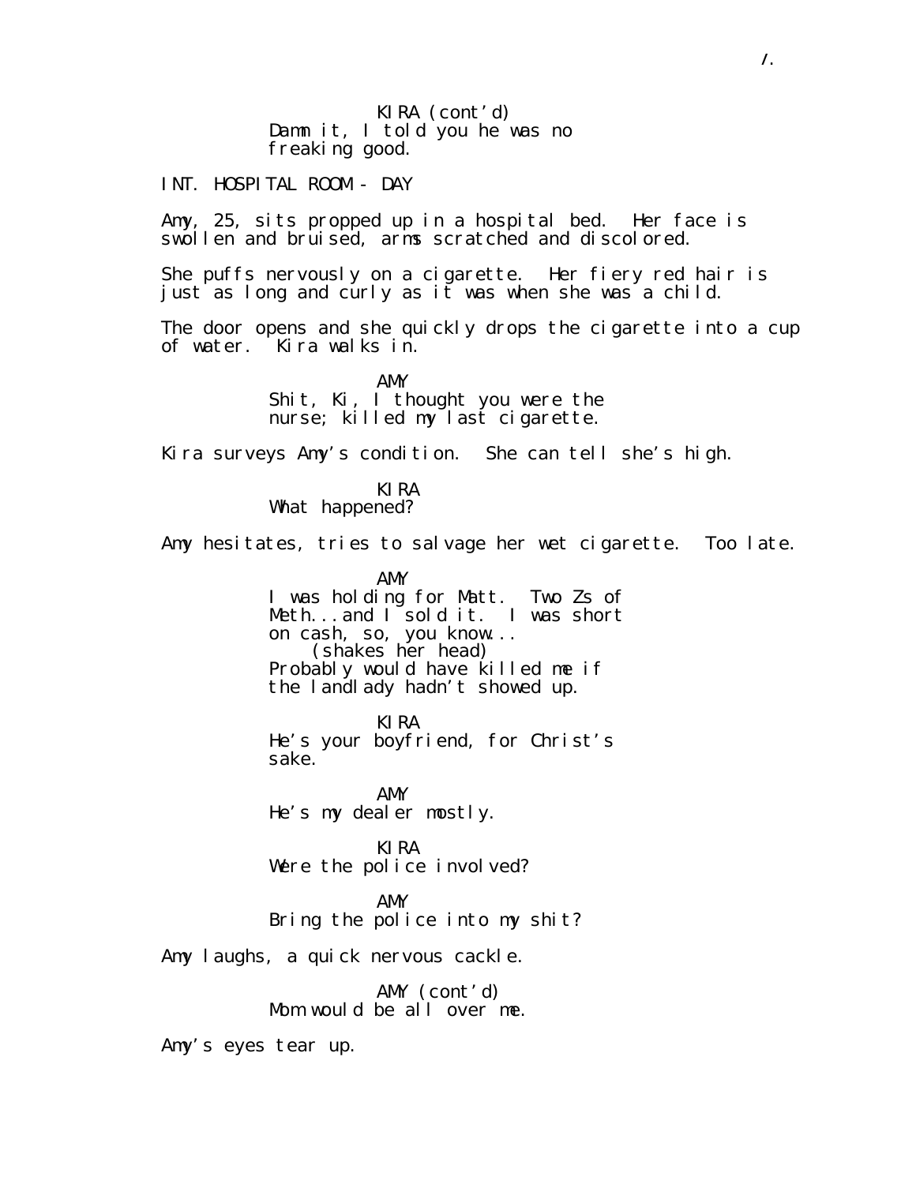KIRA (cont'd)
Damn it, I told you he was no freaking good.

INT. HOSPITAL ROOM - DAY

Amy, 25, sits propped up in a hospital bed. Her face is swollen and bruised, arms scratched and discolored.

She puffs nervously on a cigarette. Her fiery red hair is just as long and curly as it was when she was a child.

The door opens and she quickly drops the cigarette into a cup of water. Kira walks in.

AMY
Shit, Ki, I thought you were the nurse; killed my last cigarette.

Kira surveys Amy's condition. She can tell she's high.

KIRA
What happened?

Amy hesitates, tries to salvage her wet cigarette. Too late.

AMY
I was holding for Matt. Two Zs of Meth...and I sold it. I was short on cash, so, you know...
(shakes her head)
Probably would have killed me if the landlady hadn't showed up.

KIRA
He's your boyfriend, for Christ's sake.

AMY
He's my dealer mostly.

KIRA
Were the police involved?

AMY
Bring the police into my shit?

Amy laughs, a quick nervous cackle.

AMY (cont'd)
Mom would be all over me.

Amy's eyes tear up.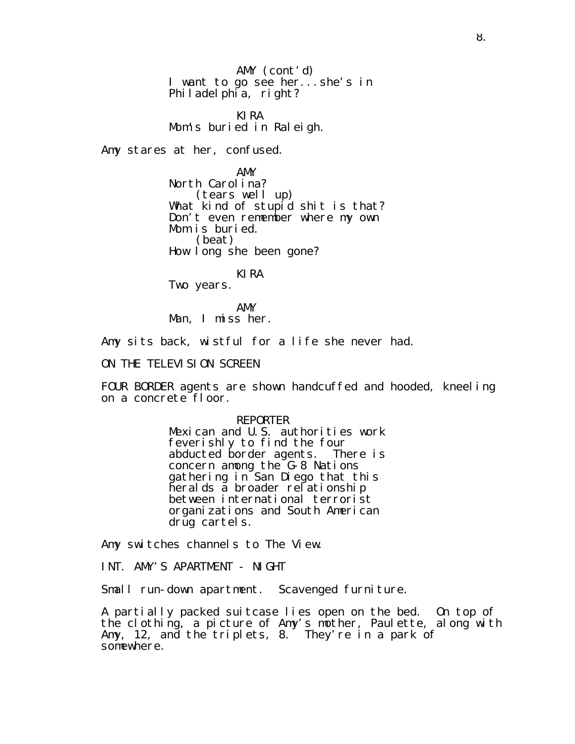AMY (cont'd)
I want to go see her...she's in Philadelphia, right?

KIRA
Mom's buried in Raleigh.

Amy stares at her, confused.

AMY
North Carolina?
(tears well up)
What kind of stupid shit is that? Don't even remember where my own Mom is buried.
(beat)
How long she been gone?

KIRA
Two years.

AMY
Man, I miss her.

Amy sits back, wistful for a life she never had.

ON THE TELEVISION SCREEN

FOUR BORDER agents are shown handcuffed and hooded, kneeling on a concrete floor.

REPORTER
Mexican and U.S. authorities work feverishly to find the four abducted border agents. There is concern among the G-8 Nations gathering in San Diego that this heralds a broader relationship between international terrorist organizations and South American drug cartels.

Amy switches channels to The View.

INT. AMY'S APARTMENT - NIGHT

Small run-down apartment. Scavenged furniture.

A partially packed suitcase lies open on the bed. On top of the clothing, a picture of Amy's mother, Paulette, along with Amy, 12, and the triplets, 8. They're in a park of somewhere.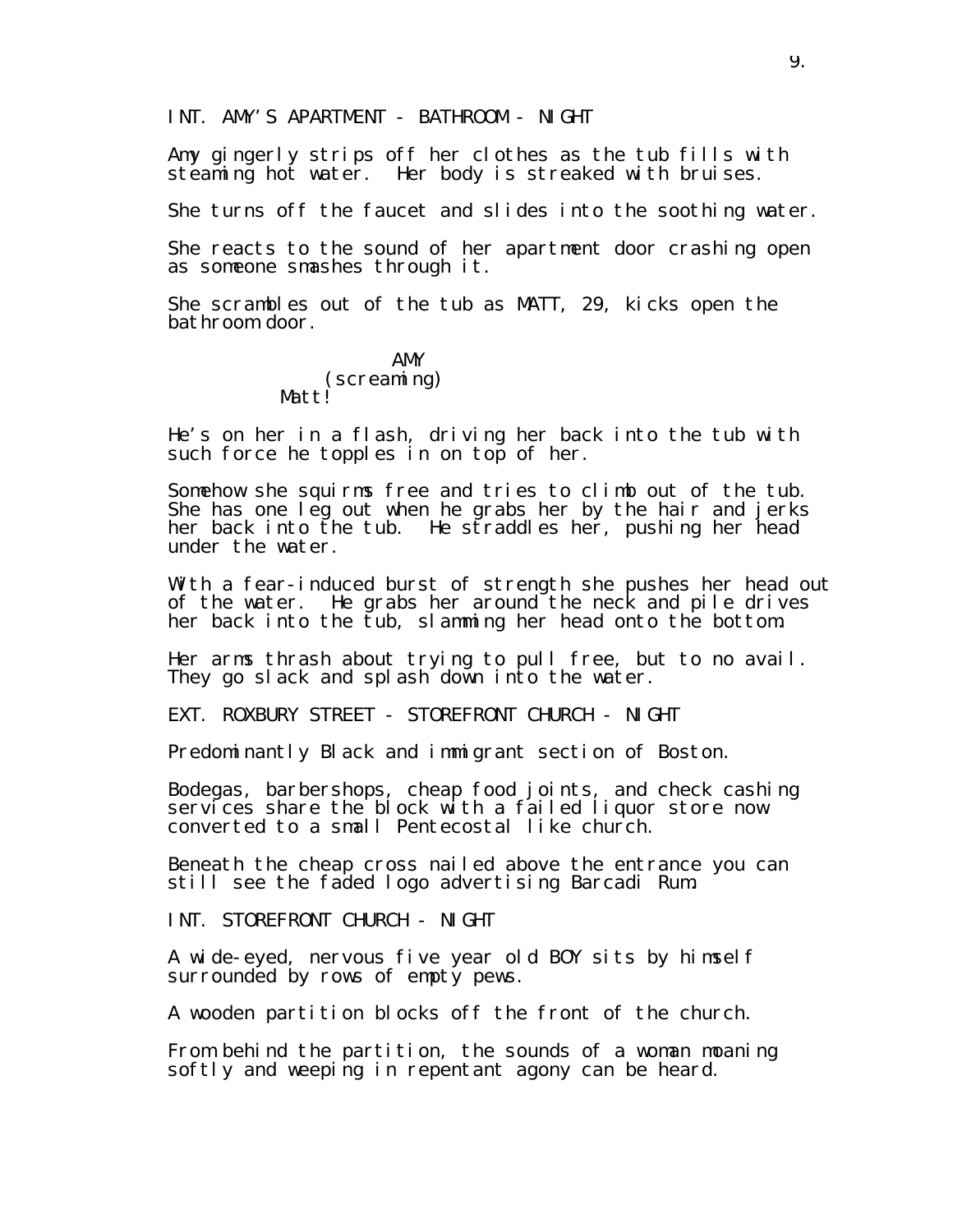INT. AMY'S APARTMENT - BATHROOM - NIGHT

Amy gingerly strips off her clothes as the tub fills with steaming hot water. Her body is streaked with bruises.

She turns off the faucet and slides into the soothing water.

She reacts to the sound of her apartment door crashing open as someone smashes through it.

She scrambles out of the tub as MATT, 29, kicks open the bathroom door.

AMY
(screaming)
Matt!

He's on her in a flash, driving her back into the tub with such force he topples in on top of her.

Somehow she squirms free and tries to climb out of the tub. She has one leg out when he grabs her by the hair and jerks her back into the tub. He straddles her, pushing her head under the water.

With a fear-induced burst of strength she pushes her head out of the water. He grabs her around the neck and pile drives her back into the tub, slamming her head onto the bottom.

Her arms thrash about trying to pull free, but to no avail. They go slack and splash down into the water.

EXT. ROXBURY STREET - STOREFRONT CHURCH - NIGHT

Predominantly Black and immigrant section of Boston.

Bodegas, barbershops, cheap food joints, and check cashing services share the block with a failed liquor store now converted to a small Pentecostal like church.

Beneath the cheap cross nailed above the entrance you can still see the faded logo advertising Barcadi Rum.

INT. STOREFRONT CHURCH - NIGHT

A wide-eyed, nervous five year old BOY sits by himself surrounded by rows of empty pews.

A wooden partition blocks off the front of the church.

From behind the partition, the sounds of a woman moaning softly and weeping in repentant agony can be heard.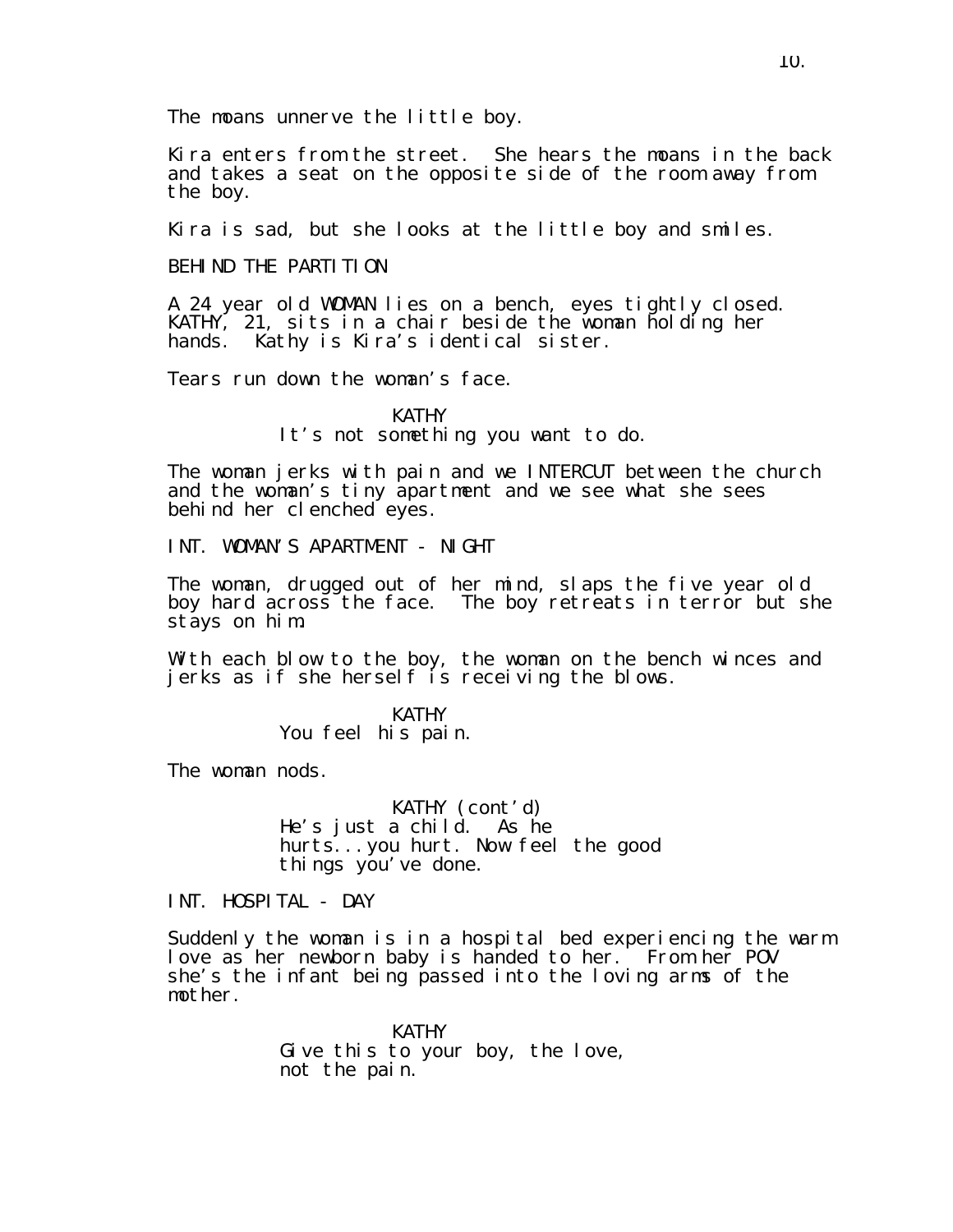The moans unnerve the little boy.

Kira enters from the street. She hears the moans in the back and takes a seat on the opposite side of the room away from the boy.

Kira is sad, but she looks at the little boy and smiles.

BEHIND THE PARTITION

A 24 year old WOMAN lies on a bench, eyes tightly closed. KATHY, 21, sits in a chair beside the woman holding her hands. Kathy is Kira's identical sister.

Tears run down the woman's face.

KATHY
It's not something you want to do.

The woman jerks with pain and we INTERCUT between the church and the woman's tiny apartment and we see what she sees behind her clenched eyes.

INT. WOMAN'S APARTMENT - NIGHT

The woman, drugged out of her mind, slaps the five year old boy hard across the face. The boy retreats in terror but she stays on him.

With each blow to the boy, the woman on the bench winces and jerks as if she herself is receiving the blows.

KATHY
You feel his pain.

The woman nods.

KATHY (cont'd)
He's just a child. As he hurts...you hurt. Now feel the good things you've done.

INT. HOSPITAL - DAY

Suddenly the woman is in a hospital bed experiencing the warm love as her newborn baby is handed to her. From her POV she's the infant being passed into the loving arms of the mother.

KATHY
Give this to your boy, the love, not the pain.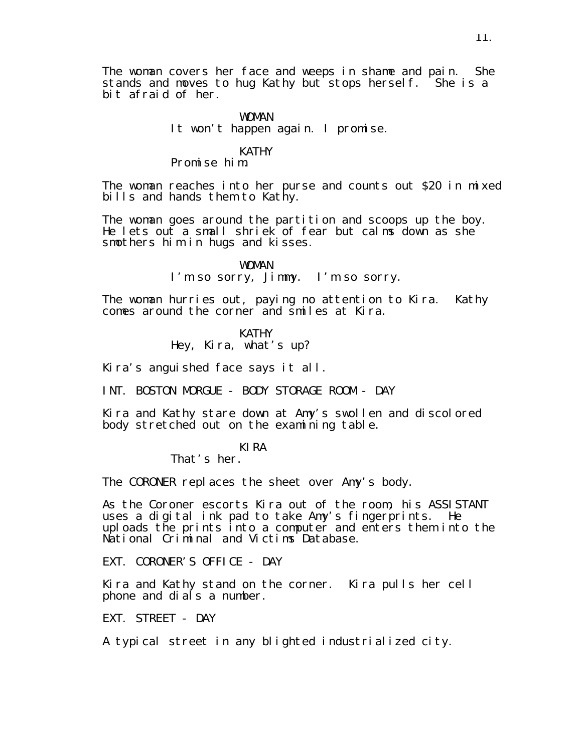The woman covers her face and weeps in shame and pain. She stands and moves to hug Kathy but stops herself. She is a bit afraid of her.

WOMAN
It won't happen again. I promise.

KATHY
Promise him.

The woman reaches into her purse and counts out $20 in mixed bills and hands them to Kathy.

The woman goes around the partition and scoops up the boy. He lets out a small shriek of fear but calms down as she smothers him in hugs and kisses.

WOMAN
I'm so sorry, Jimmy. I'm so sorry.

The woman hurries out, paying no attention to Kira. Kathy comes around the corner and smiles at Kira.

KATHY
Hey, Kira, what's up?

Kira's anguished face says it all.

INT. BOSTON MORGUE - BODY STORAGE ROOM - DAY

Kira and Kathy stare down at Amy's swollen and discolored body stretched out on the examining table.

KIRA
That's her.

The CORONER replaces the sheet over Amy's body.

As the Coroner escorts Kira out of the room, his ASSISTANT uses a digital ink pad to take Amy's fingerprints. He uploads the prints into a computer and enters them into the National Criminal and Victims Database.

EXT. CORONER'S OFFICE - DAY

Kira and Kathy stand on the corner. Kira pulls her cell phone and dials a number.

EXT. STREET - DAY

A typical street in any blighted industrialized city.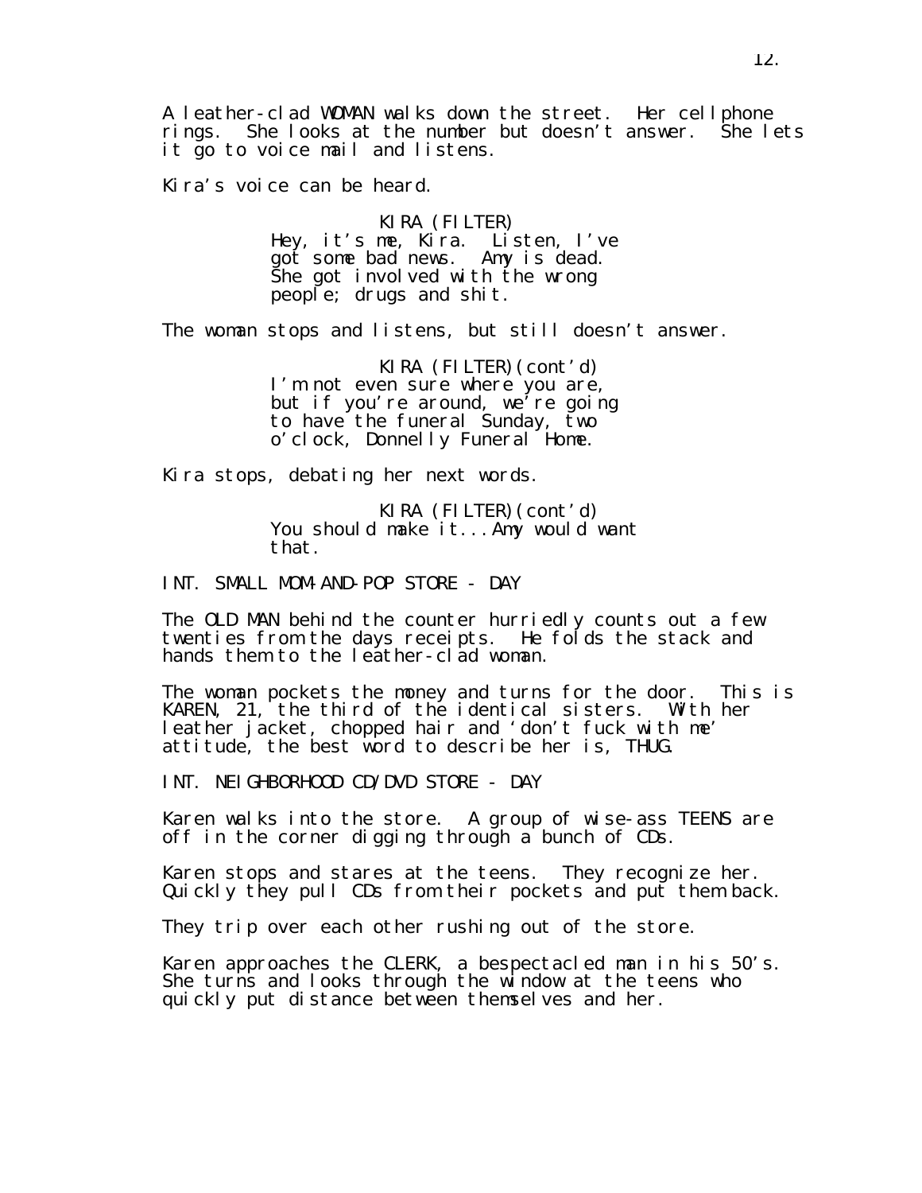A leather-clad WOMAN walks down the street. Her cellphone rings. She looks at the number but doesn't answer. She lets it go to voice mail and listens.

Kira's voice can be heard.

KIRA (FILTER)
Hey, it's me, Kira. Listen, I've got some bad news. Amy is dead. She got involved with the wrong people; drugs and shit.

The woman stops and listens, but still doesn't answer.

KIRA (FILTER)(cont'd)
I'm not even sure where you are, but if you're around, we're going to have the funeral Sunday, two o'clock, Donnelly Funeral Home.

Kira stops, debating her next words.

KIRA (FILTER)(cont'd)
You should make it...Amy would want that.

INT. SMALL MOM-AND-POP STORE - DAY

The OLD MAN behind the counter hurriedly counts out a few twenties from the days receipts. He folds the stack and hands them to the leather-clad woman.

The woman pockets the money and turns for the door. This is KAREN, 21, the third of the identical sisters. With her leather jacket, chopped hair and 'don't fuck with me' attitude, the best word to describe her is, THUG.

INT. NEIGHBORHOOD CD/DVD STORE - DAY

Karen walks into the store. A group of wise-ass TEENS are off in the corner digging through a bunch of CDs.

Karen stops and stares at the teens. They recognize her. Quickly they pull CDs from their pockets and put them back.

They trip over each other rushing out of the store.

Karen approaches the CLERK, a bespectacled man in his 50's. She turns and looks through the window at the teens who quickly put distance between themselves and her.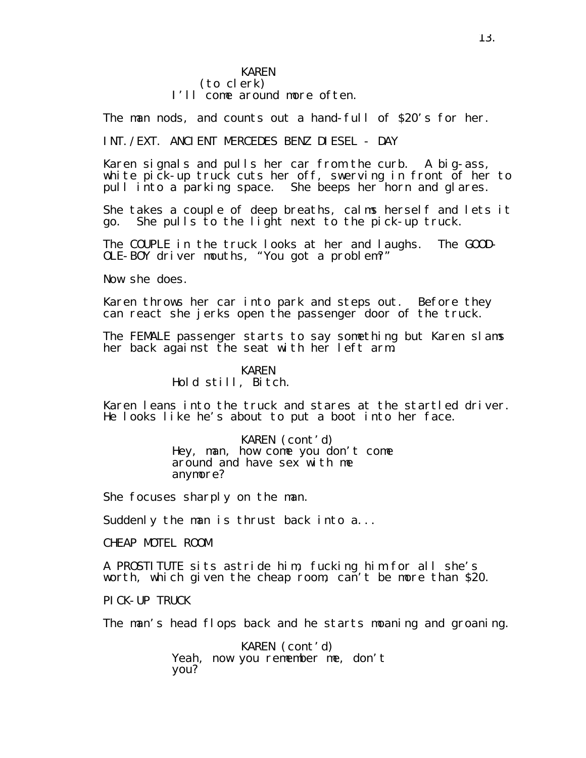KAREN
(to clerk)
I'll come around more often.

The man nods, and counts out a hand-full of $20's for her.

INT./EXT. ANCIENT MERCEDES BENZ DIESEL - DAY

Karen signals and pulls her car from the curb. A big-ass, white pick-up truck cuts her off, swerving in front of her to pull into a parking space. She beeps her horn and glares.

She takes a couple of deep breaths, calms herself and lets it go. She pulls to the light next to the pick-up truck.

The COUPLE in the truck looks at her and laughs. The GOOD-OLE-BOY driver mouths, "You got a problem?"

Now she does.

Karen throws her car into park and steps out. Before they can react she jerks open the passenger door of the truck.

The FEMALE passenger starts to say something but Karen slams her back against the seat with her left arm.

KAREN
Hold still, Bitch.

Karen leans into the truck and stares at the startled driver. He looks like he's about to put a boot into her face.

KAREN (cont'd)
Hey, man, how come you don't come around and have sex with me anymore?

She focuses sharply on the man.

Suddenly the man is thrust back into a...

CHEAP MOTEL ROOM

A PROSTITUTE sits astride him, fucking him for all she's worth, which given the cheap room, can't be more than $20.

PICK-UP TRUCK

The man's head flops back and he starts moaning and groaning.

KAREN (cont'd)
Yeah, now you remember me, don't you?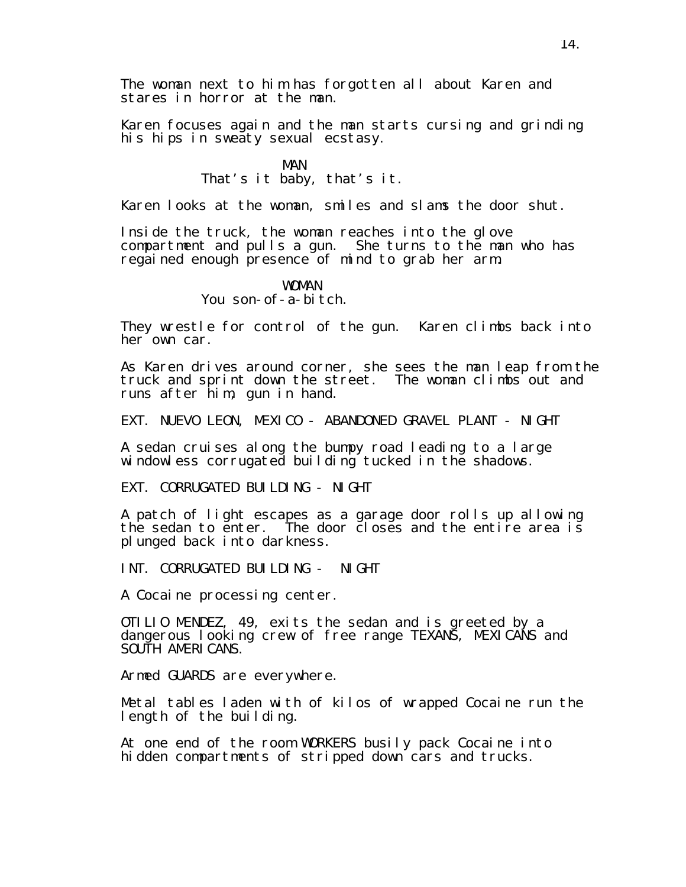The woman next to him has forgotten all about Karen and stares in horror at the man.

Karen focuses again and the man starts cursing and grinding his hips in sweaty sexual ecstasy.

MAN
That's it baby, that's it.

Karen looks at the woman, smiles and slams the door shut.

Inside the truck, the woman reaches into the glove compartment and pulls a gun. She turns to the man who has regained enough presence of mind to grab her arm.

WOMAN
You son-of-a-bitch.

They wrestle for control of the gun. Karen climbs back into her own car.

As Karen drives around corner, she sees the man leap from the truck and sprint down the street. The woman climbs out and runs after him, gun in hand.

EXT. NUEVO LEON, MEXICO - ABANDONED GRAVEL PLANT - NIGHT

A sedan cruises along the bumpy road leading to a large windowless corrugated building tucked in the shadows.

EXT. CORRUGATED BUILDING - NIGHT

A patch of light escapes as a garage door rolls up allowing the sedan to enter. The door closes and the entire area is plunged back into darkness.

INT. CORRUGATED BUILDING - NIGHT

A Cocaine processing center.

OTILIO MENDEZ, 49, exits the sedan and is greeted by a dangerous looking crew of free range TEXANS, MEXICANS and SOUTH AMERICANS.

Armed GUARDS are everywhere.

Metal tables laden with of kilos of wrapped Cocaine run the length of the building.

At one end of the room WORKERS busily pack Cocaine into hidden compartments of stripped down cars and trucks.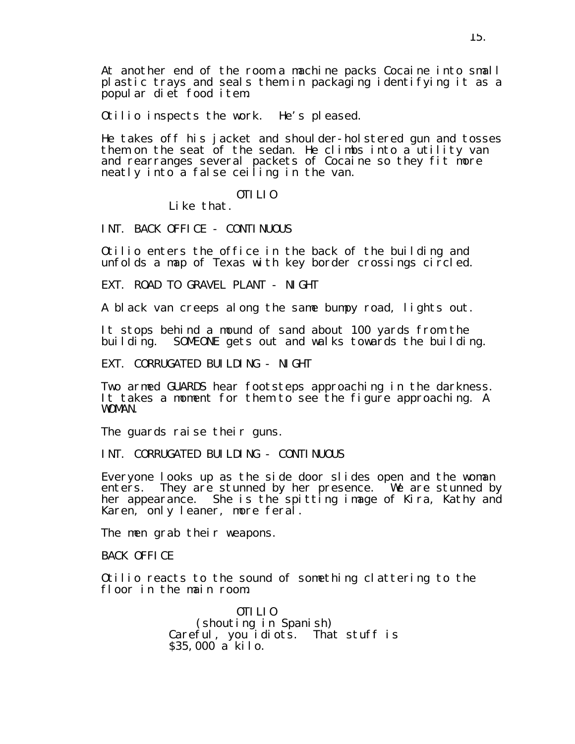At another end of the room a machine packs Cocaine into small plastic trays and seals them in packaging identifying it as a popular diet food item.

Otilio inspects the work. He's pleased.

He takes off his jacket and shoulder-holstered gun and tosses them on the seat of the sedan. He climbs into a utility van and rearranges several packets of Cocaine so they fit more neatly into a false ceiling in the van.

OTILIO
Like that.

INT. BACK OFFICE - CONTINUOUS

Otilio enters the office in the back of the building and unfolds a map of Texas with key border crossings circled.

EXT. ROAD TO GRAVEL PLANT - NIGHT

A black van creeps along the same bumpy road, lights out.

It stops behind a mound of sand about 100 yards from the building. SOMEONE gets out and walks towards the building.

EXT. CORRUGATED BUILDING - NIGHT

Two armed GUARDS hear footsteps approaching in the darkness. It takes a moment for them to see the figure approaching. A WOMAN.

The guards raise their guns.

INT. CORRUGATED BUILDING - CONTINUOUS

Everyone looks up as the side door slides open and the woman enters. They are stunned by her presence. We are stunned by her appearance. She is the spitting image of Kira, Kathy and Karen, only leaner, more feral.

The men grab their weapons.

BACK OFFICE

Otilio reacts to the sound of something clattering to the floor in the main room.

OTILIO
(shouting in Spanish)
Careful, you idiots. That stuff is $35,000 a kilo.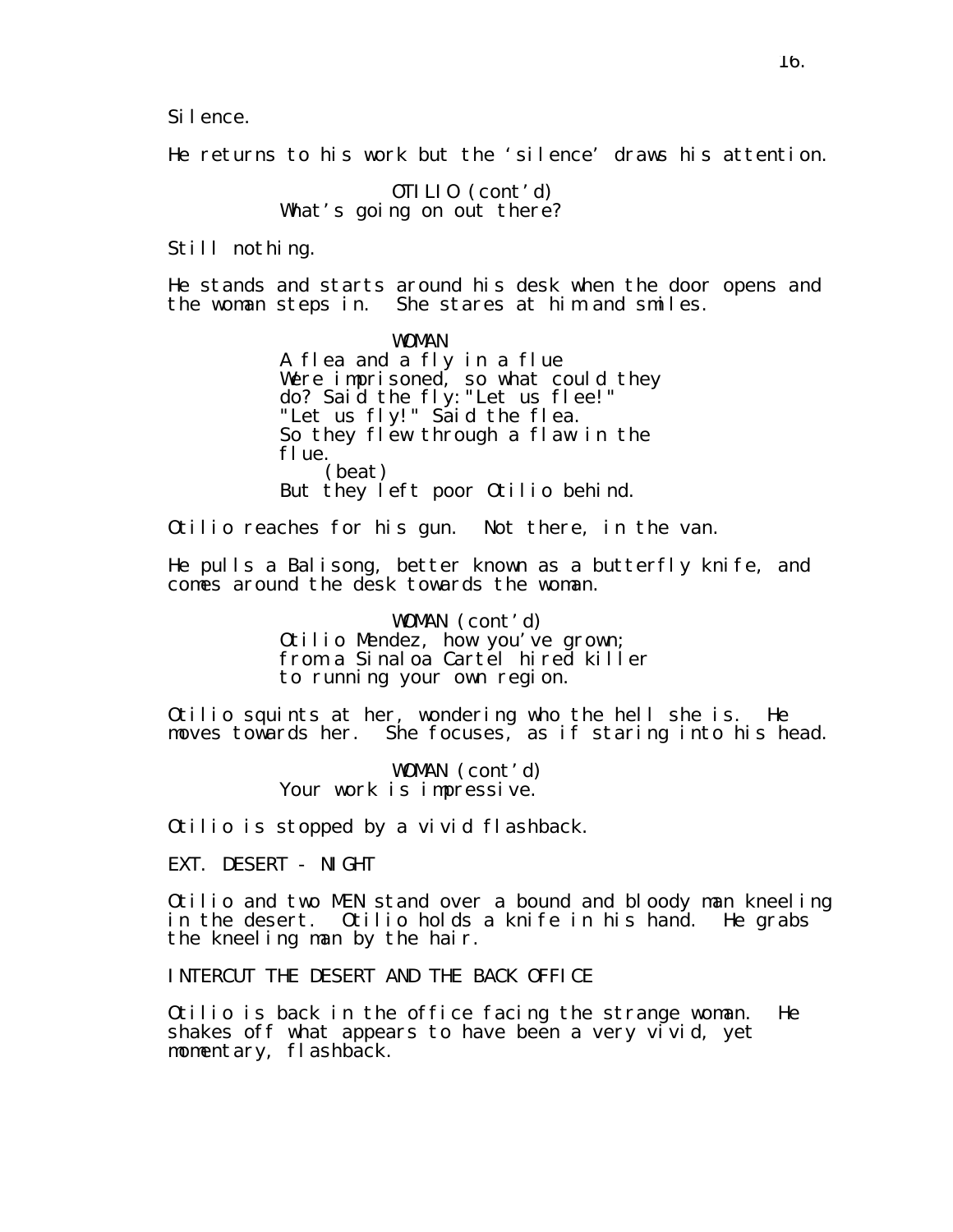Silence.

He returns to his work but the 'silence' draws his attention.

OTILIO (cont'd)
What's going on out there?

Still nothing.

He stands and starts around his desk when the door opens and the woman steps in. She stares at him and smiles.

WOMAN
A flea and a fly in a flue
Were imprisoned, so what could they do? Said the fly: "Let us flee!"
"Let us fly!" Said the flea.
So they flew through a flaw in the flue.
(beat)
But they left poor Otilio behind.

Otilio reaches for his gun. Not there, in the van.

He pulls a Balisong, better known as a butterfly knife, and comes around the desk towards the woman.

WOMAN (cont'd)
Otilio Mendez, how you've grown; from a Sinaloa Cartel hired killer to running your own region.

Otilio squints at her, wondering who the hell she is. He moves towards her. She focuses, as if staring into his head.

WOMAN (cont'd)
Your work is impressive.

Otilio is stopped by a vivid flashback.

EXT. DESERT - NIGHT

Otilio and two MEN stand over a bound and bloody man kneeling in the desert. Otilio holds a knife in his hand. He grabs the kneeling man by the hair.

INTERCUT THE DESERT AND THE BACK OFFICE

Otilio is back in the office facing the strange woman. He shakes off what appears to have been a very vivid, yet momentary, flashback.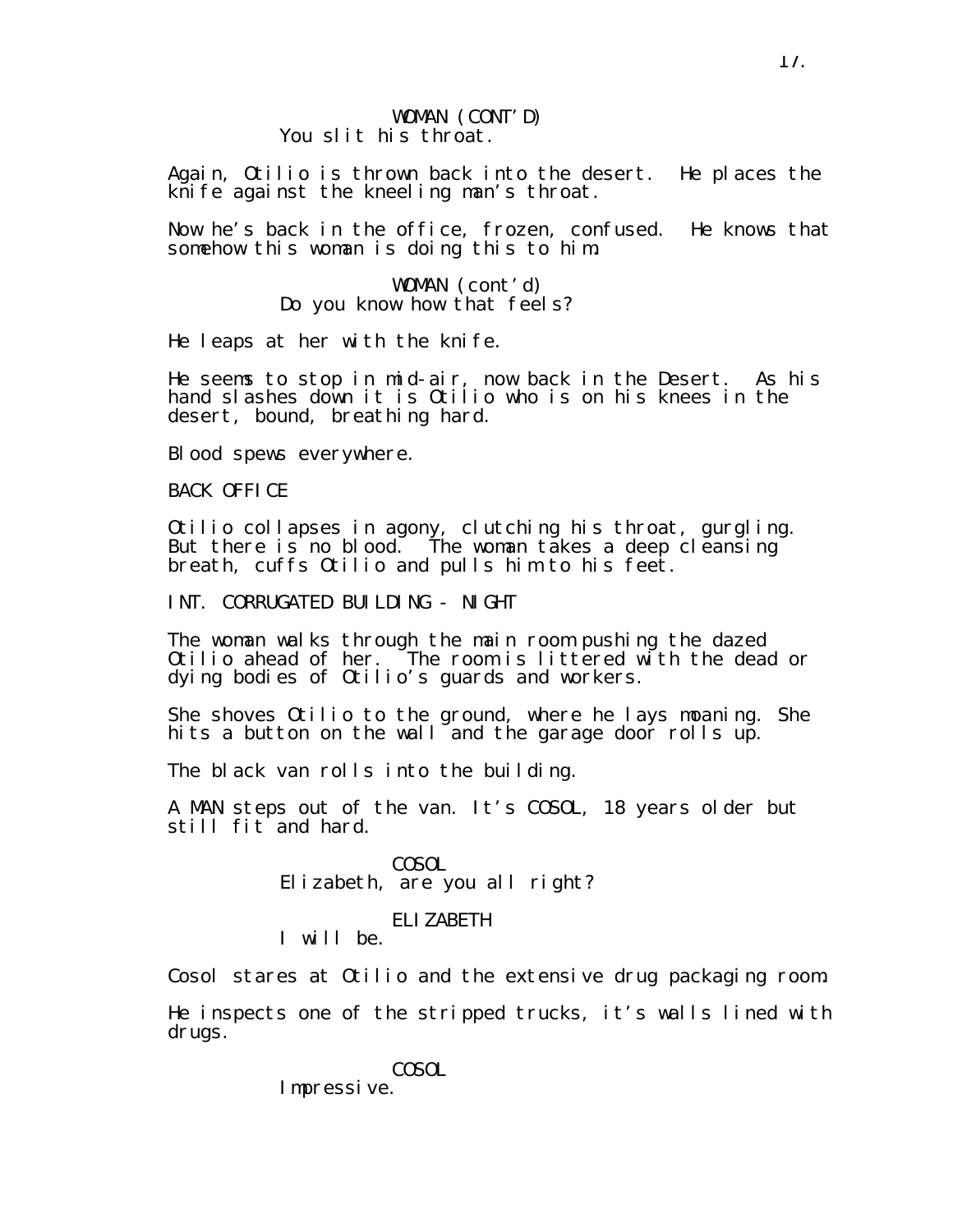WOMAN (CONT'D)
You slit his throat.

Again, Otilio is thrown back into the desert. He places the knife against the kneeling man's throat.

Now he's back in the office, frozen, confused. He knows that somehow this woman is doing this to him.

WOMAN (cont'd)
Do you know how that feels?

He leaps at her with the knife.

He seems to stop in mid-air, now back in the Desert. As his hand slashes down it is Otilio who is on his knees in the desert, bound, breathing hard.

Blood spews everywhere.

BACK OFFICE

Otilio collapses in agony, clutching his throat, gurgling. But there is no blood. The woman takes a deep cleansing breath, cuffs Otilio and pulls him to his feet.

INT. CORRUGATED BUILDING - NIGHT

The woman walks through the main room pushing the dazed Otilio ahead of her. The room is littered with the dead or dying bodies of Otilio's guards and workers.

She shoves Otilio to the ground, where he lays moaning. She hits a button on the wall and the garage door rolls up.

The black van rolls into the building.

A MAN steps out of the van. It's COSOL, 18 years older but still fit and hard.

COSOL
Elizabeth, are you all right?

ELIZABETH
I will be.

Cosol stares at Otilio and the extensive drug packaging room.

He inspects one of the stripped trucks, it's walls lined with drugs.

COSOL
Impressive.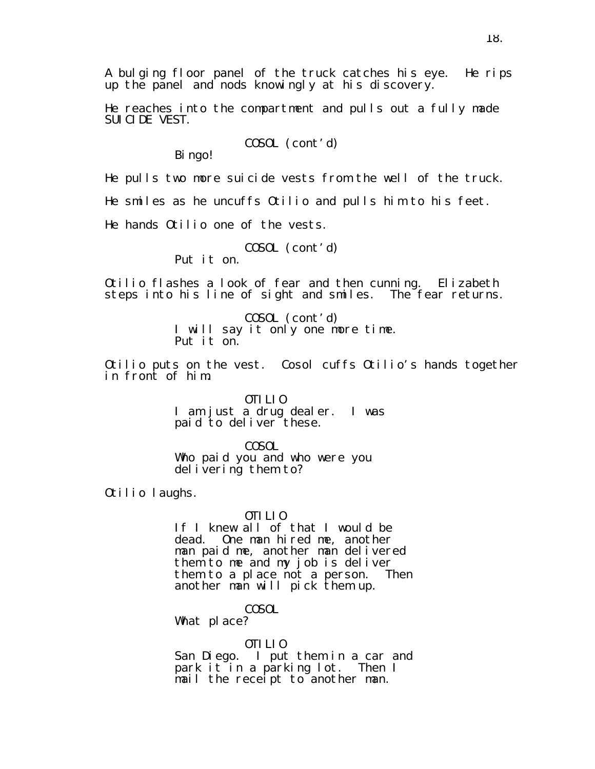A bulging floor panel of the truck catches his eye. He rips up the panel and nods knowingly at his discovery.

He reaches into the compartment and pulls out a fully made SUICIDE VEST.

COSOL (cont'd)
Bingo!

He pulls two more suicide vests from the well of the truck.

He smiles as he uncuffs Otilio and pulls him to his feet.

He hands Otilio one of the vests.

COSOL (cont'd)
Put it on.

Otilio flashes a look of fear and then cunning. Elizabeth steps into his line of sight and smiles. The fear returns.

COSOL (cont'd)
I will say it only one more time.
Put it on.

Otilio puts on the vest. Cosol cuffs Otilio's hands together in front of him.

OTILIO
I am just a drug dealer. I was paid to deliver these.

COSOL
Who paid you and who were you delivering them to?

Otilio laughs.

OTILIO
If I knew all of that I would be dead. One man hired me, another man paid me, another man delivered them to me and my job is deliver them to a place not a person. Then another man will pick them up.

COSOL
What place?

OTILIO
San Diego. I put them in a car and park it in a parking lot. Then I mail the receipt to another man.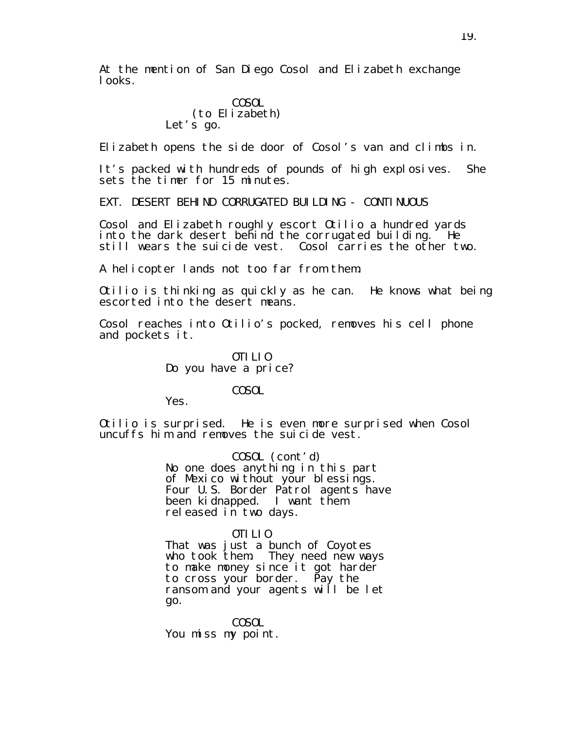At the mention of San Diego Cosol and Elizabeth exchange looks.

COSOL
(to Elizabeth)
Let's go.

Elizabeth opens the side door of Cosol's van and climbs in.

It's packed with hundreds of pounds of high explosives. She sets the timer for 15 minutes.

EXT. DESERT BEHIND CORRUGATED BUILDING - CONTINUOUS

Cosol and Elizabeth roughly escort Otilio a hundred yards into the dark desert behind the corrugated building. He still wears the suicide vest. Cosol carries the other two.

A helicopter lands not too far from them.

Otilio is thinking as quickly as he can. He knows what being escorted into the desert means.

Cosol reaches into Otilio's pocked, removes his cell phone and pockets it.

OTILIO
Do you have a price?

COSOL
Yes.

Otilio is surprised. He is even more surprised when Cosol uncuffs him and removes the suicide vest.

COSOL (cont'd)
No one does anything in this part of Mexico without your blessings. Four U.S. Border Patrol agents have been kidnapped. I want them released in two days.

OTILIO
That was just a bunch of Coyotes who took them. They need new ways to make money since it got harder to cross your border. Pay the ransom and your agents will be let go.

COSOL
You miss my point.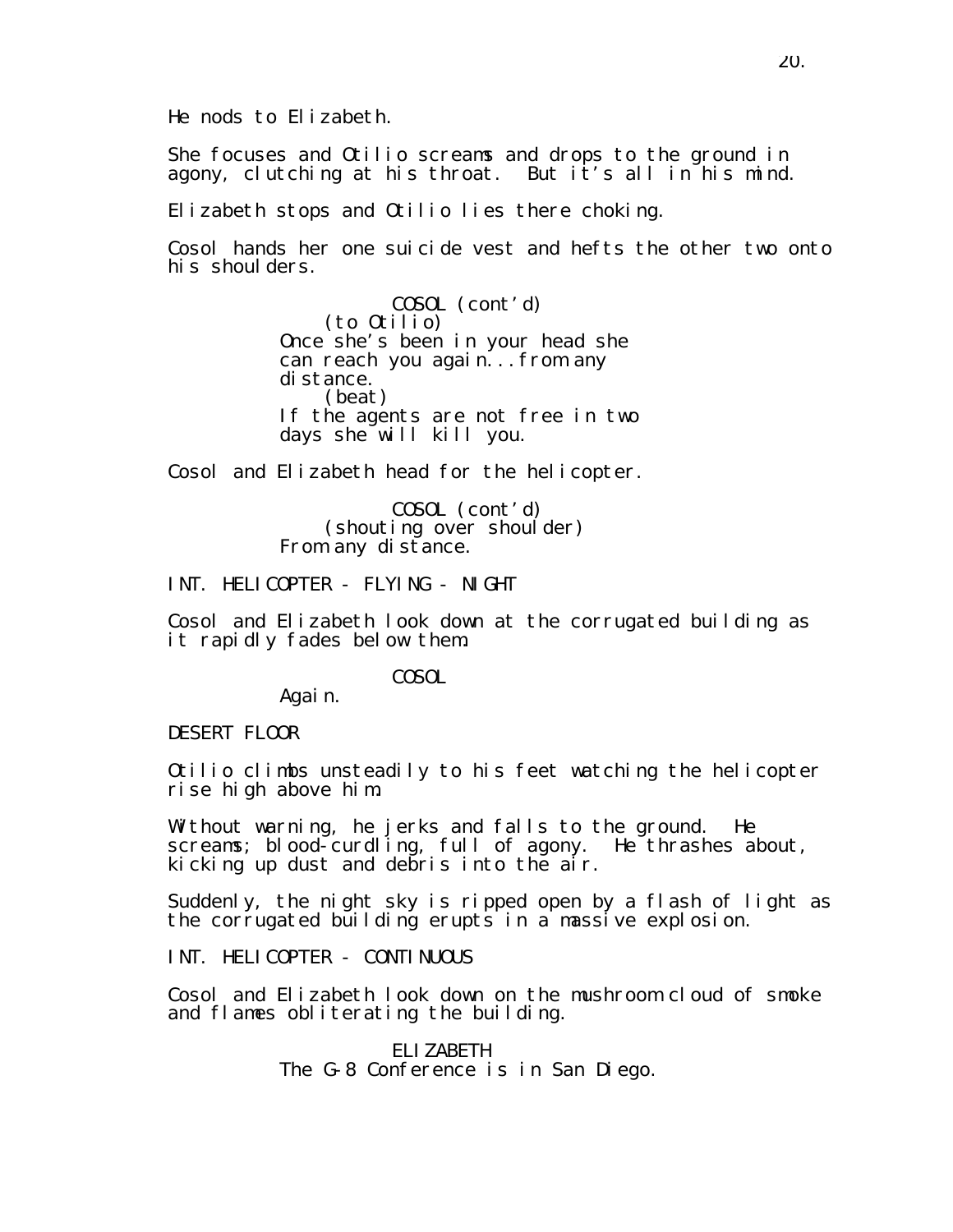He nods to Elizabeth.

She focuses and Otilio screams and drops to the ground in agony, clutching at his throat. But it's all in his mind.

Elizabeth stops and Otilio lies there choking.

Cosol hands her one suicide vest and hefts the other two onto his shoulders.

COSOL (cont'd)
(to Otilio)
Once she's been in your head she can reach you again...from any distance.
(beat)
If the agents are not free in two days she will kill you.

Cosol and Elizabeth head for the helicopter.

COSOL (cont'd)
(shouting over shoulder)
From any distance.

INT. HELICOPTER - FLYING - NIGHT

Cosol and Elizabeth look down at the corrugated building as it rapidly fades below them.

COSOL
Again.

DESERT FLOOR

Otilio climbs unsteadily to his feet watching the helicopter rise high above him.

Without warning, he jerks and falls to the ground. He screams; blood-curdling, full of agony. He thrashes about, kicking up dust and debris into the air.

Suddenly, the night sky is ripped open by a flash of light as the corrugated building erupts in a massive explosion.

INT. HELICOPTER - CONTINUOUS

Cosol and Elizabeth look down on the mushroom cloud of smoke and flames obliterating the building.

ELIZABETH
The G-8 Conference is in San Diego.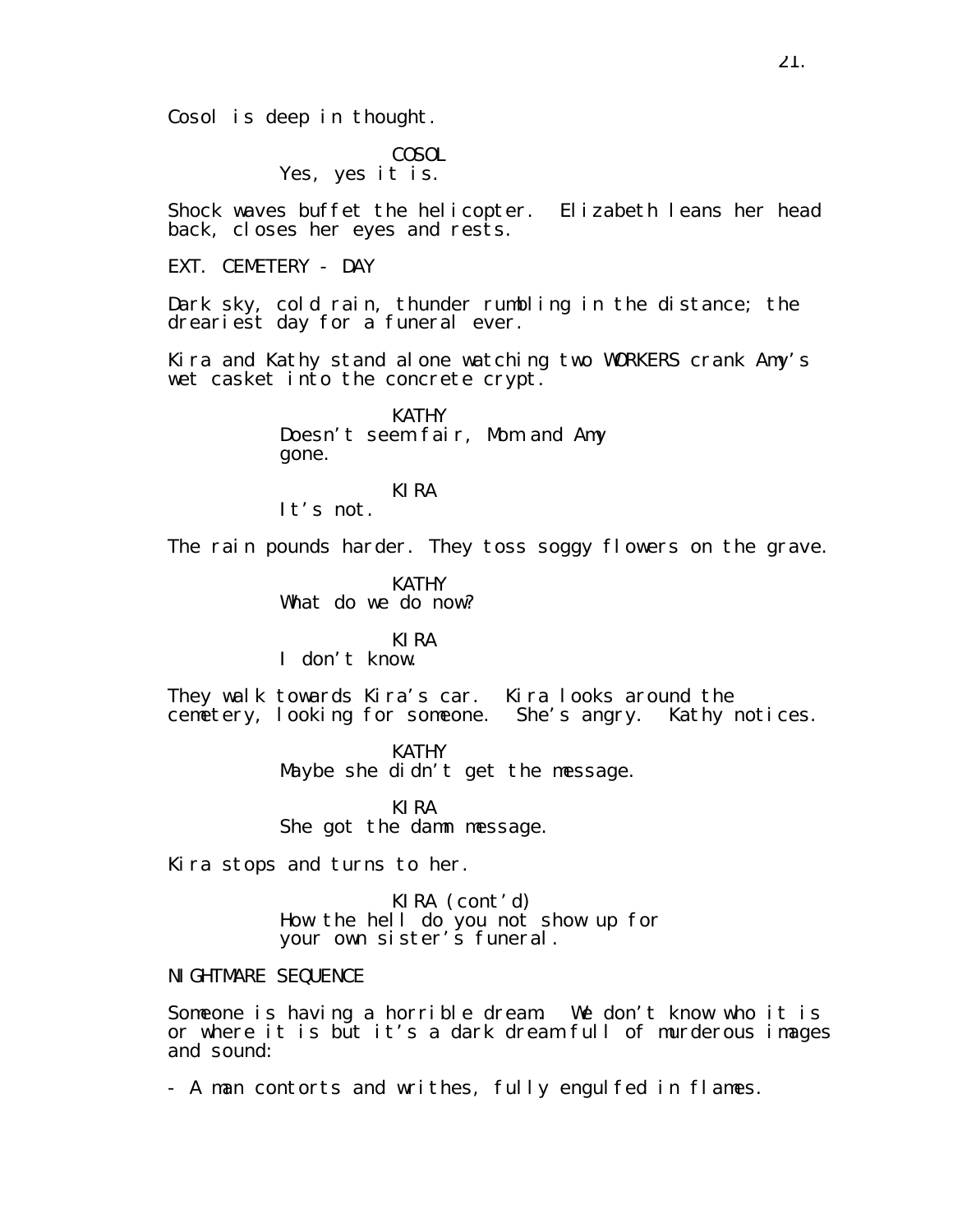Cosol is deep in thought.

COSOL
Yes, yes it is.

Shock waves buffet the helicopter. Elizabeth leans her head back, closes her eyes and rests.

EXT. CEMETERY - DAY

Dark sky, cold rain, thunder rumbling in the distance; the dreariest day for a funeral ever.

Kira and Kathy stand alone watching two WORKERS crank Amy's wet casket into the concrete crypt.

KATHY
Doesn't seem fair, Mom and Amy gone.

KIRA
It's not.

The rain pounds harder. They toss soggy flowers on the grave.

KATHY
What do we do now?

KIRA
I don't know.

They walk towards Kira's car. Kira looks around the cemetery, looking for someone. She's angry. Kathy notices.

KATHY
Maybe she didn't get the message.

KIRA
She got the damn message.

Kira stops and turns to her.

KIRA (cont'd)
How the hell do you not show up for your own sister's funeral.

NIGHTMARE SEQUENCE

Someone is having a horrible dream. We don't know who it is or where it is but it's a dark dream full of murderous images and sound:

- A man contorts and writhes, fully engulfed in flames.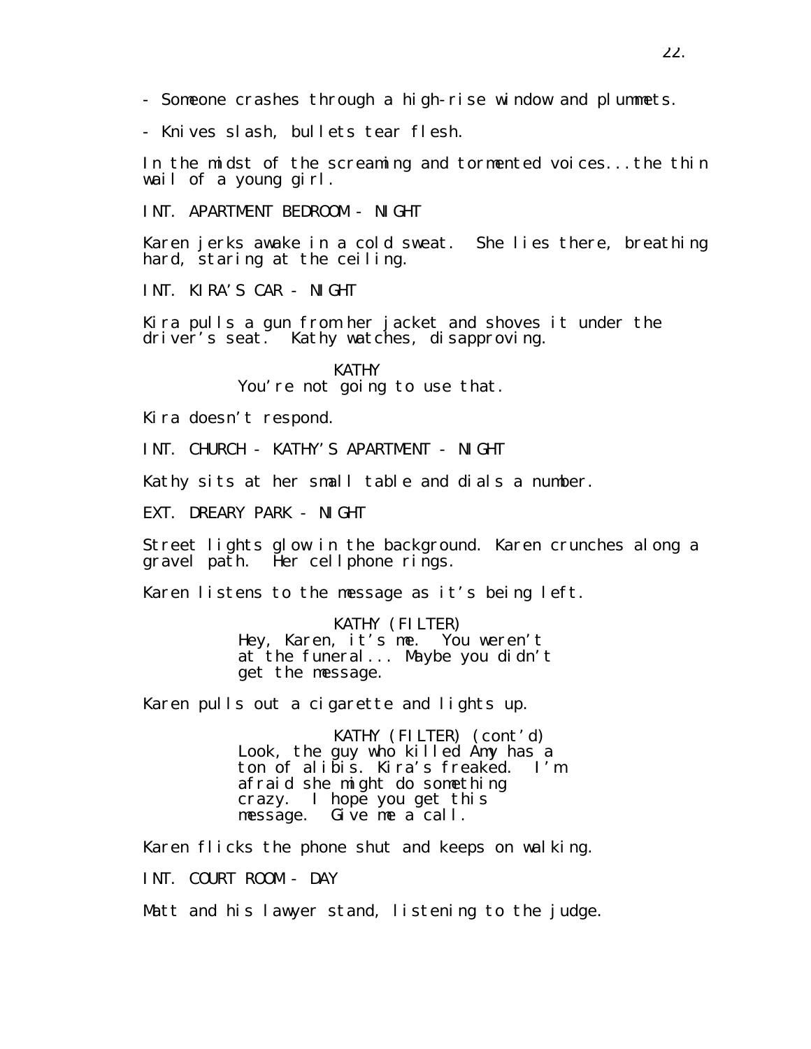- Someone crashes through a high-rise window and plummets.

- Knives slash, bullets tear flesh.

In the midst of the screaming and tormented voices...the thin wail of a young girl.

INT. APARTMENT BEDROOM - NIGHT

Karen jerks awake in a cold sweat. She lies there, breathing hard, staring at the ceiling.

INT. KIRA'S CAR - NIGHT

Kira pulls a gun from her jacket and shoves it under the driver's seat. Kathy watches, disapproving.

KATHY
You're not going to use that.

Kira doesn't respond.

INT. CHURCH - KATHY'S APARTMENT - NIGHT

Kathy sits at her small table and dials a number.

EXT. DREARY PARK - NIGHT

Street lights glow in the background. Karen crunches along a gravel path. Her cellphone rings.

Karen listens to the message as it's being left.

KATHY (FILTER)
Hey, Karen, it's me. You weren't at the funeral... Maybe you didn't get the message.

Karen pulls out a cigarette and lights up.

KATHY (FILTER) (cont'd)
Look, the guy who killed Amy has a ton of alibis. Kira's freaked. I'm afraid she might do something crazy. I hope you get this message. Give me a call.

Karen flicks the phone shut and keeps on walking.

INT. COURT ROOM - DAY

Matt and his lawyer stand, listening to the judge.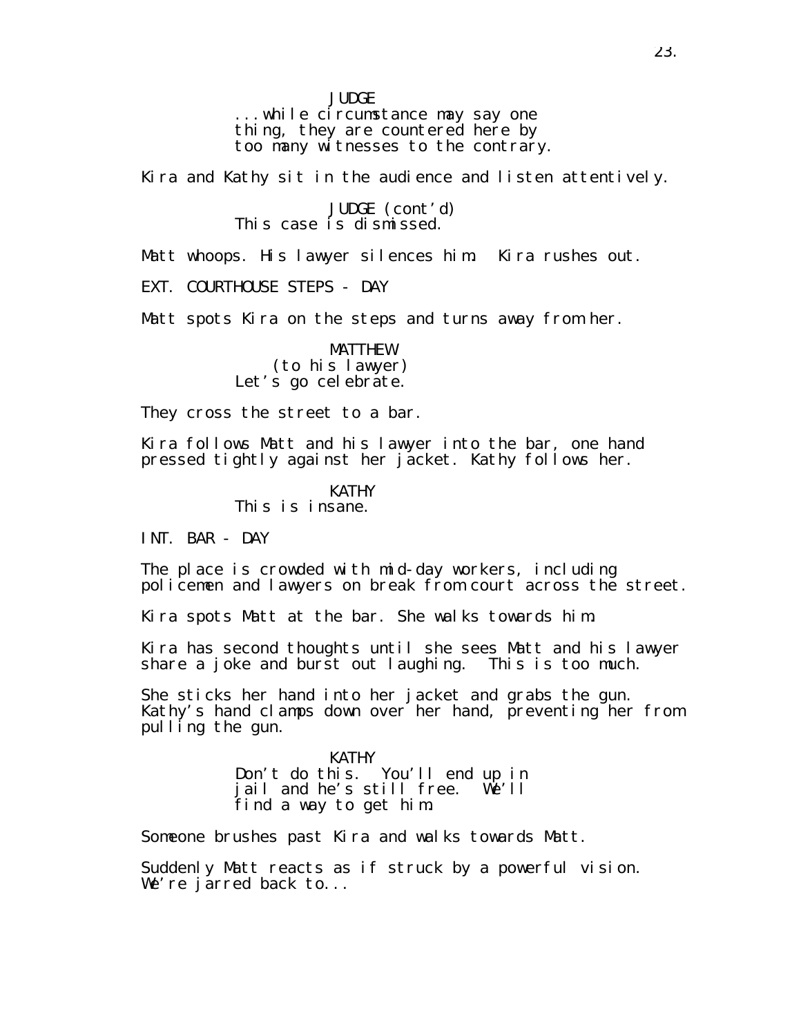JUDGE
...while circumstance may say one thing, they are countered here by too many witnesses to the contrary.

Kira and Kathy sit in the audience and listen attentively.

JUDGE (cont'd)
This case is dismissed.

Matt whoops. His lawyer silences him. Kira rushes out.

EXT. COURTHOUSE STEPS - DAY

Matt spots Kira on the steps and turns away from her.

MATTHEW
(to his lawyer)
Let's go celebrate.

They cross the street to a bar.

Kira follows Matt and his lawyer into the bar, one hand pressed tightly against her jacket. Kathy follows her.

KATHY
This is insane.

INT. BAR - DAY

The place is crowded with mid-day workers, including policemen and lawyers on break from court across the street.

Kira spots Matt at the bar. She walks towards him.

Kira has second thoughts until she sees Matt and his lawyer share a joke and burst out laughing. This is too much.

She sticks her hand into her jacket and grabs the gun. Kathy's hand clamps down over her hand, preventing her from pulling the gun.

KATHY
Don't do this. You'll end up in jail and he's still free. We'll find a way to get him.

Someone brushes past Kira and walks towards Matt.

Suddenly Matt reacts as if struck by a powerful vision. We're jarred back to...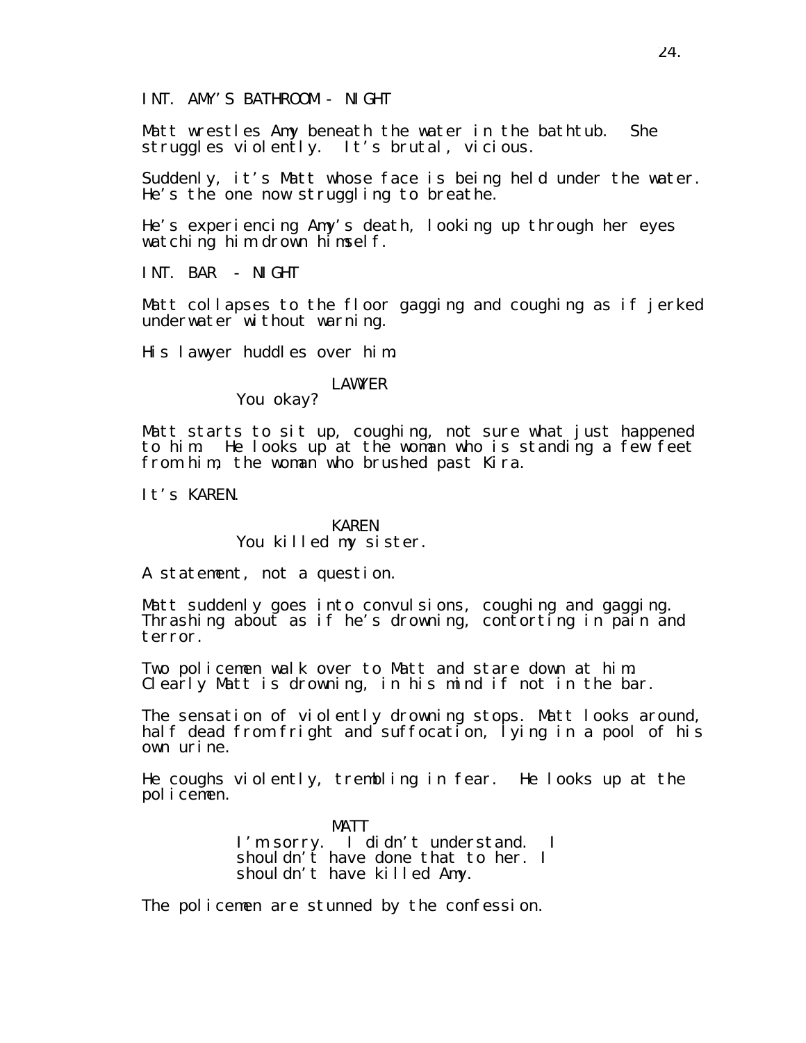INT. AMY'S BATHROOM - NIGHT

Matt wrestles Amy beneath the water in the bathtub. She struggles violently. It's brutal, vicious.

Suddenly, it's Matt whose face is being held under the water. He's the one now struggling to breathe.

He's experiencing Amy's death, looking up through her eyes watching him drown himself.

INT. BAR - NIGHT

Matt collapses to the floor gagging and coughing as if jerked underwater without warning.

His lawyer huddles over him.

LAWYER
You okay?

Matt starts to sit up, coughing, not sure what just happened to him. He looks up at the woman who is standing a few feet from him, the woman who brushed past Kira.

It's KAREN.

KAREN
You killed my sister.

A statement, not a question.

Matt suddenly goes into convulsions, coughing and gagging. Thrashing about as if he's drowning, contorting in pain and terror.

Two policemen walk over to Matt and stare down at him. Clearly Matt is drowning, in his mind if not in the bar.

The sensation of violently drowning stops. Matt looks around, half dead from fright and suffocation, lying in a pool of his own urine.

He coughs violently, trembling in fear. He looks up at the policemen.

MATT
I'm sorry. I didn't understand. I shouldn't have done that to her. I shouldn't have killed Amy.

The policemen are stunned by the confession.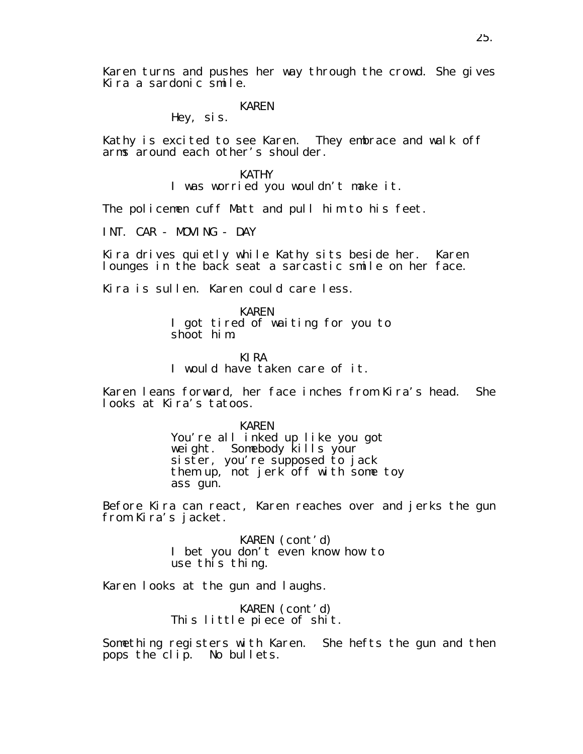Karen turns and pushes her way through the crowd. She gives Kira a sardonic smile.

KAREN
Hey, sis.

Kathy is excited to see Karen. They embrace and walk off arms around each other's shoulder.

KATHY
I was worried you wouldn't make it.

The policemen cuff Matt and pull him to his feet.

INT. CAR - MOVING - DAY

Kira drives quietly while Kathy sits beside her. Karen lounges in the back seat a sarcastic smile on her face.

Kira is sullen. Karen could care less.

KAREN
I got tired of waiting for you to shoot him.

KIRA
I would have taken care of it.

Karen leans forward, her face inches from Kira's head. She looks at Kira's tatoos.

KAREN
You're all inked up like you got weight. Somebody kills your sister, you're supposed to jack them up, not jerk off with some toy ass gun.

Before Kira can react, Karen reaches over and jerks the gun from Kira's jacket.

KAREN (cont'd)
I bet you don't even know how to use this thing.

Karen looks at the gun and laughs.

KAREN (cont'd)
This little piece of shit.

Something registers with Karen. She hefts the gun and then pops the clip. No bullets.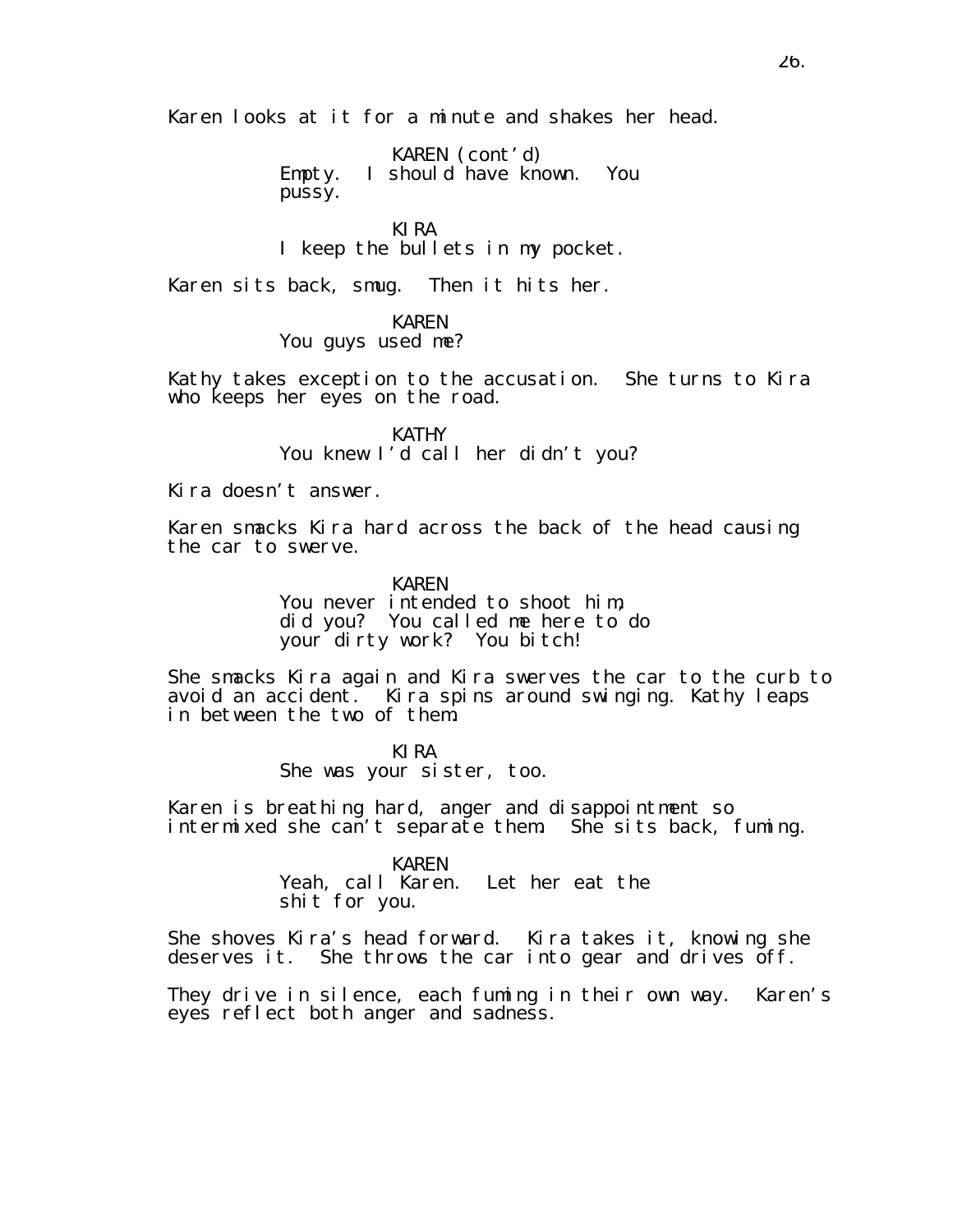Karen looks at it for a minute and shakes her head.

KAREN (cont'd)
Empty. I should have known. You pussy.

KIRA
I keep the bullets in my pocket.

Karen sits back, smug. Then it hits her.

KAREN
You guys used me?

Kathy takes exception to the accusation. She turns to Kira who keeps her eyes on the road.

KATHY
You knew I'd call her didn't you?

Kira doesn't answer.

Karen smacks Kira hard across the back of the head causing the car to swerve.

KAREN
You never intended to shoot him, did you? You called me here to do your dirty work? You bitch!

She smacks Kira again and Kira swerves the car to the curb to avoid an accident. Kira spins around swinging. Kathy leaps in between the two of them.

KIRA
She was your sister, too.

Karen is breathing hard, anger and disappointment so intermixed she can't separate them. She sits back, fuming.

KAREN
Yeah, call Karen. Let her eat the shit for you.

She shoves Kira's head forward. Kira takes it, knowing she deserves it. She throws the car into gear and drives off.

They drive in silence, each fuming in their own way. Karen's eyes reflect both anger and sadness.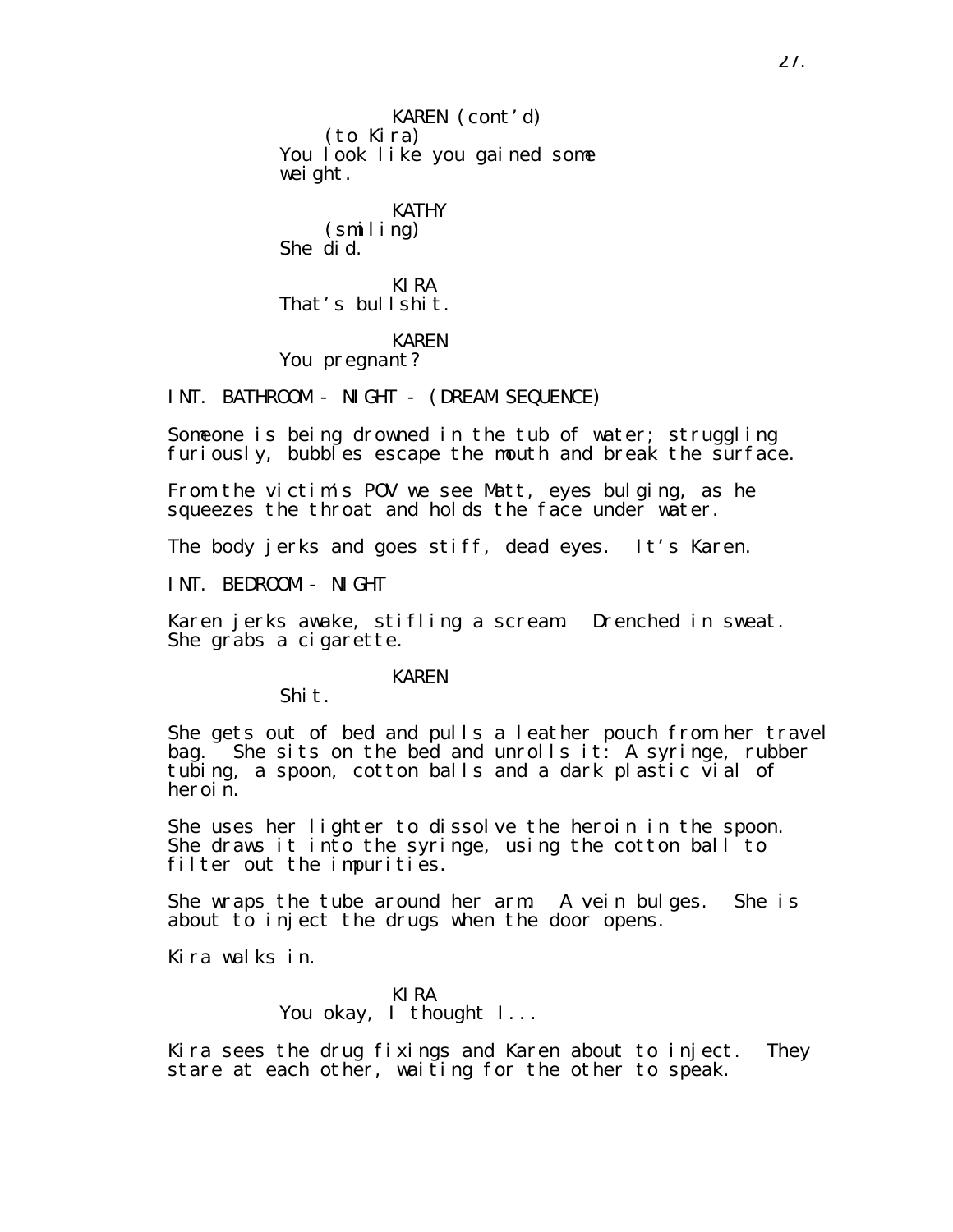KAREN (cont'd)
(to Kira)
You look like you gained some weight.

KATHY
(smiling)
She did.

KIRA
That's bullshit.

KAREN
You pregnant?

INT. BATHROOM - NIGHT - (DREAM SEQUENCE)

Someone is being drowned in the tub of water; struggling furiously, bubbles escape the mouth and break the surface.

From the victim's POV we see Matt, eyes bulging, as he squeezes the throat and holds the face under water.

The body jerks and goes stiff, dead eyes. It's Karen.

INT. BEDROOM - NIGHT

Karen jerks awake, stifling a scream. Drenched in sweat. She grabs a cigarette.

KAREN
Shit.

She gets out of bed and pulls a leather pouch from her travel bag. She sits on the bed and unrolls it: A syringe, rubber tubing, a spoon, cotton balls and a dark plastic vial of heroin.

She uses her lighter to dissolve the heroin in the spoon. She draws it into the syringe, using the cotton ball to filter out the impurities.

She wraps the tube around her arm. A vein bulges. She is about to inject the drugs when the door opens.

Kira walks in.

KIRA
You okay, I thought I...

Kira sees the drug fixings and Karen about to inject. They stare at each other, waiting for the other to speak.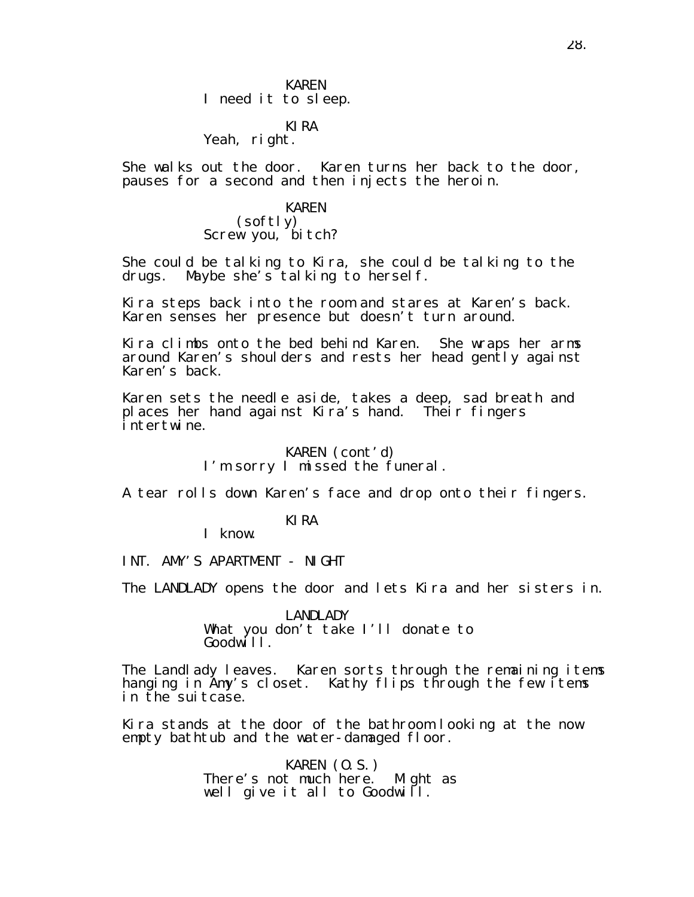KAREN
I need it to sleep.

KIRA
Yeah, right.

She walks out the door. Karen turns her back to the door, pauses for a second and then injects the heroin.

KAREN
(softly)
Screw you, bitch?

She could be talking to Kira, she could be talking to the drugs. Maybe she's talking to herself.

Kira steps back into the room and stares at Karen's back. Karen senses her presence but doesn't turn around.

Kira climbs onto the bed behind Karen. She wraps her arms around Karen's shoulders and rests her head gently against Karen's back.

Karen sets the needle aside, takes a deep, sad breath and places her hand against Kira's hand. Their fingers intertwine.

KAREN (cont'd)
I'm sorry I missed the funeral.

A tear rolls down Karen's face and drop onto their fingers.

KIRA
I know.

INT. AMY'S APARTMENT - NIGHT

The LANDLADY opens the door and lets Kira and her sisters in.

LANDLADY
What you don't take I'll donate to Goodwill.

The Landlady leaves. Karen sorts through the remaining items hanging in Amy's closet. Kathy flips through the few items in the suitcase.

Kira stands at the door of the bathroom looking at the now empty bathtub and the water-damaged floor.

KAREN (O.S.)
There's not much here. Might as well give it all to Goodwill.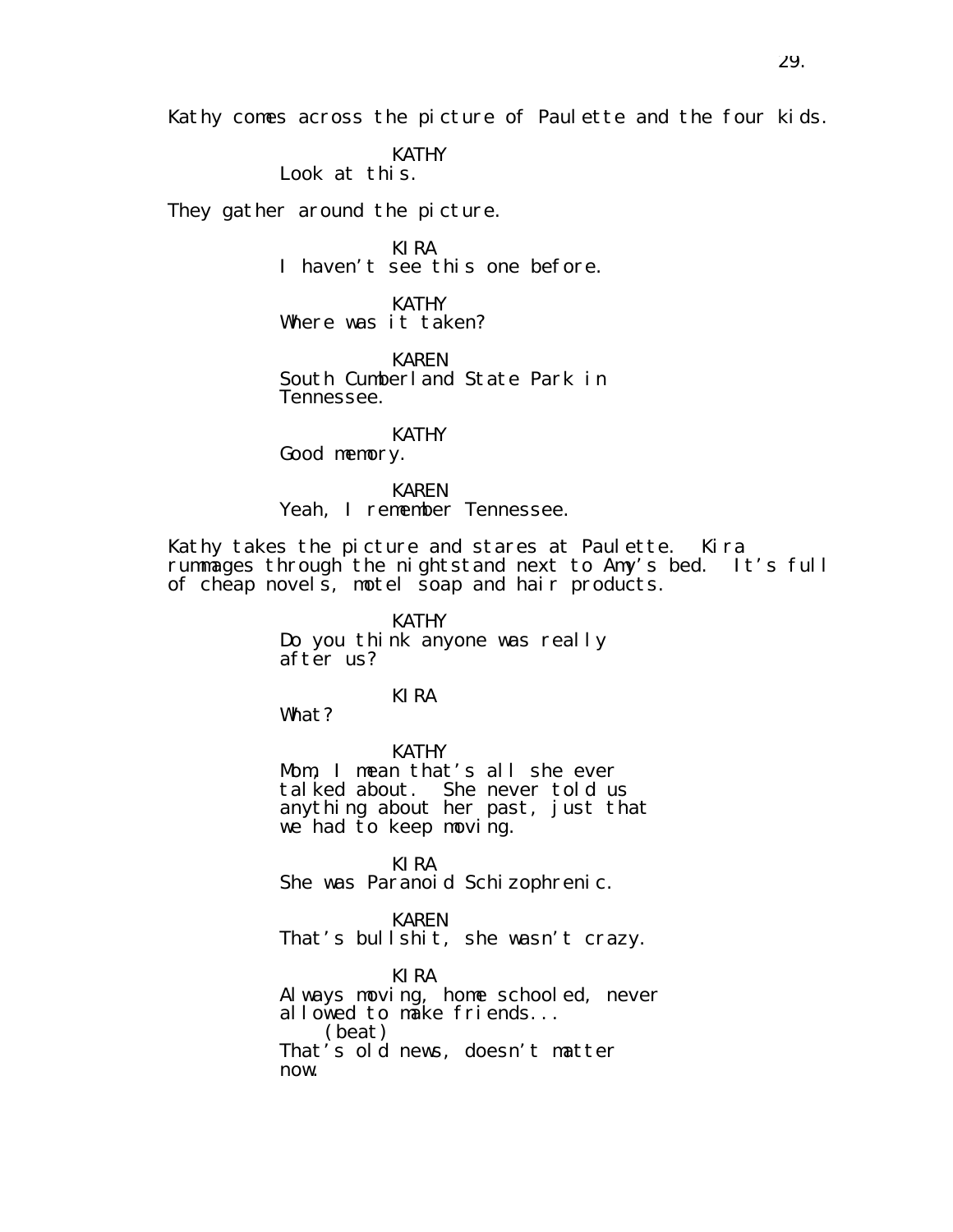Kathy comes across the picture of Paulette and the four kids.

KATHY
Look at this.

They gather around the picture.

KIRA
I haven't see this one before.

KATHY
Where was it taken?

KAREN
South Cumberland State Park in Tennessee.

KATHY
Good memory.

KAREN
Yeah, I remember Tennessee.

Kathy takes the picture and stares at Paulette. Kira rummages through the nightstand next to Amy's bed. It's full of cheap novels, motel soap and hair products.

KATHY
Do you think anyone was really after us?

KIRA
What?

KATHY
Mom, I mean that's all she ever talked about. She never told us anything about her past, just that we had to keep moving.

KIRA
She was Paranoid Schizophrenic.

KAREN
That's bullshit, she wasn't crazy.

KIRA
Always moving, home schooled, never allowed to make friends...
(beat)
That's old news, doesn't matter now.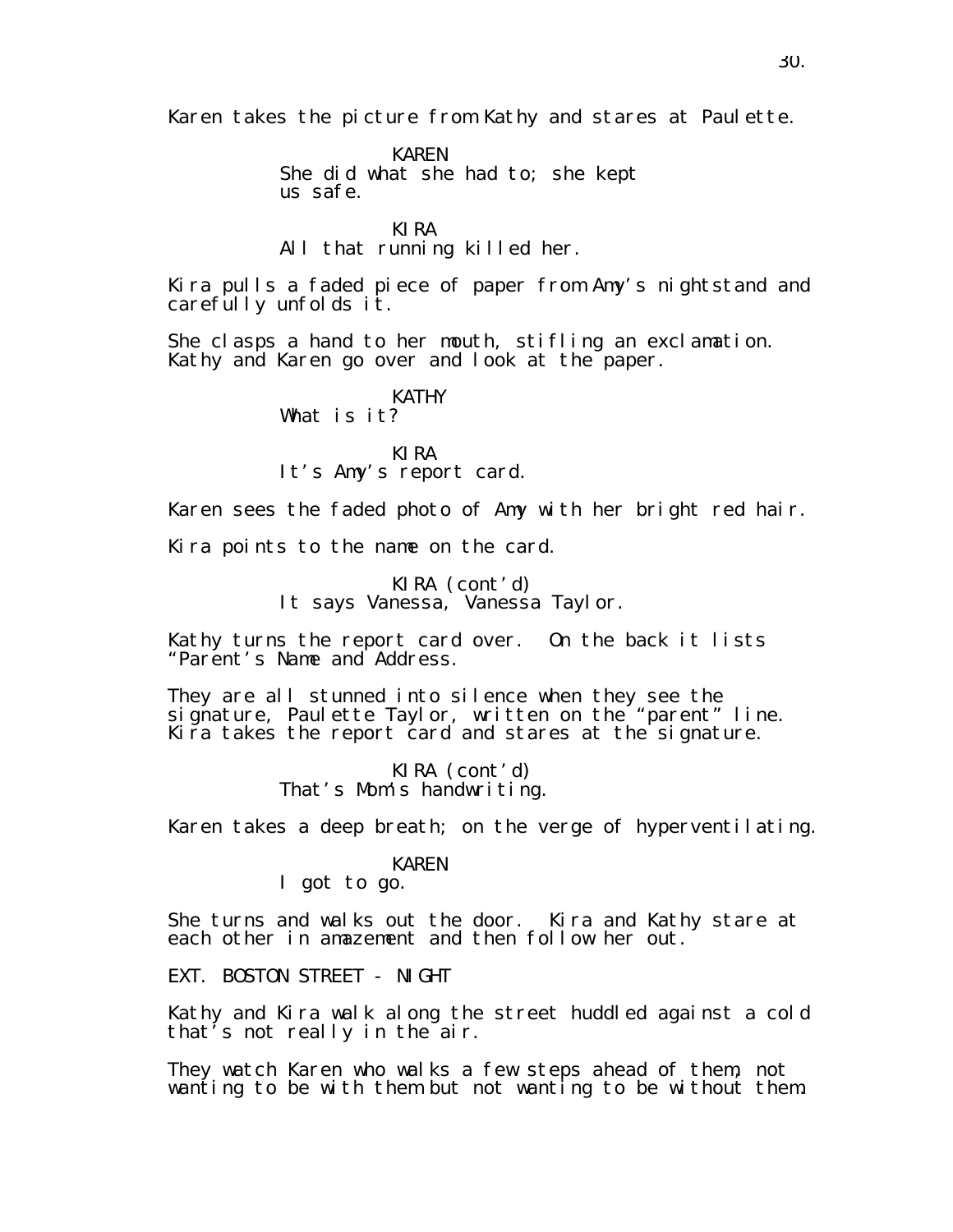Karen takes the picture from Kathy and stares at Paulette.

KAREN
She did what she had to; she kept us safe.

KIRA
All that running killed her.

Kira pulls a faded piece of paper from Amy's nightstand and carefully unfolds it.

She clasps a hand to her mouth, stifling an exclamation. Kathy and Karen go over and look at the paper.

KATHY
What is it?

KIRA
It's Amy's report card.

Karen sees the faded photo of Amy with her bright red hair.

Kira points to the name on the card.

KIRA (cont'd)
It says Vanessa, Vanessa Taylor.

Kathy turns the report card over. On the back it lists "Parent's Name and Address.

They are all stunned into silence when they see the signature, Paulette Taylor, written on the "parent" line. Kira takes the report card and stares at the signature.

KIRA (cont'd)
That's Mom's handwriting.

Karen takes a deep breath; on the verge of hyperventilating.

KAREN
I got to go.

She turns and walks out the door. Kira and Kathy stare at each other in amazement and then follow her out.

EXT. BOSTON STREET - NIGHT

Kathy and Kira walk along the street huddled against a cold that's not really in the air.

They watch Karen who walks a few steps ahead of them, not wanting to be with them but not wanting to be without them.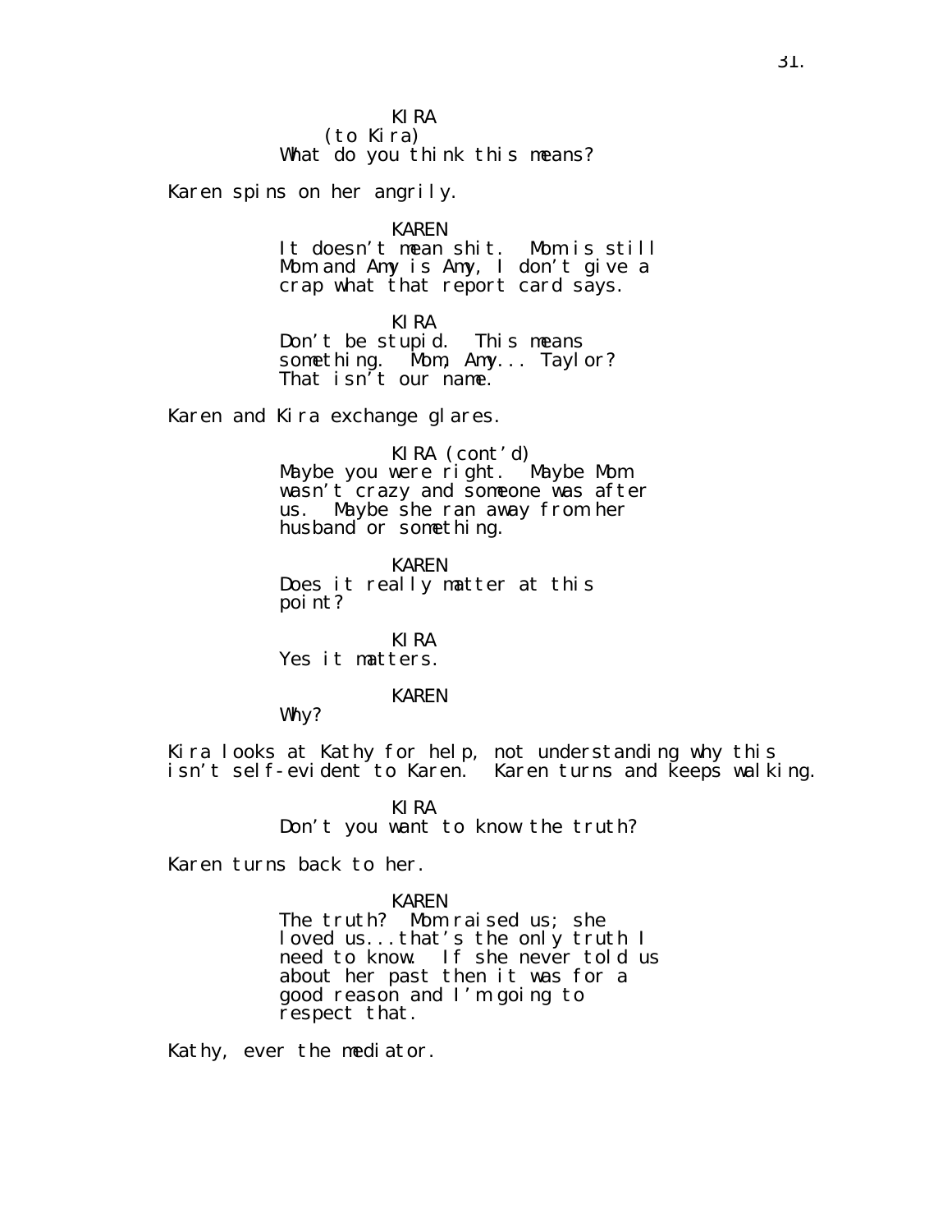KIRA
(to Kira)
What do you think this means?

Karen spins on her angrily.

KAREN
It doesn't mean shit. Mom is still Mom and Amy is Amy, I don't give a crap what that report card says.

KIRA
Don't be stupid. This means something. Mom, Amy... Taylor? That isn't our name.

Karen and Kira exchange glares.

KIRA (cont'd)
Maybe you were right. Maybe Mom wasn't crazy and someone was after us. Maybe she ran away from her husband or something.

KAREN
Does it really matter at this point?

KIRA
Yes it matters.

KAREN
Why?

Kira looks at Kathy for help, not understanding why this isn't self-evident to Karen. Karen turns and keeps walking.

KIRA
Don't you want to know the truth?

Karen turns back to her.

KAREN
The truth? Mom raised us; she loved us...that's the only truth I need to know. If she never told us about her past then it was for a good reason and I'm going to respect that.

Kathy, ever the mediator.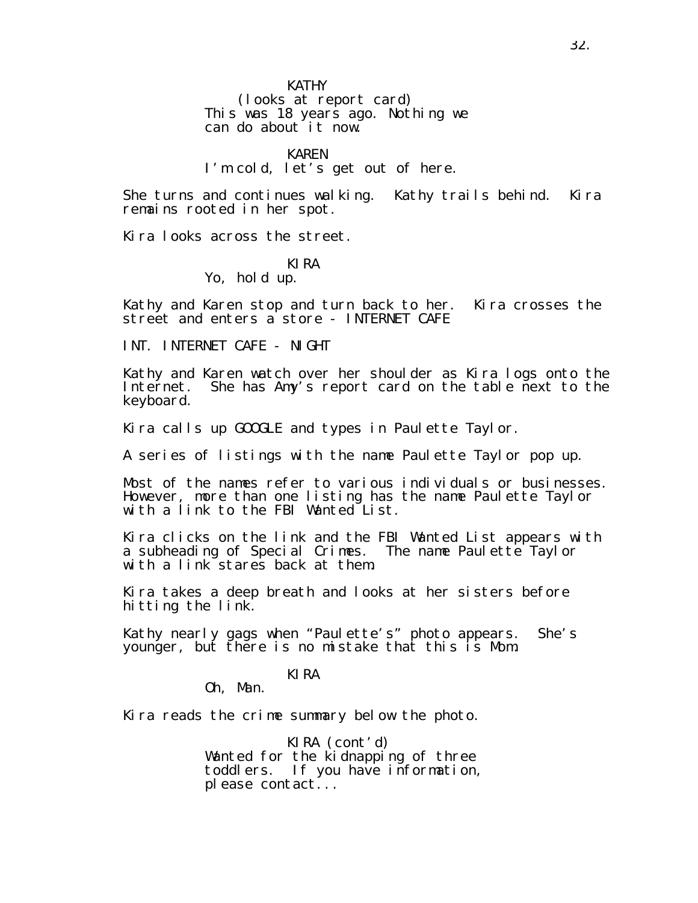KATHY
(looks at report card)
This was 18 years ago. Nothing we can do about it now.

KAREN
I'm cold, let's get out of here.

She turns and continues walking. Kathy trails behind. Kira remains rooted in her spot.

Kira looks across the street.

KIRA
Yo, hold up.

Kathy and Karen stop and turn back to her. Kira crosses the street and enters a store - INTERNET CAFE

INT. INTERNET CAFE - NIGHT

Kathy and Karen watch over her shoulder as Kira logs onto the Internet. She has Amy's report card on the table next to the keyboard.

Kira calls up GOOGLE and types in Paulette Taylor.

A series of listings with the name Paulette Taylor pop up.

Most of the names refer to various individuals or businesses. However, more than one listing has the name Paulette Taylor with a link to the FBI Wanted List.

Kira clicks on the link and the FBI Wanted List appears with a subheading of Special Crimes. The name Paulette Taylor with a link stares back at them.

Kira takes a deep breath and looks at her sisters before hitting the link.

Kathy nearly gags when "Paulette's" photo appears. She's younger, but there is no mistake that this is Mom.

KIRA
Oh, Man.

Kira reads the crime summary below the photo.

KIRA (cont'd)
Wanted for the kidnapping of three toddlers. If you have information, please contact...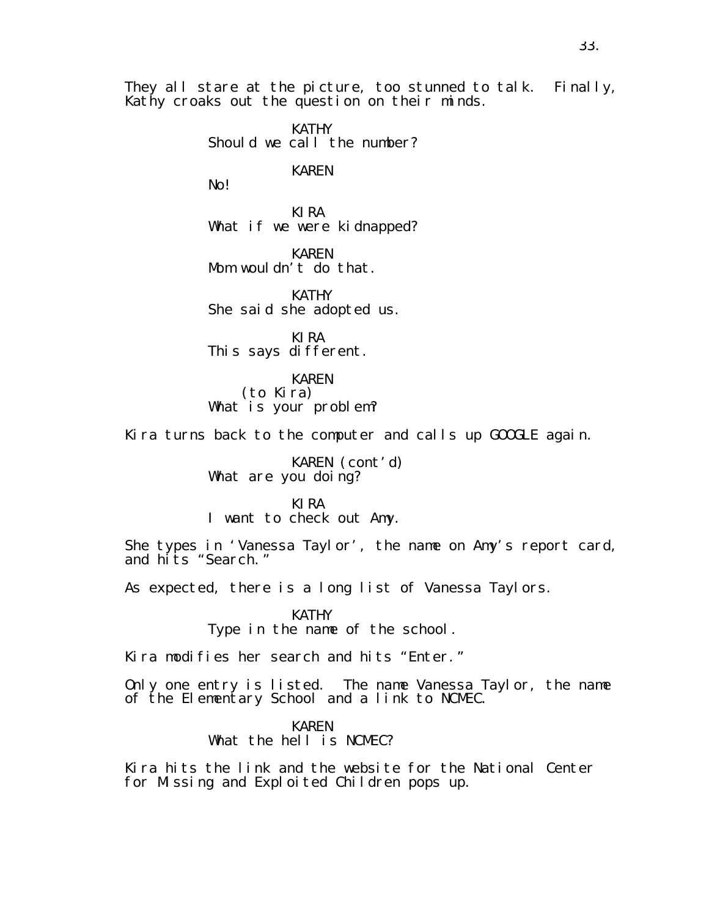They all stare at the picture, too stunned to talk. Finally, Kathy croaks out the question on their minds.

KATHY
Should we call the number?

KAREN
No!

KIRA
What if we were kidnapped?

KAREN
Mom wouldn't do that.

KATHY
She said she adopted us.

KIRA
This says different.

KAREN
(to Kira)
What is your problem?

Kira turns back to the computer and calls up GOOGLE again.

KAREN (cont'd)
What are you doing?

KIRA
I want to check out Amy.

She types in 'Vanessa Taylor', the name on Amy's report card, and hits "Search."

As expected, there is a long list of Vanessa Taylors.

KATHY
Type in the name of the school.

Kira modifies her search and hits "Enter."

Only one entry is listed. The name Vanessa Taylor, the name of the Elementary School and a link to NCMEC.

KAREN
What the hell is NCMEC?

Kira hits the link and the website for the National Center for Missing and Exploited Children pops up.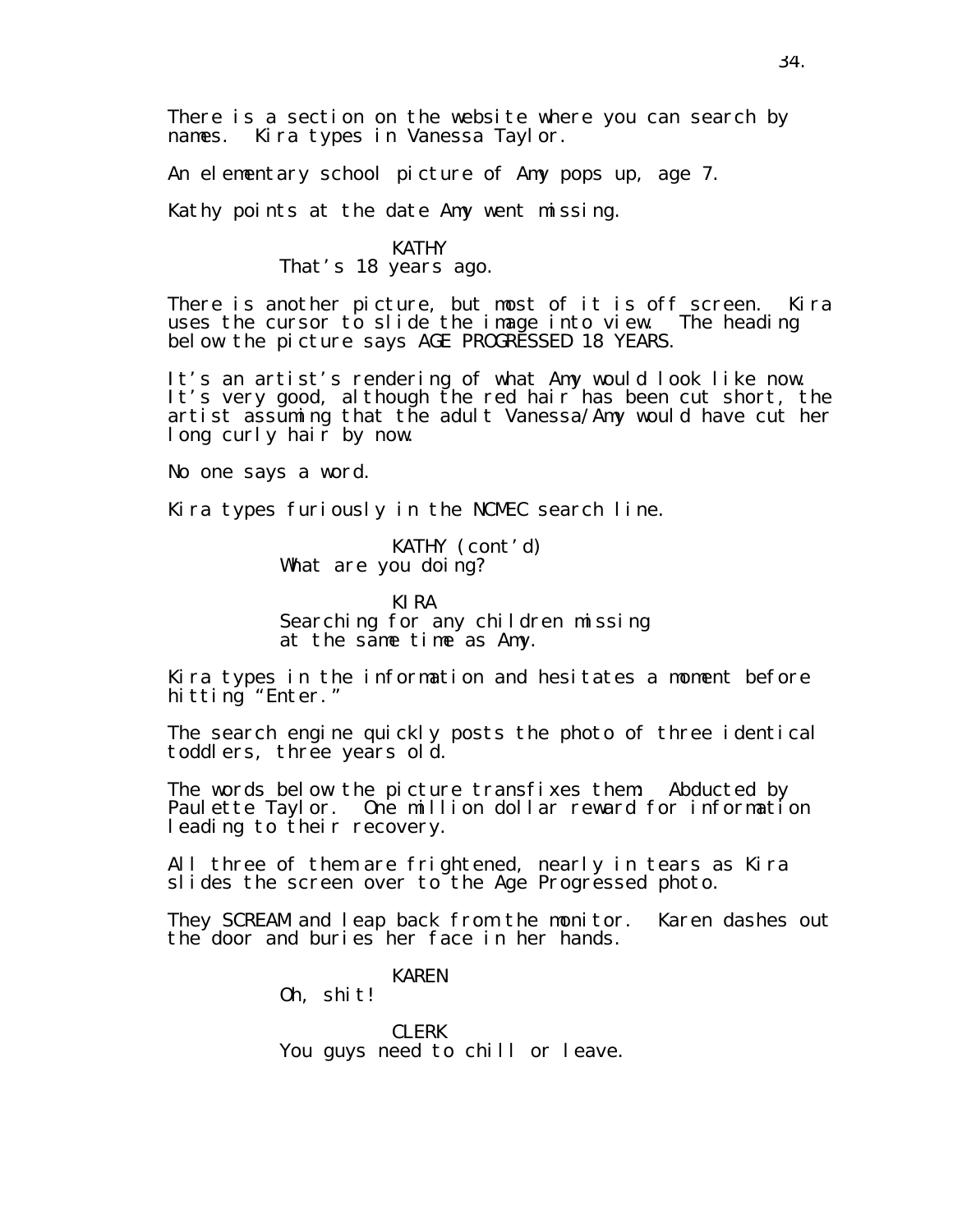There is a section on the website where you can search by names. Kira types in Vanessa Taylor.

An elementary school picture of Amy pops up, age 7.

Kathy points at the date Amy went missing.

KATHY
That's 18 years ago.

There is another picture, but most of it is off screen. Kira uses the cursor to slide the image into view. The heading below the picture says AGE PROGRESSED 18 YEARS.

It's an artist's rendering of what Amy would look like now. It's very good, although the red hair has been cut short, the artist assuming that the adult Vanessa/Amy would have cut her long curly hair by now.

No one says a word.

Kira types furiously in the NCMEC search line.

KATHY (cont'd)
What are you doing?

KIRA
Searching for any children missing at the same time as Amy.

Kira types in the information and hesitates a moment before hitting "Enter."

The search engine quickly posts the photo of three identical toddlers, three years old.

The words below the picture transfixes them: Abducted by Paulette Taylor. One million dollar reward for information leading to their recovery.

All three of them are frightened, nearly in tears as Kira slides the screen over to the Age Progressed photo.

They SCREAM and leap back from the monitor. Karen dashes out the door and buries her face in her hands.

KAREN
Oh, shit!

CLERK
You guys need to chill or leave.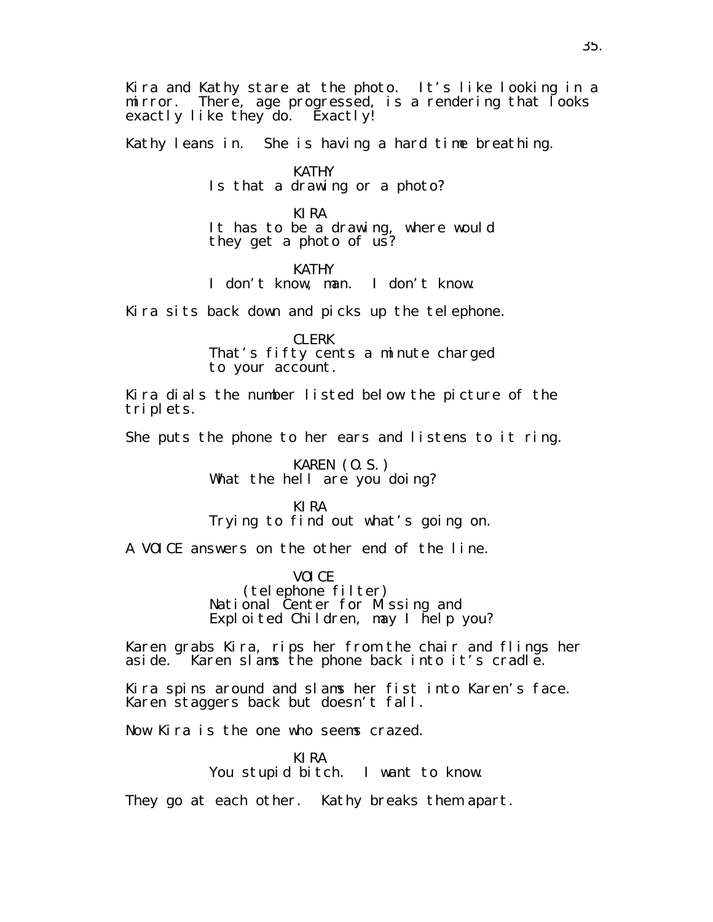Kira and Kathy stare at the photo. It's like looking in a mirror. There, age progressed, is a rendering that looks exactly like they do. Exactly!

Kathy leans in. She is having a hard time breathing.

KATHY
Is that a drawing or a photo?

KIRA
It has to be a drawing, where would they get a photo of us?

KATHY
I don't know, man. I don't know.

Kira sits back down and picks up the telephone.

CLERK
That's fifty cents a minute charged to your account.

Kira dials the number listed below the picture of the triplets.

She puts the phone to her ears and listens to it ring.

KAREN (O.S.)
What the hell are you doing?

KIRA
Trying to find out what's going on.

A VOICE answers on the other end of the line.

VOICE
(telephone filter)
National Center for Missing and Exploited Children, may I help you?

Karen grabs Kira, rips her from the chair and flings her aside. Karen slams the phone back into it's cradle.

Kira spins around and slams her fist into Karen's face. Karen staggers back but doesn't fall.

Now Kira is the one who seems crazed.

KIRA
You stupid bitch. I want to know.

They go at each other. Kathy breaks them apart.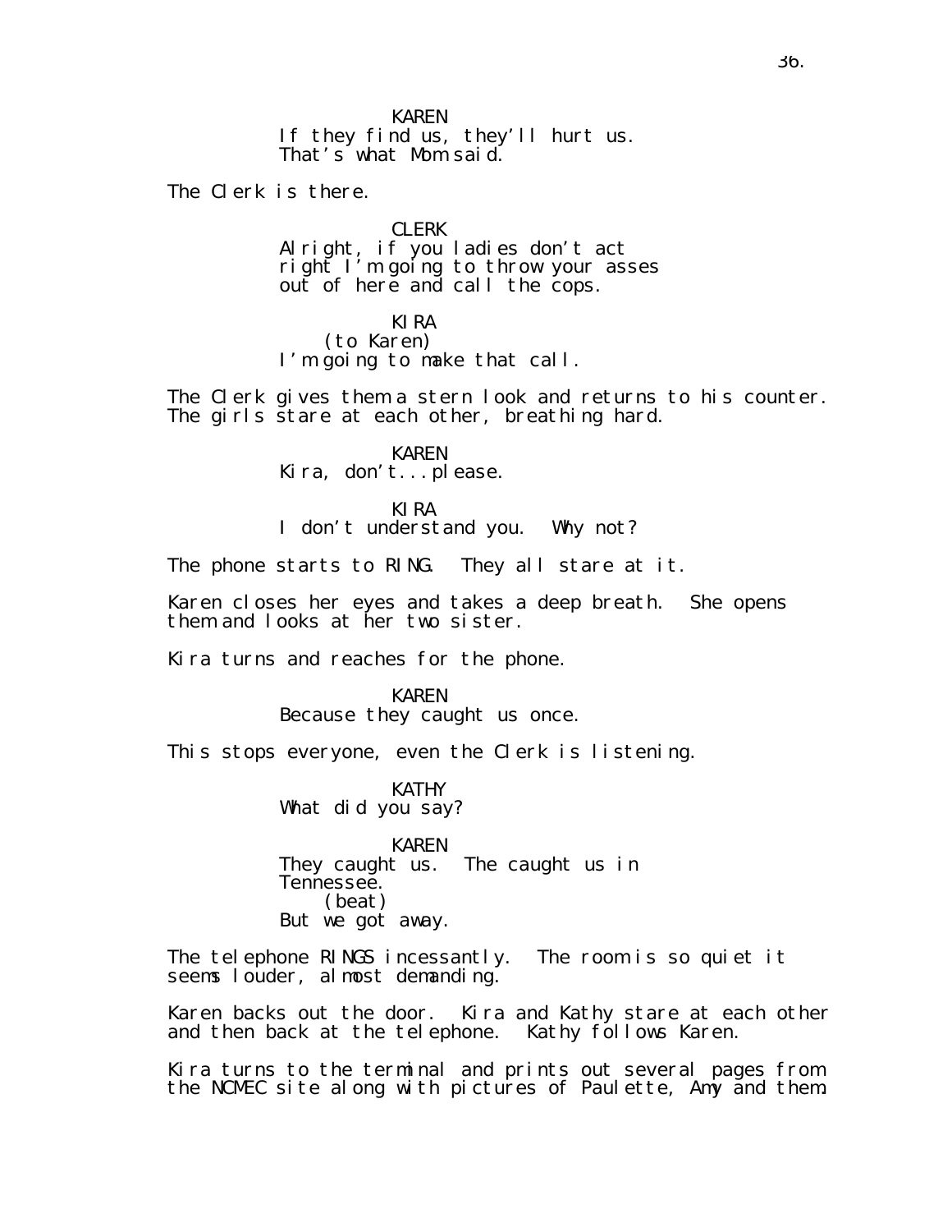KAREN
If they find us, they'll hurt us.
That's what Mom said.

The Clerk is there.

CLERK
Alright, if you ladies don't act
right I'm going to throw your asses
out of here and call the cops.

KIRA
(to Karen)
I'm going to make that call.

The Clerk gives them a stern look and returns to his counter.
The girls stare at each other, breathing hard.

KAREN
Kira, don't...please.

KIRA
I don't understand you. Why not?

The phone starts to RING. They all stare at it.

Karen closes her eyes and takes a deep breath. She opens
them and looks at her two sister.

Kira turns and reaches for the phone.

KAREN
Because they caught us once.

This stops everyone, even the Clerk is listening.

KATHY
What did you say?

KAREN
They caught us. The caught us in
Tennessee.
(beat)
But we got away.

The telephone RINGS incessantly. The room is so quiet it
seems louder, almost demanding.

Karen backs out the door. Kira and Kathy stare at each other
and then back at the telephone. Kathy follows Karen.

Kira turns to the terminal and prints out several pages from
the NCMEC site along with pictures of Paulette, Amy and them.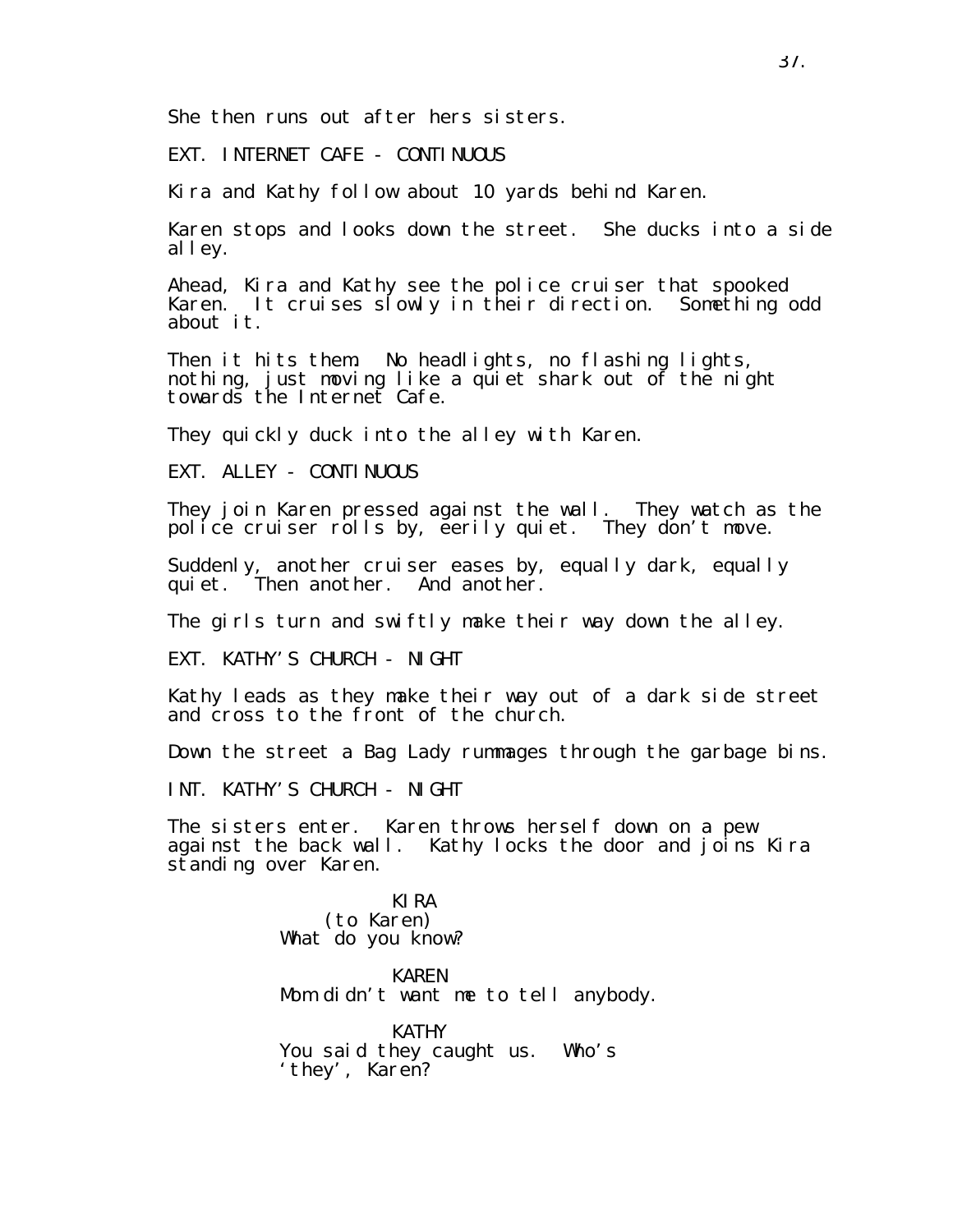She then runs out after hers sisters.

EXT. INTERNET CAFE - CONTINUOUS

Kira and Kathy follow about 10 yards behind Karen.

Karen stops and looks down the street. She ducks into a side alley.

Ahead, Kira and Kathy see the police cruiser that spooked Karen. It cruises slowly in their direction. Something odd about it.

Then it hits them: No headlights, no flashing lights, nothing, just moving like a quiet shark out of the night towards the Internet Cafe.

They quickly duck into the alley with Karen.

EXT. ALLEY - CONTINUOUS

They join Karen pressed against the wall. They watch as the police cruiser rolls by, eerily quiet. They don't move.

Suddenly, another cruiser eases by, equally dark, equally quiet. Then another. And another.

The girls turn and swiftly make their way down the alley.

EXT. KATHY'S CHURCH - NIGHT

Kathy leads as they make their way out of a dark side street and cross to the front of the church.

Down the street a Bag Lady rummages through the garbage bins.

INT. KATHY'S CHURCH - NIGHT

The sisters enter. Karen throws herself down on a pew against the back wall. Kathy locks the door and joins Kira standing over Karen.

KIRA
(to Karen)
What do you know?

KAREN
Mom didn't want me to tell anybody.

KATHY
You said they caught us. Who's 'they', Karen?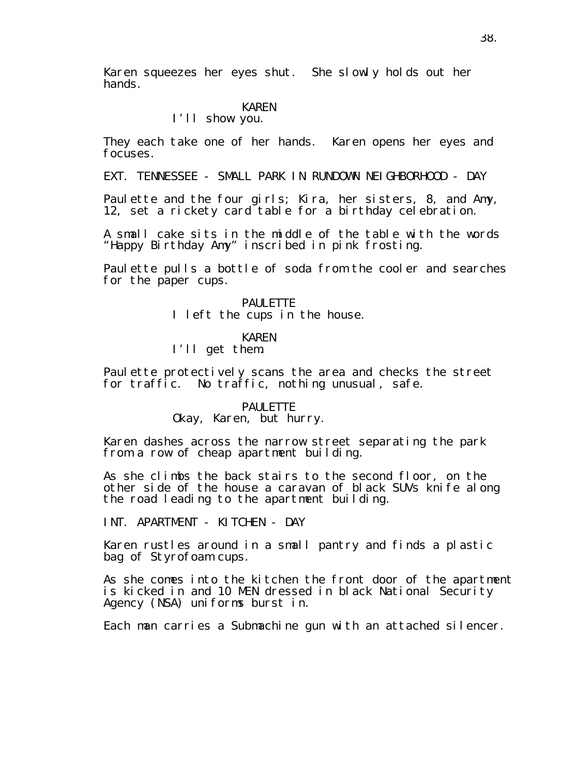Karen squeezes her eyes shut. She slowly holds out her hands.

KAREN
I'll show you.

They each take one of her hands. Karen opens her eyes and focuses.

EXT. TENNESSEE - SMALL PARK IN RUNDOWN NEIGHBORHOOD - DAY

Paulette and the four girls; Kira, her sisters, 8, and Amy, 12, set a rickety card table for a birthday celebration.

A small cake sits in the middle of the table with the words "Happy Birthday Amy" inscribed in pink frosting.

Paulette pulls a bottle of soda from the cooler and searches for the paper cups.

PAULETTE
I left the cups in the house.

KAREN
I'll get them.

Paulette protectively scans the area and checks the street for traffic. No traffic, nothing unusual, safe.

PAULETTE
Okay, Karen, but hurry.

Karen dashes across the narrow street separating the park from a row of cheap apartment building.

As she climbs the back stairs to the second floor, on the other side of the house a caravan of black SUVs knife along the road leading to the apartment building.

INT. APARTMENT - KITCHEN - DAY

Karen rustles around in a small pantry and finds a plastic bag of Styrofoam cups.

As she comes into the kitchen the front door of the apartment is kicked in and 10 MEN dressed in black National Security Agency (NSA) uniforms burst in.

Each man carries a Submachine gun with an attached silencer.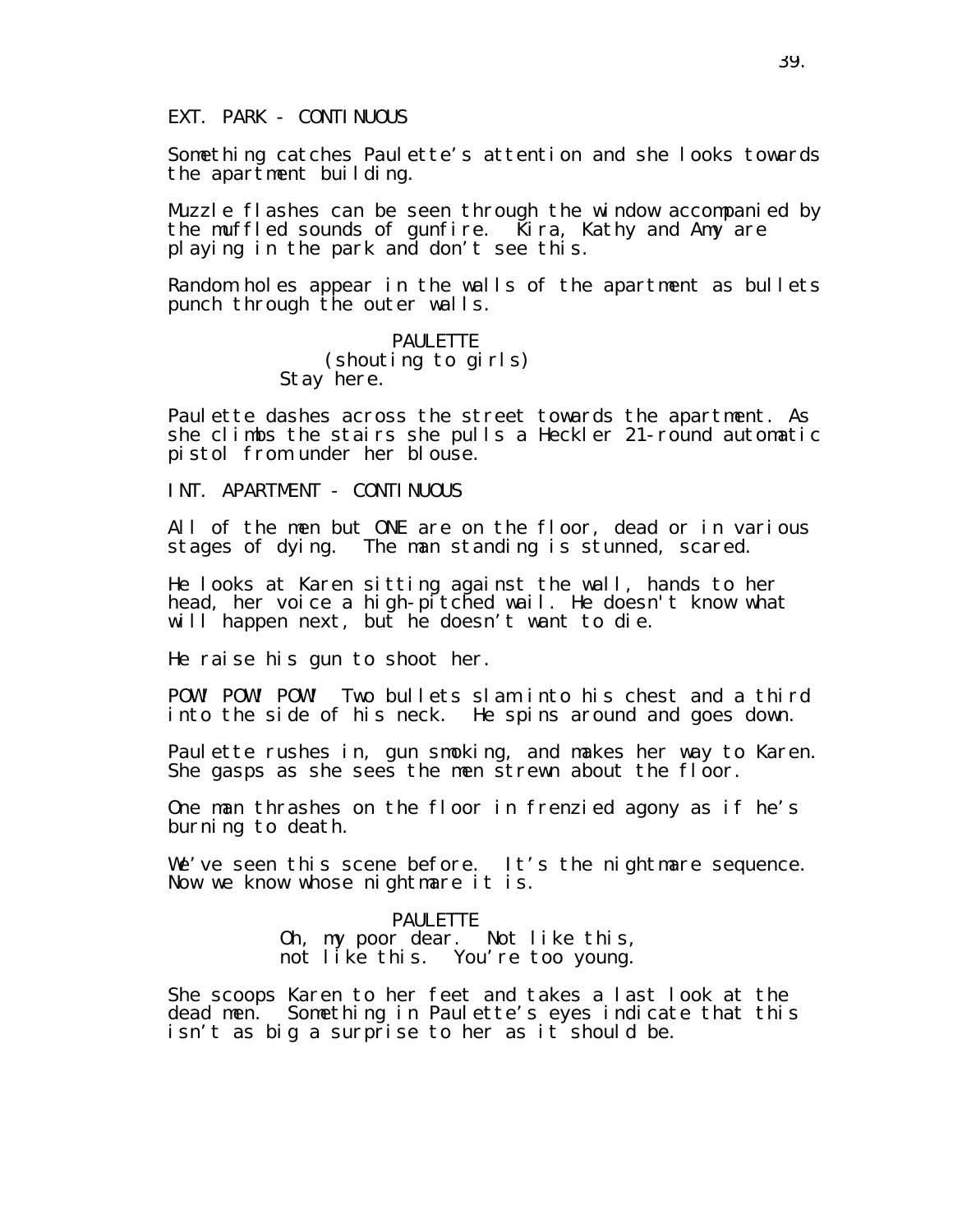EXT. PARK - CONTINUOUS

Something catches Paulette's attention and she looks towards the apartment building.

Muzzle flashes can be seen through the window accompanied by the muffled sounds of gunfire. Kira, Kathy and Amy are playing in the park and don't see this.

Random holes appear in the walls of the apartment as bullets punch through the outer walls.

PAULETTE
(shouting to girls)
Stay here.

Paulette dashes across the street towards the apartment. As she climbs the stairs she pulls a Heckler 21-round automatic pistol from under her blouse.

INT. APARTMENT - CONTINUOUS

All of the men but ONE are on the floor, dead or in various stages of dying. The man standing is stunned, scared.

He looks at Karen sitting against the wall, hands to her head, her voice a high-pitched wail. He doesn't know what will happen next, but he doesn't want to die.

He raise his gun to shoot her.

POW! POW! POW! Two bullets slam into his chest and a third into the side of his neck. He spins around and goes down.

Paulette rushes in, gun smoking, and makes her way to Karen. She gasps as she sees the men strewn about the floor.

One man thrashes on the floor in frenzied agony as if he's burning to death.

We've seen this scene before. It's the nightmare sequence. Now we know whose nightmare it is.

PAULETTE
Oh, my poor dear. Not like this, not like this. You're too young.

She scoops Karen to her feet and takes a last look at the dead men. Something in Paulette's eyes indicate that this isn't as big a surprise to her as it should be.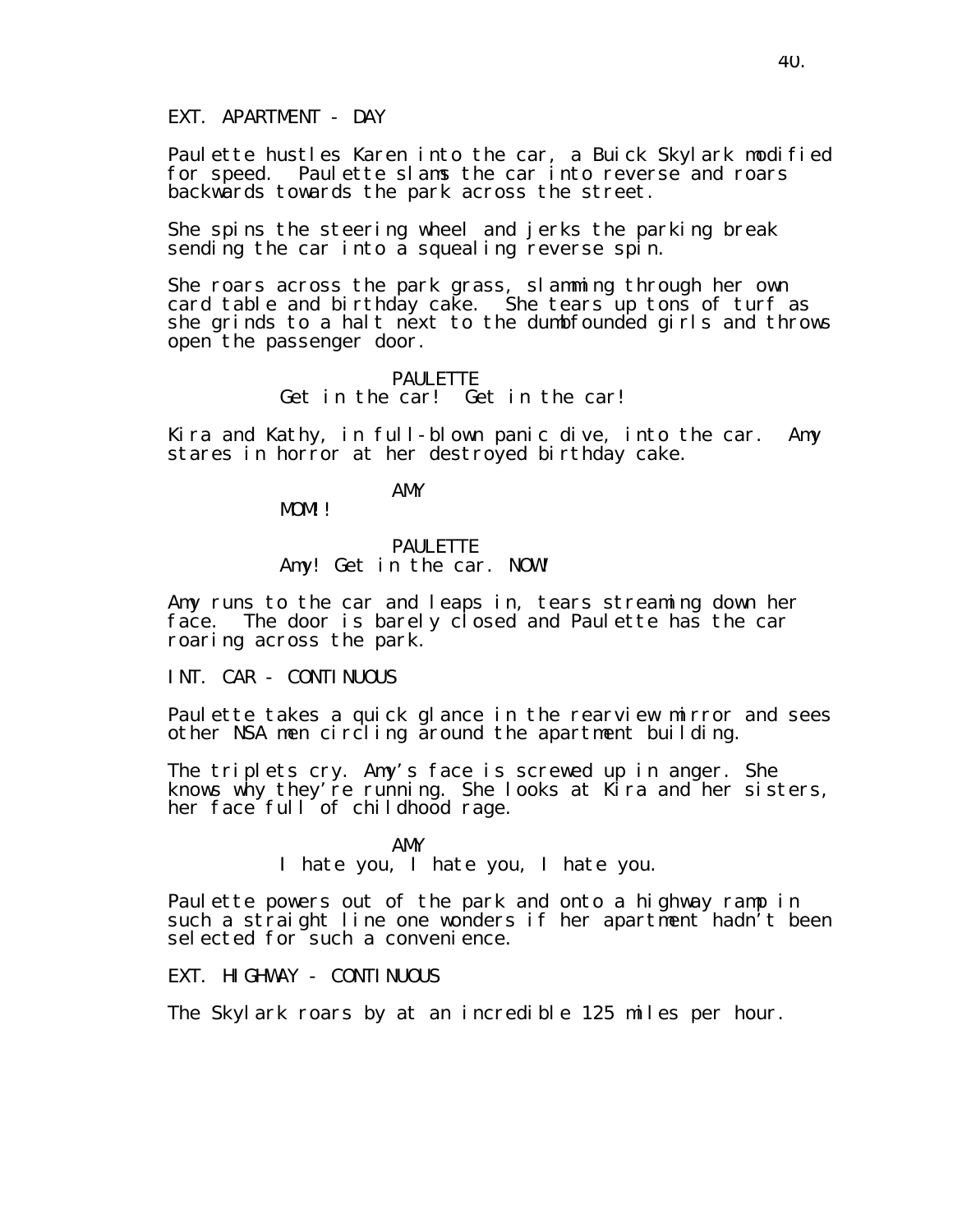EXT. APARTMENT - DAY

Paulette hustles Karen into the car, a Buick Skylark modified for speed. Paulette slams the car into reverse and roars backwards towards the park across the street.

She spins the steering wheel and jerks the parking break sending the car into a squealing reverse spin.

She roars across the park grass, slamming through her own card table and birthday cake. She tears up tons of turf as she grinds to a halt next to the dumbfounded girls and throws open the passenger door.

PAULETTE
Get in the car! Get in the car!

Kira and Kathy, in full-blown panic dive, into the car. Amy stares in horror at her destroyed birthday cake.

AMY
MOM!!

PAULETTE
Amy! Get in the car. NOW!

Amy runs to the car and leaps in, tears streaming down her face. The door is barely closed and Paulette has the car roaring across the park.

INT. CAR - CONTINUOUS

Paulette takes a quick glance in the rearview mirror and sees other NSA men circling around the apartment building.

The triplets cry. Amy's face is screwed up in anger. She knows why they're running. She looks at Kira and her sisters, her face full of childhood rage.

AMY
I hate you, I hate you, I hate you.

Paulette powers out of the park and onto a highway ramp in such a straight line one wonders if her apartment hadn't been selected for such a convenience.

EXT. HIGHWAY - CONTINUOUS

The Skylark roars by at an incredible 125 miles per hour.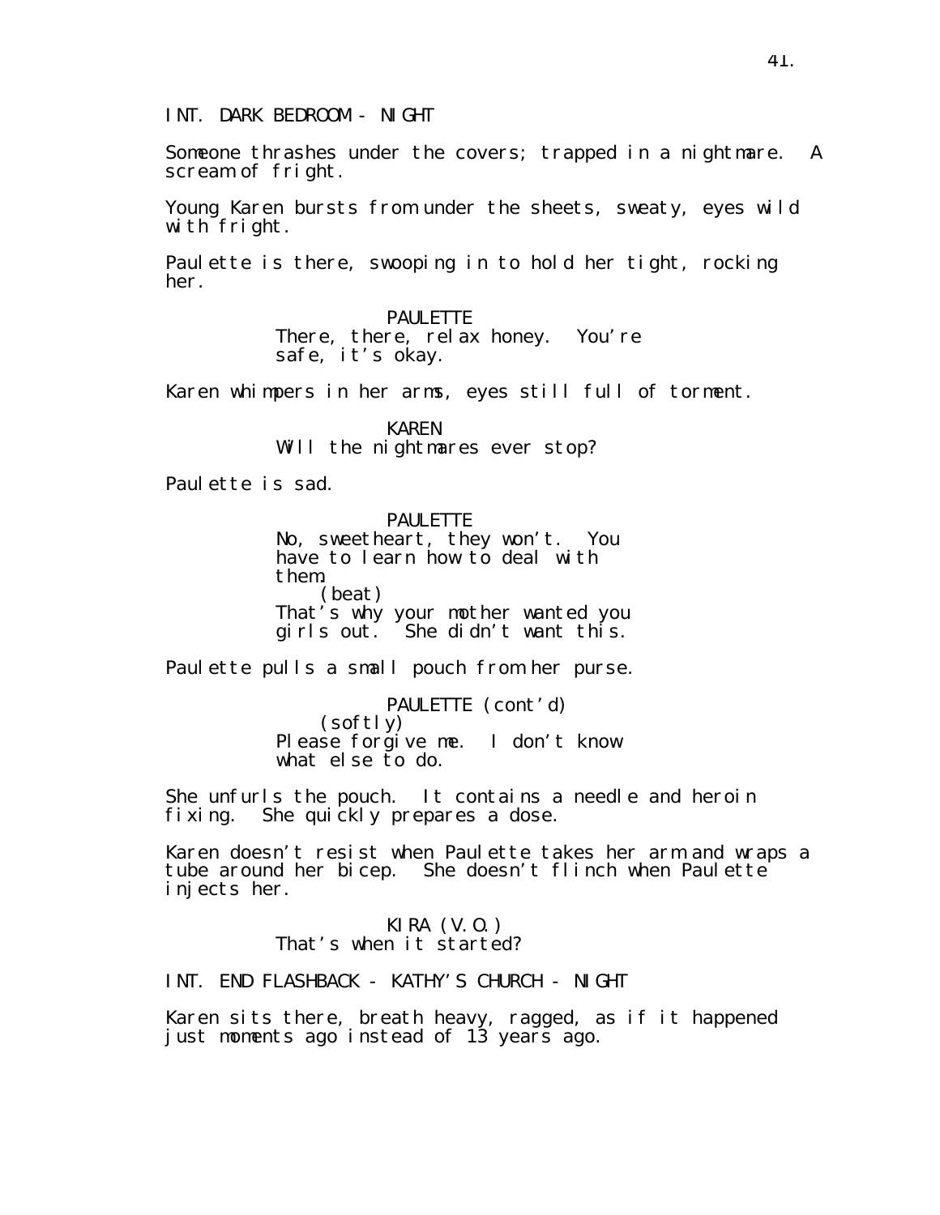INT. DARK BEDROOM - NIGHT

Someone thrashes under the covers; trapped in a nightmare. A scream of fright.

Young Karen bursts from under the sheets, sweaty, eyes wild with fright.

Paulette is there, swooping in to hold her tight, rocking her.

PAULETTE
There, there, relax honey. You're safe, it's okay.

Karen whimpers in her arms, eyes still full of torment.

KAREN
Will the nightmares ever stop?

Paulette is sad.

PAULETTE
No, sweetheart, they won't. You have to learn how to deal with them.
(beat)
That's why your mother wanted you girls out. She didn't want this.

Paulette pulls a small pouch from her purse.

PAULETTE (cont'd)
(softly)
Please forgive me. I don't know what else to do.

She unfurls the pouch. It contains a needle and heroin fixing. She quickly prepares a dose.

Karen doesn't resist when Paulette takes her arm and wraps a tube around her bicep. She doesn't flinch when Paulette injects her.

KIRA (V.O.)
That's when it started?

INT. END FLASHBACK - KATHY'S CHURCH - NIGHT

Karen sits there, breath heavy, ragged, as if it happened just moments ago instead of 13 years ago.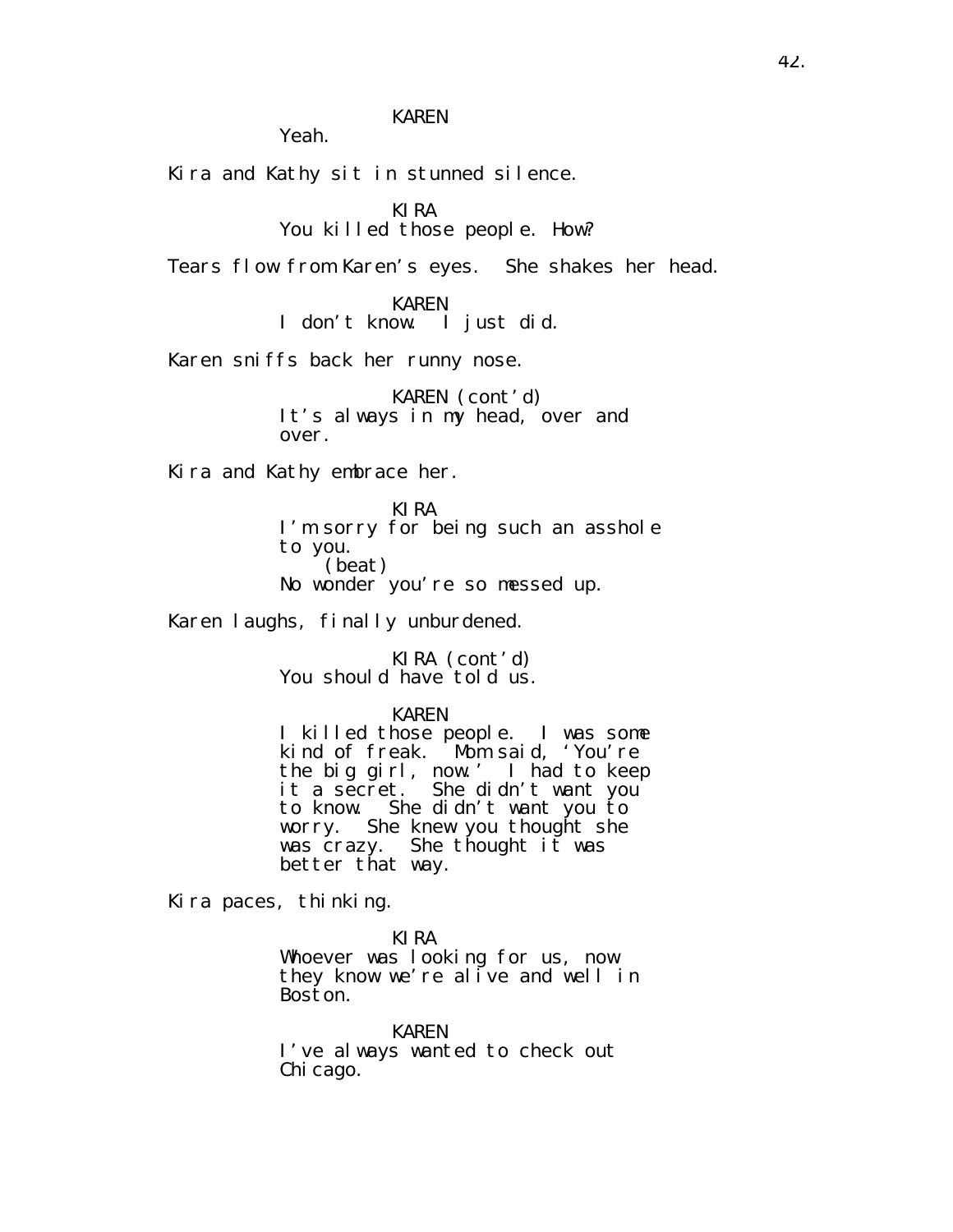KAREN
Yeah.

Kira and Kathy sit in stunned silence.

KIRA
You killed those people. How?

Tears flow from Karen's eyes. She shakes her head.

KAREN
I don't know. I just did.

Karen sniffs back her runny nose.

KAREN (cont'd)
It's always in my head, over and over.

Kira and Kathy embrace her.

KIRA
I'm sorry for being such an asshole to you.
(beat)
No wonder you're so messed up.

Karen laughs, finally unburdened.

KIRA (cont'd)
You should have told us.

KAREN
I killed those people. I was some kind of freak. Mom said, 'You're the big girl, now.' I had to keep it a secret. She didn't want you to know. She didn't want you to worry. She knew you thought she was crazy. She thought it was better that way.

Kira paces, thinking.

KIRA
Whoever was looking for us, now they know we're alive and well in Boston.

KAREN
I've always wanted to check out Chicago.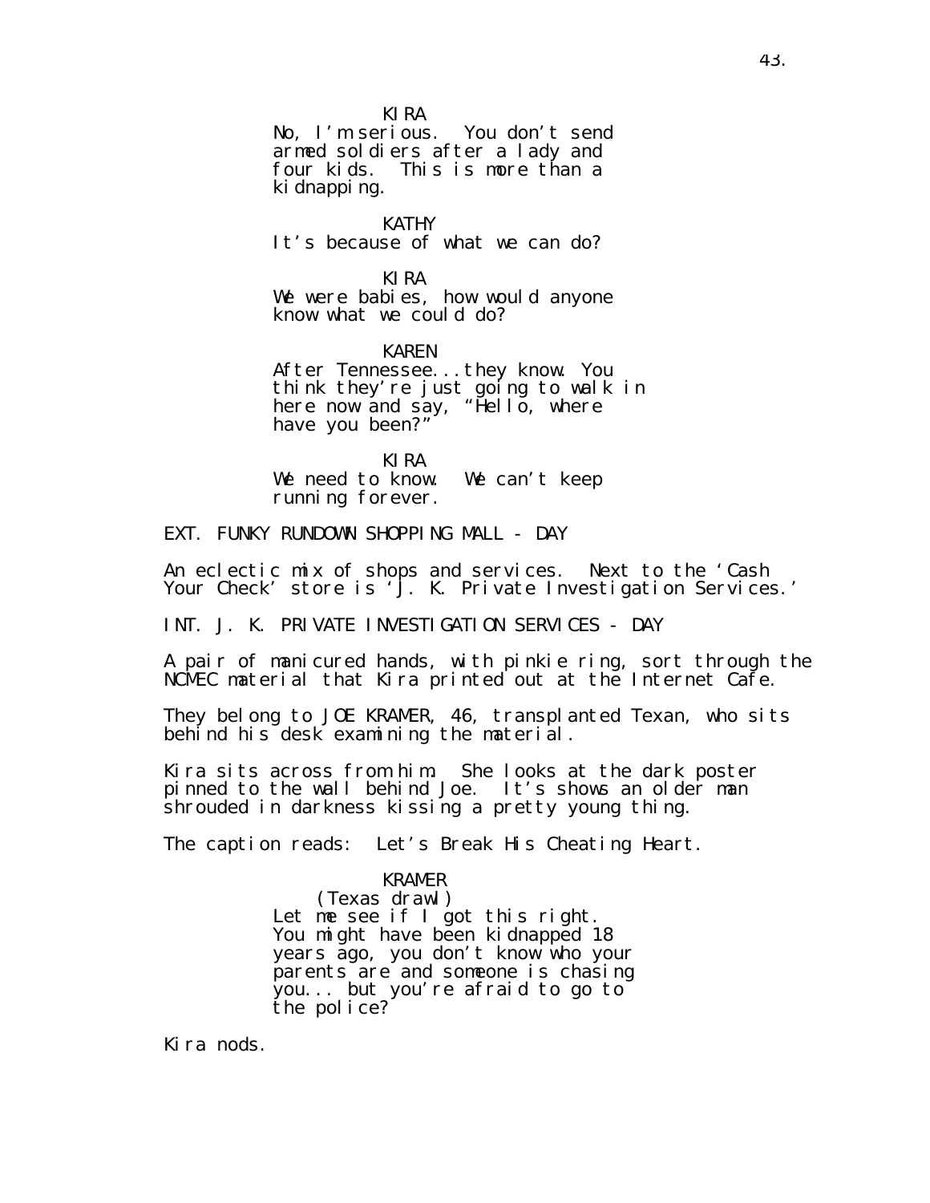KIRA
No, I'm serious. You don't send armed soldiers after a lady and four kids. This is more than a kidnapping.

KATHY
It's because of what we can do?

KIRA
We were babies, how would anyone know what we could do?

KAREN
After Tennessee...they know. You think they're just going to walk in here now and say, "Hello, where have you been?"

KIRA
We need to know. We can't keep running forever.

EXT. FUNKY RUNDOWN SHOPPING MALL - DAY

An eclectic mix of shops and services. Next to the 'Cash Your Check' store is 'J. K. Private Investigation Services.'

INT. J. K. PRIVATE INVESTIGATION SERVICES - DAY

A pair of manicured hands, with pinkie ring, sort through the NCMEC material that Kira printed out at the Internet Cafe.

They belong to JOE KRAMER, 46, transplanted Texan, who sits behind his desk examining the material.

Kira sits across from him. She looks at the dark poster pinned to the wall behind Joe. It's shows an older man shrouded in darkness kissing a pretty young thing.

The caption reads: Let's Break His Cheating Heart.

KRAMER
(Texas drawl)
Let me see if I got this right. You might have been kidnapped 18 years ago, you don't know who your parents are and someone is chasing you... but you're afraid to go to the police?

Kira nods.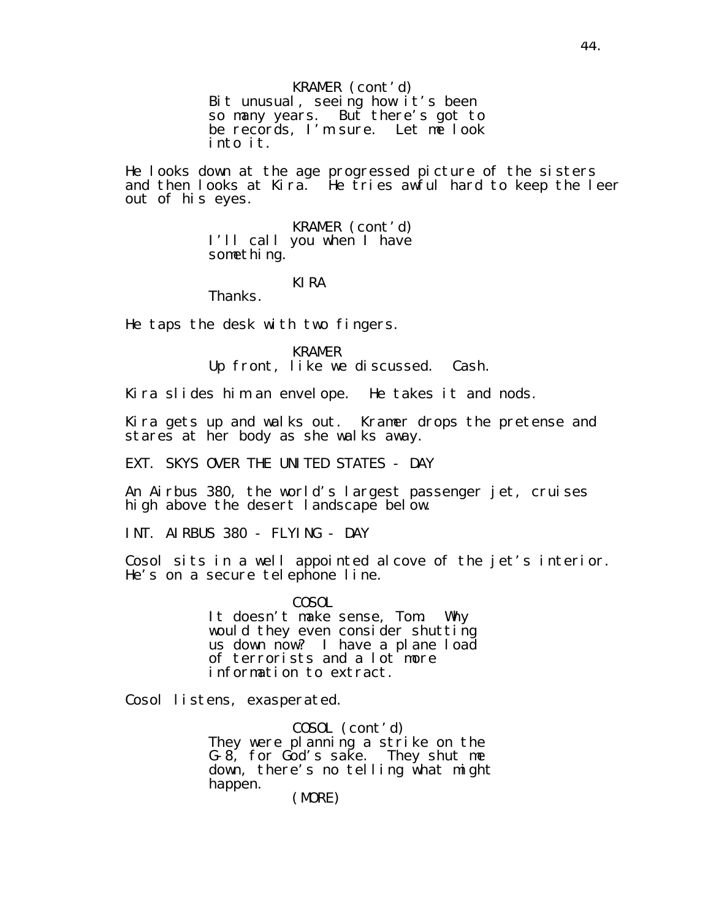KRAMER (cont'd)
Bit unusual, seeing how it's been so many years. But there's got to be records, I'm sure. Let me look into it.

He looks down at the age progressed picture of the sisters and then looks at Kira. He tries awful hard to keep the leer out of his eyes.

KRAMER (cont'd)
I'll call you when I have something.

KIRA
Thanks.

He taps the desk with two fingers.

KRAMER
Up front, like we discussed. Cash.

Kira slides him an envelope. He takes it and nods.

Kira gets up and walks out. Kramer drops the pretense and stares at her body as she walks away.

EXT. SKYS OVER THE UNITED STATES - DAY

An Airbus 380, the world's largest passenger jet, cruises high above the desert landscape below.

INT. AIRBUS 380 - FLYING - DAY

Cosol sits in a well appointed alcove of the jet's interior. He's on a secure telephone line.

COSOL
It doesn't make sense, Tom. Why would they even consider shutting us down now? I have a plane load of terrorists and a lot more information to extract.

Cosol listens, exasperated.

COSOL (cont'd)
They were planning a strike on the G-8, for God's sake. They shut me down, there's no telling what might happen.
(MORE)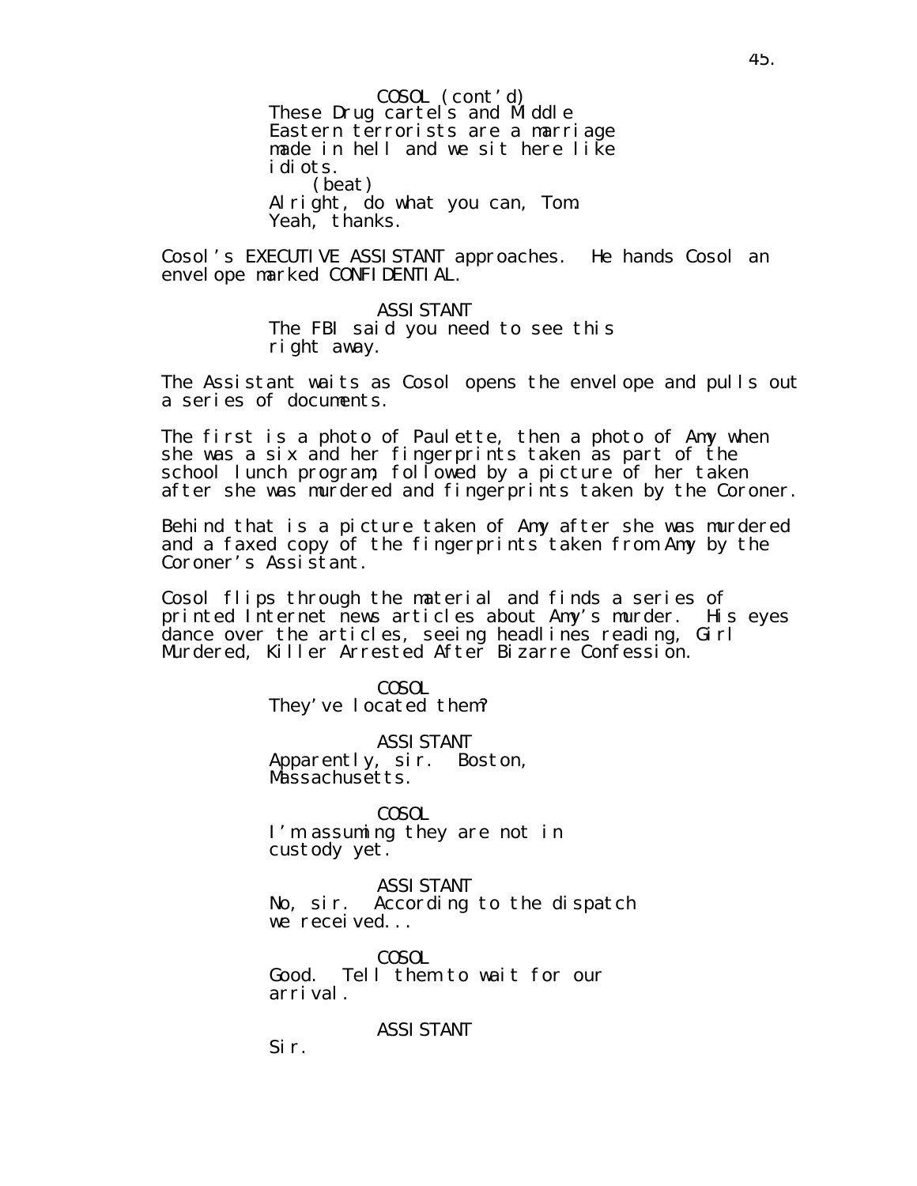COSOL (cont'd)
These Drug cartels and Middle Eastern terrorists are a marriage made in hell and we sit here like idiots.
(beat)
Alright, do what you can, Tom. Yeah, thanks.

Cosol's EXECUTIVE ASSISTANT approaches. He hands Cosol an envelope marked CONFIDENTIAL.

ASSISTANT
The FBI said you need to see this right away.

The Assistant waits as Cosol opens the envelope and pulls out a series of documents.

The first is a photo of Paulette, then a photo of Amy when she was a six and her fingerprints taken as part of the school lunch program; followed by a picture of her taken after she was murdered and fingerprints taken by the Coroner.

Behind that is a picture taken of Amy after she was murdered and a faxed copy of the fingerprints taken from Amy by the Coroner's Assistant.

Cosol flips through the material and finds a series of printed Internet news articles about Amy's murder. His eyes dance over the articles, seeing headlines reading, Girl Murdered, Killer Arrested After Bizarre Confession.

COSOL
They've located them?

ASSISTANT
Apparently, sir. Boston, Massachusetts.

COSOL
I'm assuming they are not in custody yet.

ASSISTANT
No, sir. According to the dispatch we received...

COSOL
Good. Tell them to wait for our arrival.

ASSISTANT
Sir.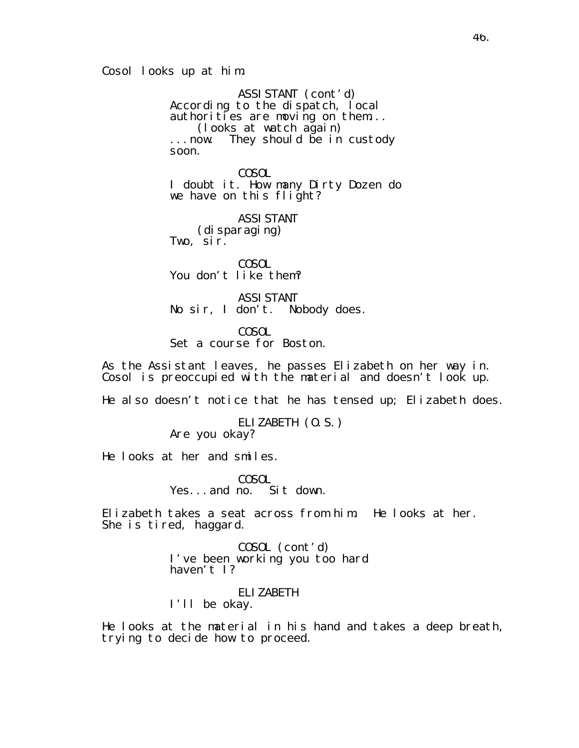Cosol looks up at him.

ASSISTANT (cont'd)
According to the dispatch, local authorities are moving on them...
(looks at watch again)
...now. They should be in custody soon.

COSOL
I doubt it. How many Dirty Dozen do we have on this flight?

ASSISTANT
(disparaging)
Two, sir.

COSOL
You don't like them?

ASSISTANT
No sir, I don't. Nobody does.

COSOL
Set a course for Boston.

As the Assistant leaves, he passes Elizabeth on her way in. Cosol is preoccupied with the material and doesn't look up.

He also doesn't notice that he has tensed up; Elizabeth does.

ELIZABETH (O.S.)
Are you okay?

He looks at her and smiles.

COSOL
Yes...and no. Sit down.

Elizabeth takes a seat across from him. He looks at her. She is tired, haggard.

COSOL (cont'd)
I've been working you too hard haven't I?

ELIZABETH
I'll be okay.

He looks at the material in his hand and takes a deep breath, trying to decide how to proceed.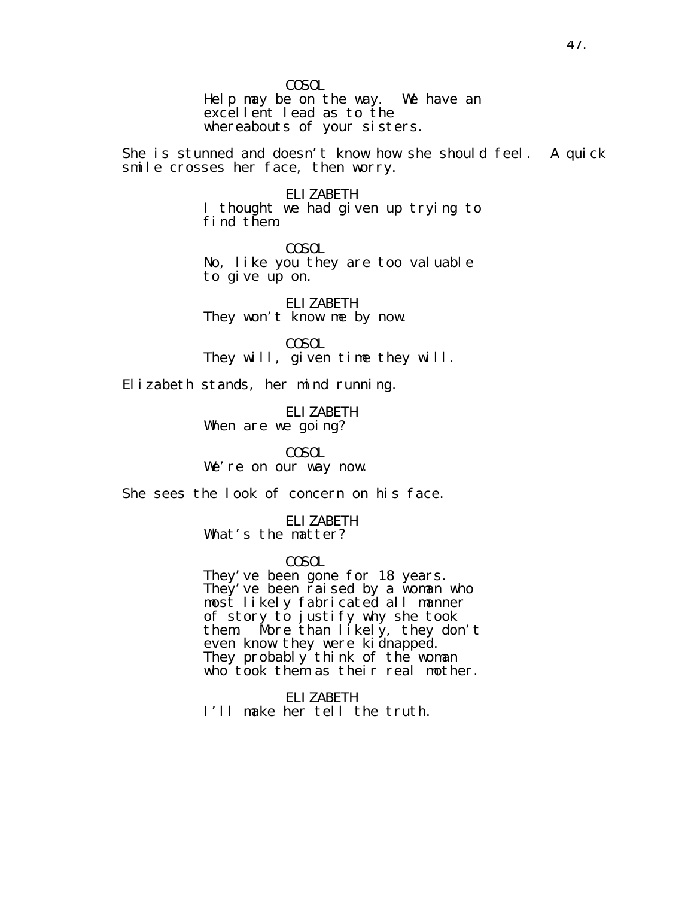COSOL
Help may be on the way. We have an excellent lead as to the whereabouts of your sisters.

She is stunned and doesn't know how she should feel. A quick smile crosses her face, then worry.

ELIZABETH
I thought we had given up trying to find them.

COSOL
No, like you they are too valuable to give up on.

ELIZABETH
They won't know me by now.

COSOL
They will, given time they will.

Elizabeth stands, her mind running.

ELIZABETH
When are we going?

COSOL
We're on our way now.

She sees the look of concern on his face.

ELIZABETH
What's the matter?

COSOL
They've been gone for 18 years. They've been raised by a woman who most likely fabricated all manner of story to justify why she took them. More than likely, they don't even know they were kidnapped. They probably think of the woman who took them as their real mother.

ELIZABETH
I'll make her tell the truth.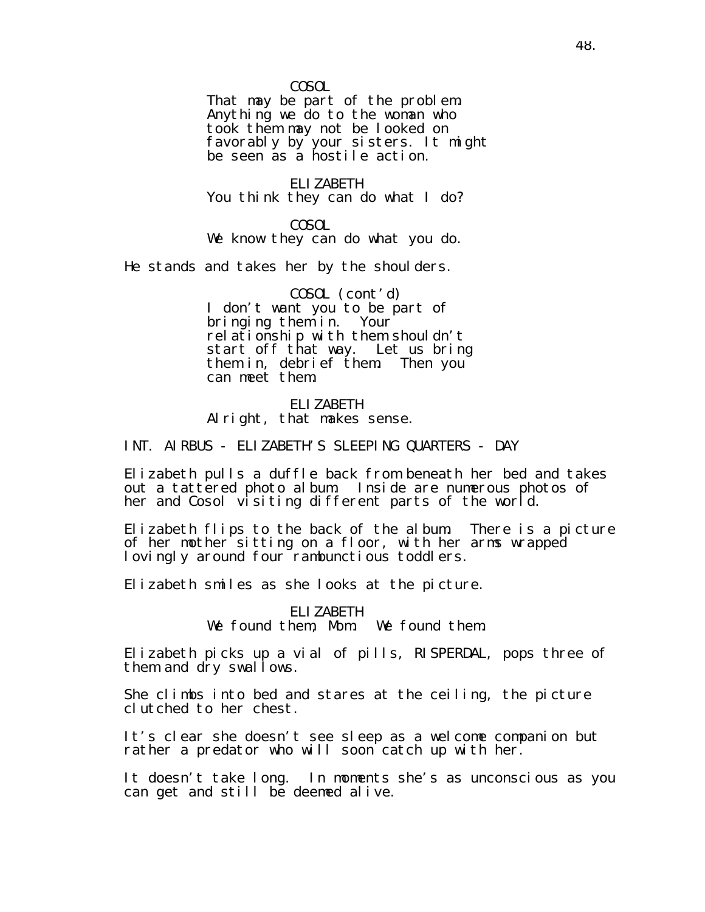COSOL

That may be part of the problem. Anything we do to the woman who took them may not be looked on favorably by your sisters. It might be seen as a hostile action.

ELIZABETH

You think they can do what I do?

COSOL

We know they can do what you do.

He stands and takes her by the shoulders.

COSOL (cont'd)

I don't want you to be part of bringing them in. Your relationship with them shouldn't start off that way. Let us bring them in, debrief them. Then you can meet them.

ELIZABETH

Alright, that makes sense.

INT. AIRBUS - ELIZABETH'S SLEEPING QUARTERS - DAY

Elizabeth pulls a duffle back from beneath her bed and takes out a tattered photo album. Inside are numerous photos of her and Cosol visiting different parts of the world.

Elizabeth flips to the back of the album. There is a picture of her mother sitting on a floor, with her arms wrapped lovingly around four rambunctious toddlers.

Elizabeth smiles as she looks at the picture.

ELIZABETH

We found them, Mom. We found them.

Elizabeth picks up a vial of pills, RISPERDAL, pops three of them and dry swallows.

She climbs into bed and stares at the ceiling, the picture clutched to her chest.

It's clear she doesn't see sleep as a welcome companion but rather a predator who will soon catch up with her.

It doesn't take long. In moments she's as unconscious as you can get and still be deemed alive.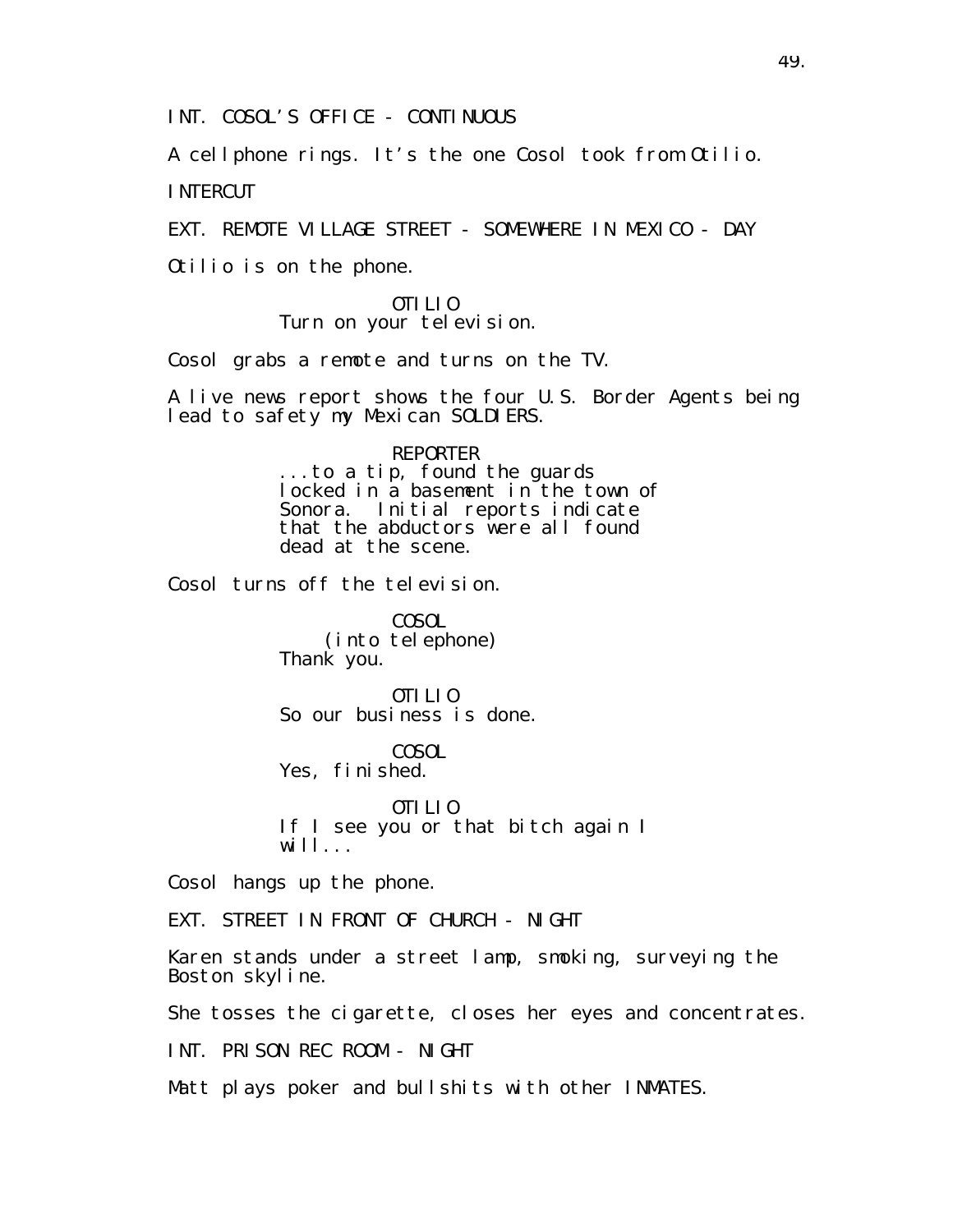INT. COSOL'S OFFICE - CONTINUOUS

A cellphone rings. It's the one Cosol took from Otilio.

INTERCUT

EXT. REMOTE VILLAGE STREET - SOMEWHERE IN MEXICO - DAY

Otilio is on the phone.

OTILIO
Turn on your television.

Cosol grabs a remote and turns on the TV.

A live news report shows the four U.S. Border Agents being lead to safety my Mexican SOLDIERS.

REPORTER
...to a tip, found the guards locked in a basement in the town of Sonora. Initial reports indicate that the abductors were all found dead at the scene.

Cosol turns off the television.

COSOL
(into telephone)
Thank you.

OTILIO
So our business is done.

COSOL
Yes, finished.

OTILIO
If I see you or that bitch again I will...

Cosol hangs up the phone.

EXT. STREET IN FRONT OF CHURCH - NIGHT

Karen stands under a street lamp, smoking, surveying the Boston skyline.

She tosses the cigarette, closes her eyes and concentrates.

INT. PRISON REC ROOM - NIGHT

Matt plays poker and bullshits with other INMATES.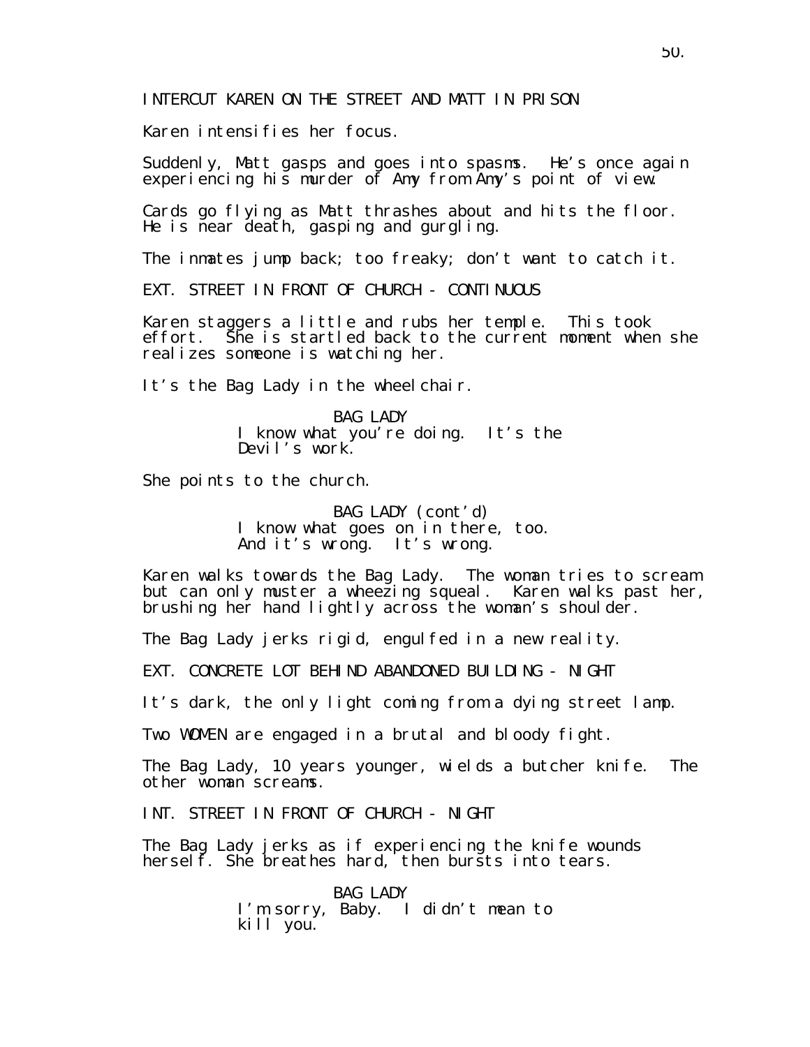INTERCUT KAREN ON THE STREET AND MATT IN PRISON

Karen intensifies her focus.

Suddenly, Matt gasps and goes into spasms. He's once again experiencing his murder of Amy from Amy's point of view.

Cards go flying as Matt thrashes about and hits the floor. He is near death, gasping and gurgling.

The inmates jump back; too freaky; don't want to catch it.

EXT. STREET IN FRONT OF CHURCH - CONTINUOUS

Karen staggers a little and rubs her temple. This took effort. She is startled back to the current moment when she realizes someone is watching her.

It's the Bag Lady in the wheelchair.

BAG LADY
I know what you're doing. It's the Devil's work.

She points to the church.

BAG LADY (cont'd)
I know what goes on in there, too. And it's wrong. It's wrong.

Karen walks towards the Bag Lady. The woman tries to scream but can only muster a wheezing squeal. Karen walks past her, brushing her hand lightly across the woman's shoulder.

The Bag Lady jerks rigid, engulfed in a new reality.

EXT. CONCRETE LOT BEHIND ABANDONED BUILDING - NIGHT

It's dark, the only light coming from a dying street lamp.

Two WOMEN are engaged in a brutal and bloody fight.

The Bag Lady, 10 years younger, wields a butcher knife. The other woman screams.

INT. STREET IN FRONT OF CHURCH - NIGHT

The Bag Lady jerks as if experiencing the knife wounds herself. She breathes hard, then bursts into tears.

BAG LADY
I'm sorry, Baby. I didn't mean to kill you.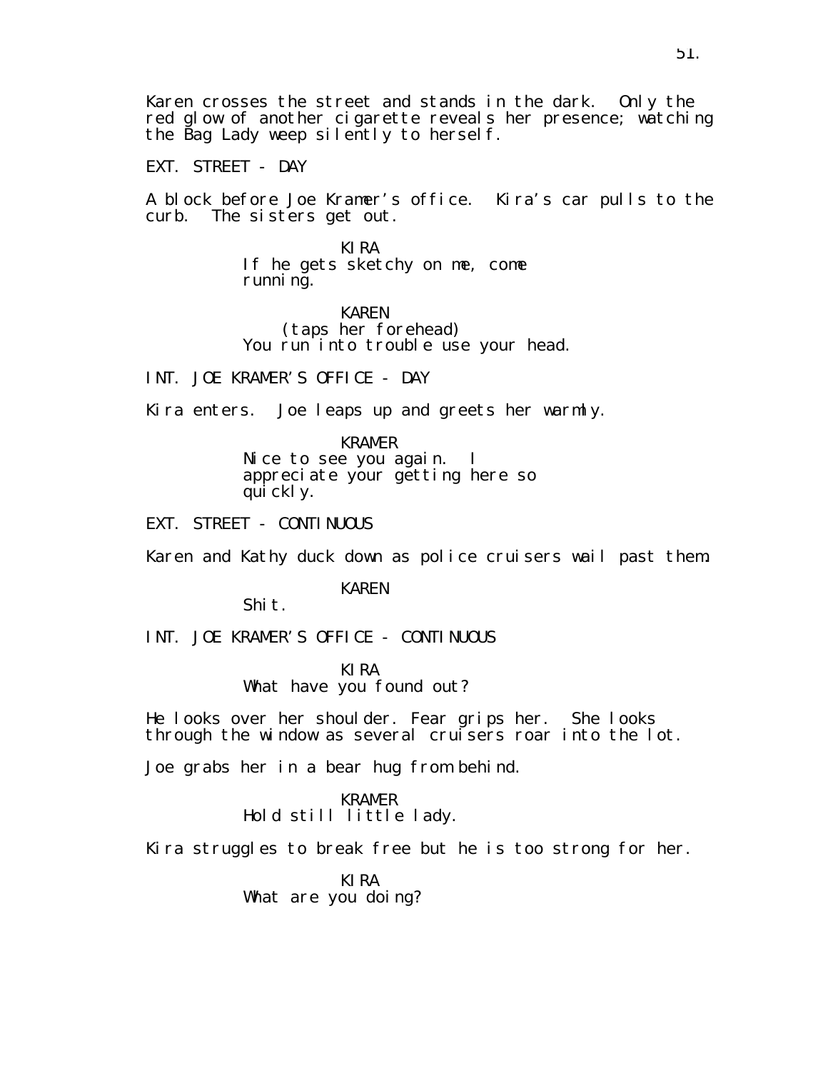Karen crosses the street and stands in the dark. Only the red glow of another cigarette reveals her presence; watching the Bag Lady weep silently to herself.

EXT. STREET - DAY

A block before Joe Kramer's office. Kira's car pulls to the curb. The sisters get out.

KIRA
If he gets sketchy on me, come running.

KAREN
(taps her forehead)
You run into trouble use your head.

INT. JOE KRAMER'S OFFICE - DAY

Kira enters. Joe leaps up and greets her warmly.

KRAMER
Nice to see you again. I appreciate your getting here so quickly.

EXT. STREET - CONTINUOUS

Karen and Kathy duck down as police cruisers wail past them.

KAREN
Shit.

INT. JOE KRAMER'S OFFICE - CONTINUOUS

KIRA
What have you found out?

He looks over her shoulder. Fear grips her. She looks through the window as several cruisers roar into the lot.

Joe grabs her in a bear hug from behind.

KRAMER
Hold still little lady.

Kira struggles to break free but he is too strong for her.

KIRA
What are you doing?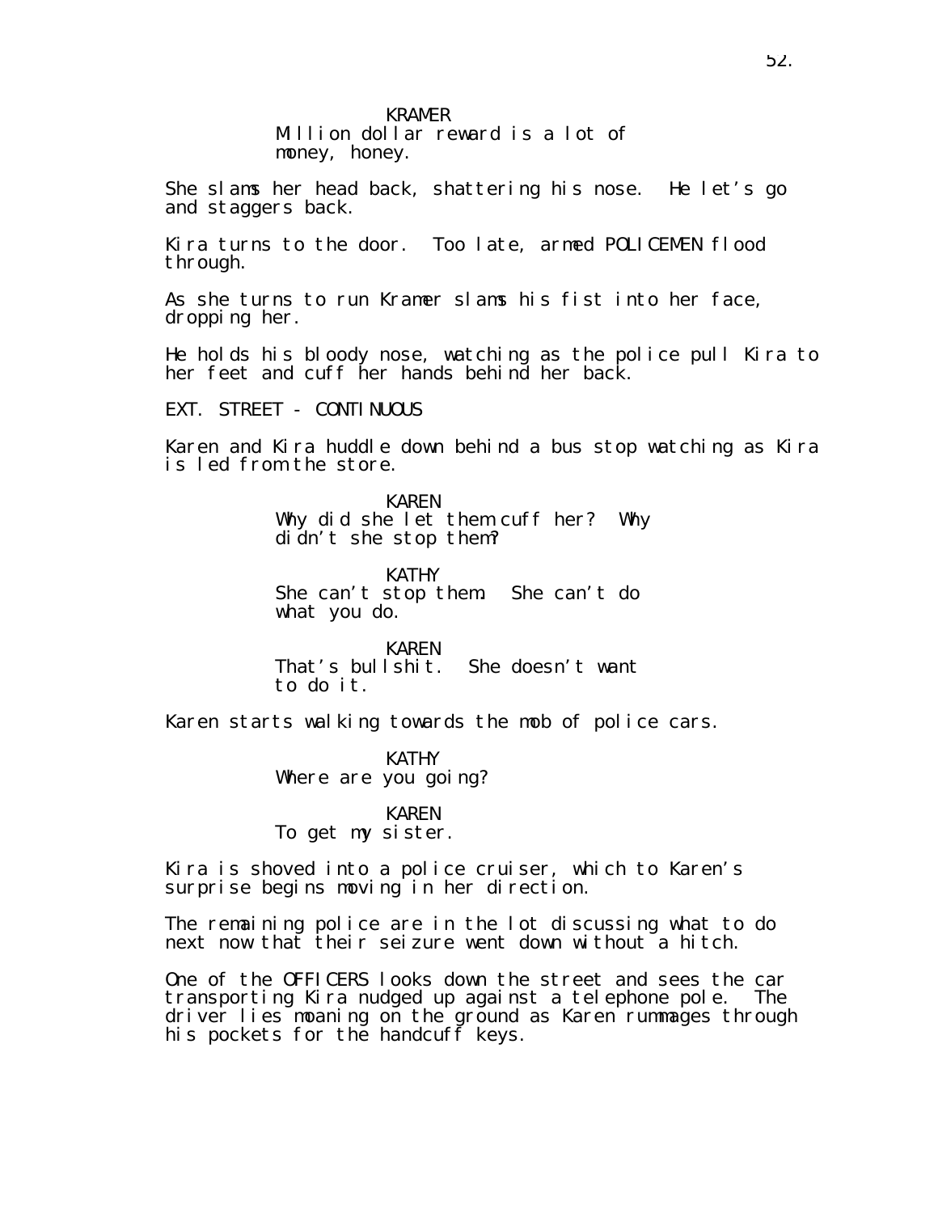KRAMER
Million dollar reward is a lot of money, honey.

She slams her head back, shattering his nose. He let's go and staggers back.

Kira turns to the door. Too late, armed POLICEMEN flood through.

As she turns to run Kramer slams his fist into her face, dropping her.

He holds his bloody nose, watching as the police pull Kira to her feet and cuff her hands behind her back.

EXT. STREET - CONTINUOUS

Karen and Kira huddle down behind a bus stop watching as Kira is led from the store.

KAREN
Why did she let them cuff her? Why didn't she stop them?

KATHY
She can't stop them. She can't do what you do.

KAREN
That's bullshit. She doesn't want to do it.

Karen starts walking towards the mob of police cars.

KATHY
Where are you going?

KAREN
To get my sister.

Kira is shoved into a police cruiser, which to Karen's surprise begins moving in her direction.

The remaining police are in the lot discussing what to do next now that their seizure went down without a hitch.

One of the OFFICERS looks down the street and sees the car transporting Kira nudged up against a telephone pole. The driver lies moaning on the ground as Karen rummages through his pockets for the handcuff keys.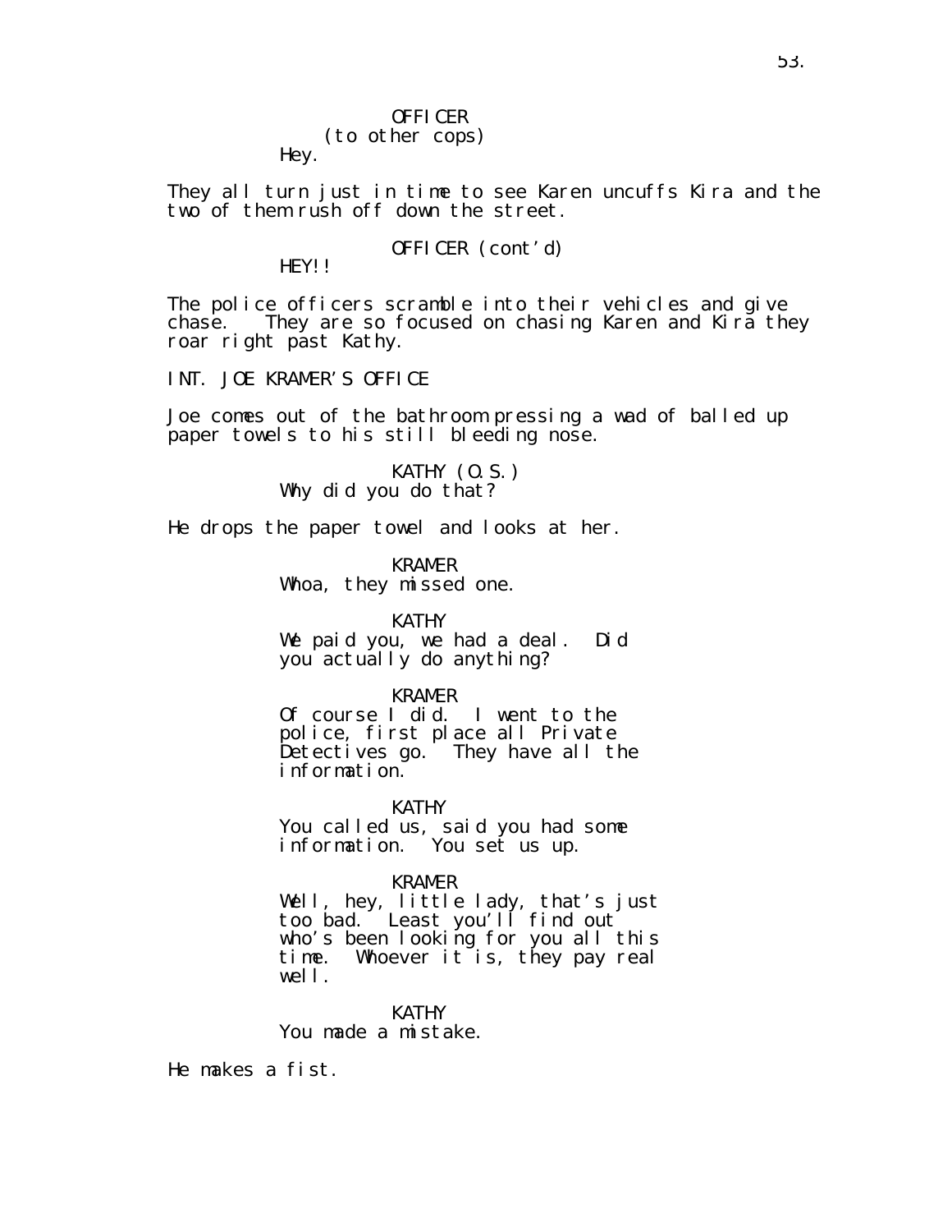OFFICER
(to other cops)
Hey.

They all turn just in time to see Karen uncuffs Kira and the two of them rush off down the street.

OFFICER (cont'd)
HEY!!

The police officers scramble into their vehicles and give chase. They are so focused on chasing Karen and Kira they roar right past Kathy.

INT. JOE KRAMER'S OFFICE

Joe comes out of the bathroom pressing a wad of balled up paper towels to his still bleeding nose.

KATHY (O.S.)
Why did you do that?

He drops the paper towel and looks at her.

KRAMER
Whoa, they missed one.

KATHY
We paid you, we had a deal. Did you actually do anything?

KRAMER
Of course I did. I went to the police, first place all Private Detectives go. They have all the information.

KATHY
You called us, said you had some information. You set us up.

KRAMER
Well, hey, little lady, that's just too bad. Least you'll find out who's been looking for you all this time. Whoever it is, they pay real well.

KATHY
You made a mistake.

He makes a fist.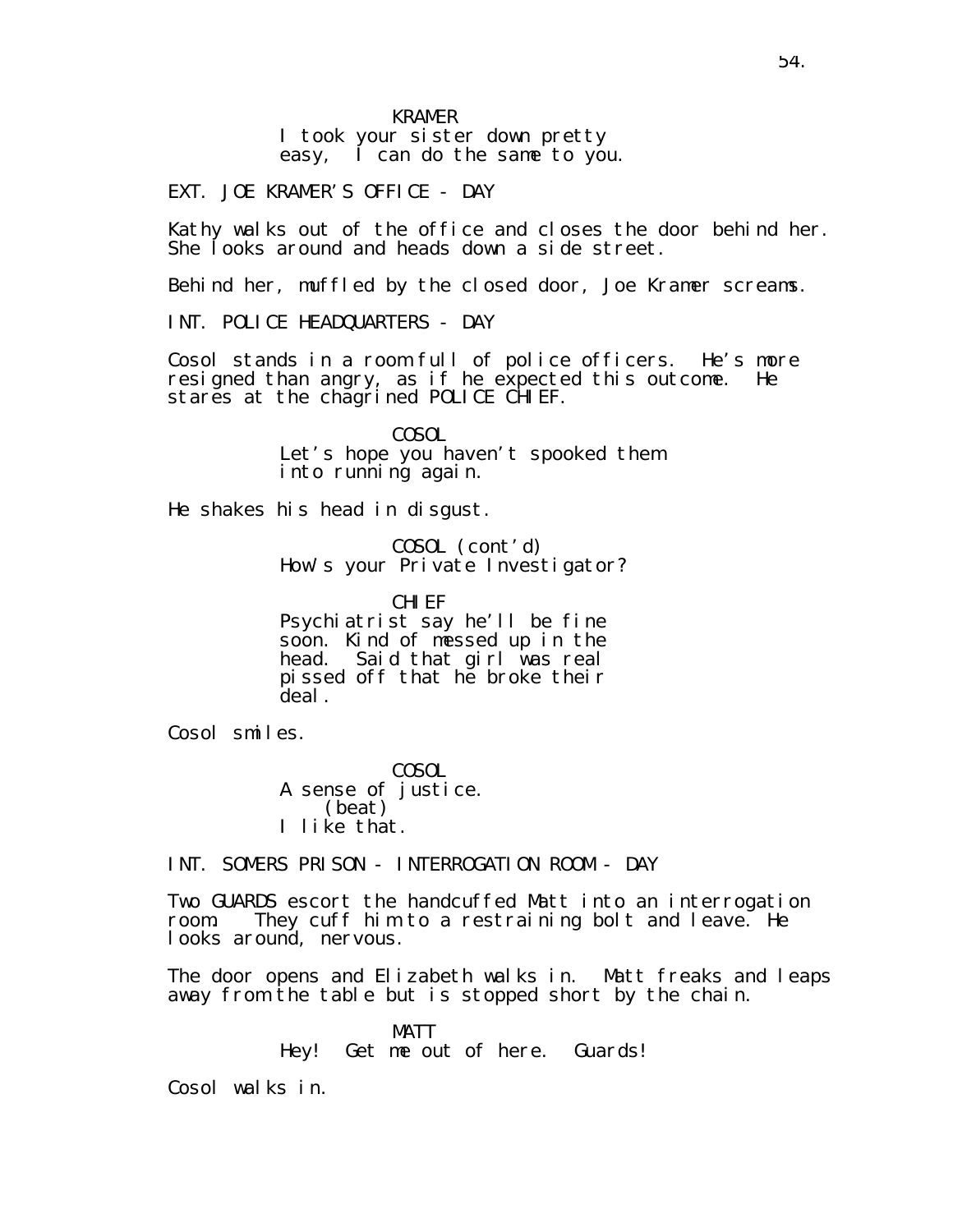KRAMER
I took your sister down pretty easy, I can do the same to you.

EXT. JOE KRAMER'S OFFICE - DAY

Kathy walks out of the office and closes the door behind her. She looks around and heads down a side street.

Behind her, muffled by the closed door, Joe Kramer screams.

INT. POLICE HEADQUARTERS - DAY

Cosol stands in a room full of police officers. He's more resigned than angry, as if he expected this outcome. He stares at the chagrined POLICE CHIEF.

COSOL
Let's hope you haven't spooked them into running again.

He shakes his head in disgust.

COSOL (cont'd)
How's your Private Investigator?

CHIEF
Psychiatrist say he'll be fine soon. Kind of messed up in the head. Said that girl was real pissed off that he broke their deal.

Cosol smiles.

COSOL
A sense of justice.
(beat)
I like that.

INT. SOMERS PRISON - INTERROGATION ROOM - DAY

Two GUARDS escort the handcuffed Matt into an interrogation room. They cuff him to a restraining bolt and leave. He looks around, nervous.

The door opens and Elizabeth walks in. Matt freaks and leaps away from the table but is stopped short by the chain.

MATT
Hey! Get me out of here. Guards!

Cosol walks in.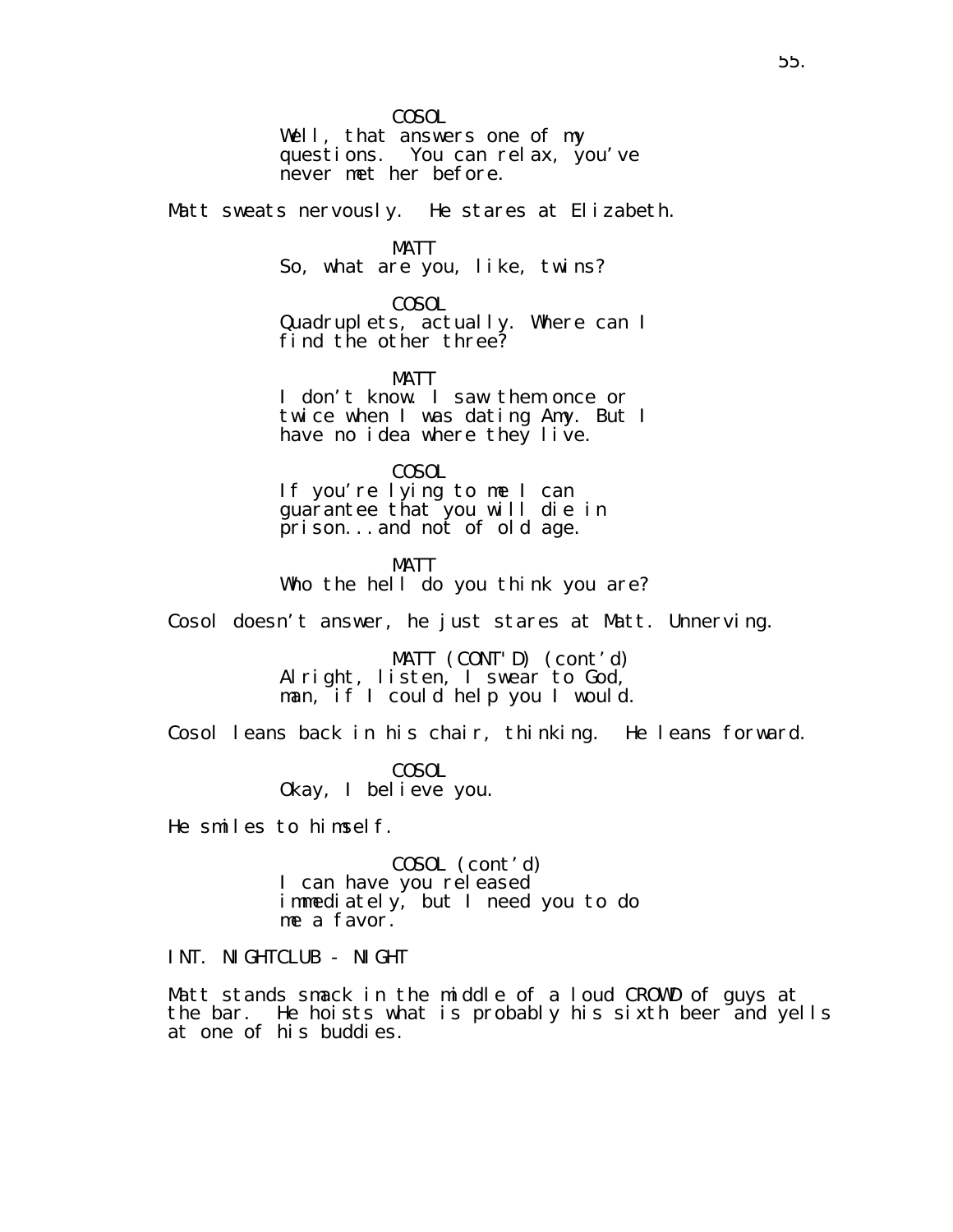COSOL
Well, that answers one of my questions. You can relax, you've never met her before.

Matt sweats nervously. He stares at Elizabeth.

MATT
So, what are you, like, twins?

COSOL
Quadruplets, actually. Where can I find the other three?

MATT
I don't know. I saw them once or twice when I was dating Amy. But I have no idea where they live.

COSOL
If you're lying to me I can guarantee that you will die in prison...and not of old age.

MATT
Who the hell do you think you are?

Cosol doesn't answer, he just stares at Matt. Unnerving.

MATT (CONT'D) (cont'd)
Alright, listen, I swear to God, man, if I could help you I would.

Cosol leans back in his chair, thinking. He leans forward.

COSOL
Okay, I believe you.

He smiles to himself.

COSOL (cont'd)
I can have you released immediately, but I need you to do me a favor.

INT. NIGHTCLUB - NIGHT

Matt stands smack in the middle of a loud CROWD of guys at the bar. He hoists what is probably his sixth beer and yells at one of his buddies.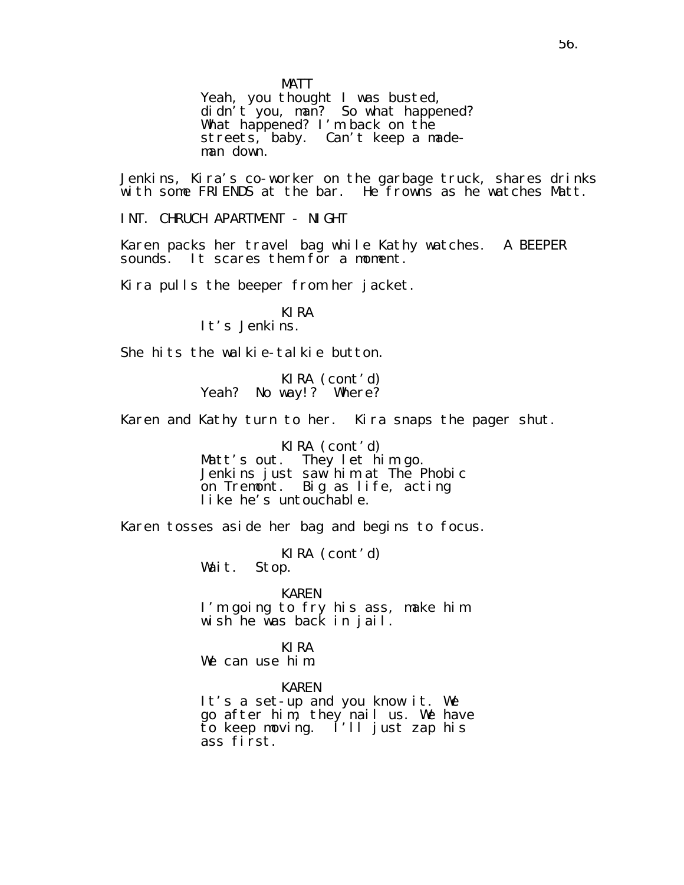MATT
Yeah, you thought I was busted, didn't you, man? So what happened? What happened? I'm back on the streets, baby. Can't keep a made-man down.

Jenkins, Kira's co-worker on the garbage truck, shares drinks with some FRIENDS at the bar. He frowns as he watches Matt.

INT. CHRUCH APARTMENT - NIGHT

Karen packs her travel bag while Kathy watches. A BEEPER sounds. It scares them for a moment.

Kira pulls the beeper from her jacket.

KIRA
It's Jenkins.

She hits the walkie-talkie button.

KIRA (cont'd)
Yeah? No way!? Where?

Karen and Kathy turn to her. Kira snaps the pager shut.

KIRA (cont'd)
Matt's out. They let him go. Jenkins just saw him at The Phobic on Tremont. Big as life, acting like he's untouchable.

Karen tosses aside her bag and begins to focus.

KIRA (cont'd)
Wait. Stop.

KAREN
I'm going to fry his ass, make him wish he was back in jail.

KIRA
We can use him.

KAREN
It's a set-up and you know it. We go after him, they nail us. We have to keep moving. I'll just zap his ass first.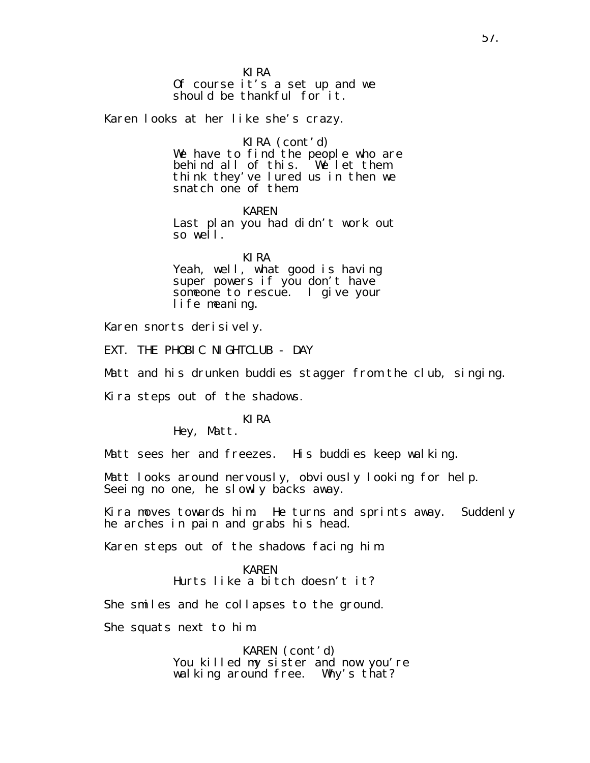KIRA
Of course it's a set up and we should be thankful for it.

Karen looks at her like she's crazy.

KIRA (cont'd)
We have to find the people who are behind all of this.  We let them think they've lured us in then we snatch one of them.

KAREN
Last plan you had didn't work out so well.

KIRA
Yeah, well, what good is having super powers if you don't have someone to rescue.  I give your life meaning.

Karen snorts derisively.

EXT. THE PHOBIC NIGHTCLUB - DAY

Matt and his drunken buddies stagger from the club, singing.

Kira steps out of the shadows.

KIRA
Hey, Matt.

Matt sees her and freezes.  His buddies keep walking.

Matt looks around nervously, obviously looking for help. Seeing no one, he slowly backs away.

Kira moves towards him.  He turns and sprints away.  Suddenly he arches in pain and grabs his head.

Karen steps out of the shadows facing him.

KAREN
Hurts like a bitch doesn't it?

She smiles and he collapses to the ground.

She squats next to him.

KAREN (cont'd)
You killed my sister and now you're walking around free.  Why's that?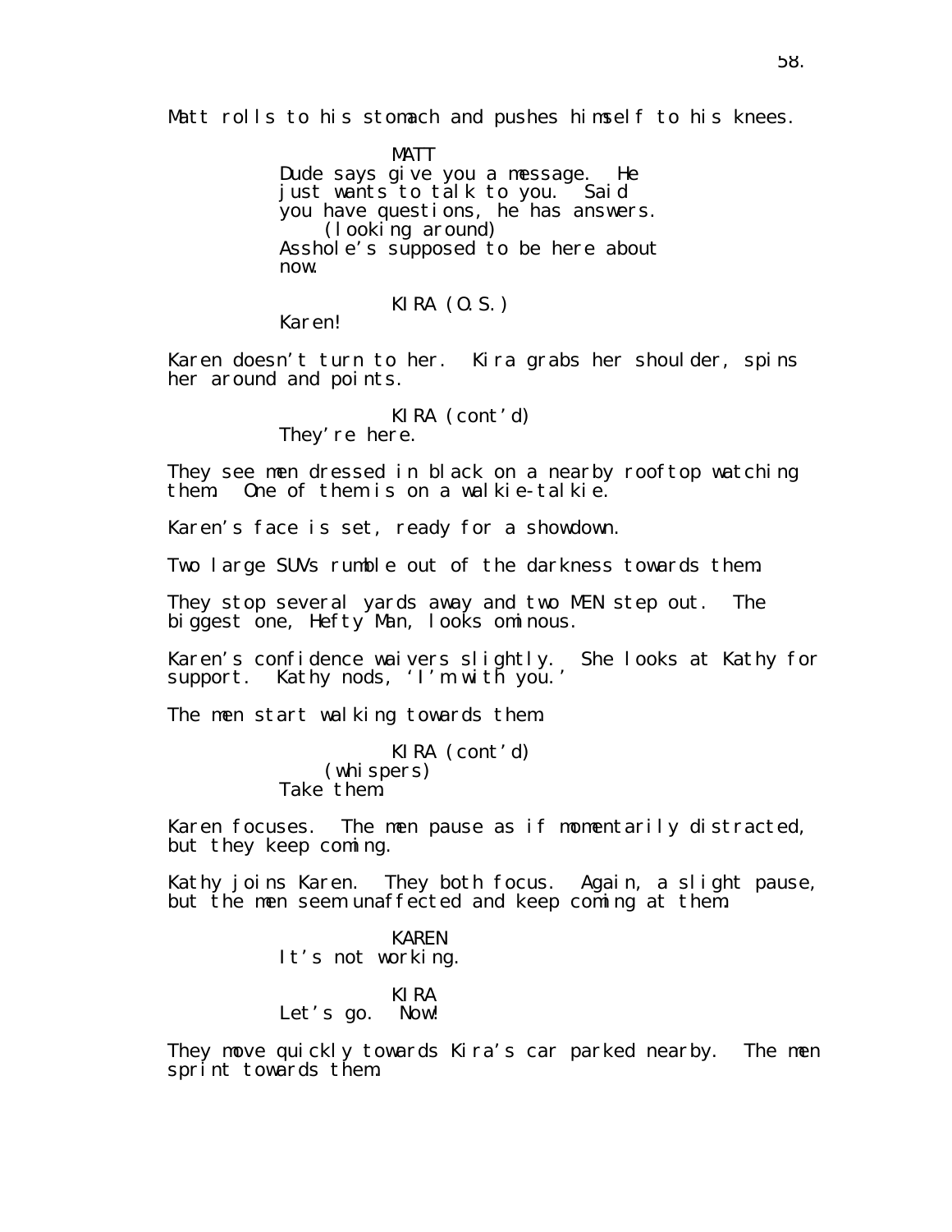Matt rolls to his stomach and pushes himself to his knees.

MATT
Dude says give you a message. He just wants to talk to you. Said you have questions, he has answers.
(looking around)
Asshole's supposed to be here about now.

KIRA (O.S.)
Karen!

Karen doesn't turn to her. Kira grabs her shoulder, spins her around and points.

KIRA (cont'd)
They're here.

They see men dressed in black on a nearby rooftop watching them. One of them is on a walkie-talkie.

Karen's face is set, ready for a showdown.

Two large SUVs rumble out of the darkness towards them.

They stop several yards away and two MEN step out. The biggest one, Hefty Man, looks ominous.

Karen's confidence waivers slightly. She looks at Kathy for support. Kathy nods, 'I'm with you.'

The men start walking towards them.

KIRA (cont'd)
(whispers)
Take them.

Karen focuses. The men pause as if momentarily distracted, but they keep coming.

Kathy joins Karen. They both focus. Again, a slight pause, but the men seem unaffected and keep coming at them.

KAREN
It's not working.

KIRA
Let's go. Now!

They move quickly towards Kira's car parked nearby. The men sprint towards them.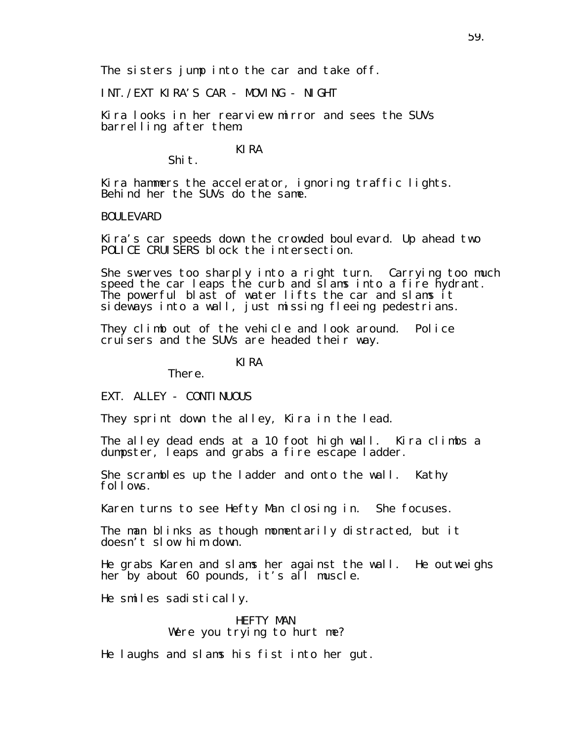The sisters jump into the car and take off.

INT./EXT KIRA'S CAR - MOVING - NIGHT

Kira looks in her rearview mirror and sees the SUVs barrelling after them.

KIRA
Shit.

Kira hammers the accelerator, ignoring traffic lights. Behind her the SUVs do the same.

BOULEVARD

Kira's car speeds down the crowded boulevard. Up ahead two POLICE CRUISERS block the intersection.

She swerves too sharply into a right turn. Carrying too much speed the car leaps the curb and slams into a fire hydrant. The powerful blast of water lifts the car and slams it sideways into a wall, just missing fleeing pedestrians.

They climb out of the vehicle and look around. Police cruisers and the SUVs are headed their way.

KIRA
There.

EXT. ALLEY - CONTINUOUS

They sprint down the alley, Kira in the lead.

The alley dead ends at a 10 foot high wall. Kira climbs a dumpster, leaps and grabs a fire escape ladder.

She scrambles up the ladder and onto the wall. Kathy follows.

Karen turns to see Hefty Man closing in. She focuses.

The man blinks as though momentarily distracted, but it doesn't slow him down.

He grabs Karen and slams her against the wall. He outweighs her by about 60 pounds, it's all muscle.

He smiles sadistically.

HEFTY MAN
Were you trying to hurt me?

He laughs and slams his fist into her gut.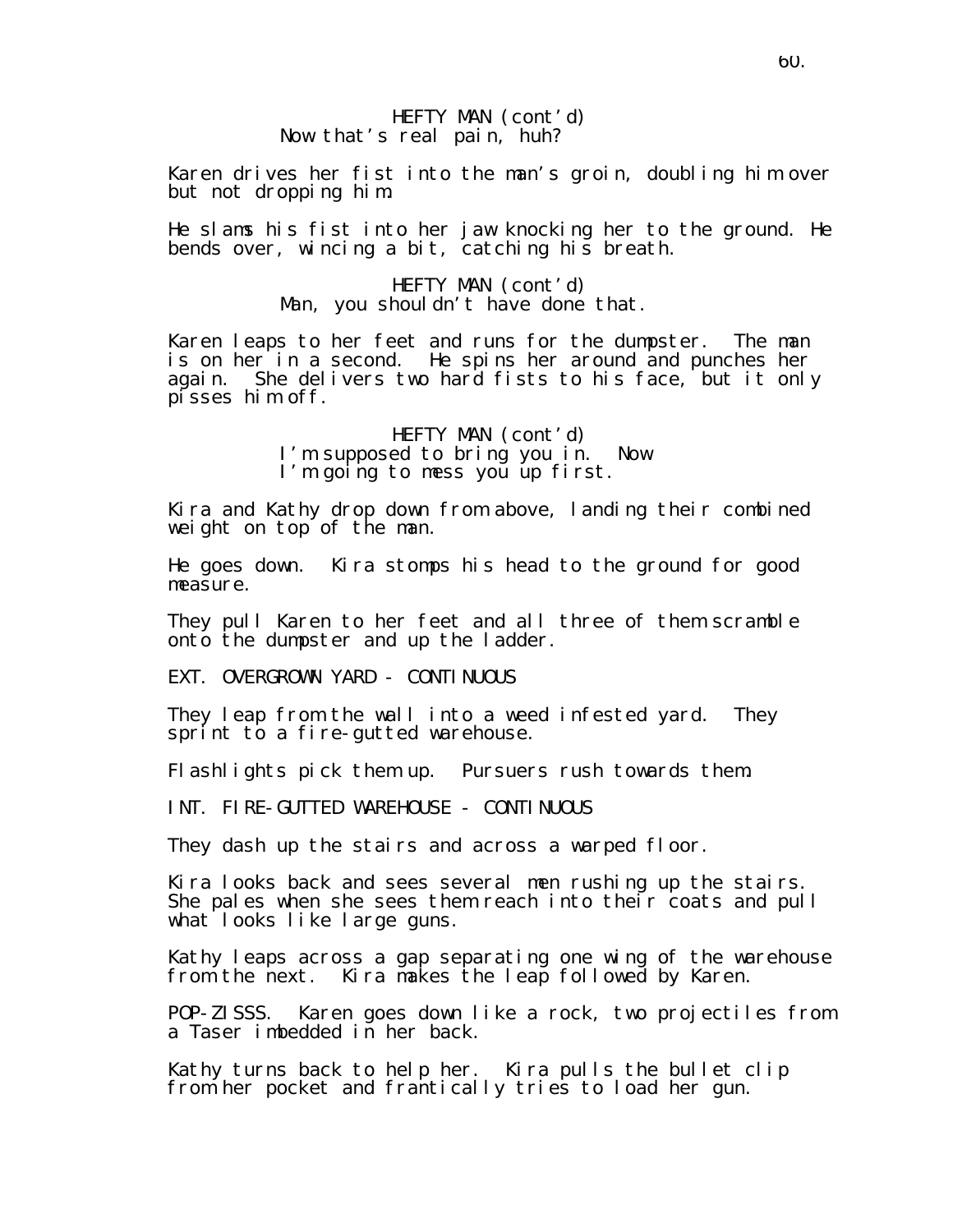HEFTY MAN (cont'd)
Now that's real pain, huh?

Karen drives her fist into the man's groin, doubling him over but not dropping him.

He slams his fist into her jaw knocking her to the ground. He bends over, wincing a bit, catching his breath.

HEFTY MAN (cont'd)
Man, you shouldn't have done that.

Karen leaps to her feet and runs for the dumpster. The man is on her in a second. He spins her around and punches her again. She delivers two hard fists to his face, but it only pisses him off.

HEFTY MAN (cont'd)
I'm supposed to bring you in. Now I'm going to mess you up first.

Kira and Kathy drop down from above, landing their combined weight on top of the man.

He goes down. Kira stomps his head to the ground for good measure.

They pull Karen to her feet and all three of them scramble onto the dumpster and up the ladder.

EXT. OVERGROWN YARD - CONTINUOUS

They leap from the wall into a weed infested yard. They sprint to a fire-gutted warehouse.

Flashlights pick them up. Pursuers rush towards them.

INT. FIRE-GUTTED WAREHOUSE - CONTINUOUS

They dash up the stairs and across a warped floor.

Kira looks back and sees several men rushing up the stairs. She pales when she sees them reach into their coats and pull what looks like large guns.

Kathy leaps across a gap separating one wing of the warehouse from the next. Kira makes the leap followed by Karen.

POP-ZISSS. Karen goes down like a rock, two projectiles from a Taser imbedded in her back.

Kathy turns back to help her. Kira pulls the bullet clip from her pocket and frantically tries to load her gun.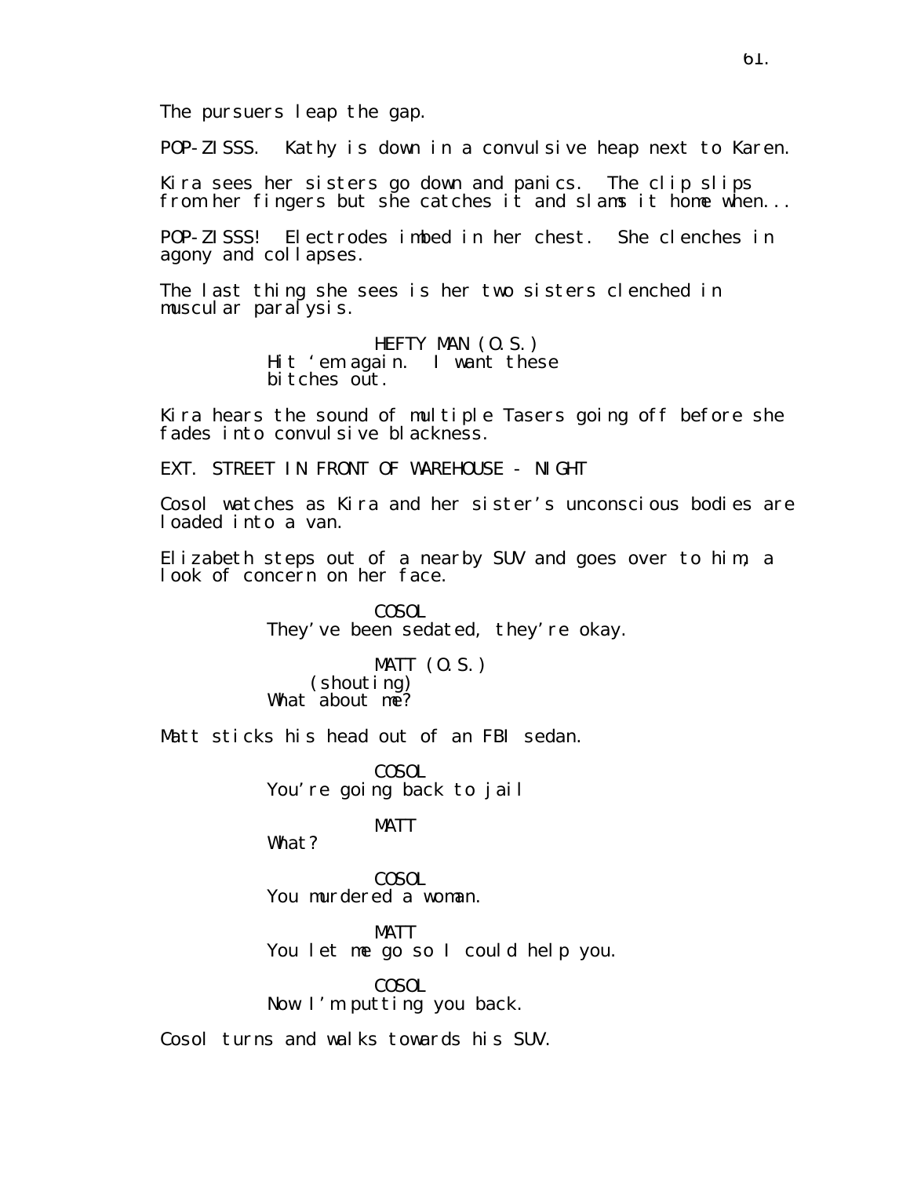The pursuers leap the gap.

POP-ZISSS. Kathy is down in a convulsive heap next to Karen.

Kira sees her sisters go down and panics. The clip slips from her fingers but she catches it and slams it home when...

POP-ZISSS! Electrodes imbed in her chest. She clenches in agony and collapses.

The last thing she sees is her two sisters clenched in muscular paralysis.

HEFTY MAN (O.S.)
Hit ‘em again. I want these bitches out.

Kira hears the sound of multiple Tasers going off before she fades into convulsive blackness.

EXT. STREET IN FRONT OF WAREHOUSE - NIGHT

Cosol watches as Kira and her sister’s unconscious bodies are loaded into a van.

Elizabeth steps out of a nearby SUV and goes over to him, a look of concern on her face.

COSOL
They’ve been sedated, they’re okay.

MATT (O.S.)
(shouting)
What about me?

Matt sticks his head out of an FBI sedan.

COSOL
You’re going back to jail

MATT
What?

COSOL
You murdered a woman.

MATT
You let me go so I could help you.

COSOL
Now I’m putting you back.

Cosol turns and walks towards his SUV.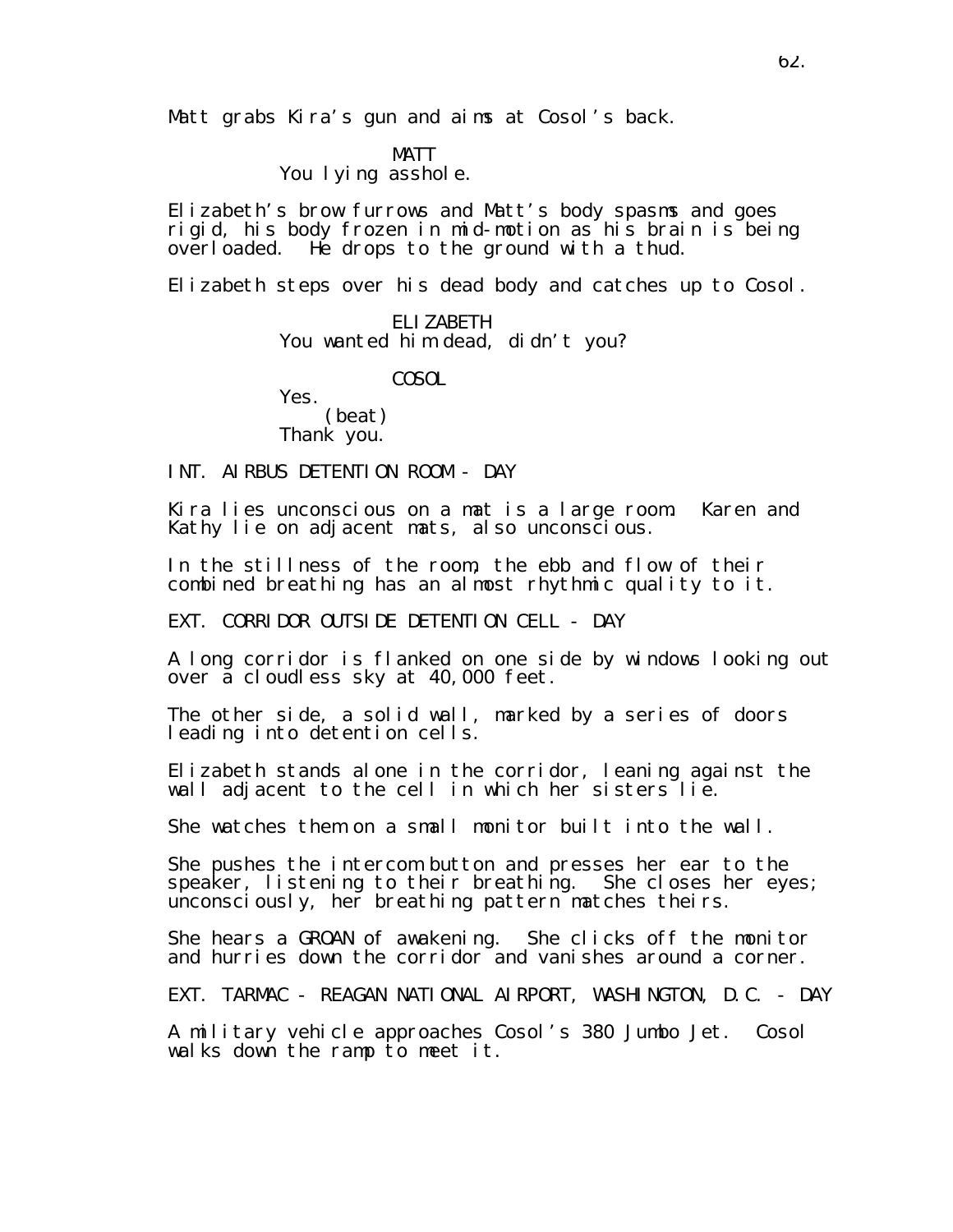Matt grabs Kira's gun and aims at Cosol's back.

MATT
You lying asshole.

Elizabeth's brow furrows and Matt's body spasms and goes rigid, his body frozen in mid-motion as his brain is being overloaded. He drops to the ground with a thud.

Elizabeth steps over his dead body and catches up to Cosol.

ELIZABETH
You wanted him dead, didn't you?

COSOL
Yes.
(beat)
Thank you.

INT. AIRBUS DETENTION ROOM - DAY

Kira lies unconscious on a mat is a large room. Karen and Kathy lie on adjacent mats, also unconscious.

In the stillness of the room, the ebb and flow of their combined breathing has an almost rhythmic quality to it.

EXT. CORRIDOR OUTSIDE DETENTION CELL - DAY

A long corridor is flanked on one side by windows looking out over a cloudless sky at 40,000 feet.

The other side, a solid wall, marked by a series of doors leading into detention cells.

Elizabeth stands alone in the corridor, leaning against the wall adjacent to the cell in which her sisters lie.

She watches them on a small monitor built into the wall.

She pushes the intercom button and presses her ear to the speaker, listening to their breathing. She closes her eyes; unconsciously, her breathing pattern matches theirs.

She hears a GROAN of awakening. She clicks off the monitor and hurries down the corridor and vanishes around a corner.

EXT. TARMAC - REAGAN NATIONAL AIRPORT, WASHINGTON, D.C. - DAY

A military vehicle approaches Cosol's 380 Jumbo Jet. Cosol walks down the ramp to meet it.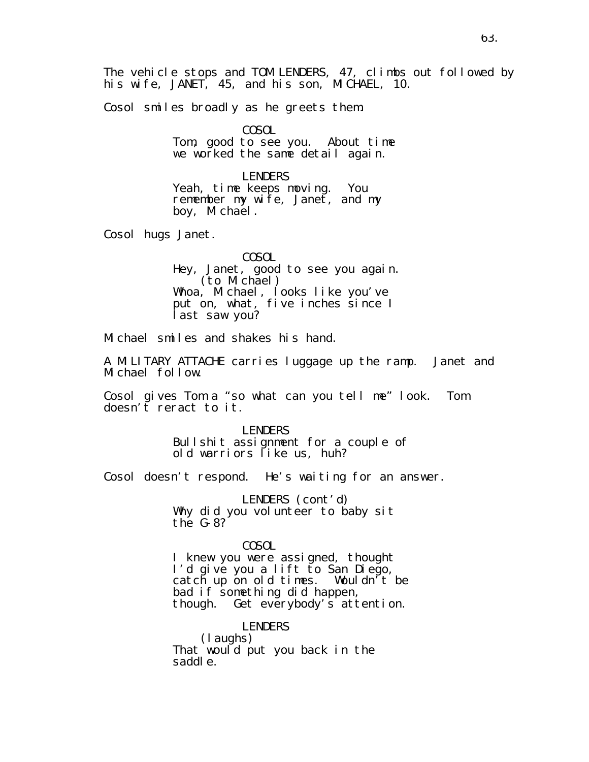The vehicle stops and TOM LENDERS, 47, climbs out followed by his wife, JANET, 45, and his son, MICHAEL, 10.

Cosol smiles broadly as he greets them:

COSOL
Tom, good to see you. About time we worked the same detail again.

LENDERS
Yeah, time keeps moving. You remember my wife, Janet, and my boy, Michael.

Cosol hugs Janet.

COSOL
Hey, Janet, good to see you again.
(to Michael)
Whoa, Michael, looks like you've put on, what, five inches since I last saw you?

Michael smiles and shakes his hand.

A MILITARY ATTACHE carries luggage up the ramp. Janet and Michael follow.

Cosol gives Tom a "so what can you tell me" look. Tom doesn't reract to it.

LENDERS
Bullshit assignment for a couple of old warriors like us, huh?

Cosol doesn't respond. He's waiting for an answer.

LENDERS (cont'd)
Why did you volunteer to baby sit the G-8?

COSOL
I knew you were assigned, thought I'd give you a lift to San Diego, catch up on old times. Wouldn't be bad if something did happen, though. Get everybody's attention.

LENDERS
(laughs)
That would put you back in the saddle.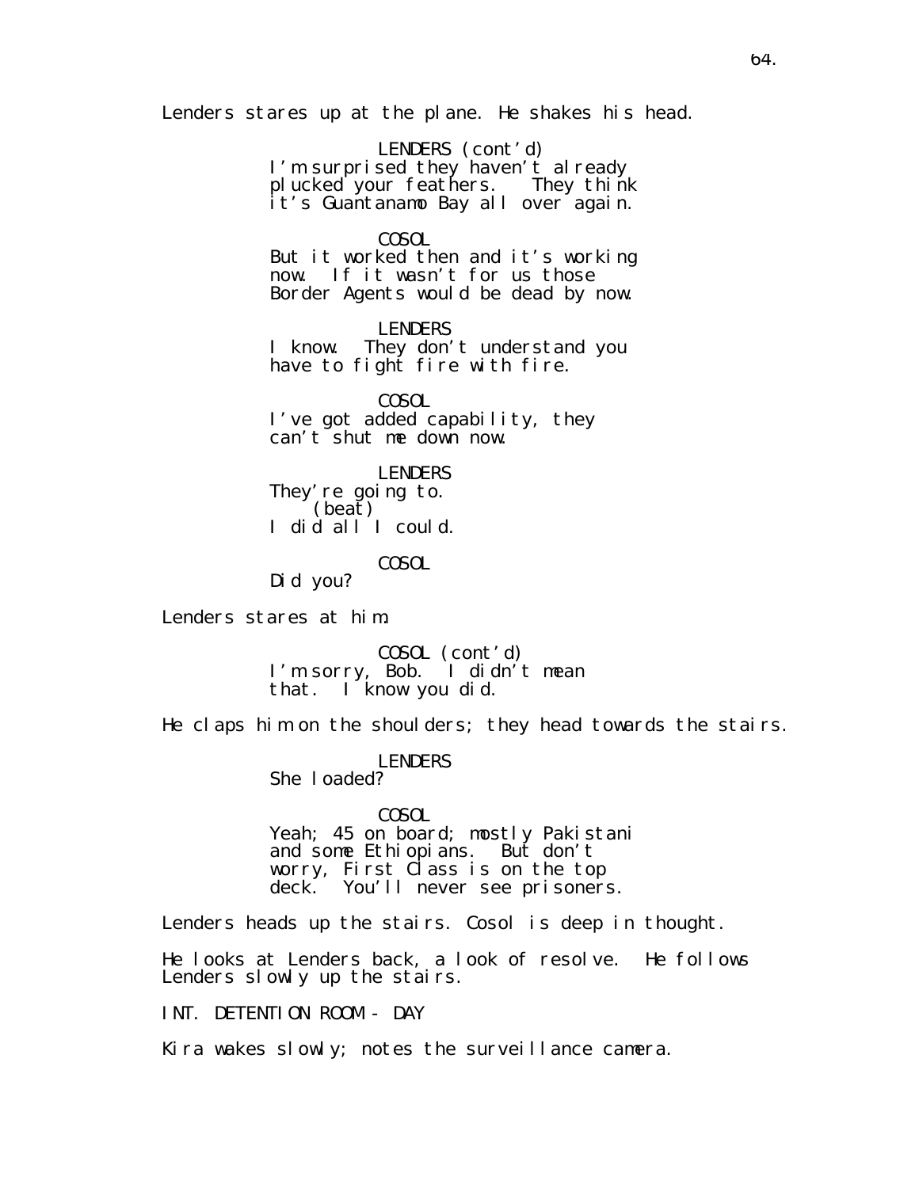Lenders stares up at the plane. He shakes his head.

LENDERS (cont'd)
I'm surprised they haven't already plucked your feathers. They think it's Guantanamo Bay all over again.

COSOL
But it worked then and it's working now. If it wasn't for us those Border Agents would be dead by now.

LENDERS
I know. They don't understand you have to fight fire with fire.

COSOL
I've got added capability, they can't shut me down now.

LENDERS
They're going to.
(beat)
I did all I could.

COSOL
Did you?

Lenders stares at him.

COSOL (cont'd)
I'm sorry, Bob. I didn't mean that. I know you did.

He claps him on the shoulders; they head towards the stairs.

LENDERS
She loaded?

COSOL
Yeah; 45 on board; mostly Pakistani and some Ethiopians. But don't worry, First Class is on the top deck. You'll never see prisoners.

Lenders heads up the stairs. Cosol is deep in thought.

He looks at Lenders back, a look of resolve. He follows Lenders slowly up the stairs.

INT. DETENTION ROOM - DAY

Kira wakes slowly; notes the surveillance camera.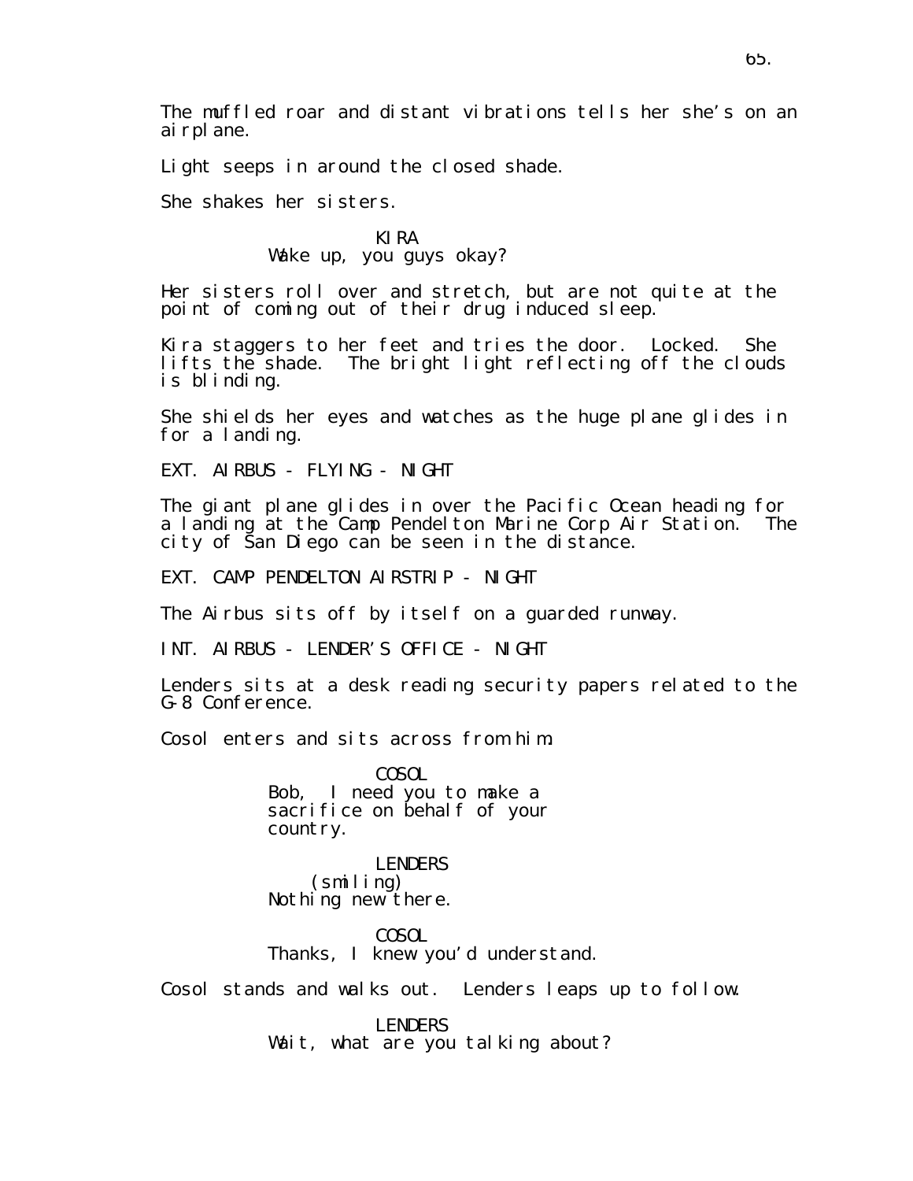The muffled roar and distant vibrations tells her she's on an airplane.

Light seeps in around the closed shade.

She shakes her sisters.

KIRA
Wake up, you guys okay?

Her sisters roll over and stretch, but are not quite at the point of coming out of their drug induced sleep.

Kira staggers to her feet and tries the door. Locked. She lifts the shade. The bright light reflecting off the clouds is blinding.

She shields her eyes and watches as the huge plane glides in for a landing.

EXT. AIRBUS - FLYING - NIGHT

The giant plane glides in over the Pacific Ocean heading for a landing at the Camp Pendelton Marine Corp Air Station. The city of San Diego can be seen in the distance.

EXT. CAMP PENDELTON AIRSTRIP - NIGHT

The Airbus sits off by itself on a guarded runway.

INT. AIRBUS - LENDER'S OFFICE - NIGHT

Lenders sits at a desk reading security papers related to the G-8 Conference.

Cosol enters and sits across from him.

COSOL
Bob, I need you to make a sacrifice on behalf of your country.

LENDERS
(smiling)
Nothing new there.

COSOL
Thanks, I knew you'd understand.

Cosol stands and walks out. Lenders leaps up to follow.

LENDERS
Wait, what are you talking about?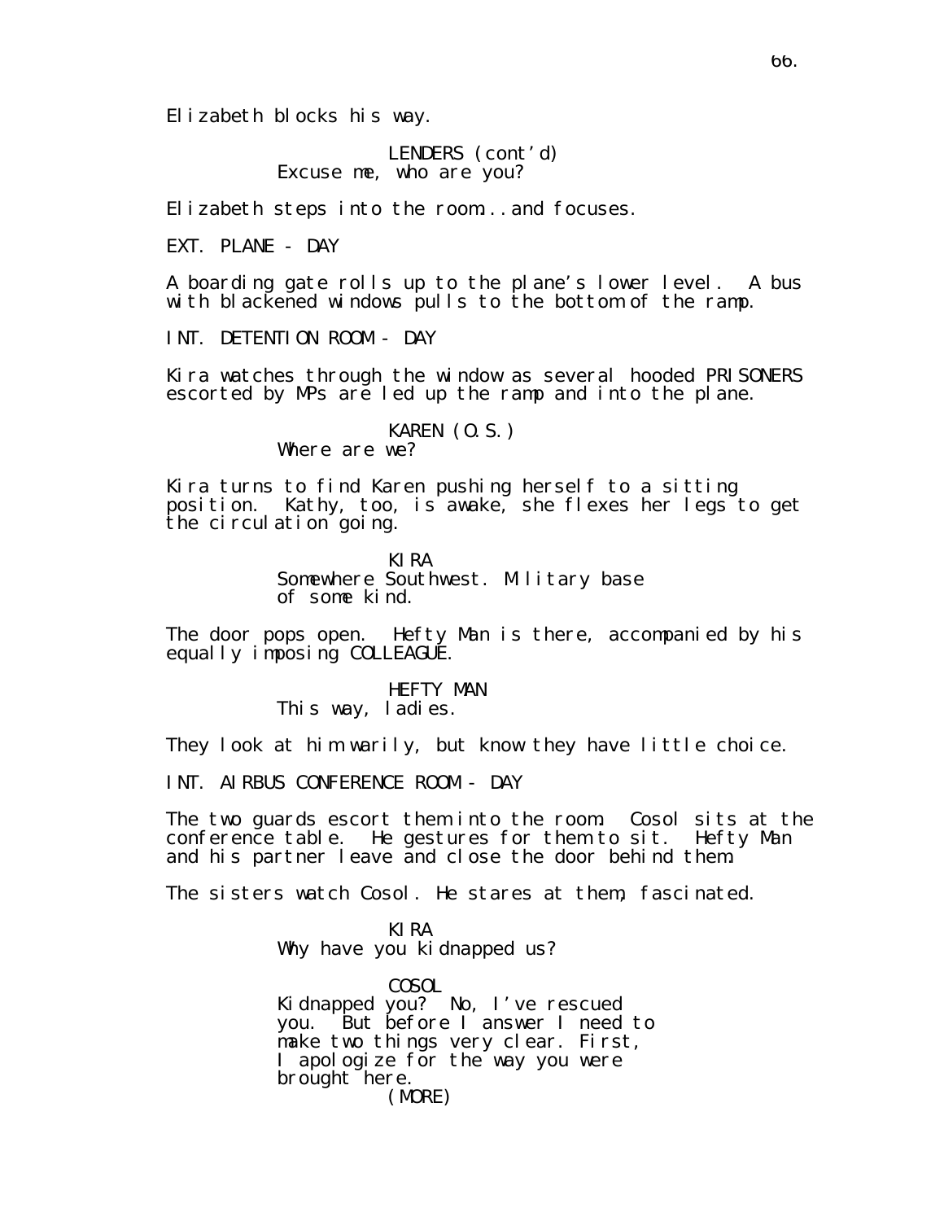Elizabeth blocks his way.

LENDERS (cont'd)
Excuse me, who are you?

Elizabeth steps into the room...and focuses.

EXT. PLANE - DAY

A boarding gate rolls up to the plane's lower level. A bus with blackened windows pulls to the bottom of the ramp.

INT. DETENTION ROOM - DAY

Kira watches through the window as several hooded PRISONERS escorted by MPs are led up the ramp and into the plane.

KAREN (O.S.)
Where are we?

Kira turns to find Karen pushing herself to a sitting position. Kathy, too, is awake, she flexes her legs to get the circulation going.

KIRA
Somewhere Southwest. Military base of some kind.

The door pops open. Hefty Man is there, accompanied by his equally imposing COLLEAGUE.

HEFTY MAN
This way, ladies.

They look at him warily, but know they have little choice.

INT. AIRBUS CONFERENCE ROOM - DAY

The two guards escort them into the room. Cosol sits at the conference table. He gestures for them to sit. Hefty Man and his partner leave and close the door behind them.

The sisters watch Cosol. He stares at them, fascinated.

KIRA
Why have you kidnapped us?

COSOL
Kidnapped you? No, I've rescued you. But before I answer I need to make two things very clear. First, I apologize for the way you were brought here.
(MORE)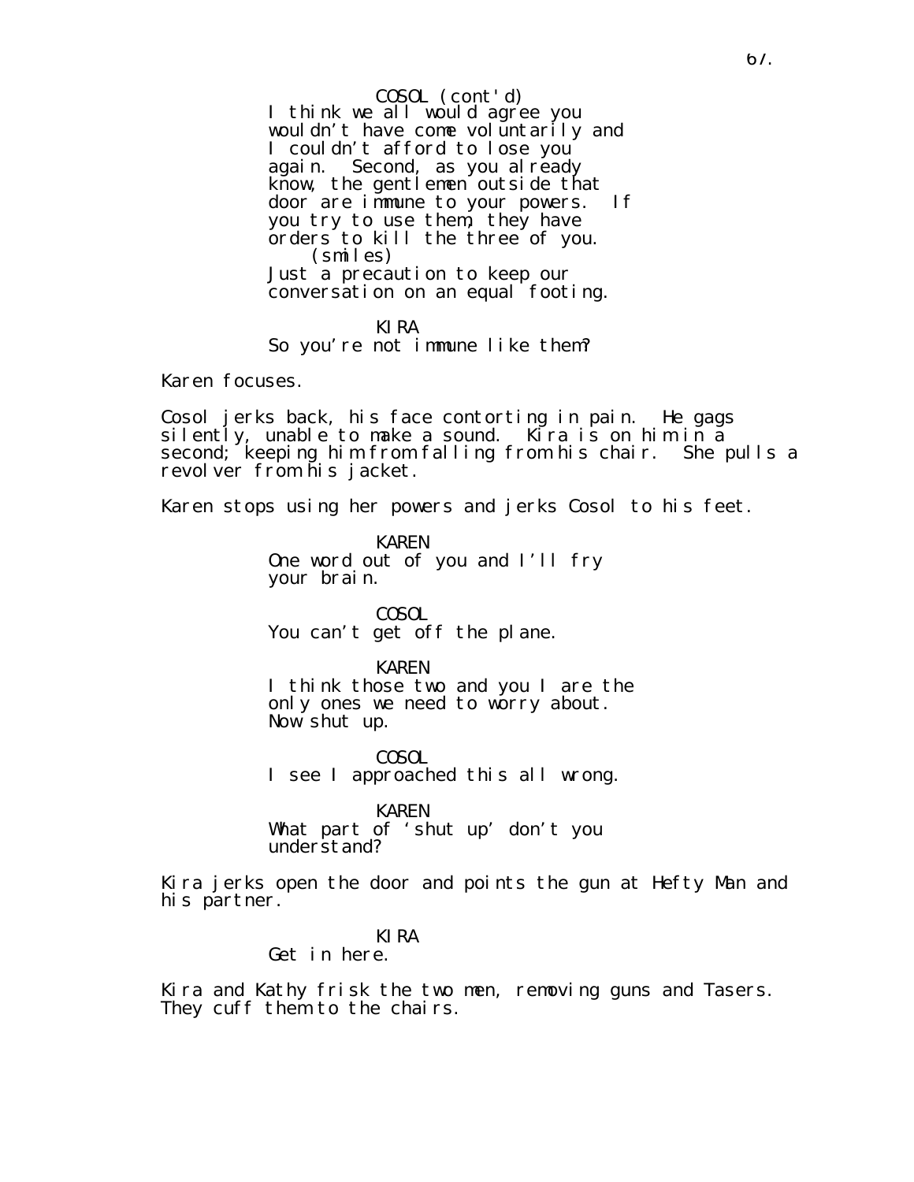COSOL (cont'd)
I think we all would agree you wouldn't have come voluntarily and I couldn't afford to lose you again. Second, as you already know, the gentlemen outside that door are immune to your powers. If you try to use them, they have orders to kill the three of you.
(smiles)
Just a precaution to keep our conversation on an equal footing.

KIRA
So you're not immune like them?

Karen focuses.

Cosol jerks back, his face contorting in pain. He gags silently, unable to make a sound. Kira is on him in a second; keeping him from falling from his chair. She pulls a revolver from his jacket.

Karen stops using her powers and jerks Cosol to his feet.

KAREN
One word out of you and I'll fry your brain.

COSOL
You can't get off the plane.

KAREN
I think those two and you I are the only ones we need to worry about. Now shut up.

COSOL
I see I approached this all wrong.

KAREN
What part of 'shut up' don't you understand?

Kira jerks open the door and points the gun at Hefty Man and his partner.

KIRA
Get in here.

Kira and Kathy frisk the two men, removing guns and Tasers. They cuff them to the chairs.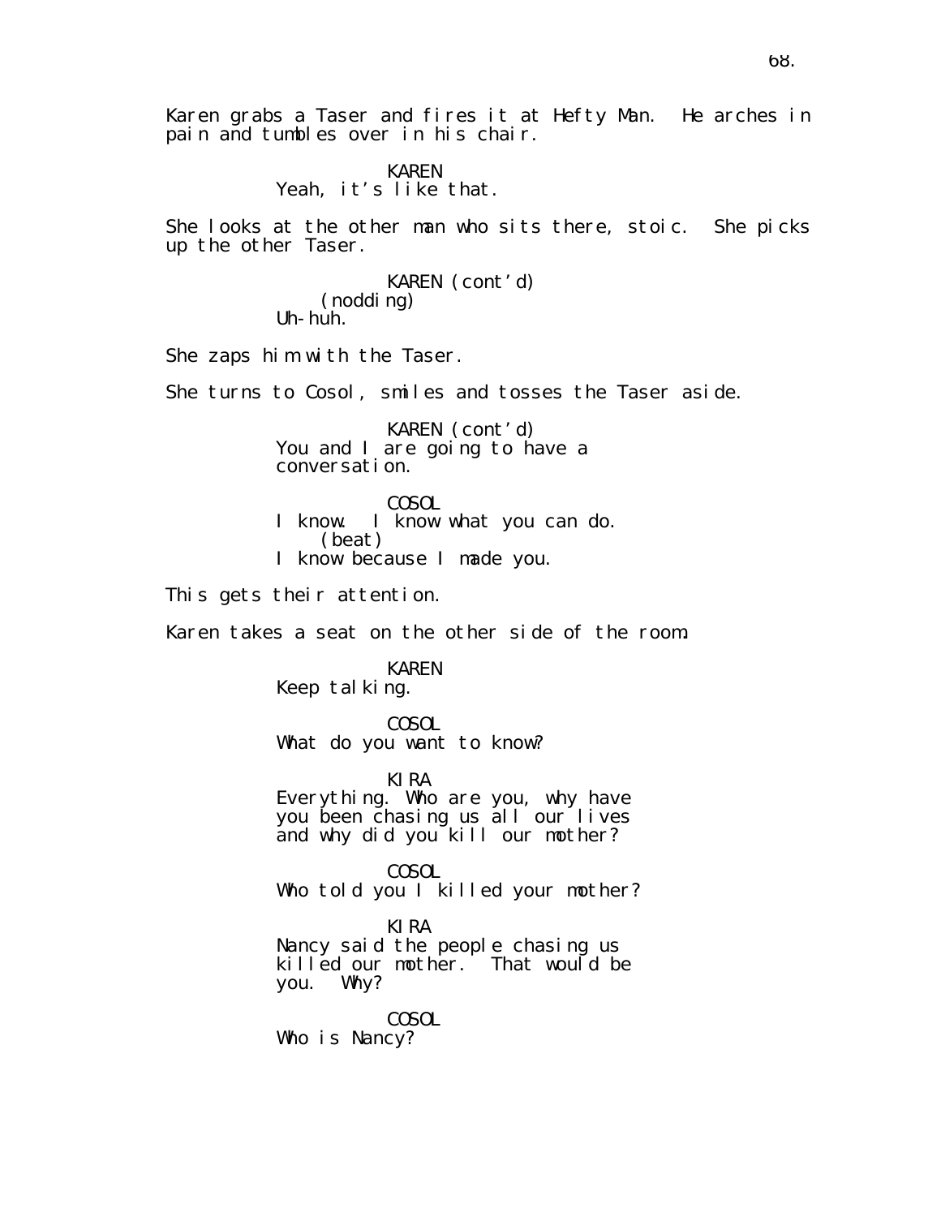Karen grabs a Taser and fires it at Hefty Man. He arches in pain and tumbles over in his chair.

KAREN
Yeah, it's like that.

She looks at the other man who sits there, stoic. She picks up the other Taser.

KAREN (cont'd)
(nodding)
Uh-huh.

She zaps him with the Taser.

She turns to Cosol, smiles and tosses the Taser aside.

KAREN (cont'd)
You and I are going to have a conversation.

COSOL
I know. I know what you can do.
(beat)
I know because I made you.

This gets their attention.

Karen takes a seat on the other side of the room.

KAREN
Keep talking.

COSOL
What do you want to know?

KIRA
Everything. Who are you, why have you been chasing us all our lives and why did you kill our mother?

COSOL
Who told you I killed your mother?

KIRA
Nancy said the people chasing us killed our mother. That would be you. Why?

COSOL
Who is Nancy?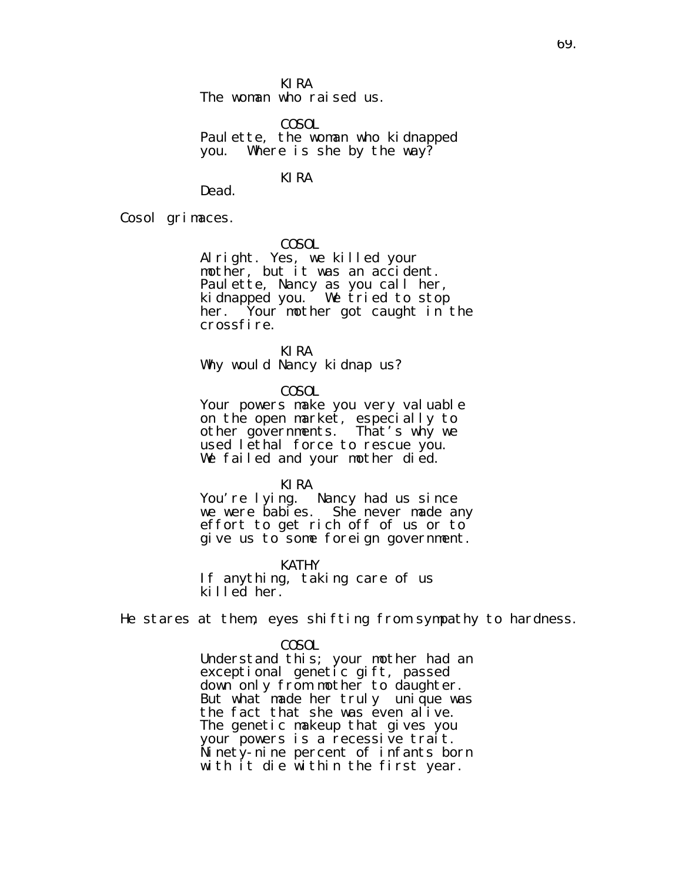KIRA
The woman who raised us.

COSOL
Paulette, the woman who kidnapped you. Where is she by the way?

KIRA
Dead.

Cosol grimaces.

COSOL
Alright. Yes, we killed your mother, but it was an accident. Paulette, Nancy as you call her, kidnapped you. We tried to stop her. Your mother got caught in the crossfire.

KIRA
Why would Nancy kidnap us?

COSOL
Your powers make you very valuable on the open market, especially to other governments. That's why we used lethal force to rescue you. We failed and your mother died.

KIRA
You're lying. Nancy had us since we were babies. She never made any effort to get rich off of us or to give us to some foreign government.

KATHY
If anything, taking care of us killed her.

He stares at them, eyes shifting from sympathy to hardness.

COSOL
Understand this; your mother had an exceptional genetic gift, passed down only from mother to daughter. But what made her truly unique was the fact that she was even alive. The genetic makeup that gives you your powers is a recessive trait. Ninety-nine percent of infants born with it die within the first year.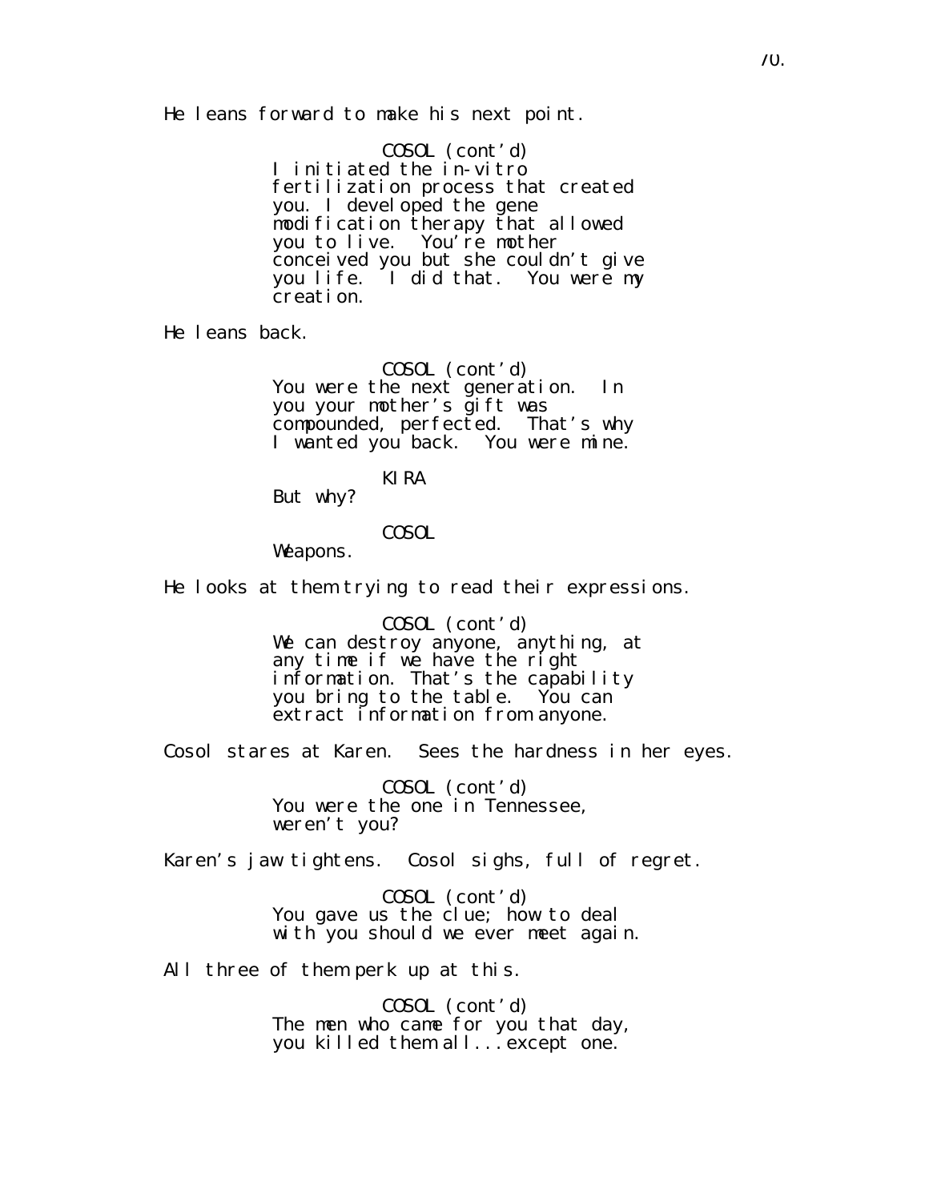He leans forward to make his next point.

COSOL (cont'd)
I initiated the in-vitro fertilization process that created you. I developed the gene modification therapy that allowed you to live. You're mother conceived you but she couldn't give you life. I did that. You were my creation.

He leans back.

COSOL (cont'd)
You were the next generation. In you your mother's gift was compounded, perfected. That's why I wanted you back. You were mine.

KIRA
But why?

COSOL
Weapons.

He looks at them trying to read their expressions.

COSOL (cont'd)
We can destroy anyone, anything, at any time if we have the right information. That's the capability you bring to the table. You can extract information from anyone.

Cosol stares at Karen. Sees the hardness in her eyes.

COSOL (cont'd)
You were the one in Tennessee, weren't you?

Karen's jaw tightens. Cosol sighs, full of regret.

COSOL (cont'd)
You gave us the clue; how to deal with you should we ever meet again.

All three of them perk up at this.

COSOL (cont'd)
The men who came for you that day, you killed them all...except one.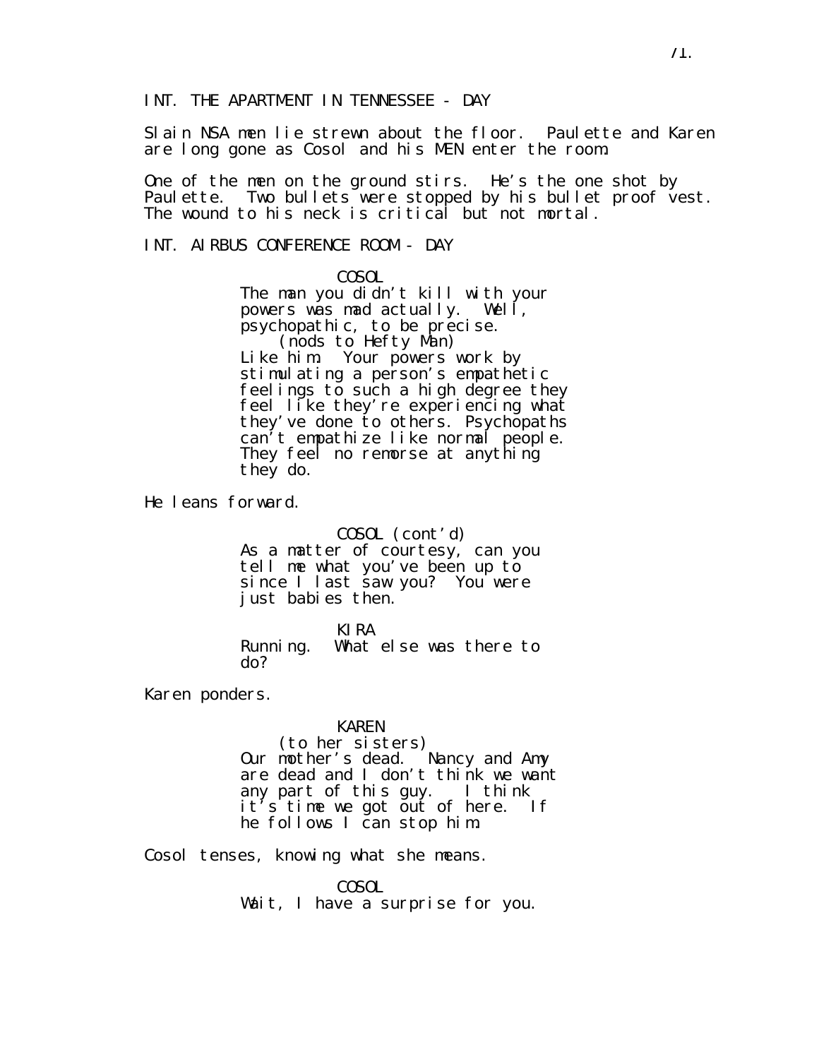INT. THE APARTMENT IN TENNESSEE - DAY

Slain NSA men lie strewn about the floor. Paulette and Karen are long gone as Cosol and his MEN enter the room.

One of the men on the ground stirs. He's the one shot by Paulette. Two bullets were stopped by his bullet proof vest. The wound to his neck is critical but not mortal.

INT. AIRBUS CONFERENCE ROOM - DAY

COSOL
The man you didn't kill with your powers was mad actually. Well, psychopathic, to be precise.
(nods to Hefty Man)
Like him. Your powers work by stimulating a person's empathetic feelings to such a high degree they feel like they're experiencing what they've done to others. Psychopaths can't empathize like normal people. They feel no remorse at anything they do.

He leans forward.

COSOL (cont'd)
As a matter of courtesy, can you tell me what you've been up to since I last saw you? You were just babies then.

KIRA
Running. What else was there to do?

Karen ponders.

KAREN
(to her sisters)
Our mother's dead. Nancy and Amy are dead and I don't think we want any part of this guy. I think it's time we got out of here. If he follows I can stop him.

Cosol tenses, knowing what she means.

COSOL
Wait, I have a surprise for you.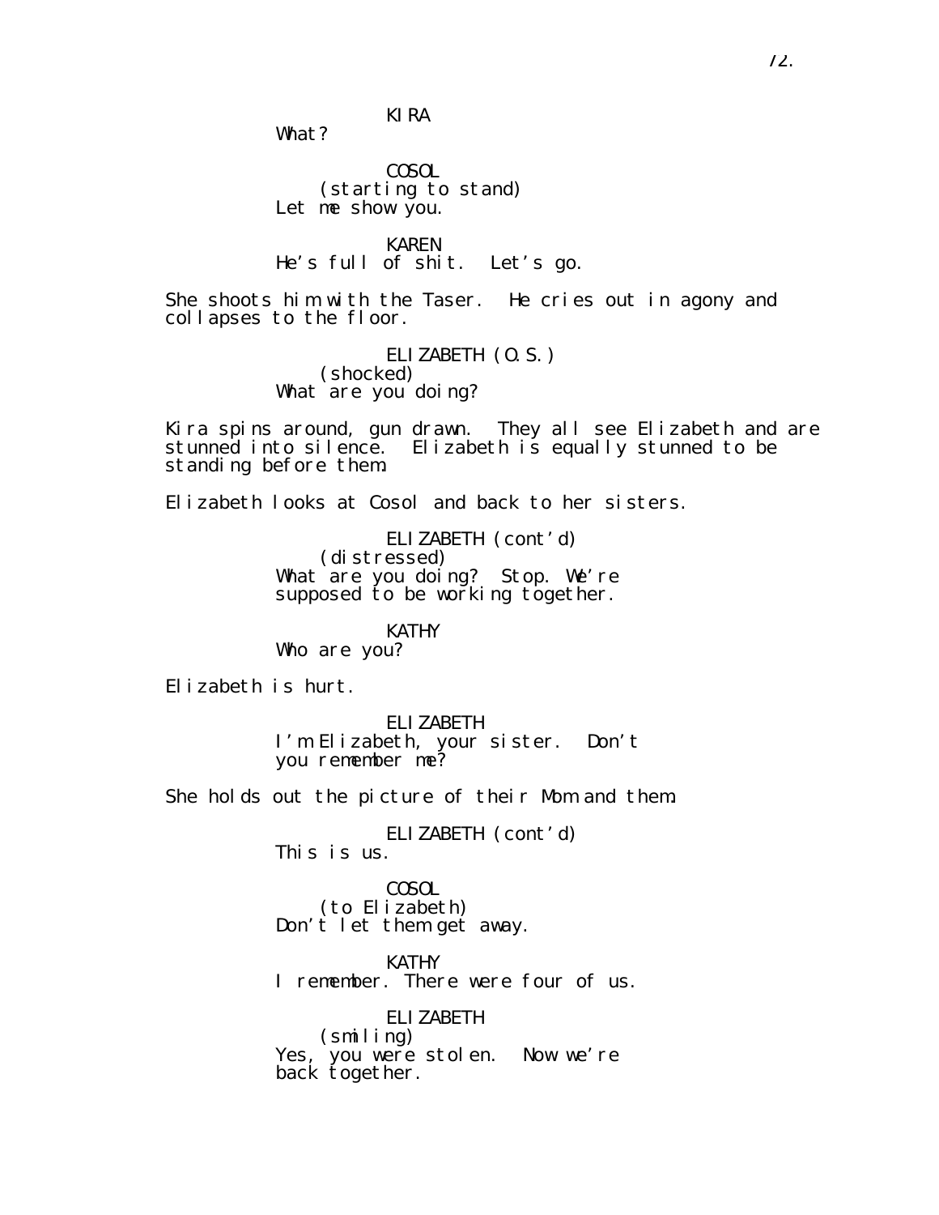KIRA
What?

COSOL
(starting to stand)
Let me show you.

KAREN
He's full of shit. Let's go.

She shoots him with the Taser. He cries out in agony and collapses to the floor.

ELIZABETH (O.S.)
(shocked)
What are you doing?

Kira spins around, gun drawn. They all see Elizabeth and are stunned into silence. Elizabeth is equally stunned to be standing before them.

Elizabeth looks at Cosol and back to her sisters.

ELIZABETH (cont'd)
(distressed)
What are you doing? Stop. We're supposed to be working together.

KATHY
Who are you?

Elizabeth is hurt.

ELIZABETH
I'm Elizabeth, your sister. Don't you remember me?

She holds out the picture of their Mom and them.

ELIZABETH (cont'd)
This is us.

COSOL
(to Elizabeth)
Don't let them get away.

KATHY
I remember. There were four of us.

ELIZABETH
(smiling)
Yes, you were stolen. Now we're back together.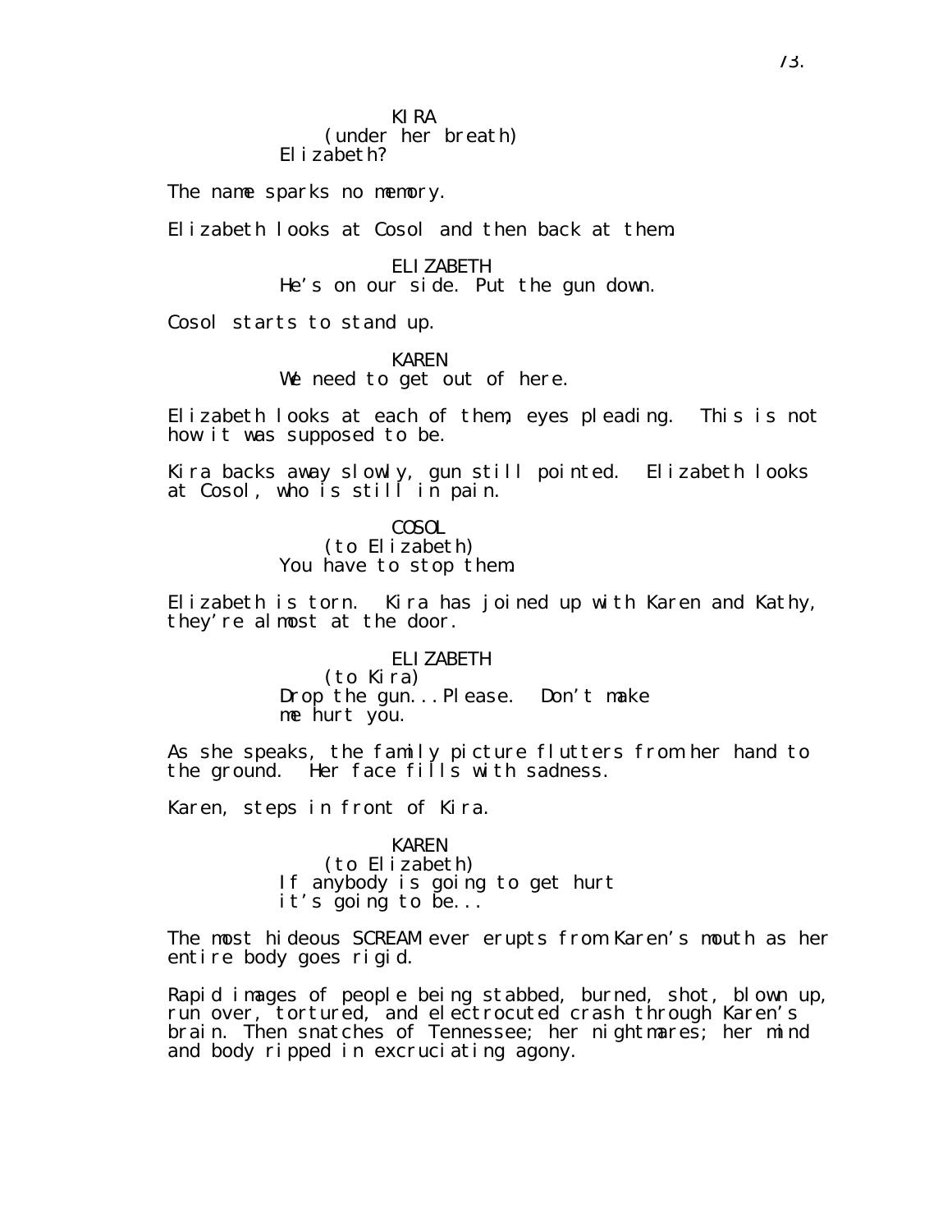KIRA
(under her breath)
Elizabeth?

The name sparks no memory.

Elizabeth looks at Cosol and then back at them.

ELIZABETH
He's on our side. Put the gun down.

Cosol starts to stand up.

KAREN
We need to get out of here.

Elizabeth looks at each of them, eyes pleading. This is not how it was supposed to be.

Kira backs away slowly, gun still pointed. Elizabeth looks at Cosol, who is still in pain.

COSOL
(to Elizabeth)
You have to stop them.

Elizabeth is torn. Kira has joined up with Karen and Kathy, they're almost at the door.

ELIZABETH
(to Kira)
Drop the gun...Please. Don't make me hurt you.

As she speaks, the family picture flutters from her hand to the ground. Her face fills with sadness.

Karen, steps in front of Kira.

KAREN
(to Elizabeth)
If anybody is going to get hurt it's going to be...

The most hideous SCREAM ever erupts from Karen's mouth as her entire body goes rigid.

Rapid images of people being stabbed, burned, shot, blown up, run over, tortured, and electrocuted crash through Karen's brain. Then snatches of Tennessee; her nightmares; her mind and body ripped in excruciating agony.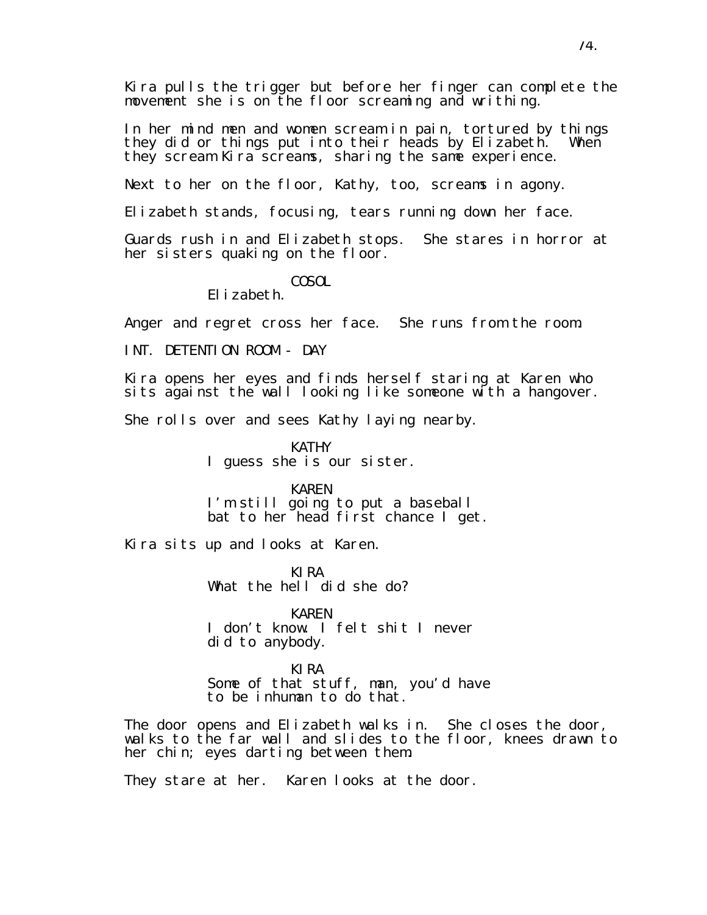Kira pulls the trigger but before her finger can complete the movement she is on the floor screaming and writhing.

In her mind men and women scream in pain, tortured by things they did or things put into their heads by Elizabeth. When they scream Kira screams, sharing the same experience.

Next to her on the floor, Kathy, too, screams in agony.

Elizabeth stands, focusing, tears running down her face.

Guards rush in and Elizabeth stops. She stares in horror at her sisters quaking on the floor.

COSOL
Elizabeth.

Anger and regret cross her face. She runs from the room.

INT. DETENTION ROOM - DAY

Kira opens her eyes and finds herself staring at Karen who sits against the wall looking like someone with a hangover.

She rolls over and sees Kathy laying nearby.

KATHY
I guess she is our sister.

KAREN
I'm still going to put a baseball bat to her head first chance I get.

Kira sits up and looks at Karen.

KIRA
What the hell did she do?

KAREN
I don't know. I felt shit I never did to anybody.

KIRA
Some of that stuff, man, you'd have to be inhuman to do that.

The door opens and Elizabeth walks in. She closes the door, walks to the far wall and slides to the floor, knees drawn to her chin; eyes darting between them.

They stare at her. Karen looks at the door.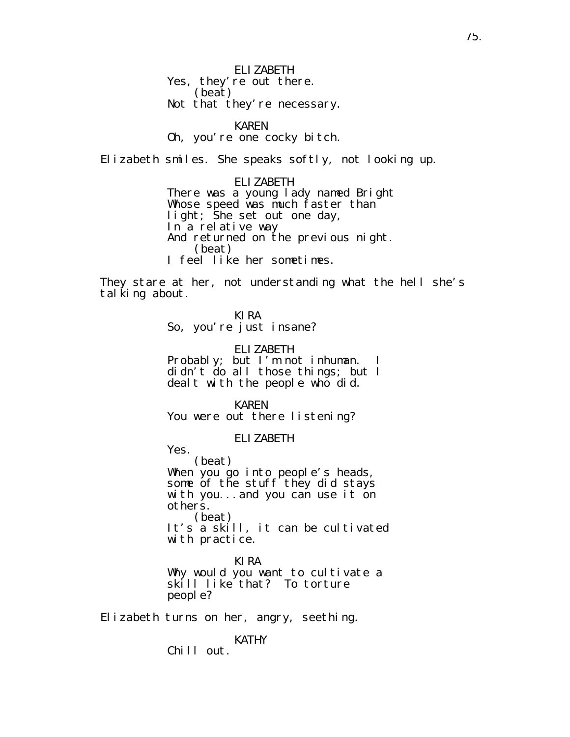ELIZABETH
Yes, they're out there.
(beat)
Not that they're necessary.

KAREN
Oh, you're one cocky bitch.

Elizabeth smiles. She speaks softly, not looking up.

ELIZABETH
There was a young lady named Bright
Whose speed was much faster than
light; She set out one day,
In a relative way
And returned on the previous night.
(beat)
I feel like her sometimes.

They stare at her, not understanding what the hell she's talking about.

KIRA
So, you're just insane?

ELIZABETH
Probably; but I'm not inhuman. I didn't do all those things; but I dealt with the people who did.

KAREN
You were out there listening?

ELIZABETH
Yes.
(beat)
When you go into people's heads, some of the stuff they did stays with you...and you can use it on others.
(beat)
It's a skill, it can be cultivated with practice.

KIRA
Why would you want to cultivate a skill like that? To torture people?

Elizabeth turns on her, angry, seething.

KATHY
Chill out.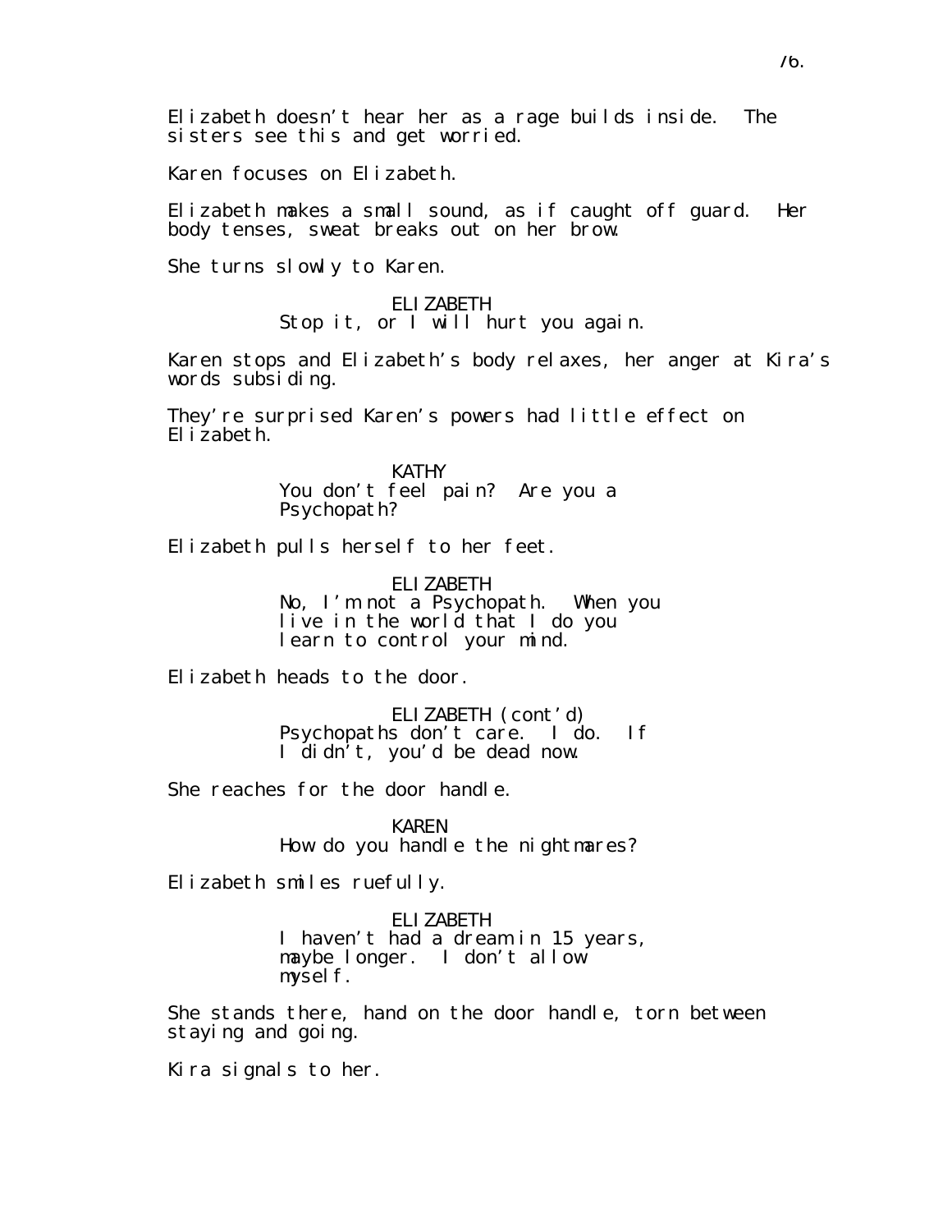Elizabeth doesn't hear her as a rage builds inside. The sisters see this and get worried.

Karen focuses on Elizabeth.

Elizabeth makes a small sound, as if caught off guard. Her body tenses, sweat breaks out on her brow.

She turns slowly to Karen.

ELIZABETH
Stop it, or I will hurt you again.

Karen stops and Elizabeth's body relaxes, her anger at Kira's words subsiding.

They're surprised Karen's powers had little effect on Elizabeth.

KATHY
You don't feel pain? Are you a Psychopath?

Elizabeth pulls herself to her feet.

ELIZABETH
No, I'm not a Psychopath. When you live in the world that I do you learn to control your mind.

Elizabeth heads to the door.

ELIZABETH (cont'd)
Psychopaths don't care. I do. If I didn't, you'd be dead now.

She reaches for the door handle.

KAREN
How do you handle the nightmares?

Elizabeth smiles ruefully.

ELIZABETH
I haven't had a dream in 15 years, maybe longer. I don't allow myself.

She stands there, hand on the door handle, torn between staying and going.

Kira signals to her.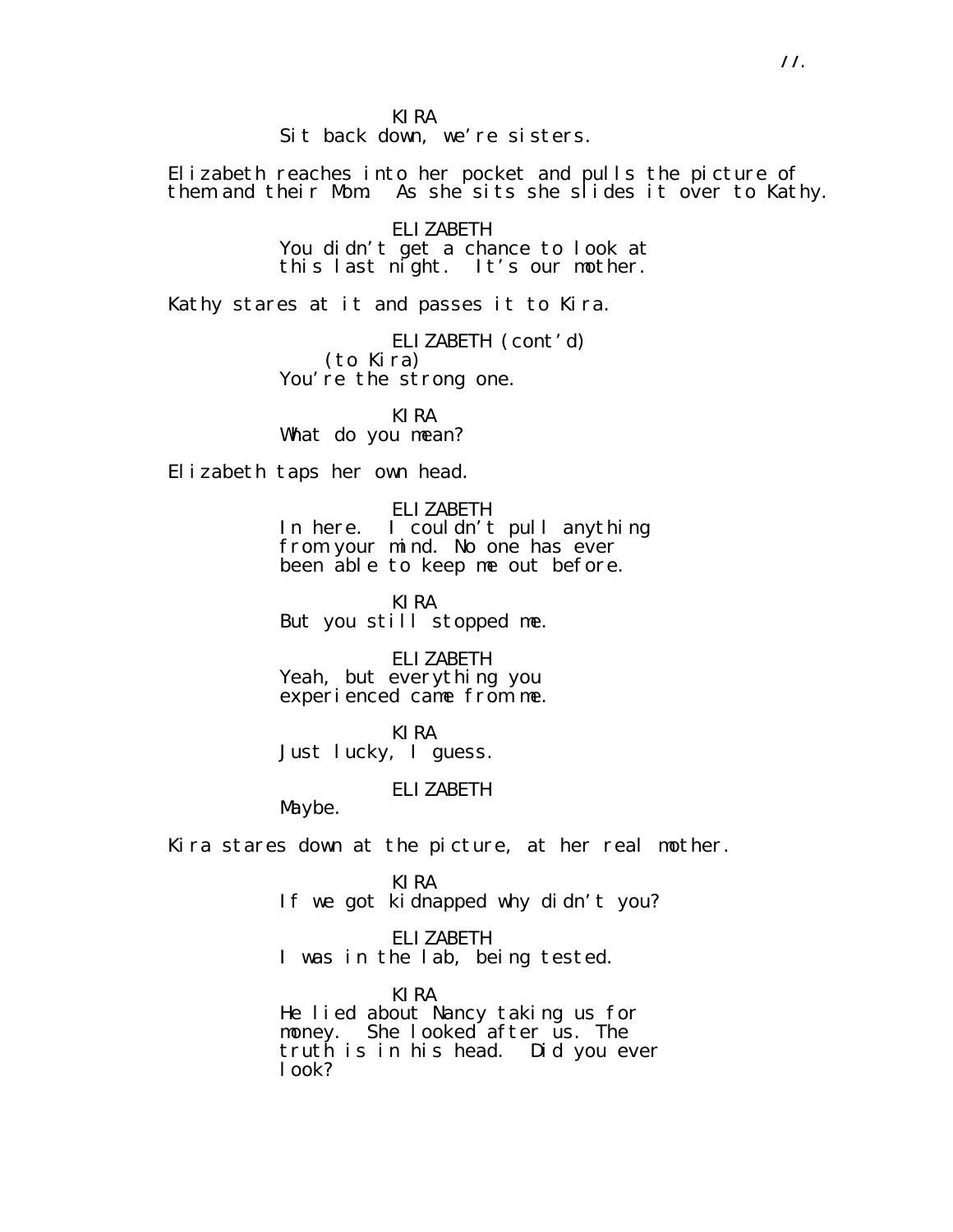KIRA
Sit back down, we're sisters.

Elizabeth reaches into her pocket and pulls the picture of them and their Mom. As she sits she slides it over to Kathy.

ELIZABETH
You didn't get a chance to look at this last night. It's our mother.

Kathy stares at it and passes it to Kira.

ELIZABETH (cont'd)
(to Kira)
You're the strong one.

KIRA
What do you mean?

Elizabeth taps her own head.

ELIZABETH
In here. I couldn't pull anything from your mind. No one has ever been able to keep me out before.

KIRA
But you still stopped me.

ELIZABETH
Yeah, but everything you experienced came from me.

KIRA
Just lucky, I guess.

ELIZABETH
Maybe.

Kira stares down at the picture, at her real mother.

KIRA
If we got kidnapped why didn't you?

ELIZABETH
I was in the lab, being tested.

KIRA
He lied about Nancy taking us for money. She looked after us. The truth is in his head. Did you ever look?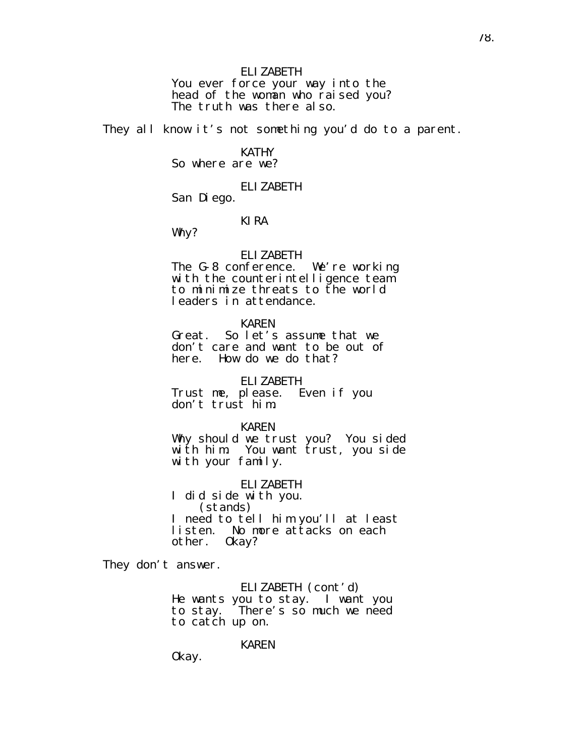ELIZABETH
You ever force your way into the head of the woman who raised you? The truth was there also.

They all know it's not something you'd do to a parent.

KATHY
So where are we?

ELIZABETH
San Diego.

KIRA
Why?

ELIZABETH
The G-8 conference. We're working with the counterintelligence team to minimize threats to the world leaders in attendance.

KAREN
Great. So let's assume that we don't care and want to be out of here. How do we do that?

ELIZABETH
Trust me, please. Even if you don't trust him.

KAREN
Why should we trust you? You sided with him. You want trust, you side with your family.

ELIZABETH
I did side with you.
(stands)
I need to tell him you'll at least listen. No more attacks on each other. Okay?

They don't answer.

ELIZABETH (cont'd)
He wants you to stay. I want you to stay. There's so much we need to catch up on.

KAREN
Okay.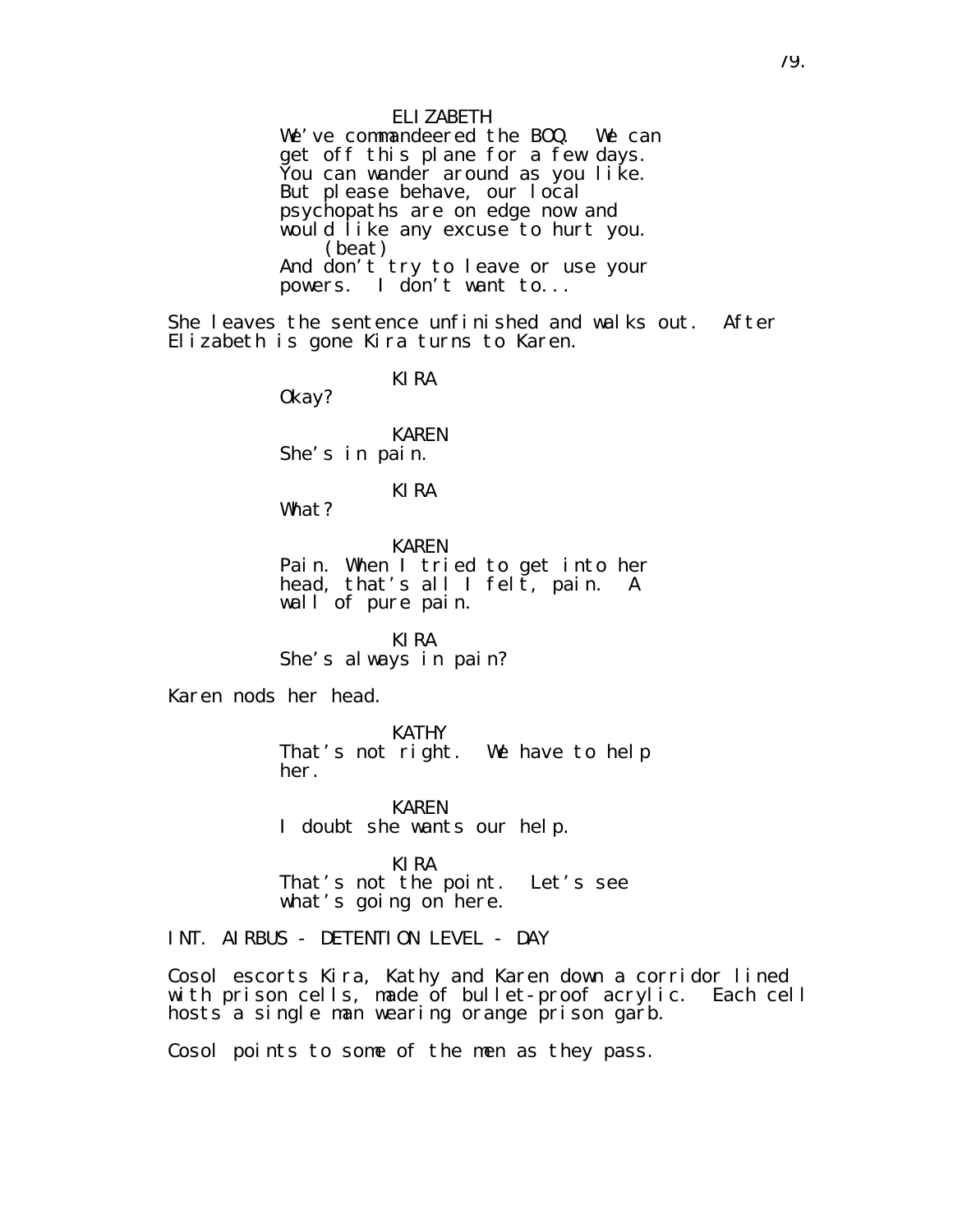ELIZABETH
We've commandeered the BOQ. We can get off this plane for a few days. You can wander around as you like. But please behave, our local psychopaths are on edge now and would like any excuse to hurt you.
(beat)
And don't try to leave or use your powers. I don't want to...

She leaves the sentence unfinished and walks out. After Elizabeth is gone Kira turns to Karen.

KIRA
Okay?

KAREN
She's in pain.

KIRA
What?

KAREN
Pain. When I tried to get into her head, that's all I felt, pain. A wall of pure pain.

KIRA
She's always in pain?

Karen nods her head.

KATHY
That's not right. We have to help her.

KAREN
I doubt she wants our help.

KIRA
That's not the point. Let's see what's going on here.

INT. AIRBUS - DETENTION LEVEL - DAY

Cosol escorts Kira, Kathy and Karen down a corridor lined with prison cells, made of bullet-proof acrylic. Each cell hosts a single man wearing orange prison garb.

Cosol points to some of the men as they pass.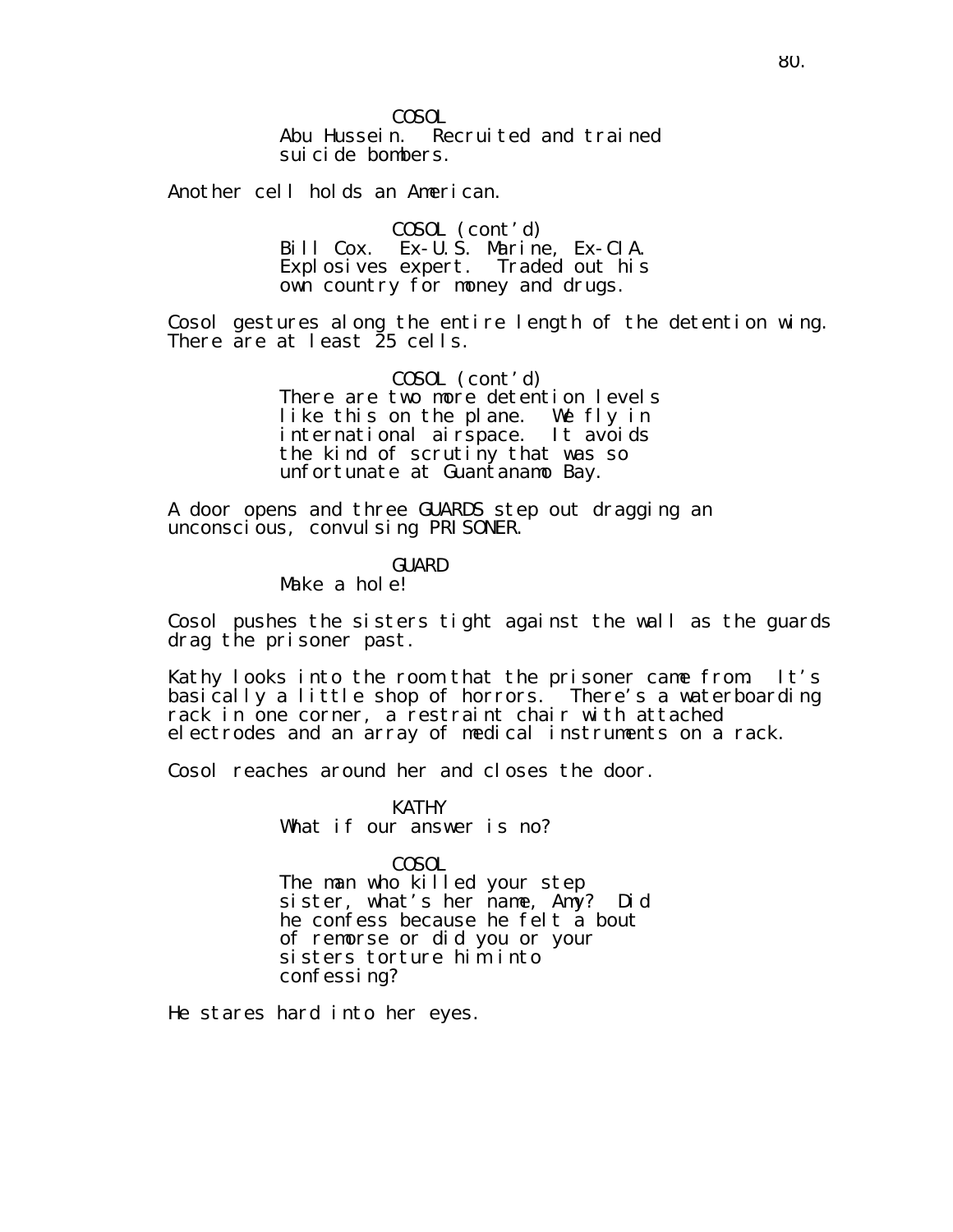COSOL
Abu Hussein. Recruited and trained suicide bombers.

Another cell holds an American.

COSOL (cont'd)
Bill Cox. Ex-U.S. Marine, Ex-CIA. Explosives expert. Traded out his own country for money and drugs.

Cosol gestures along the entire length of the detention wing. There are at least 25 cells.

COSOL (cont'd)
There are two more detention levels like this on the plane. We fly in international airspace. It avoids the kind of scrutiny that was so unfortunate at Guantanamo Bay.

A door opens and three GUARDS step out dragging an unconscious, convulsing PRISONER.

GUARD
Make a hole!

Cosol pushes the sisters tight against the wall as the guards drag the prisoner past.

Kathy looks into the room that the prisoner came from. It's basically a little shop of horrors. There's a waterboarding rack in one corner, a restraint chair with attached electrodes and an array of medical instruments on a rack.

Cosol reaches around her and closes the door.

KATHY
What if our answer is no?

COSOL
The man who killed your step sister, what's her name, Amy? Did he confess because he felt a bout of remorse or did you or your sisters torture him into confessing?

He stares hard into her eyes.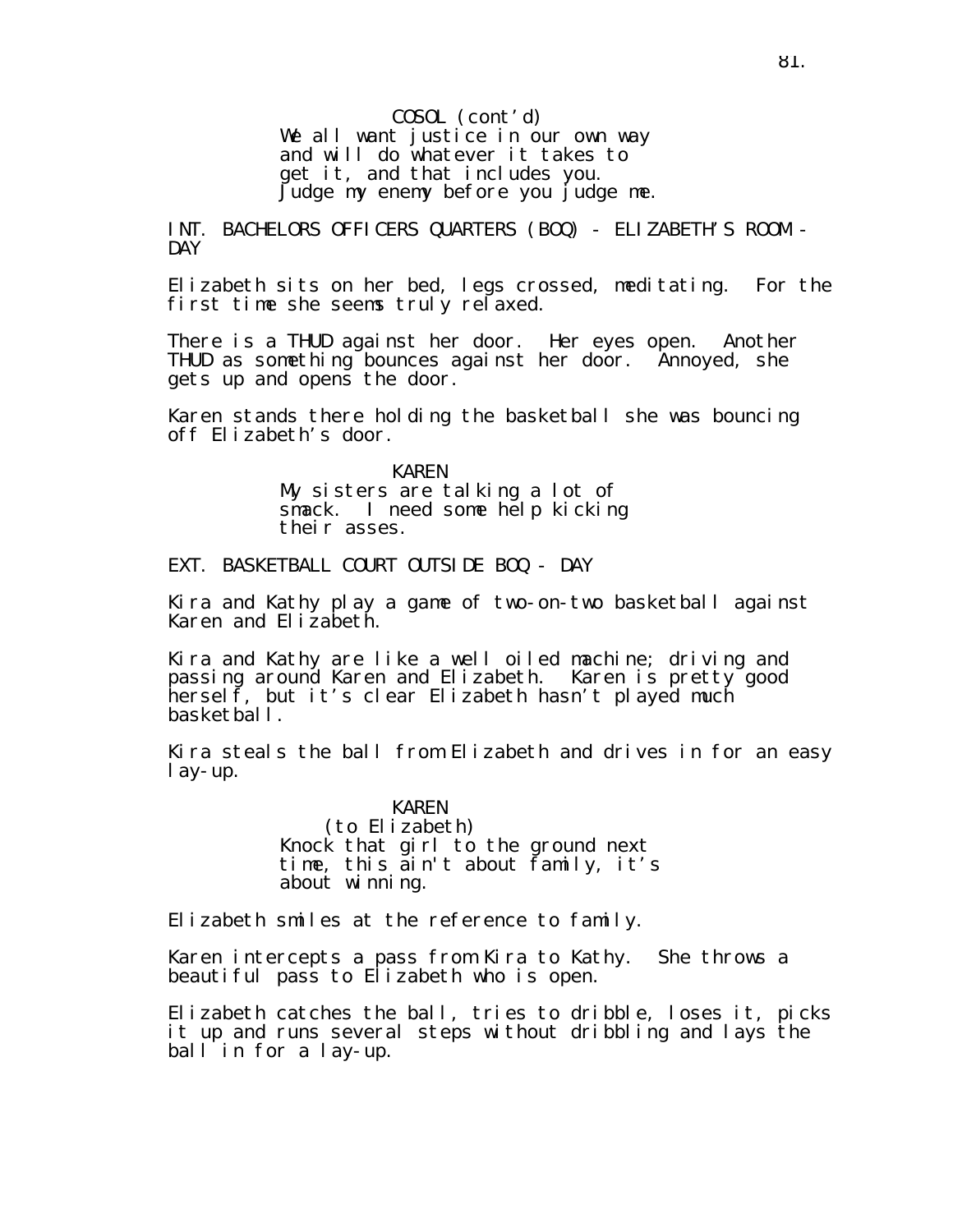COSOL (cont'd)
We all want justice in our own way and will do whatever it takes to get it, and that includes you. Judge my enemy before you judge me.

INT. BACHELORS OFFICERS QUARTERS (BOQ) - ELIZABETH'S ROOM - DAY

Elizabeth sits on her bed, legs crossed, meditating. For the first time she seems truly relaxed.

There is a THUD against her door. Her eyes open. Another THUD as something bounces against her door. Annoyed, she gets up and opens the door.

Karen stands there holding the basketball she was bouncing off Elizabeth's door.

KAREN
My sisters are talking a lot of smack. I need some help kicking their asses.

EXT. BASKETBALL COURT OUTSIDE BOQ - DAY

Kira and Kathy play a game of two-on-two basketball against Karen and Elizabeth.

Kira and Kathy are like a well oiled machine; driving and passing around Karen and Elizabeth. Karen is pretty good herself, but it's clear Elizabeth hasn't played much basketball.

Kira steals the ball from Elizabeth and drives in for an easy lay-up.

KAREN
(to Elizabeth)
Knock that girl to the ground next time, this ain't about family, it's about winning.

Elizabeth smiles at the reference to family.

Karen intercepts a pass from Kira to Kathy. She throws a beautiful pass to Elizabeth who is open.

Elizabeth catches the ball, tries to dribble, loses it, picks it up and runs several steps without dribbling and lays the ball in for a lay-up.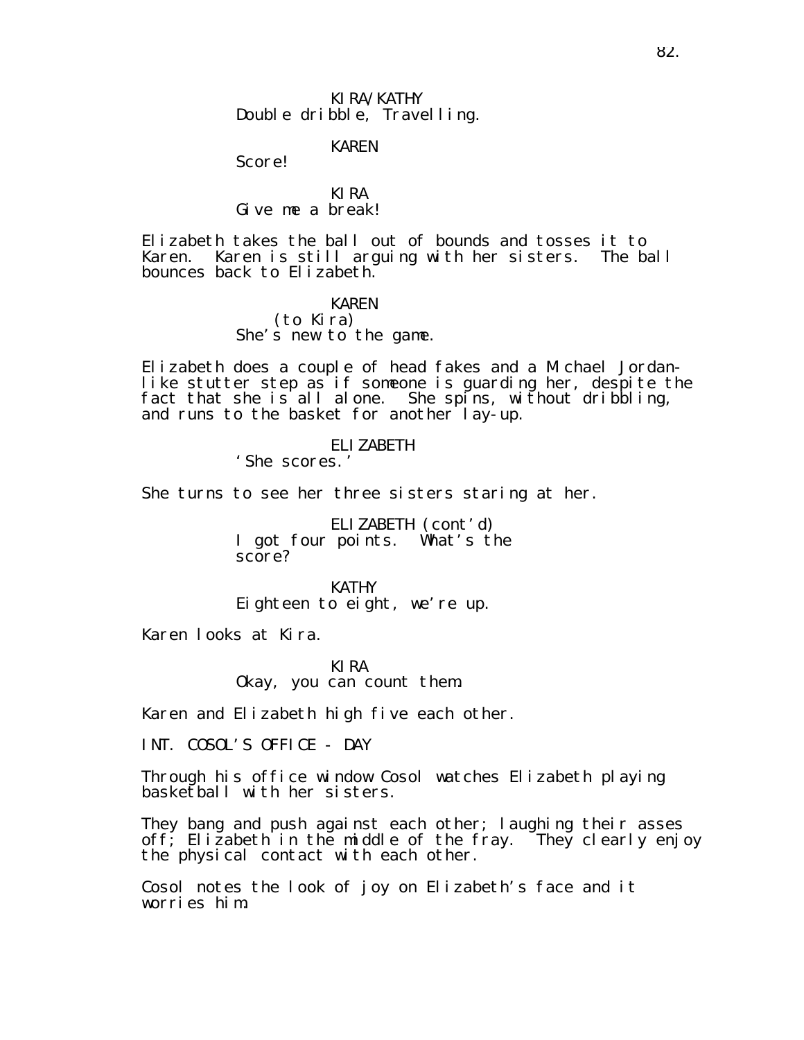KIRA/KATHY
Double dribble, Travelling.

KAREN
Score!

KIRA
Give me a break!

Elizabeth takes the ball out of bounds and tosses it to Karen. Karen is still arguing with her sisters. The ball bounces back to Elizabeth.

KAREN
(to Kira)
She's new to the game.

Elizabeth does a couple of head fakes and a Michael Jordan-like stutter step as if someone is guarding her, despite the fact that she is all alone. She spins, without dribbling, and runs to the basket for another lay-up.

ELIZABETH
'She scores.'

She turns to see her three sisters staring at her.

ELIZABETH (cont'd)
I got four points. What's the score?

KATHY
Eighteen to eight, we're up.

Karen looks at Kira.

KIRA
Okay, you can count them.

Karen and Elizabeth high five each other.

INT. COSOL'S OFFICE - DAY

Through his office window Cosol watches Elizabeth playing basketball with her sisters.

They bang and push against each other; laughing their asses off; Elizabeth in the middle of the fray. They clearly enjoy the physical contact with each other.

Cosol notes the look of joy on Elizabeth's face and it worries him.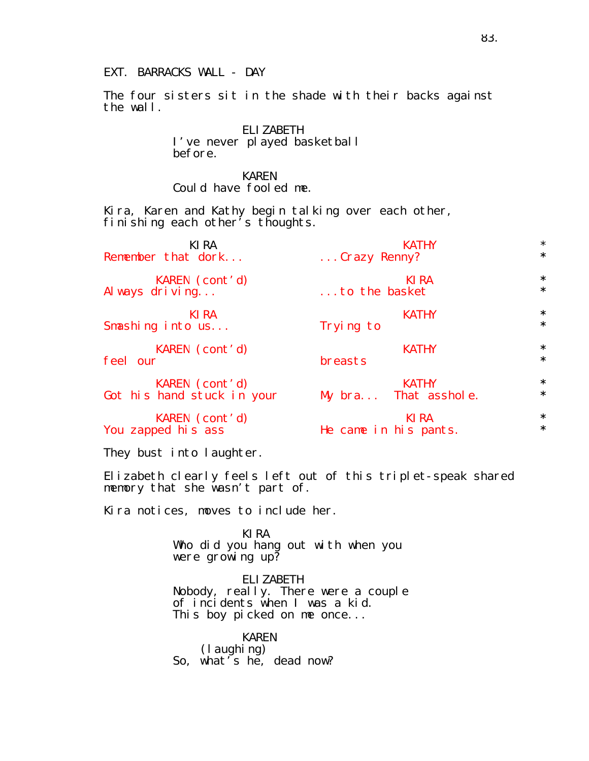EXT. BARRACKS WALL - DAY

The four sisters sit in the shade with their backs against the wall.

ELIZABETH
I've never played basketball before.

KAREN
Could have fooled me.

Kira, Karen and Kathy begin talking over each other, finishing each other's thoughts.

| | | |
|---|---|---|
| KIRA<br>Remember that dork... | KATHY<br>...Crazy Renny? | * |
| KAREN (cont'd)<br>Always driving... | KIRA<br>...to the basket | * |
| KIRA<br>Smashing into us... | KATHY<br>Trying to | * |
| KAREN (cont'd)<br>feel our | KATHY<br>breasts | * |
| KAREN (cont'd)<br>Got his hand stuck in your | KATHY<br>My bra... That asshole. | * |
| KAREN (cont'd)<br>You zapped his ass | KIRA<br>He came in his pants. | * |

They bust into laughter.

Elizabeth clearly feels left out of this triplet-speak shared memory that she wasn't part of.

Kira notices, moves to include her.

KIRA
Who did you hang out with when you were growing up?

ELIZABETH
Nobody, really. There were a couple of incidents when I was a kid. This boy picked on me once...

KAREN
(laughing)
So, what's he, dead now?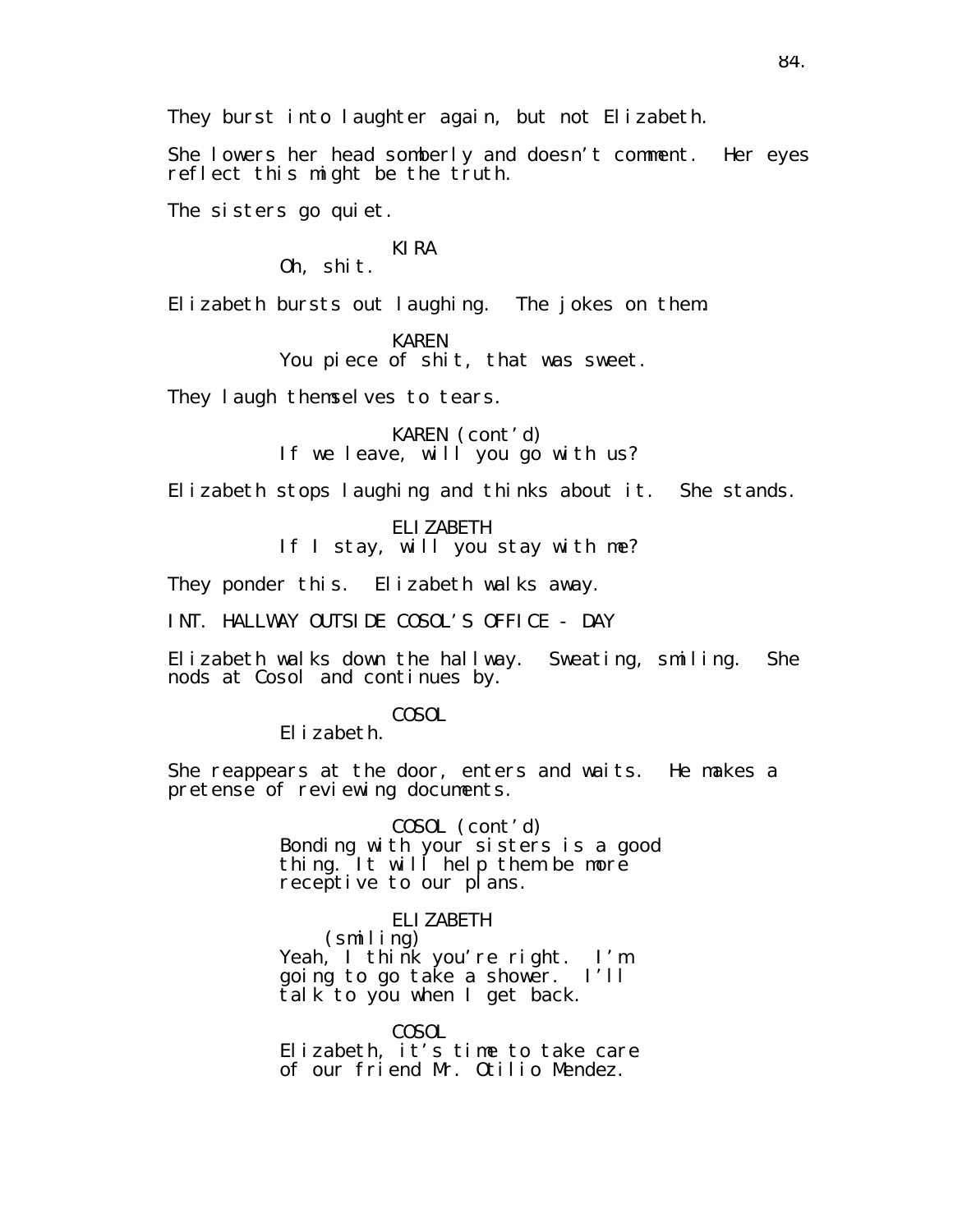They burst into laughter again, but not Elizabeth.

She lowers her head somberly and doesn't comment. Her eyes reflect this might be the truth.

The sisters go quiet.

KIRA
Oh, shit.

Elizabeth bursts out laughing. The jokes on them.

KAREN
You piece of shit, that was sweet.

They laugh themselves to tears.

KAREN (cont'd)
If we leave, will you go with us?

Elizabeth stops laughing and thinks about it. She stands.

ELIZABETH
If I stay, will you stay with me?

They ponder this. Elizabeth walks away.

INT. HALLWAY OUTSIDE COSOL'S OFFICE - DAY

Elizabeth walks down the hallway. Sweating, smiling. She nods at Cosol and continues by.

COSOL
Elizabeth.

She reappears at the door, enters and waits. He makes a pretense of reviewing documents.

COSOL (cont'd)
Bonding with your sisters is a good thing. It will help them be more receptive to our plans.

ELIZABETH
(smiling)
Yeah, I think you're right. I'm going to go take a shower. I'll talk to you when I get back.

COSOL
Elizabeth, it's time to take care of our friend Mr. Otilio Mendez.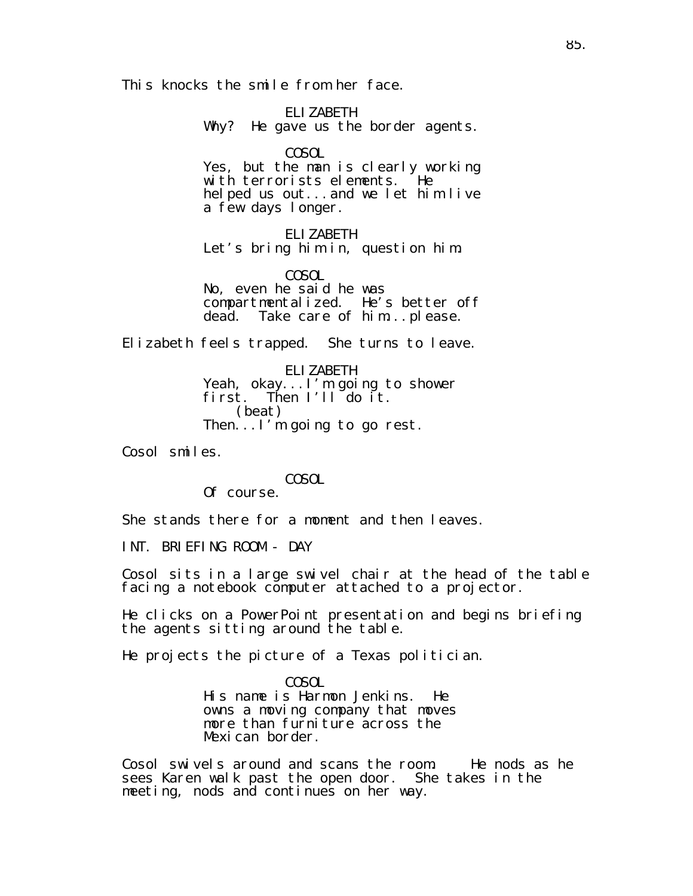This knocks the smile from her face.

ELIZABETH
Why? He gave us the border agents.

COSOL
Yes, but the man is clearly working with terrorists elements. He helped us out...and we let him live a few days longer.

ELIZABETH
Let's bring him in, question him.

COSOL
No, even he said he was compartmentalized. He's better off dead. Take care of him...please.

Elizabeth feels trapped. She turns to leave.

ELIZABETH
Yeah, okay...I'm going to shower first. Then I'll do it.
(beat)
Then...I'm going to go rest.

Cosol smiles.

COSOL
Of course.

She stands there for a moment and then leaves.

INT. BRIEFING ROOM - DAY

Cosol sits in a large swivel chair at the head of the table facing a notebook computer attached to a projector.

He clicks on a PowerPoint presentation and begins briefing the agents sitting around the table.

He projects the picture of a Texas politician.

COSOL
His name is Harmon Jenkins. He owns a moving company that moves more than furniture across the Mexican border.

Cosol swivels around and scans the room. He nods as he sees Karen walk past the open door. She takes in the meeting, nods and continues on her way.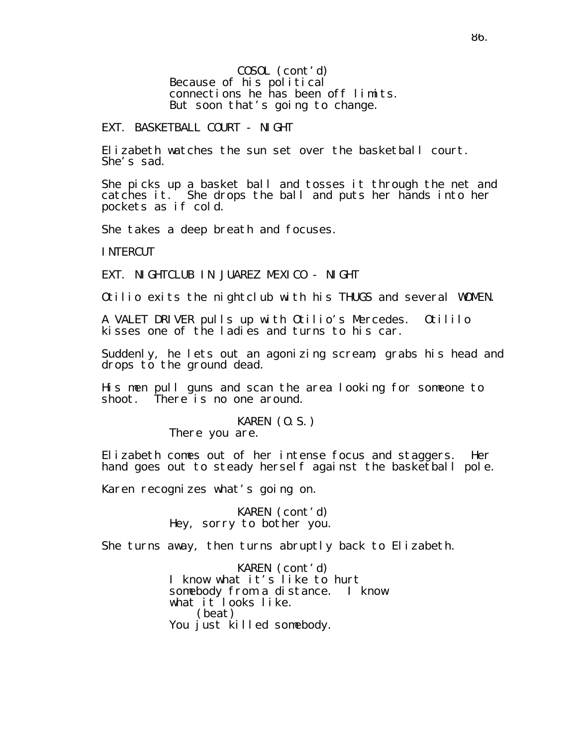COSOL (cont'd)
Because of his political connections he has been off limits. But soon that's going to change.

EXT. BASKETBALL COURT - NIGHT

Elizabeth watches the sun set over the basketball court. She's sad.

She picks up a basket ball and tosses it through the net and catches it. She drops the ball and puts her hands into her pockets as if cold.

She takes a deep breath and focuses.

INTERCUT

EXT. NIGHTCLUB IN JUAREZ MEXICO - NIGHT

Otilio exits the nightclub with his THUGS and several WOMEN.

A VALET DRIVER pulls up with Otilio's Mercedes. Otililo kisses one of the ladies and turns to his car.

Suddenly, he lets out an agonizing scream, grabs his head and drops to the ground dead.

His men pull guns and scan the area looking for someone to shoot. There is no one around.

KAREN (O.S.)
There you are.

Elizabeth comes out of her intense focus and staggers. Her hand goes out to steady herself against the basketball pole.

Karen recognizes what's going on.

KAREN (cont'd)
Hey, sorry to bother you.

She turns away, then turns abruptly back to Elizabeth.

KAREN (cont'd)
I know what it's like to hurt somebody from a distance. I know what it looks like.
(beat)
You just killed somebody.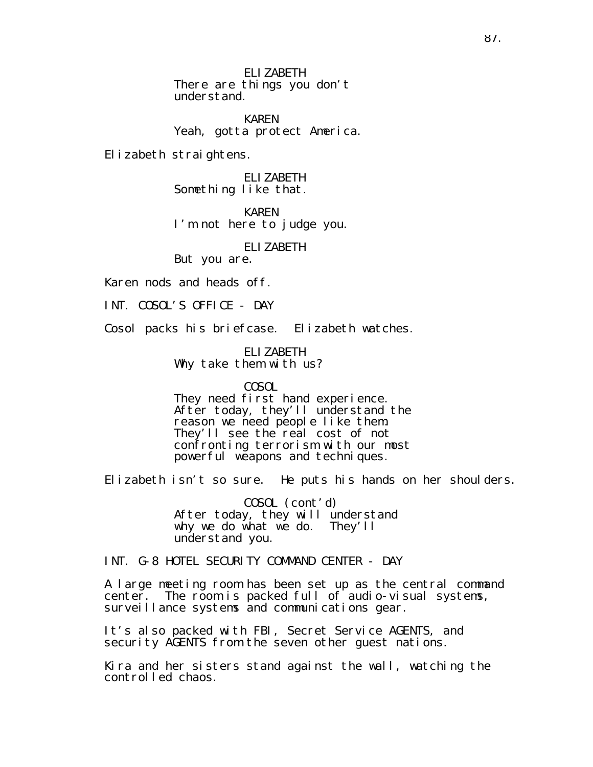ELIZABETH
There are things you don't understand.

KAREN
Yeah, gotta protect America.

Elizabeth straightens.

ELIZABETH
Something like that.

KAREN
I'm not here to judge you.

ELIZABETH
But you are.

Karen nods and heads off.

INT. COSOL'S OFFICE - DAY

Cosol packs his briefcase. Elizabeth watches.

ELIZABETH
Why take them with us?

COSOL
They need first hand experience. After today, they'll understand the reason we need people like them. They'll see the real cost of not confronting terrorism with our most powerful weapons and techniques.

Elizabeth isn't so sure. He puts his hands on her shoulders.

COSOL (cont'd)
After today, they will understand why we do what we do. They'll understand you.

INT. G-8 HOTEL SECURITY COMMAND CENTER - DAY

A large meeting room has been set up as the central command center. The room is packed full of audio-visual systems, surveillance systems and communications gear.

It's also packed with FBI, Secret Service AGENTS, and security AGENTS from the seven other guest nations.

Kira and her sisters stand against the wall, watching the controlled chaos.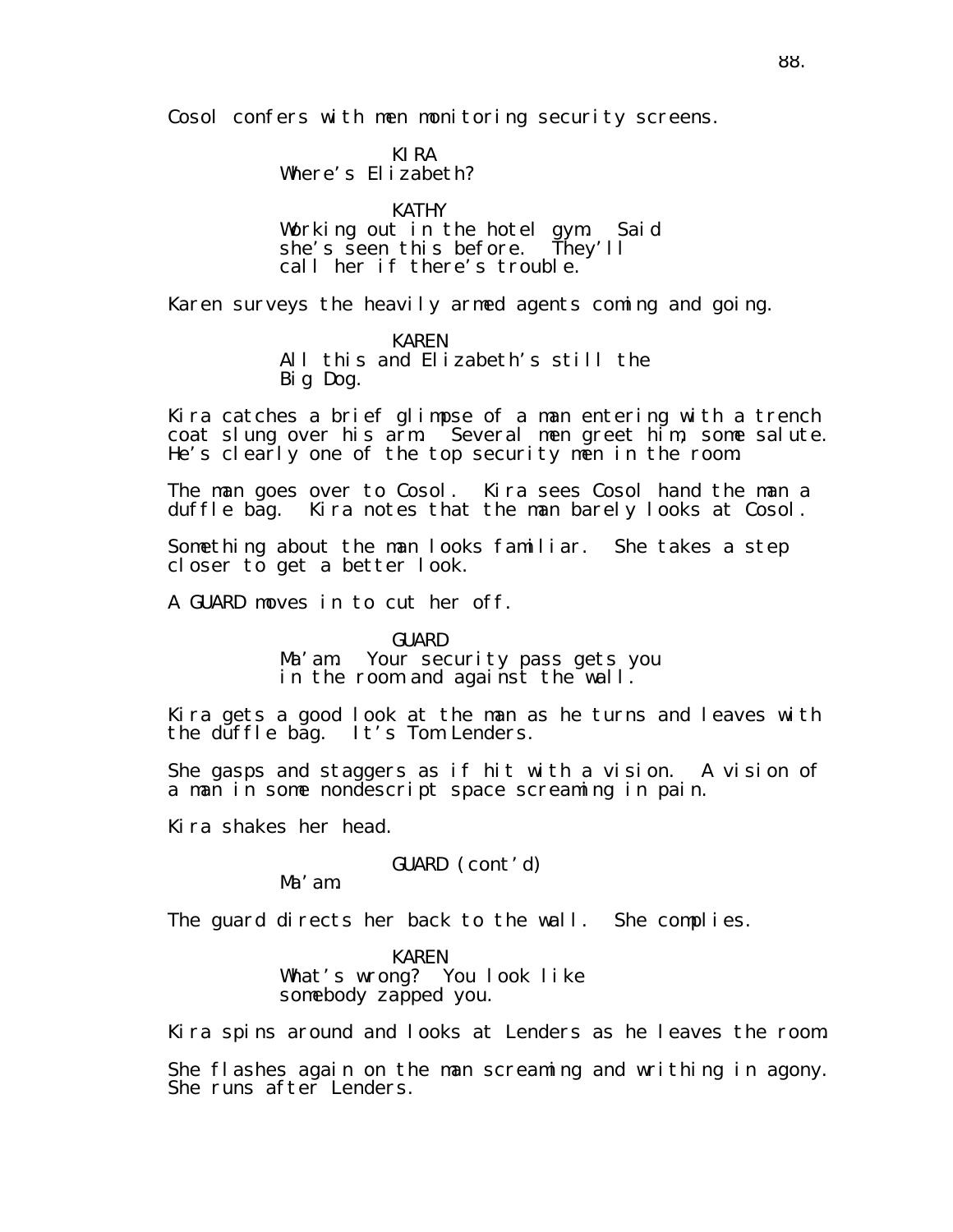Cosol confers with men monitoring security screens.

KIRA
Where's Elizabeth?

KATHY
Working out in the hotel gym. Said she's seen this before. They'll call her if there's trouble.

Karen surveys the heavily armed agents coming and going.

KAREN
All this and Elizabeth's still the Big Dog.

Kira catches a brief glimpse of a man entering with a trench coat slung over his arm. Several men greet him, some salute. He's clearly one of the top security men in the room.

The man goes over to Cosol. Kira sees Cosol hand the man a duffle bag. Kira notes that the man barely looks at Cosol.

Something about the man looks familiar. She takes a step closer to get a better look.

A GUARD moves in to cut her off.

GUARD
Ma'am. Your security pass gets you in the room and against the wall.

Kira gets a good look at the man as he turns and leaves with the duffle bag. It's Tom Lenders.

She gasps and staggers as if hit with a vision. A vision of a man in some nondescript space screaming in pain.

Kira shakes her head.

GUARD (cont'd)
Ma'am.

The guard directs her back to the wall. She complies.

KAREN
What's wrong? You look like somebody zapped you.

Kira spins around and looks at Lenders as he leaves the room.

She flashes again on the man screaming and writhing in agony. She runs after Lenders.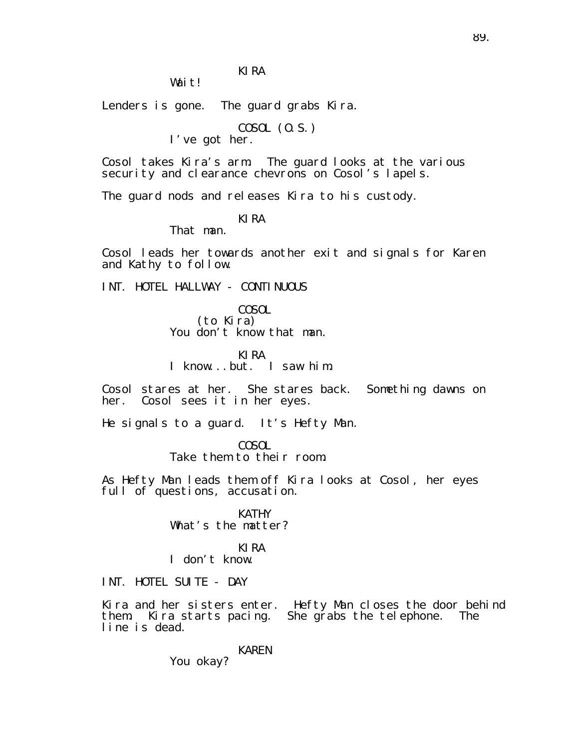KIRA
Wait!

Lenders is gone. The guard grabs Kira.

COSOL (O.S.)
I've got her.

Cosol takes Kira's arm. The guard looks at the various security and clearance chevrons on Cosol's lapels.

The guard nods and releases Kira to his custody.

KIRA
That man.

Cosol leads her towards another exit and signals for Karen and Kathy to follow.

INT. HOTEL HALLWAY - CONTINUOUS

COSOL
(to Kira)
You don't know that man.

KIRA
I know...but. I saw him.

Cosol stares at her. She stares back. Something dawns on her. Cosol sees it in her eyes.

He signals to a guard. It's Hefty Man.

COSOL
Take them to their room.

As Hefty Man leads them off Kira looks at Cosol, her eyes full of questions, accusation.

KATHY
What's the matter?

KIRA
I don't know.

INT. HOTEL SUITE - DAY

Kira and her sisters enter. Hefty Man closes the door behind them. Kira starts pacing. She grabs the telephone. The line is dead.

KAREN
You okay?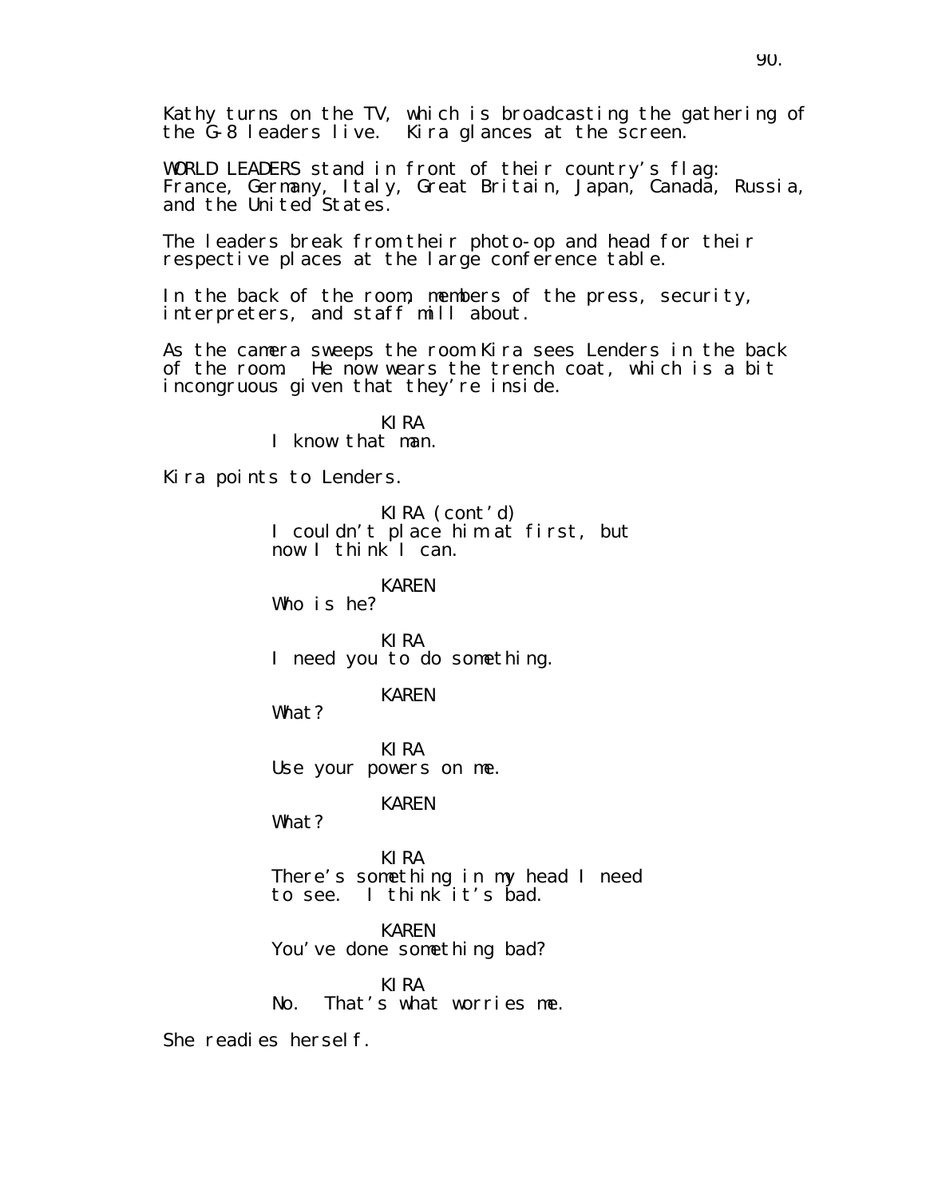Kathy turns on the TV, which is broadcasting the gathering of the G-8 leaders live. Kira glances at the screen.

WORLD LEADERS stand in front of their country's flag: France, Germany, Italy, Great Britain, Japan, Canada, Russia, and the United States.

The leaders break from their photo-op and head for their respective places at the large conference table.

In the back of the room, members of the press, security, interpreters, and staff mill about.

As the camera sweeps the room Kira sees Lenders in the back of the room. He now wears the trench coat, which is a bit incongruous given that they're inside.

KIRA
I know that man.

Kira points to Lenders.

KIRA (cont'd)
I couldn't place him at first, but now I think I can.

KAREN
Who is he?

KIRA
I need you to do something.

KAREN
What?

KIRA
Use your powers on me.

KAREN
What?

KIRA
There's something in my head I need to see. I think it's bad.

KAREN
You've done something bad?

KIRA
No. That's what worries me.

She readies herself.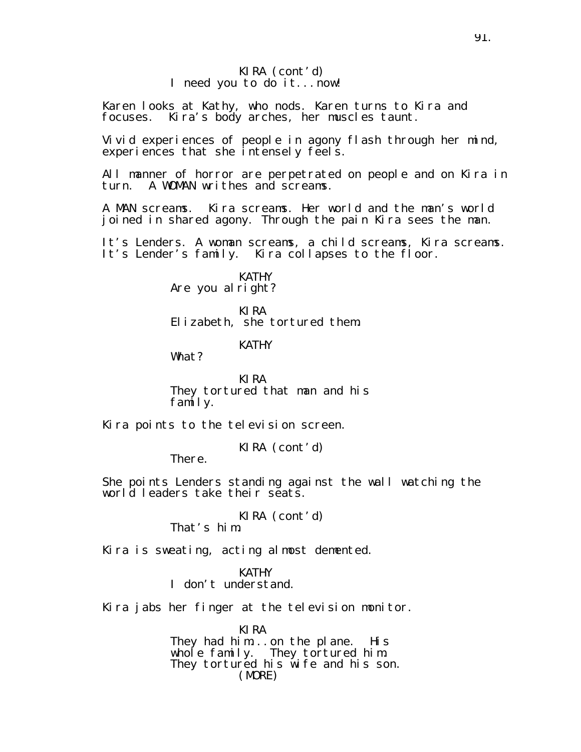KIRA (cont'd)
I need you to do it...now!

Karen looks at Kathy, who nods. Karen turns to Kira and focuses. Kira's body arches, her muscles taunt.

Vivid experiences of people in agony flash through her mind, experiences that she intensely feels.

All manner of horror are perpetrated on people and on Kira in turn. A WOMAN writhes and screams.

A MAN screams. Kira screams. Her world and the man's world joined in shared agony. Through the pain Kira sees the man.

It's Lenders. A woman screams, a child screams, Kira screams. It's Lender's family. Kira collapses to the floor.

KATHY
Are you alright?

KIRA
Elizabeth, she tortured them.

KATHY
What?

KIRA
They tortured that man and his family.

Kira points to the television screen.

KIRA (cont'd)
There.

She points Lenders standing against the wall watching the world leaders take their seats.

KIRA (cont'd)
That's him.

Kira is sweating, acting almost demented.

KATHY
I don't understand.

Kira jabs her finger at the television monitor.

KIRA
They had him...on the plane. His whole family. They tortured him. They tortured his wife and his son.
(MORE)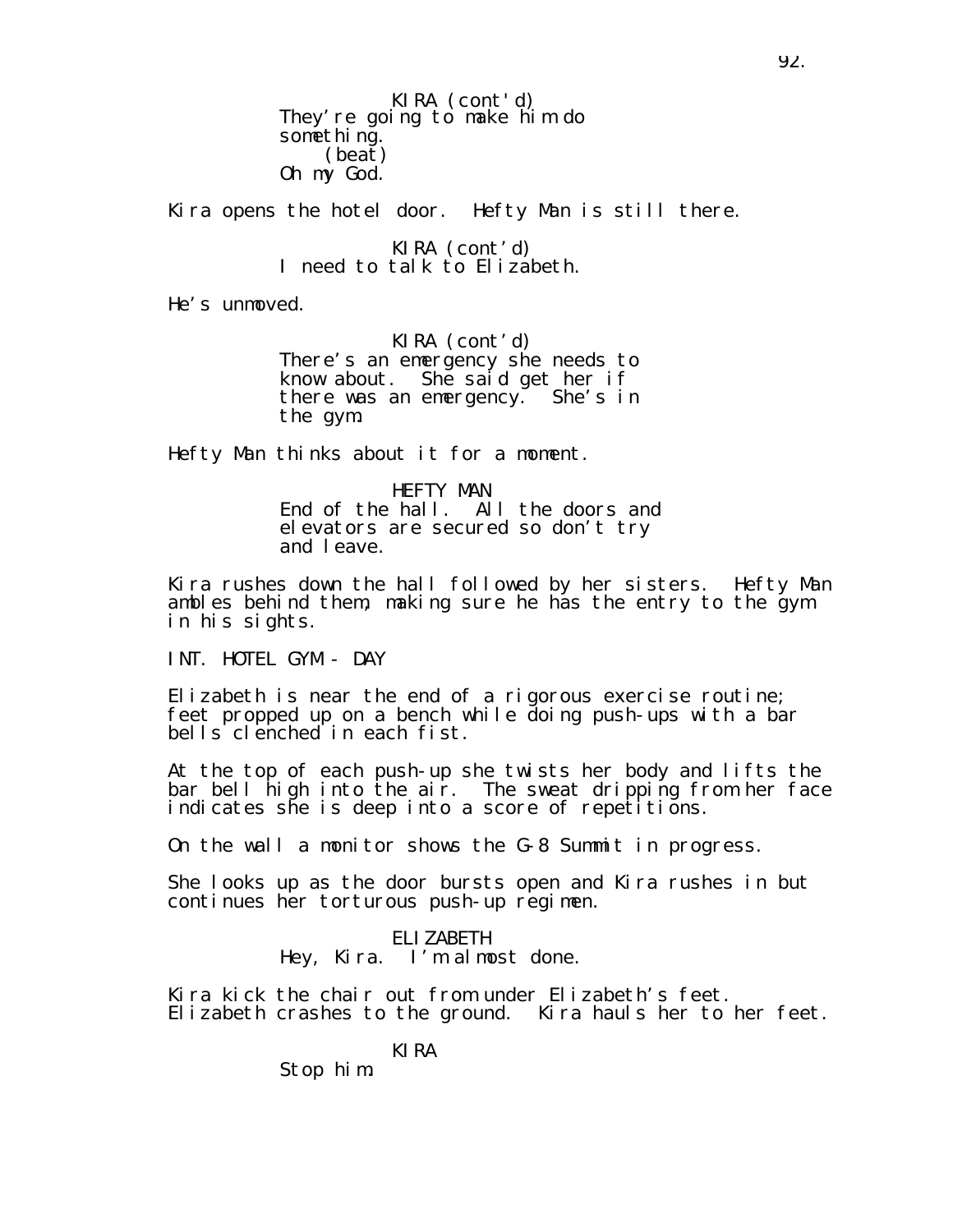KIRA (cont'd)
They're going to make him do something.
(beat)
Oh my God.

Kira opens the hotel door. Hefty Man is still there.

KIRA (cont'd)
I need to talk to Elizabeth.

He's unmoved.

KIRA (cont'd)
There's an emergency she needs to know about. She said get her if there was an emergency. She's in the gym.

Hefty Man thinks about it for a moment.

HEFTY MAN
End of the hall. All the doors and elevators are secured so don't try and leave.

Kira rushes down the hall followed by her sisters. Hefty Man ambles behind them, making sure he has the entry to the gym in his sights.

INT. HOTEL GYM - DAY

Elizabeth is near the end of a rigorous exercise routine; feet propped up on a bench while doing push-ups with a bar bells clenched in each fist.

At the top of each push-up she twists her body and lifts the bar bell high into the air. The sweat dripping from her face indicates she is deep into a score of repetitions.

On the wall a monitor shows the G-8 Summit in progress.

She looks up as the door bursts open and Kira rushes in but continues her torturous push-up regimen.

ELIZABETH
Hey, Kira. I'm almost done.

Kira kick the chair out from under Elizabeth's feet. Elizabeth crashes to the ground. Kira hauls her to her feet.

KIRA
Stop him.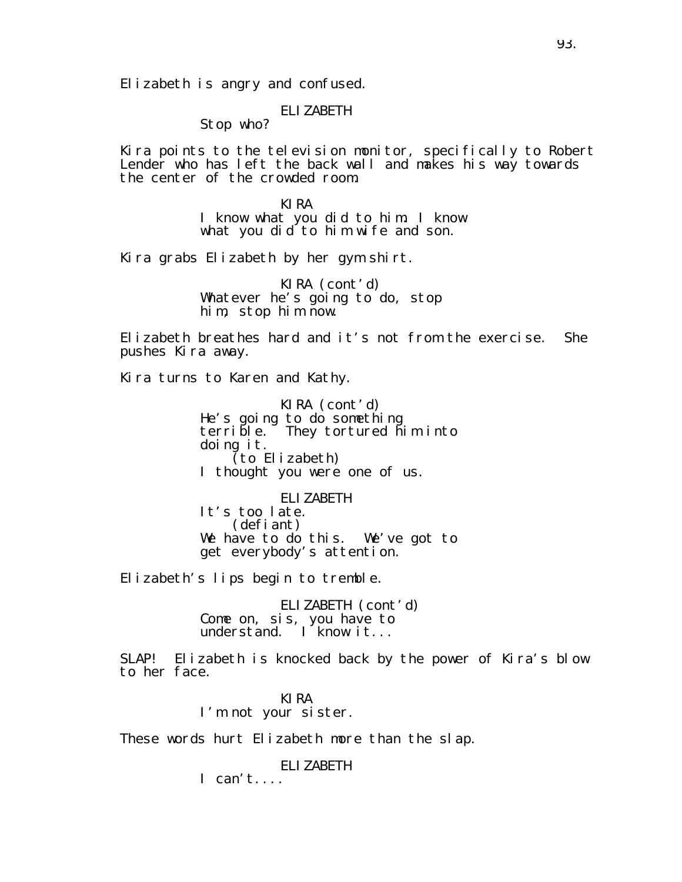Elizabeth is angry and confused.

ELIZABETH
Stop who?

Kira points to the television monitor, specifically to Robert Lender who has left the back wall and makes his way towards the center of the crowded room.

KIRA
I know what you did to him. I know what you did to him wife and son.

Kira grabs Elizabeth by her gym shirt.

KIRA (cont'd)
Whatever he's going to do, stop him, stop him now.

Elizabeth breathes hard and it's not from the exercise. She pushes Kira away.

Kira turns to Karen and Kathy.

KIRA (cont'd)
He's going to do something terrible. They tortured him into doing it.
(to Elizabeth)
I thought you were one of us.

ELIZABETH
It's too late.
(defiant)
We have to do this. We've got to get everybody's attention.

Elizabeth's lips begin to tremble.

ELIZABETH (cont'd)
Come on, sis, you have to understand. I know it...

SLAP! Elizabeth is knocked back by the power of Kira's blow to her face.

KIRA
I'm not your sister.

These words hurt Elizabeth more than the slap.

ELIZABETH
I can't....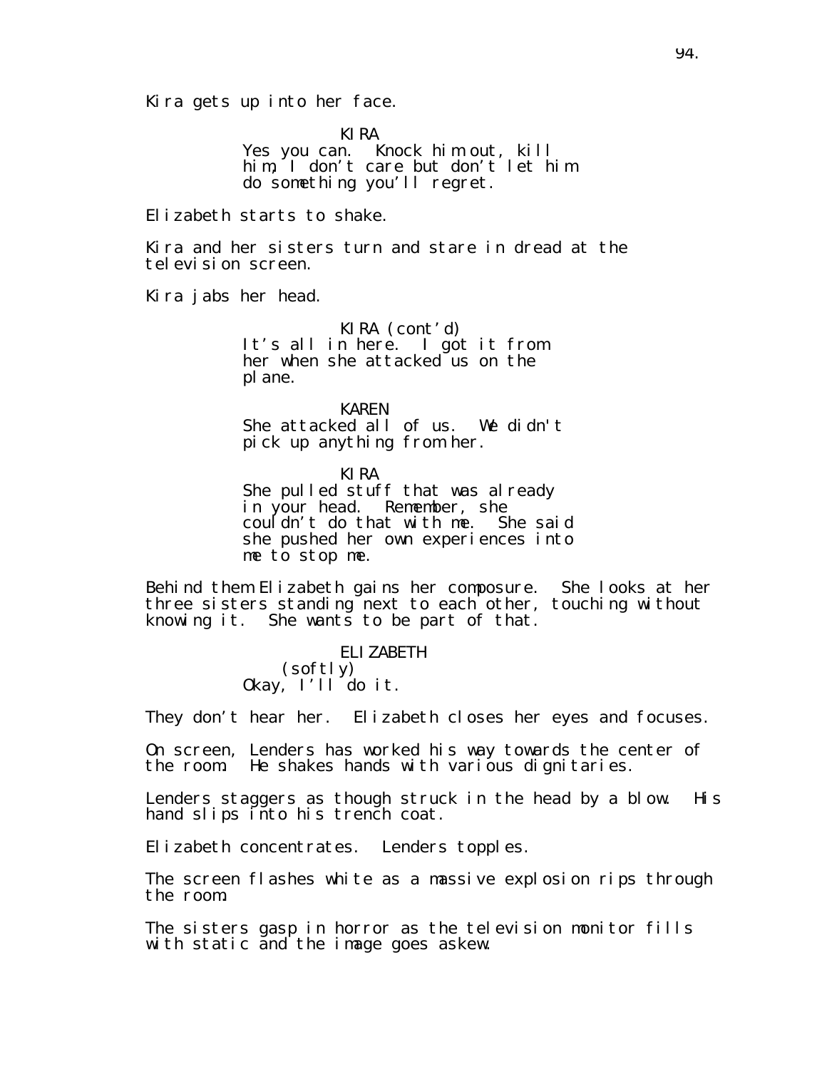Kira gets up into her face.

KIRA
Yes you can. Knock him out, kill him, I don't care but don't let him do something you'll regret.

Elizabeth starts to shake.

Kira and her sisters turn and stare in dread at the television screen.

Kira jabs her head.

KIRA (cont'd)
It's all in here. I got it from her when she attacked us on the plane.

KAREN
She attacked all of us. We didn't pick up anything from her.

KIRA
She pulled stuff that was already in your head. Remember, she couldn't do that with me. She said she pushed her own experiences into me to stop me.

Behind them Elizabeth gains her composure. She looks at her three sisters standing next to each other, touching without knowing it. She wants to be part of that.

ELIZABETH
(softly)
Okay, I'll do it.

They don't hear her. Elizabeth closes her eyes and focuses.

On screen, Lenders has worked his way towards the center of the room. He shakes hands with various dignitaries.

Lenders staggers as though struck in the head by a blow. His hand slips into his trench coat.

Elizabeth concentrates. Lenders topples.

The screen flashes white as a massive explosion rips through the room.

The sisters gasp in horror as the television monitor fills with static and the image goes askew.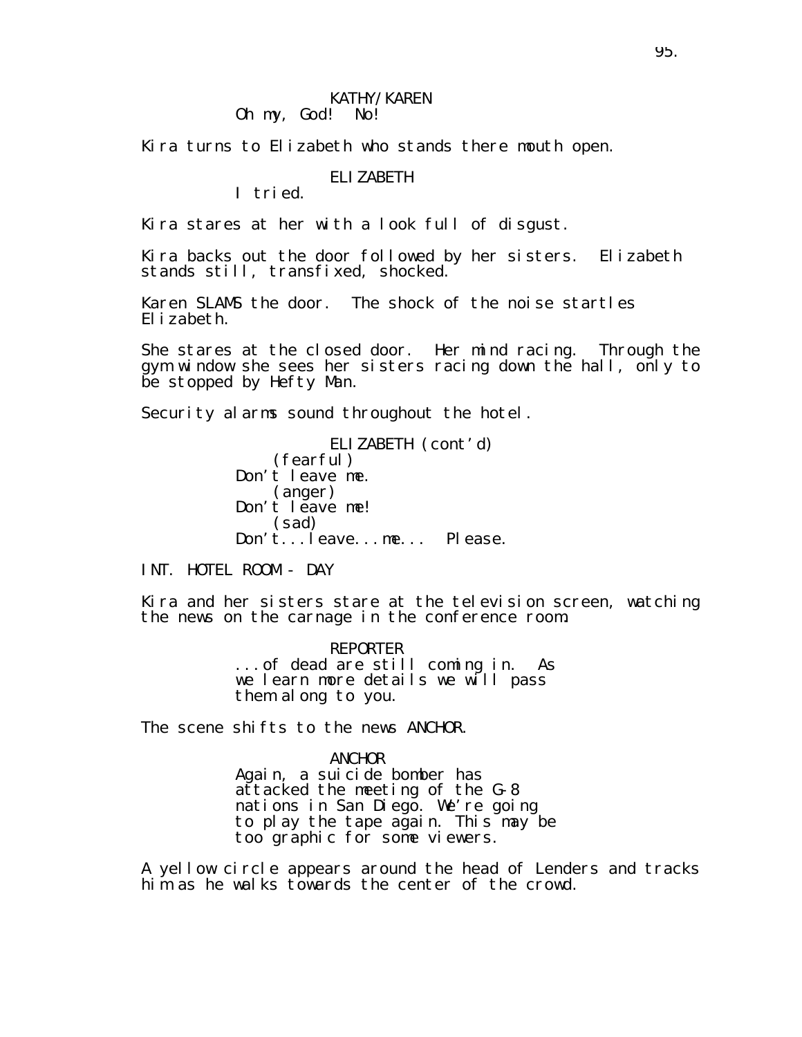KATHY/KAREN

Oh my, God!  No!

Kira turns to Elizabeth who stands there mouth open.

ELIZABETH

I tried.

Kira stares at her with a look full of disgust.

Kira backs out the door followed by her sisters.  Elizabeth stands still, transfixed, shocked.

Karen SLAMS the door.  The shock of the noise startles Elizabeth.

She stares at the closed door.  Her mind racing.  Through the gym window she sees her sisters racing down the hall, only to be stopped by Hefty Man.

Security alarms sound throughout the hotel.

ELIZABETH (cont'd)

(fearful)

Don't leave me.

(anger)

Don't leave me!

(sad)

Don't...leave...me...  Please.

INT. HOTEL ROOM - DAY

Kira and her sisters stare at the television screen, watching the news on the carnage in the conference room.

REPORTER

...of dead are still coming in.  As we learn more details we will pass them along to you.

The scene shifts to the news ANCHOR.

ANCHOR

Again, a suicide bomber has attacked the meeting of the G-8 nations in San Diego. We're going to play the tape again. This may be too graphic for some viewers.

A yellow circle appears around the head of Lenders and tracks him as he walks towards the center of the crowd.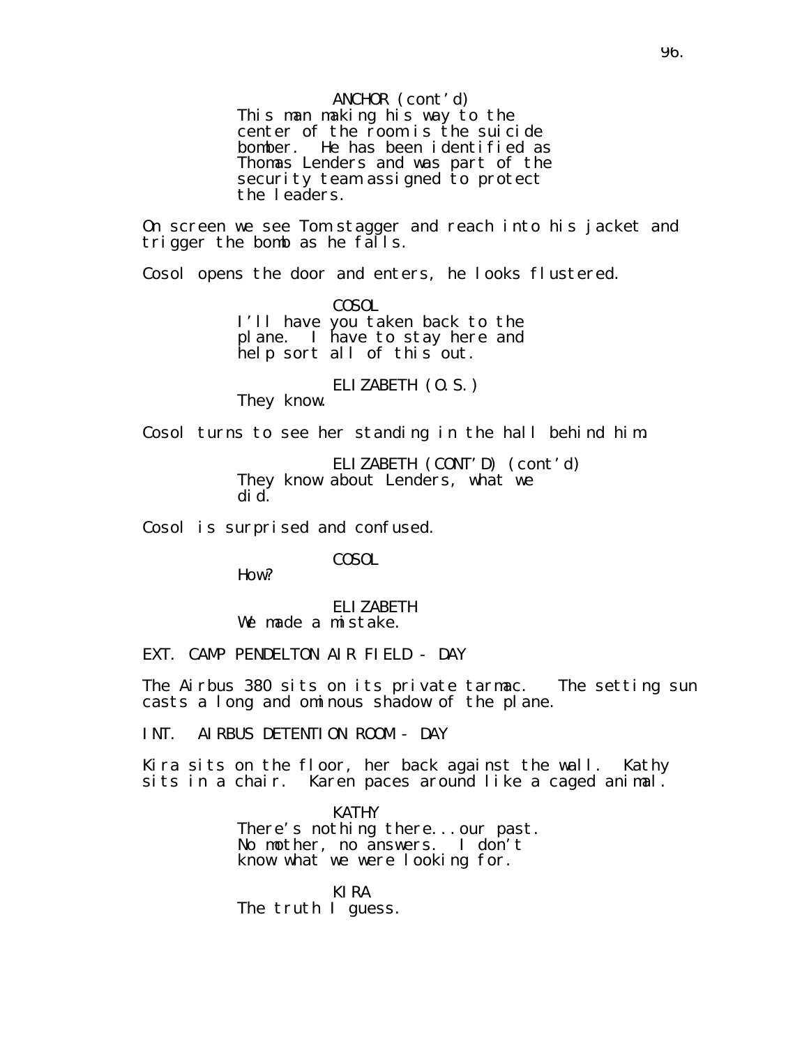ANCHOR (cont'd)
This man making his way to the center of the room is the suicide bomber. He has been identified as Thomas Lenders and was part of the security team assigned to protect the leaders.

On screen we see Tom stagger and reach into his jacket and trigger the bomb as he falls.

Cosol opens the door and enters, he looks flustered.

COSOL
I'll have you taken back to the plane. I have to stay here and help sort all of this out.

ELIZABETH (O.S.)
They know.

Cosol turns to see her standing in the hall behind him.

ELIZABETH (CONT'D) (cont'd)
They know about Lenders, what we did.

Cosol is surprised and confused.

COSOL
How?

ELIZABETH
We made a mistake.

EXT. CAMP PENDELTON AIR FIELD - DAY

The Airbus 380 sits on its private tarmac. The setting sun casts a long and ominous shadow of the plane.

INT. AIRBUS DETENTION ROOM - DAY

Kira sits on the floor, her back against the wall. Kathy sits in a chair. Karen paces around like a caged animal.

KATHY
There's nothing there...our past. No mother, no answers. I don't know what we were looking for.

KIRA
The truth I guess.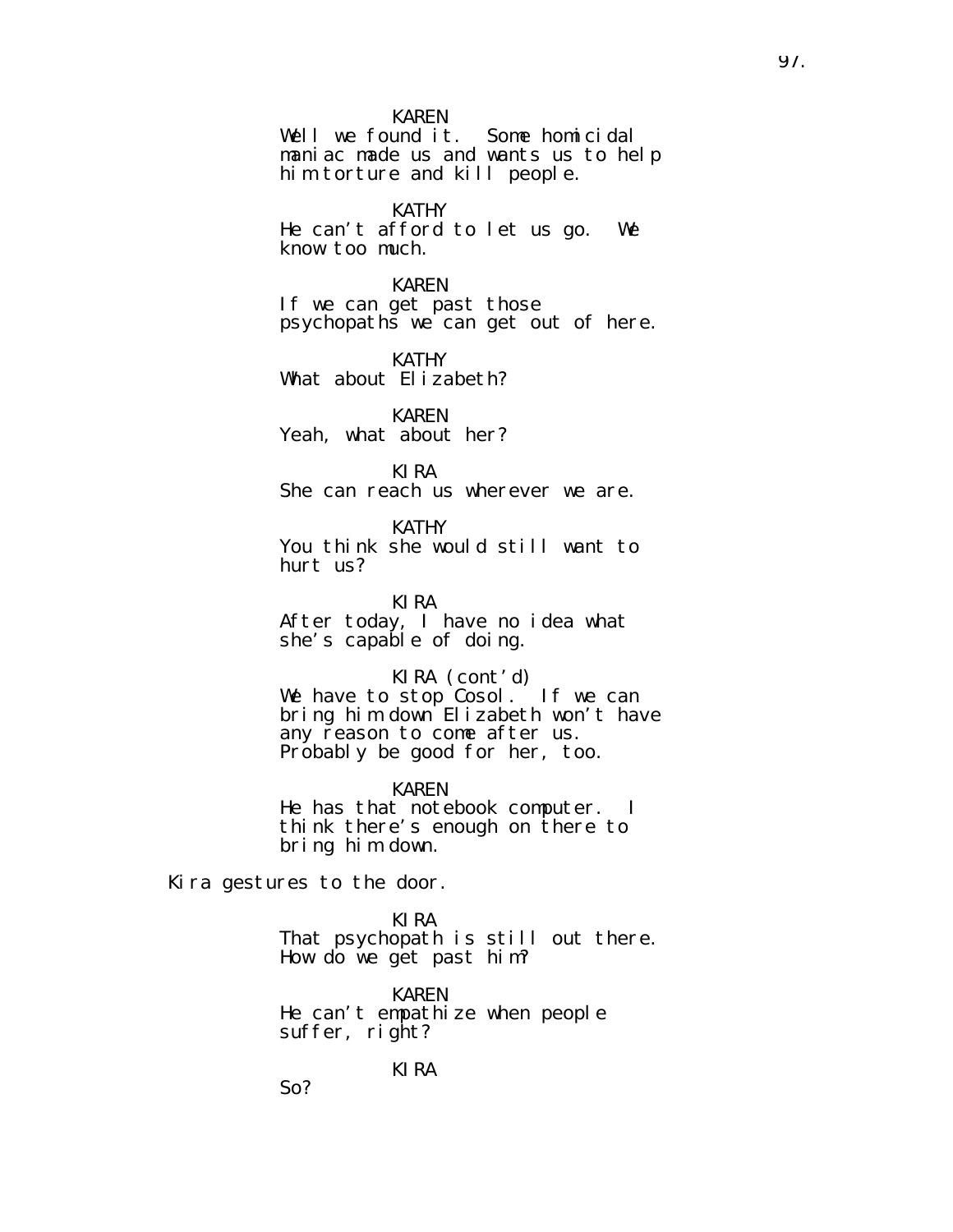KAREN
Well we found it.  Some homicidal maniac made us and wants us to help him torture and kill people.

KATHY
He can't afford to let us go.  We know too much.

KAREN
If we can get past those psychopaths we can get out of here.

KATHY
What about Elizabeth?

KAREN
Yeah, what about her?

KIRA
She can reach us wherever we are.

KATHY
You think she would still want to hurt us?

KIRA
After today, I have no idea what she's capable of doing.

KIRA (cont'd)
We have to stop Cosol.  If we can bring him down Elizabeth won't have any reason to come after us. Probably be good for her, too.

KAREN
He has that notebook computer.  I think there's enough on there to bring him down.

Kira gestures to the door.

KIRA
That psychopath is still out there. How do we get past him?

KAREN
He can't empathize when people suffer, right?

KIRA
So?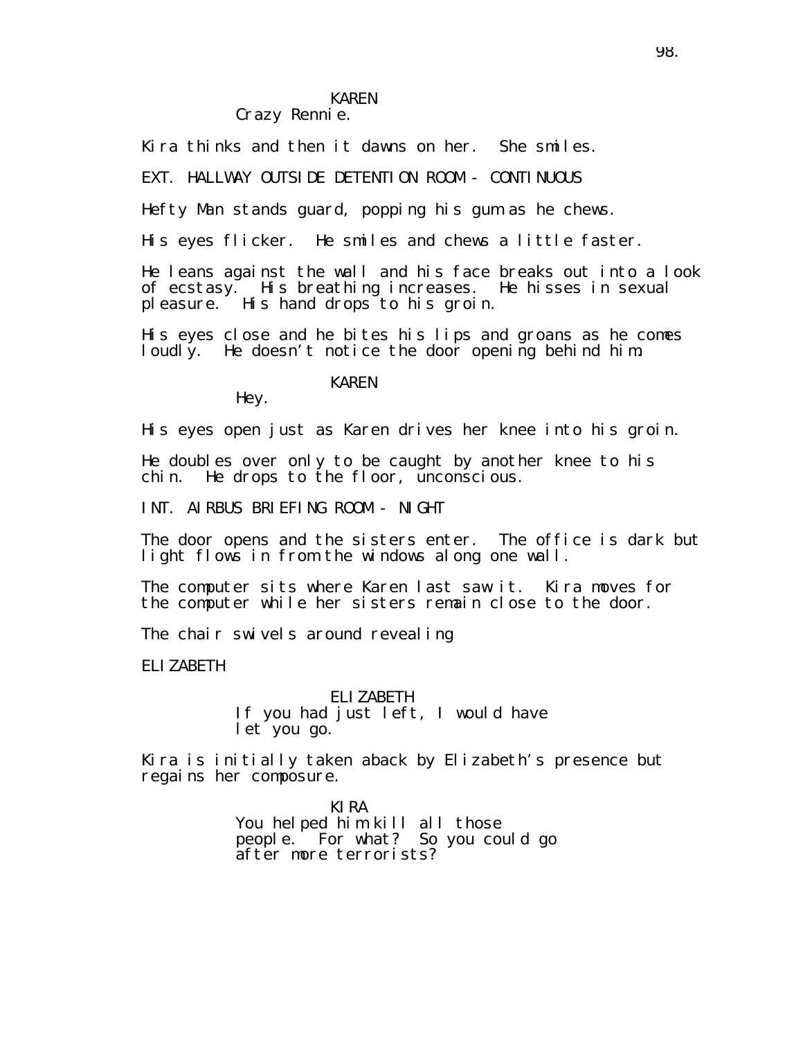KAREN
Crazy Rennie.

Kira thinks and then it dawns on her. She smiles.

EXT. HALLWAY OUTSIDE DETENTION ROOM - CONTINUOUS

Hefty Man stands guard, popping his gum as he chews.

His eyes flicker. He smiles and chews a little faster.

He leans against the wall and his face breaks out into a look of ecstasy. His breathing increases. He hisses in sexual pleasure. His hand drops to his groin.

His eyes close and he bites his lips and groans as he comes loudly. He doesn't notice the door opening behind him.

KAREN
Hey.

His eyes open just as Karen drives her knee into his groin.

He doubles over only to be caught by another knee to his chin. He drops to the floor, unconscious.

INT. AIRBUS BRIEFING ROOM - NIGHT

The door opens and the sisters enter. The office is dark but light flows in from the windows along one wall.

The computer sits where Karen last saw it. Kira moves for the computer while her sisters remain close to the door.

The chair swivels around revealing

ELIZABETH

ELIZABETH
If you had just left, I would have let you go.

Kira is initially taken aback by Elizabeth's presence but regains her composure.

KIRA
You helped him kill all those people. For what? So you could go after more terrorists?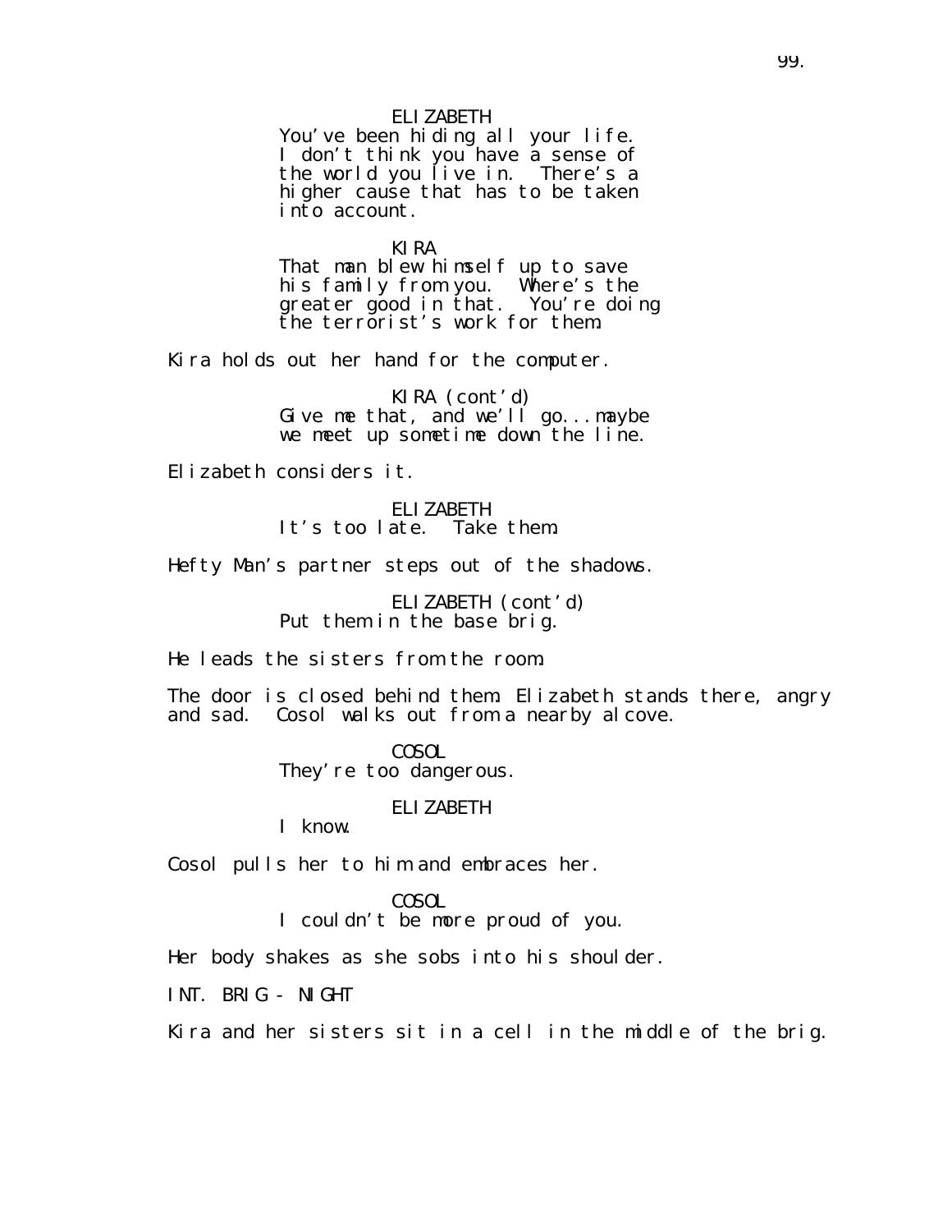ELIZABETH
You've been hiding all your life. I don't think you have a sense of the world you live in. There's a higher cause that has to be taken into account.

KIRA
That man blew himself up to save his family from you. Where's the greater good in that. You're doing the terrorist's work for them.

Kira holds out her hand for the computer.

KIRA (cont'd)
Give me that, and we'll go...maybe we meet up sometime down the line.

Elizabeth considers it.

ELIZABETH
It's too late. Take them.

Hefty Man's partner steps out of the shadows.

ELIZABETH (cont'd)
Put them in the base brig.

He leads the sisters from the room.

The door is closed behind them. Elizabeth stands there, angry and sad. Cosol walks out from a nearby alcove.

COSOL
They're too dangerous.

ELIZABETH
I know.

Cosol pulls her to him and embraces her.

COSOL
I couldn't be more proud of you.

Her body shakes as she sobs into his shoulder.

INT. BRIG - NIGHT

Kira and her sisters sit in a cell in the middle of the brig.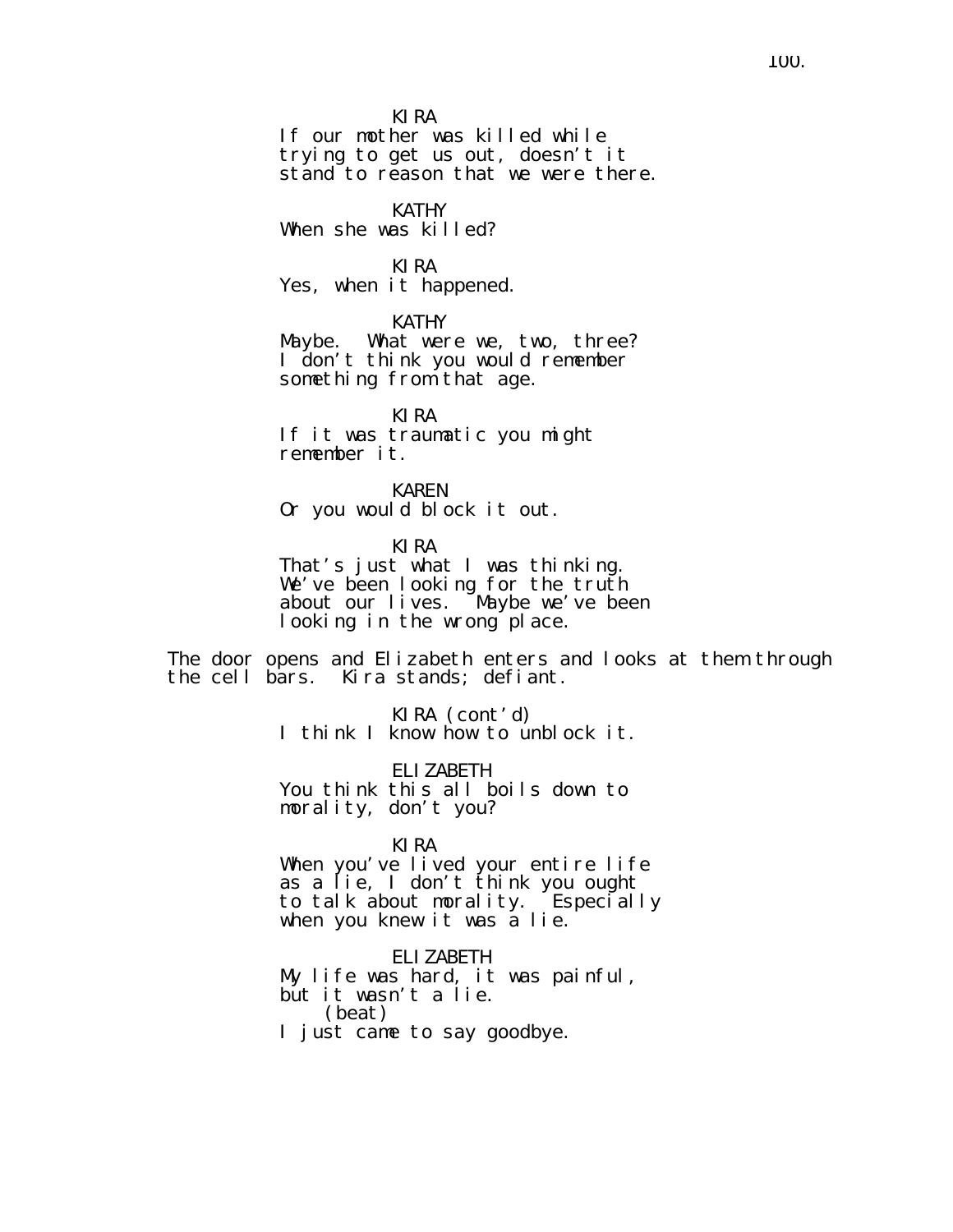KIRA
If our mother was killed while trying to get us out, doesn't it stand to reason that we were there.

KATHY
When she was killed?

KIRA
Yes, when it happened.

KATHY
Maybe. What were we, two, three? I don't think you would remember something from that age.

KIRA
If it was traumatic you might remember it.

KAREN
Or you would block it out.

KIRA
That's just what I was thinking. We've been looking for the truth about our lives. Maybe we've been looking in the wrong place.

The door opens and Elizabeth enters and looks at them through the cell bars. Kira stands; defiant.

KIRA (cont'd)
I think I know how to unblock it.

ELIZABETH
You think this all boils down to morality, don't you?

KIRA
When you've lived your entire life as a lie, I don't think you ought to talk about morality. Especially when you knew it was a lie.

ELIZABETH
My life was hard, it was painful, but it wasn't a lie.
(beat)
I just came to say goodbye.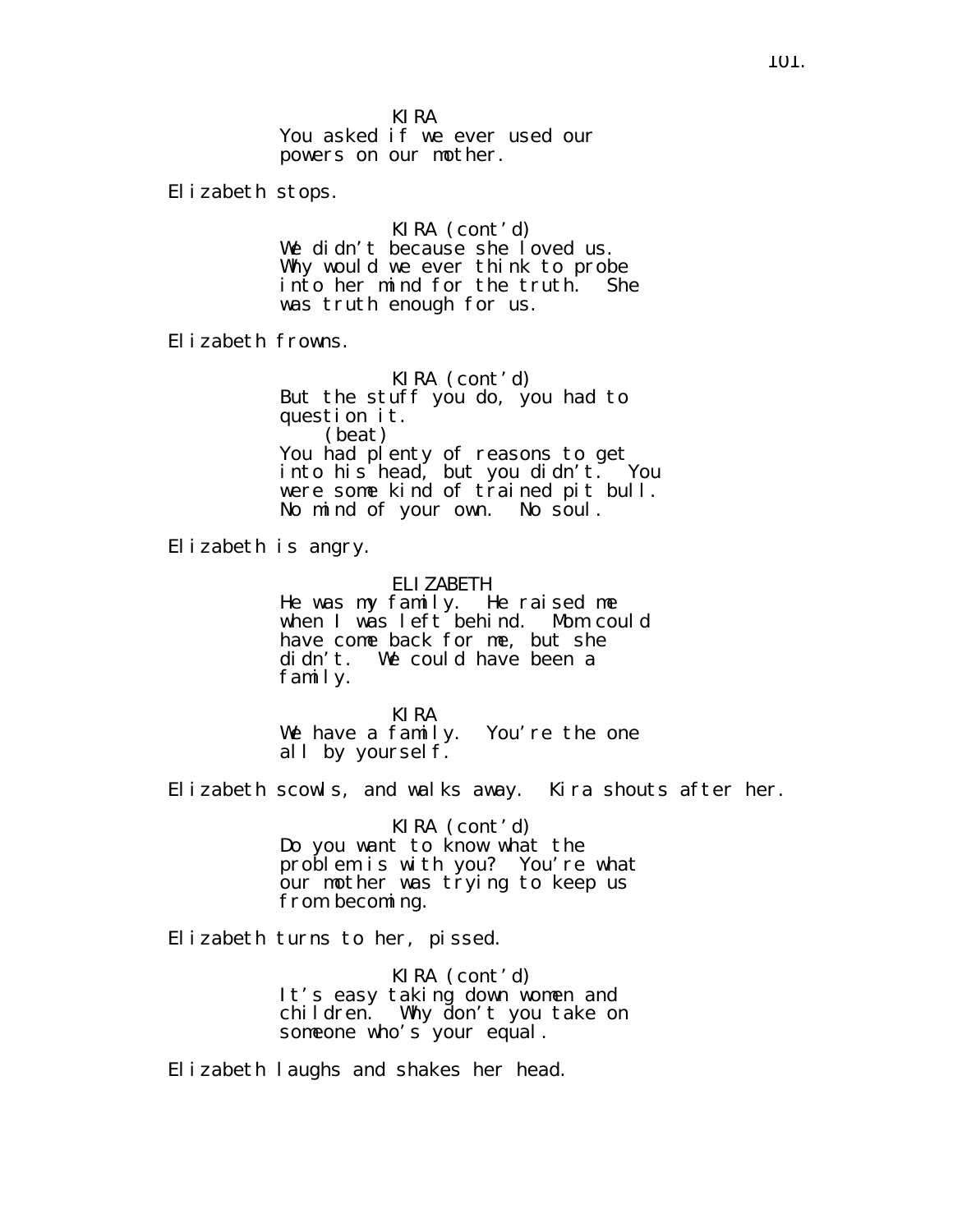KIRA

You asked if we ever used our powers on our mother.

Elizabeth stops.

KIRA (cont'd)

We didn't because she loved us. Why would we ever think to probe into her mind for the truth. She was truth enough for us.

Elizabeth frowns.

KIRA (cont'd)

But the stuff you do, you had to question it.

(beat)

You had plenty of reasons to get into his head, but you didn't. You were some kind of trained pit bull. No mind of your own. No soul.

Elizabeth is angry.

ELIZABETH

He was my family. He raised me when I was left behind. Mom could have come back for me, but she didn't. We could have been a family.

KIRA

We have a family. You're the one all by yourself.

Elizabeth scowls, and walks away. Kira shouts after her.

KIRA (cont'd)

Do you want to know what the problem is with you? You're what our mother was trying to keep us from becoming.

Elizabeth turns to her, pissed.

KIRA (cont'd)

It's easy taking down women and children. Why don't you take on someone who's your equal.

Elizabeth laughs and shakes her head.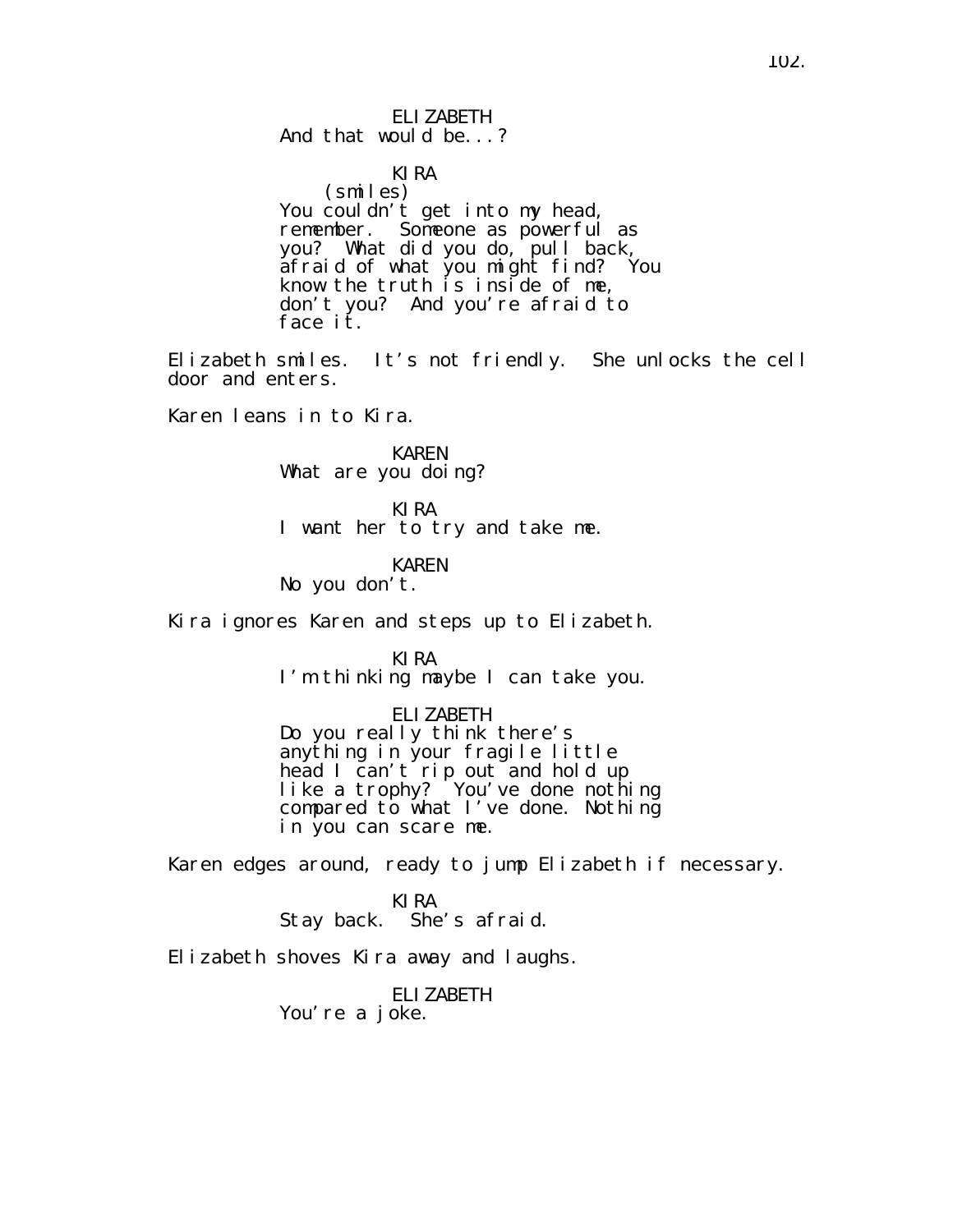ELIZABETH
And that would be...?

KIRA
(smiles)
You couldn't get into my head, remember. Someone as powerful as you? What did you do, pull back, afraid of what you might find? You know the truth is inside of me, don't you? And you're afraid to face it.

Elizabeth smiles. It's not friendly. She unlocks the cell door and enters.

Karen leans in to Kira.

KAREN
What are you doing?

KIRA
I want her to try and take me.

KAREN
No you don't.

Kira ignores Karen and steps up to Elizabeth.

KIRA
I'm thinking maybe I can take you.

ELIZABETH
Do you really think there's anything in your fragile little head I can't rip out and hold up like a trophy? You've done nothing compared to what I've done. Nothing in you can scare me.

Karen edges around, ready to jump Elizabeth if necessary.

KIRA
Stay back. She's afraid.

Elizabeth shoves Kira away and laughs.

ELIZABETH
You're a joke.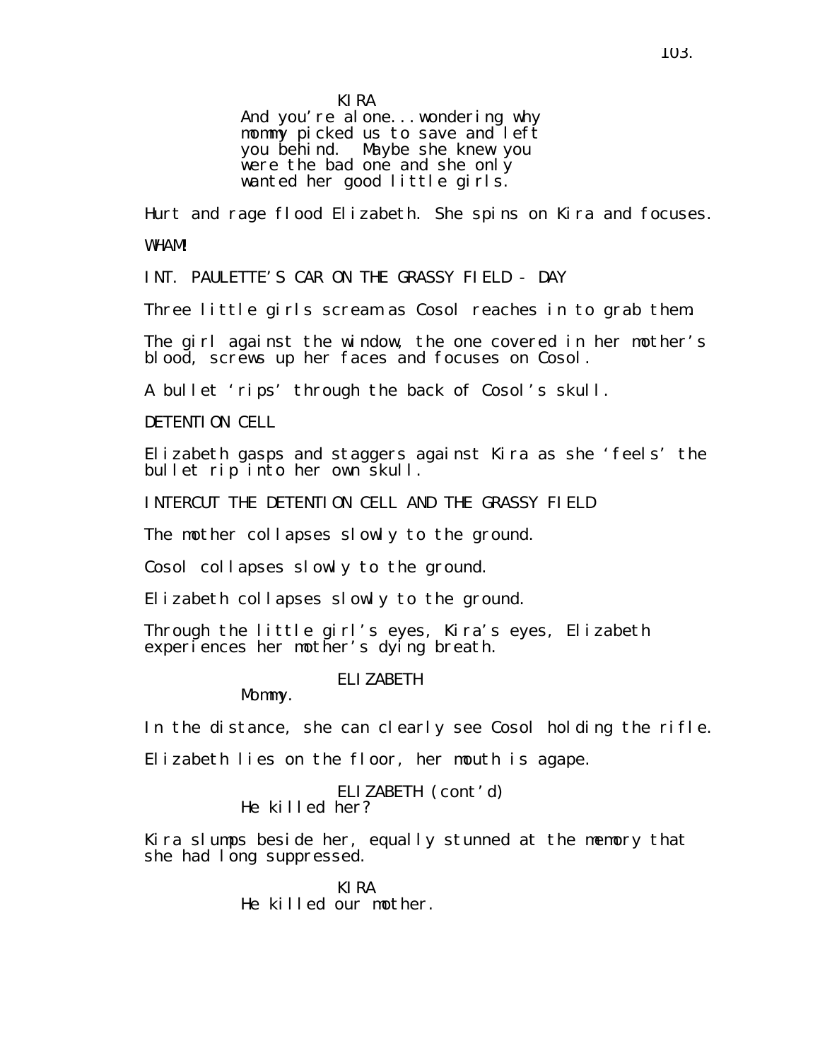KIRA
And you're alone...wondering why mommy picked us to save and left you behind. Maybe she knew you were the bad one and she only wanted her good little girls.

Hurt and rage flood Elizabeth. She spins on Kira and focuses.

WHAM!

INT. PAULETTE'S CAR ON THE GRASSY FIELD - DAY

Three little girls scream as Cosol reaches in to grab them.

The girl against the window, the one covered in her mother's blood, screws up her faces and focuses on Cosol.

A bullet 'rips' through the back of Cosol's skull.

DETENTION CELL

Elizabeth gasps and staggers against Kira as she 'feels' the bullet rip into her own skull.

INTERCUT THE DETENTION CELL AND THE GRASSY FIELD

The mother collapses slowly to the ground.

Cosol collapses slowly to the ground.

Elizabeth collapses slowly to the ground.

Through the little girl's eyes, Kira's eyes, Elizabeth experiences her mother's dying breath.

ELIZABETH
Mommy.

In the distance, she can clearly see Cosol holding the rifle.

Elizabeth lies on the floor, her mouth is agape.

ELIZABETH (cont'd)
He killed her?

Kira slumps beside her, equally stunned at the memory that she had long suppressed.

KIRA
He killed our mother.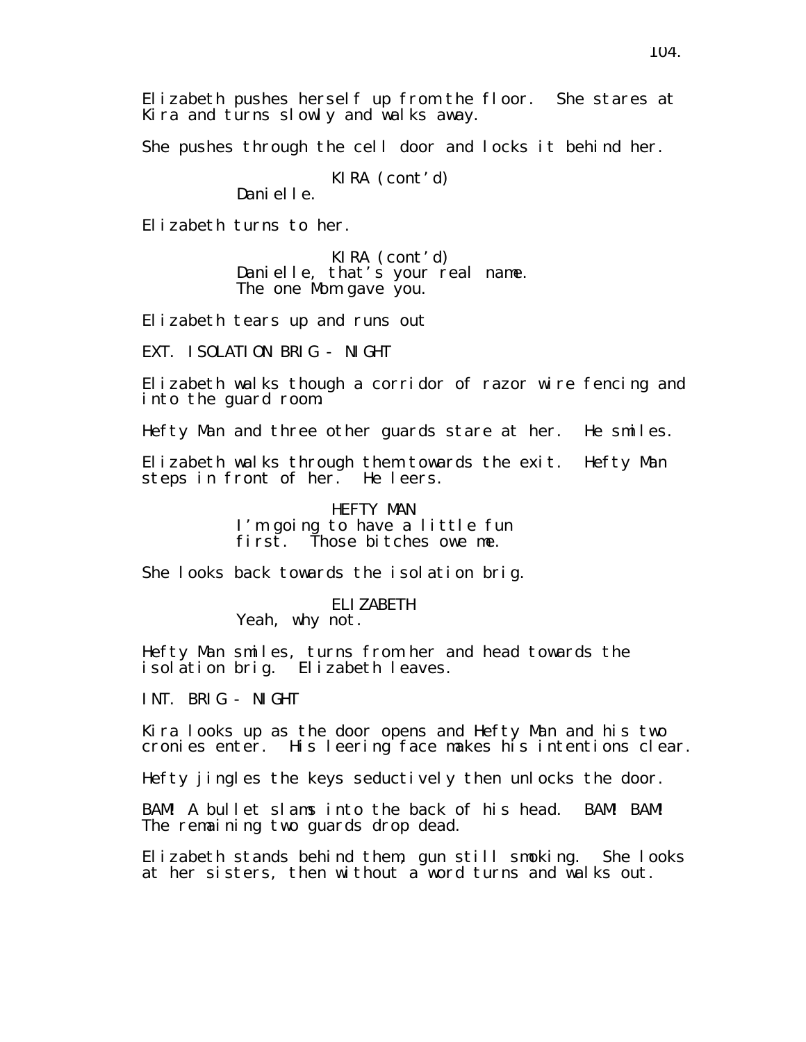Elizabeth pushes herself up from the floor. She stares at Kira and turns slowly and walks away.

She pushes through the cell door and locks it behind her.

KIRA (cont'd)
Danielle.

Elizabeth turns to her.

KIRA (cont'd)
Danielle, that's your real name. The one Mom gave you.

Elizabeth tears up and runs out

EXT. ISOLATION BRIG - NIGHT

Elizabeth walks though a corridor of razor wire fencing and into the guard room.

Hefty Man and three other guards stare at her. He smiles.

Elizabeth walks through them towards the exit. Hefty Man steps in front of her. He leers.

HEFTY MAN
I'm going to have a little fun first. Those bitches owe me.

She looks back towards the isolation brig.

ELIZABETH
Yeah, why not.

Hefty Man smiles, turns from her and head towards the isolation brig. Elizabeth leaves.

INT. BRIG - NIGHT

Kira looks up as the door opens and Hefty Man and his two cronies enter. His leering face makes his intentions clear.

Hefty jingles the keys seductively then unlocks the door.

BAM! A bullet slams into the back of his head. BAM! BAM! The remaining two guards drop dead.

Elizabeth stands behind them, gun still smoking. She looks at her sisters, then without a word turns and walks out.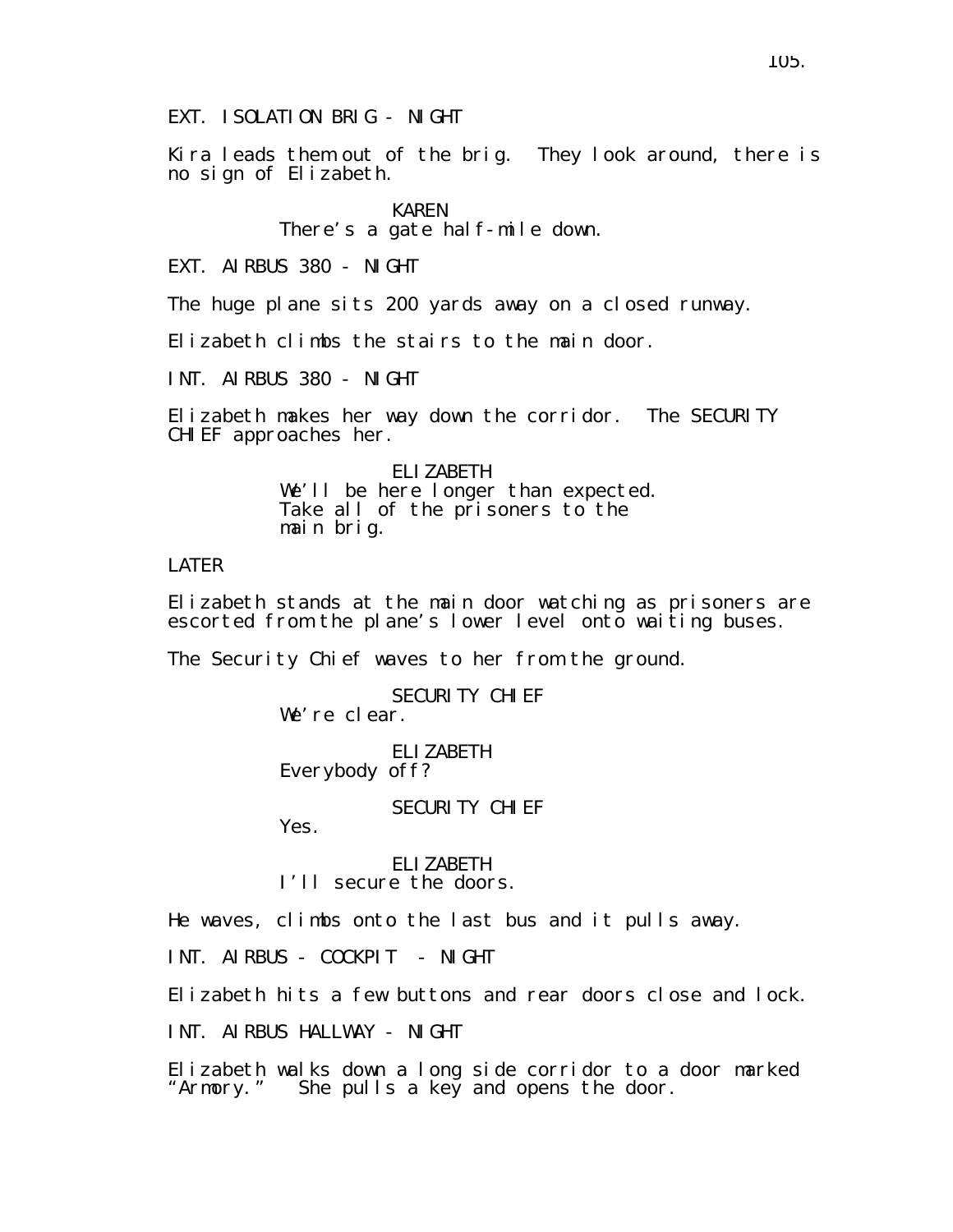EXT. ISOLATION BRIG - NIGHT

Kira leads them out of the brig. They look around, there is no sign of Elizabeth.

KAREN
There's a gate half-mile down.

EXT. AIRBUS 380 - NIGHT

The huge plane sits 200 yards away on a closed runway.

Elizabeth climbs the stairs to the main door.

INT. AIRBUS 380 - NIGHT

Elizabeth makes her way down the corridor. The SECURITY CHIEF approaches her.

ELIZABETH
We'll be here longer than expected. Take all of the prisoners to the main brig.

LATER

Elizabeth stands at the main door watching as prisoners are escorted from the plane's lower level onto waiting buses.

The Security Chief waves to her from the ground.

SECURITY CHIEF
We're clear.

ELIZABETH
Everybody off?

SECURITY CHIEF
Yes.

ELIZABETH
I'll secure the doors.

He waves, climbs onto the last bus and it pulls away.

INT. AIRBUS - COCKPIT - NIGHT

Elizabeth hits a few buttons and rear doors close and lock.

INT. AIRBUS HALLWAY - NIGHT

Elizabeth walks down a long side corridor to a door marked "Armory." She pulls a key and opens the door.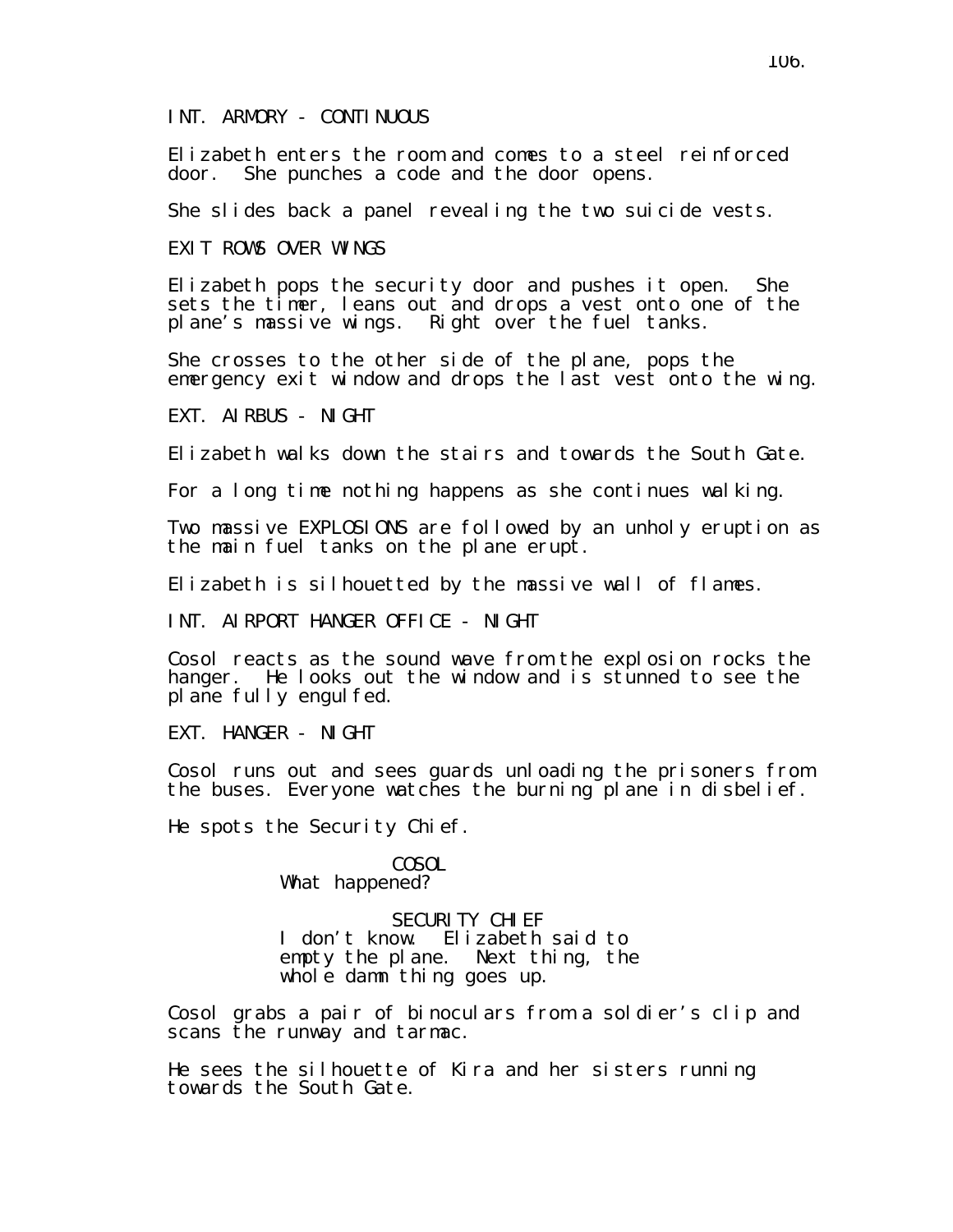INT. ARMORY - CONTINUOUS

Elizabeth enters the room and comes to a steel reinforced door. She punches a code and the door opens.

She slides back a panel revealing the two suicide vests.

EXIT ROWS OVER WINGS

Elizabeth pops the security door and pushes it open. She sets the timer, leans out and drops a vest onto one of the plane's massive wings. Right over the fuel tanks.

She crosses to the other side of the plane, pops the emergency exit window and drops the last vest onto the wing.

EXT. AIRBUS - NIGHT

Elizabeth walks down the stairs and towards the South Gate.

For a long time nothing happens as she continues walking.

Two massive EXPLOSIONS are followed by an unholy eruption as the main fuel tanks on the plane erupt.

Elizabeth is silhouetted by the massive wall of flames.

INT. AIRPORT HANGER OFFICE - NIGHT

Cosol reacts as the sound wave from the explosion rocks the hanger. He looks out the window and is stunned to see the plane fully engulfed.

EXT. HANGER - NIGHT

Cosol runs out and sees guards unloading the prisoners from the buses. Everyone watches the burning plane in disbelief.

He spots the Security Chief.

COSOL
What happened?

SECURITY CHIEF
I don't know. Elizabeth said to empty the plane. Next thing, the whole damn thing goes up.

Cosol grabs a pair of binoculars from a soldier's clip and scans the runway and tarmac.

He sees the silhouette of Kira and her sisters running towards the South Gate.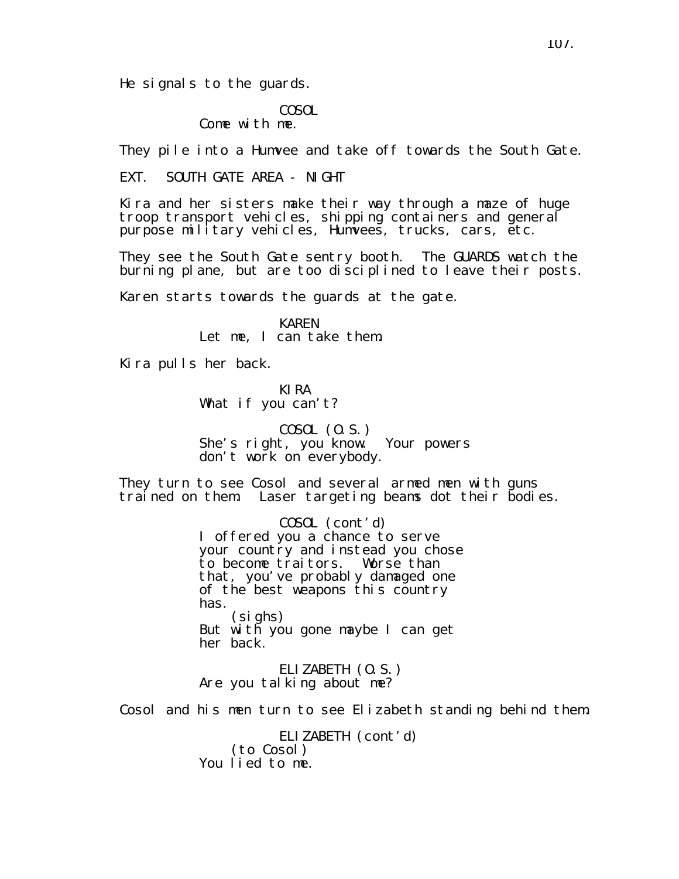He signals to the guards.

COSOL
Come with me.

They pile into a Humvee and take off towards the South Gate.

EXT. SOUTH GATE AREA - NIGHT

Kira and her sisters make their way through a maze of huge troop transport vehicles, shipping containers and general purpose military vehicles, Humvees, trucks, cars, etc.

They see the South Gate sentry booth. The GUARDS watch the burning plane, but are too disciplined to leave their posts.

Karen starts towards the guards at the gate.

KAREN
Let me, I can take them.

Kira pulls her back.

KIRA
What if you can't?

COSOL (O.S.)
She's right, you know. Your powers don't work on everybody.

They turn to see Cosol and several armed men with guns trained on them. Laser targeting beams dot their bodies.

COSOL (cont'd)
I offered you a chance to serve your country and instead you chose to become traitors. Worse than that, you've probably damaged one of the best weapons this country has.
(sighs)
But with you gone maybe I can get her back.

ELIZABETH (O.S.)
Are you talking about me?

Cosol and his men turn to see Elizabeth standing behind them.

ELIZABETH (cont'd)
(to Cosol)
You lied to me.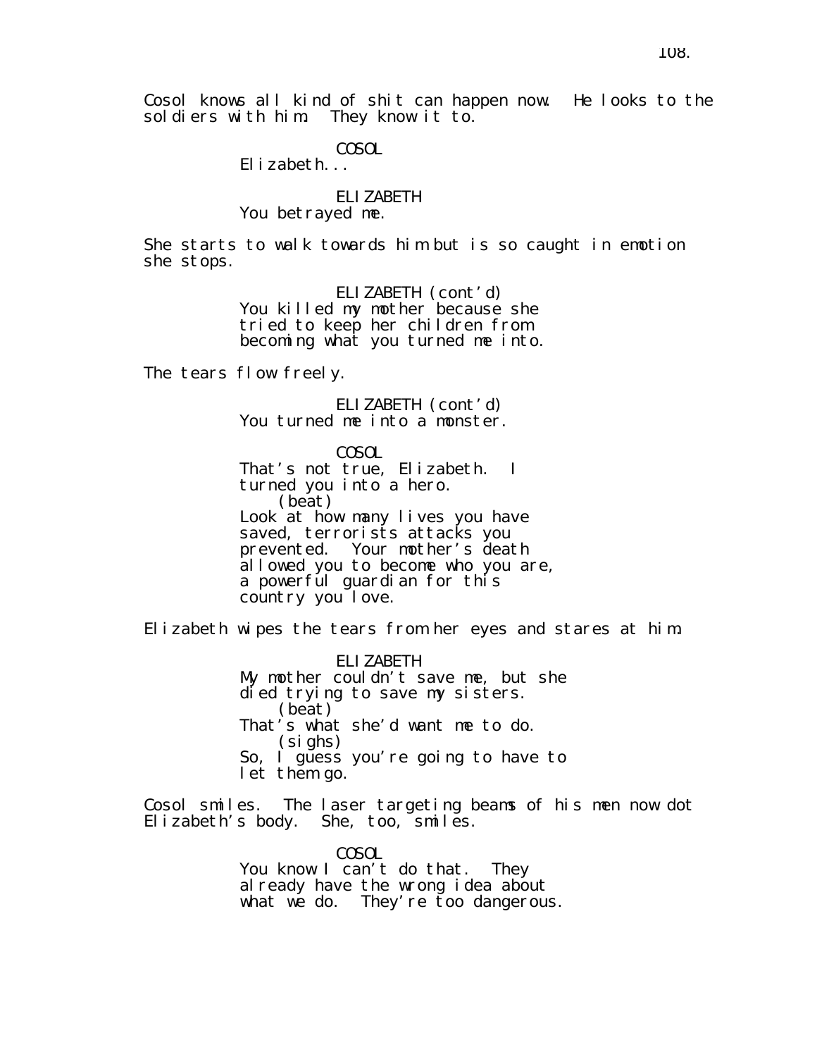Cosol knows all kind of shit can happen now. He looks to the soldiers with him. They know it to.

COSOL
Elizabeth...

ELIZABETH
You betrayed me.

She starts to walk towards him but is so caught in emotion she stops.

ELIZABETH (cont'd)
You killed my mother because she tried to keep her children from becoming what you turned me into.

The tears flow freely.

ELIZABETH (cont'd)
You turned me into a monster.

COSOL
That's not true, Elizabeth. I turned you into a hero.
(beat)
Look at how many lives you have saved, terrorists attacks you prevented. Your mother's death allowed you to become who you are, a powerful guardian for this country you love.

Elizabeth wipes the tears from her eyes and stares at him.

ELIZABETH
My mother couldn't save me, but she died trying to save my sisters.
(beat)
That's what she'd want me to do.
(sighs)
So, I guess you're going to have to let them go.

Cosol smiles. The laser targeting beams of his men now dot Elizabeth's body. She, too, smiles.

COSOL
You know I can't do that. They already have the wrong idea about what we do. They're too dangerous.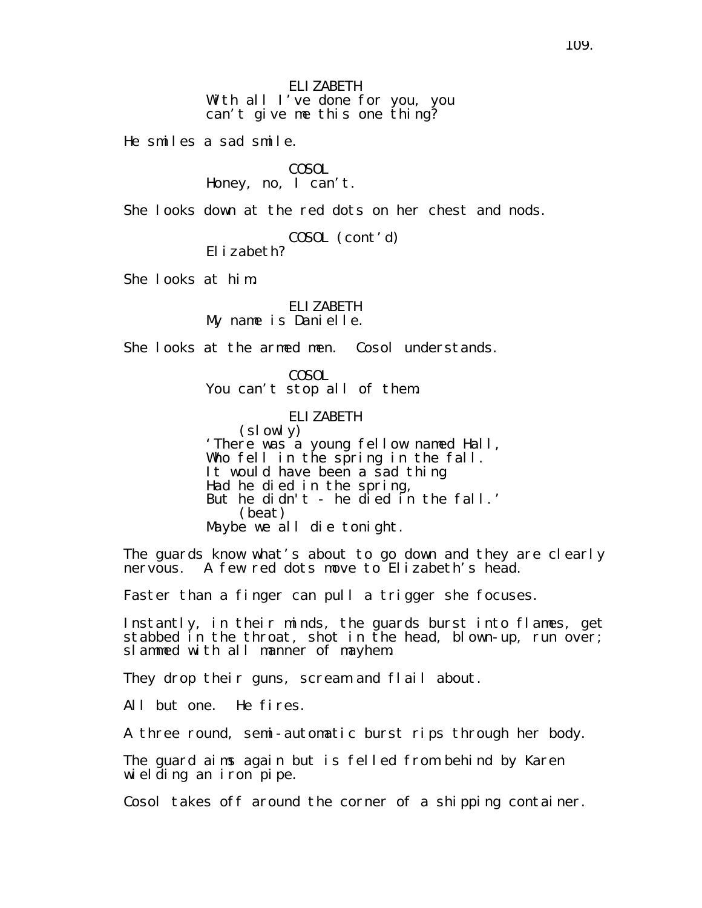ELIZABETH
With all I've done for you, you can't give me this one thing?

He smiles a sad smile.

COSOL
Honey, no, I can't.

She looks down at the red dots on her chest and nods.

COSOL (cont'd)
Elizabeth?

She looks at him.

ELIZABETH
My name is Danielle.

She looks at the armed men. Cosol understands.

COSOL
You can't stop all of them.

ELIZABETH
(slowly)
'There was a young fellow named Hall,
Who fell in the spring in the fall.
It would have been a sad thing
Had he died in the spring,
But he didn't - he died in the fall.'
(beat)
Maybe we all die tonight.

The guards know what's about to go down and they are clearly nervous. A few red dots move to Elizabeth's head.

Faster than a finger can pull a trigger she focuses.

Instantly, in their minds, the guards burst into flames, get stabbed in the throat, shot in the head, blown-up, run over; slammed with all manner of mayhem.

They drop their guns, scream and flail about.

All but one. He fires.

A three round, semi-automatic burst rips through her body.

The guard aims again but is felled from behind by Karen wielding an iron pipe.

Cosol takes off around the corner of a shipping container.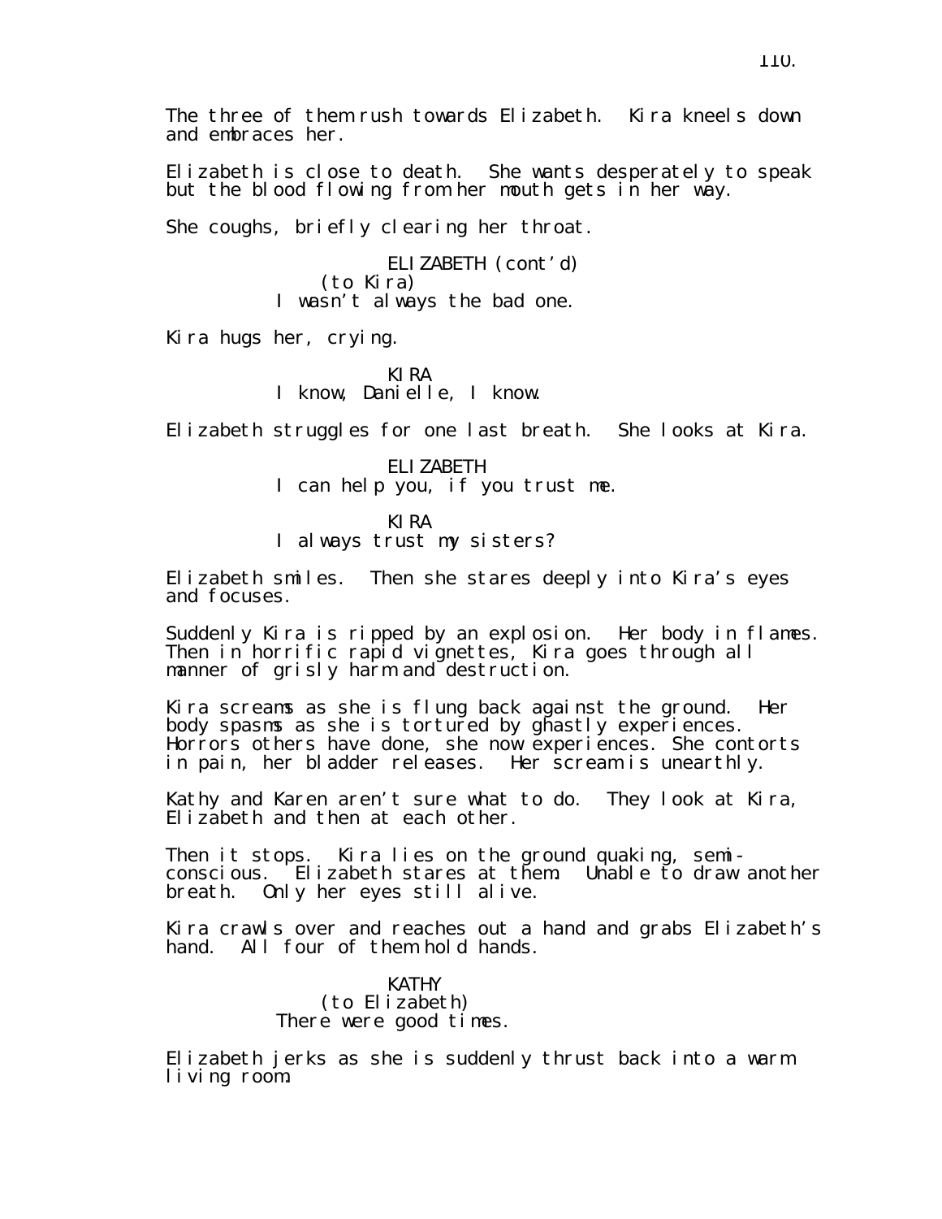The three of them rush towards Elizabeth. Kira kneels down and embraces her.

Elizabeth is close to death. She wants desperately to speak but the blood flowing from her mouth gets in her way.

She coughs, briefly clearing her throat.

ELIZABETH (cont'd)
(to Kira)
I wasn't always the bad one.

Kira hugs her, crying.

KIRA
I know, Danielle, I know.

Elizabeth struggles for one last breath. She looks at Kira.

ELIZABETH
I can help you, if you trust me.

KIRA
I always trust my sisters?

Elizabeth smiles. Then she stares deeply into Kira's eyes and focuses.

Suddenly Kira is ripped by an explosion. Her body in flames. Then in horrific rapid vignettes, Kira goes through all manner of grisly harm and destruction.

Kira screams as she is flung back against the ground. Her body spasms as she is tortured by ghastly experiences. Horrors others have done, she now experiences. She contorts in pain, her bladder releases. Her scream is unearthly.

Kathy and Karen aren't sure what to do. They look at Kira, Elizabeth and then at each other.

Then it stops. Kira lies on the ground quaking, semi-conscious. Elizabeth stares at them. Unable to draw another breath. Only her eyes still alive.

Kira crawls over and reaches out a hand and grabs Elizabeth's hand. All four of them hold hands.

KATHY
(to Elizabeth)
There were good times.

Elizabeth jerks as she is suddenly thrust back into a warm living room.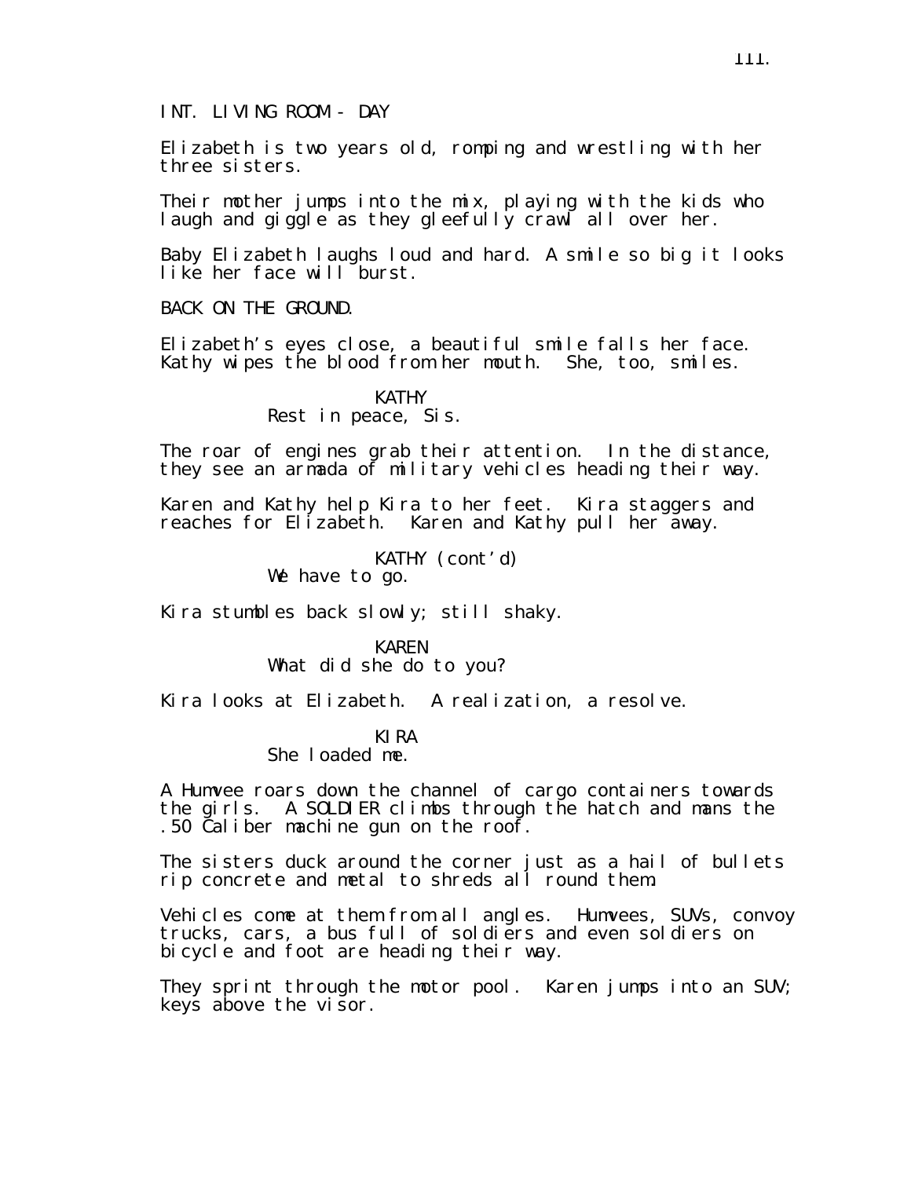INT. LIVING ROOM - DAY

Elizabeth is two years old, romping and wrestling with her three sisters.

Their mother jumps into the mix, playing with the kids who laugh and giggle as they gleefully crawl all over her.

Baby Elizabeth laughs loud and hard. A smile so big it looks like her face will burst.

BACK ON THE GROUND.

Elizabeth's eyes close, a beautiful smile falls her face. Kathy wipes the blood from her mouth. She, too, smiles.

KATHY
Rest in peace, Sis.

The roar of engines grab their attention. In the distance, they see an armada of military vehicles heading their way.

Karen and Kathy help Kira to her feet. Kira staggers and reaches for Elizabeth. Karen and Kathy pull her away.

KATHY (cont'd)
We have to go.

Kira stumbles back slowly; still shaky.

KAREN
What did she do to you?

Kira looks at Elizabeth. A realization, a resolve.

KIRA
She loaded me.

A Humvee roars down the channel of cargo containers towards the girls. A SOLDIER climbs through the hatch and mans the .50 Caliber machine gun on the roof.

The sisters duck around the corner just as a hail of bullets rip concrete and metal to shreds all round them.

Vehicles come at them from all angles. Humvees, SUVs, convoy trucks, cars, a bus full of soldiers and even soldiers on bicycle and foot are heading their way.

They sprint through the motor pool. Karen jumps into an SUV; keys above the visor.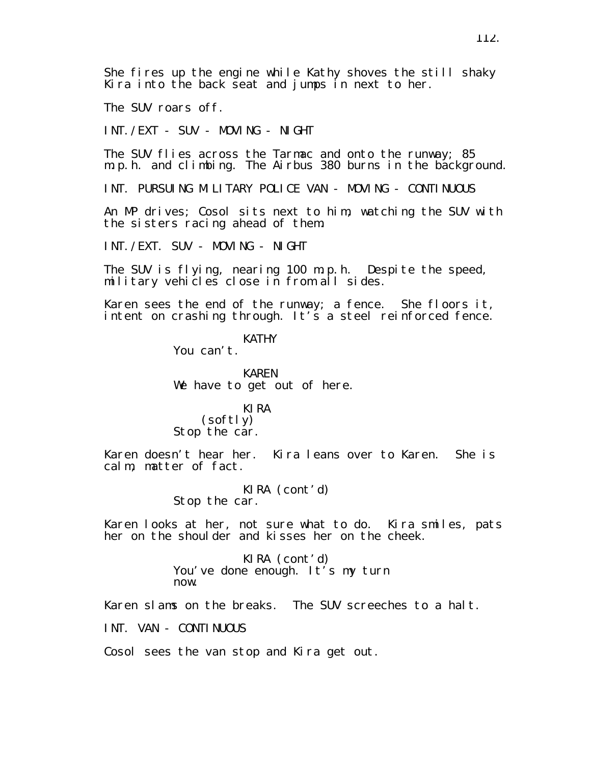She fires up the engine while Kathy shoves the still shaky Kira into the back seat and jumps in next to her.

The SUV roars off.

INT./EXT - SUV - MOVING - NIGHT

The SUV flies across the Tarmac and onto the runway; 85 m.p.h. and climbing. The Airbus 380 burns in the background.

INT. PURSUING MILITARY POLICE VAN - MOVING - CONTINUOUS

An MP drives; Cosol sits next to him, watching the SUV with the sisters racing ahead of them.

INT./EXT. SUV - MOVING - NIGHT

The SUV is flying, nearing 100 m.p.h. Despite the speed, military vehicles close in from all sides.

Karen sees the end of the runway; a fence. She floors it, intent on crashing through. It's a steel reinforced fence.

KATHY
You can't.

KAREN
We have to get out of here.

KIRA
(softly)
Stop the car.

Karen doesn't hear her. Kira leans over to Karen. She is calm, matter of fact.

KIRA (cont'd)
Stop the car.

Karen looks at her, not sure what to do. Kira smiles, pats her on the shoulder and kisses her on the cheek.

KIRA (cont'd)
You've done enough. It's my turn now.

Karen slams on the breaks. The SUV screeches to a halt.

INT. VAN - CONTINUOUS

Cosol sees the van stop and Kira get out.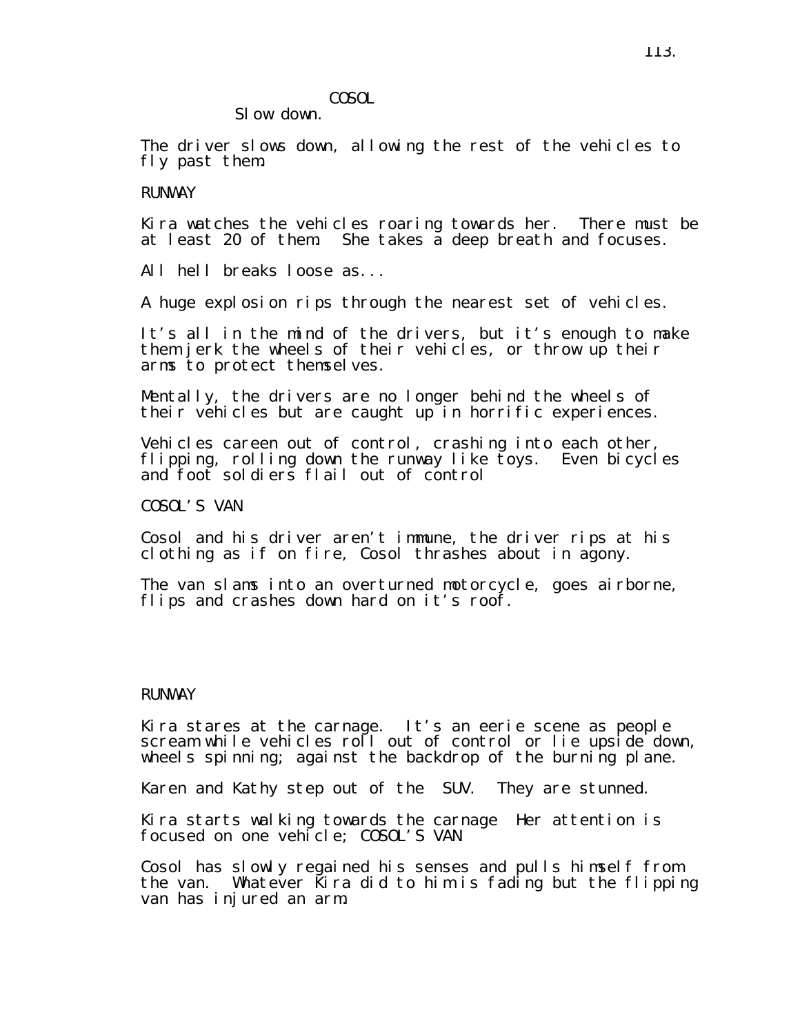COSOL

Slow down.

The driver slows down, allowing the rest of the vehicles to fly past them.

RUNWAY

Kira watches the vehicles roaring towards her. There must be at least 20 of them. She takes a deep breath and focuses.

All hell breaks loose as...

A huge explosion rips through the nearest set of vehicles.

It's all in the mind of the drivers, but it's enough to make them jerk the wheels of their vehicles, or throw up their arms to protect themselves.

Mentally, the drivers are no longer behind the wheels of their vehicles but are caught up in horrific experiences.

Vehicles careen out of control, crashing into each other, flipping, rolling down the runway like toys. Even bicycles and foot soldiers flail out of control

COSOL'S VAN

Cosol and his driver aren't immune, the driver rips at his clothing as if on fire, Cosol thrashes about in agony.

The van slams into an overturned motorcycle, goes airborne, flips and crashes down hard on it's roof.

RUNWAY

Kira stares at the carnage. It's an eerie scene as people scream while vehicles roll out of control or lie upside down, wheels spinning; against the backdrop of the burning plane.

Karen and Kathy step out of the SUV. They are stunned.

Kira starts walking towards the carnage Her attention is focused on one vehicle; COSOL'S VAN

Cosol has slowly regained his senses and pulls himself from the van. Whatever Kira did to him is fading but the flipping van has injured an arm.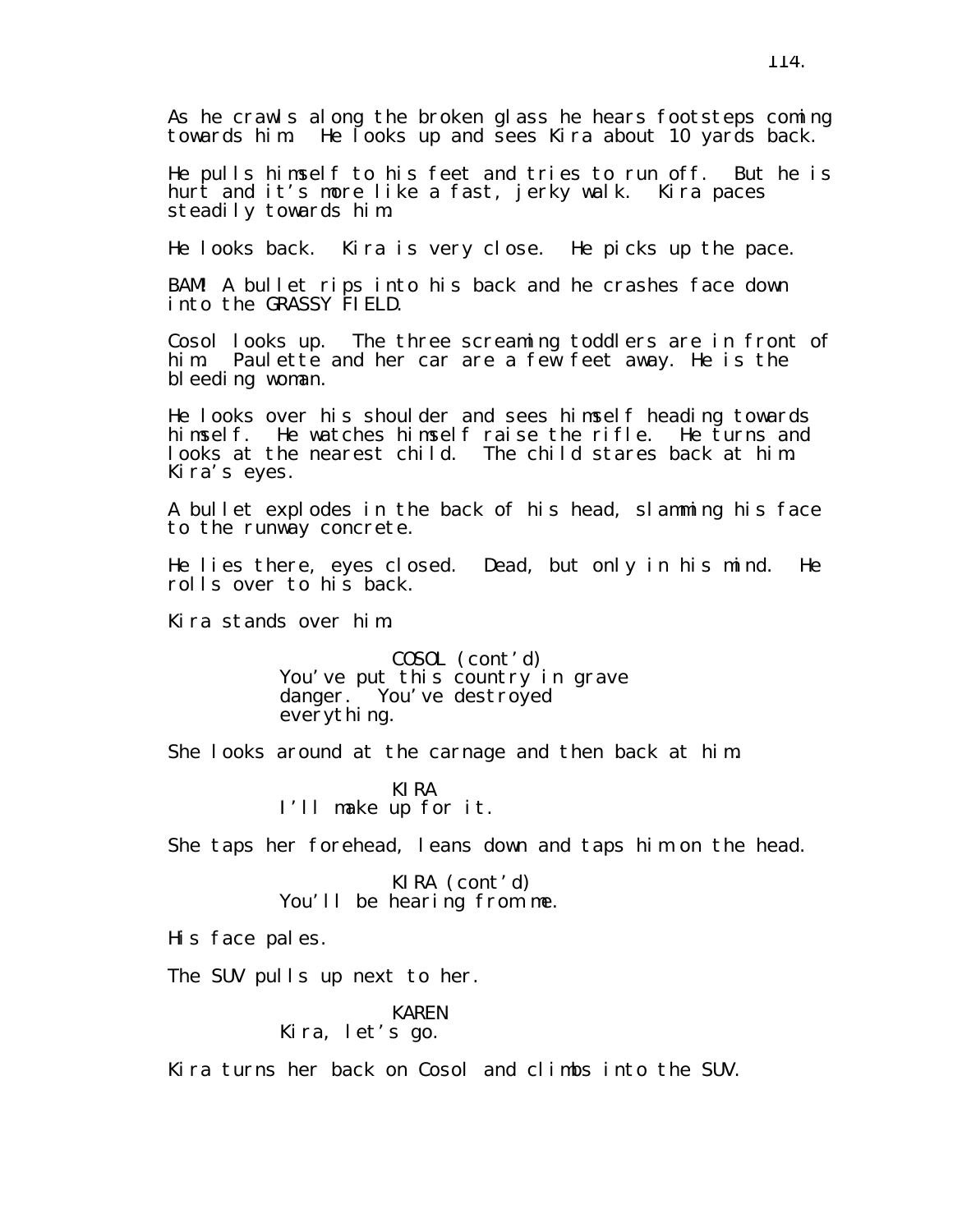As he crawls along the broken glass he hears footsteps coming towards him. He looks up and sees Kira about 10 yards back.

He pulls himself to his feet and tries to run off. But he is hurt and it's more like a fast, jerky walk. Kira paces steadily towards him.

He looks back. Kira is very close. He picks up the pace.

BAM! A bullet rips into his back and he crashes face down into the GRASSY FIELD.

Cosol looks up. The three screaming toddlers are in front of him. Paulette and her car are a few feet away. He is the bleeding woman.

He looks over his shoulder and sees himself heading towards himself. He watches himself raise the rifle. He turns and looks at the nearest child. The child stares back at him. Kira's eyes.

A bullet explodes in the back of his head, slamming his face to the runway concrete.

He lies there, eyes closed. Dead, but only in his mind. He rolls over to his back.

Kira stands over him.

COSOL (cont'd)
You've put this country in grave danger. You've destroyed everything.

She looks around at the carnage and then back at him.

KIRA
I'll make up for it.

She taps her forehead, leans down and taps him on the head.

KIRA (cont'd)
You'll be hearing from me.

His face pales.

The SUV pulls up next to her.

KAREN
Kira, let's go.

Kira turns her back on Cosol and climbs into the SUV.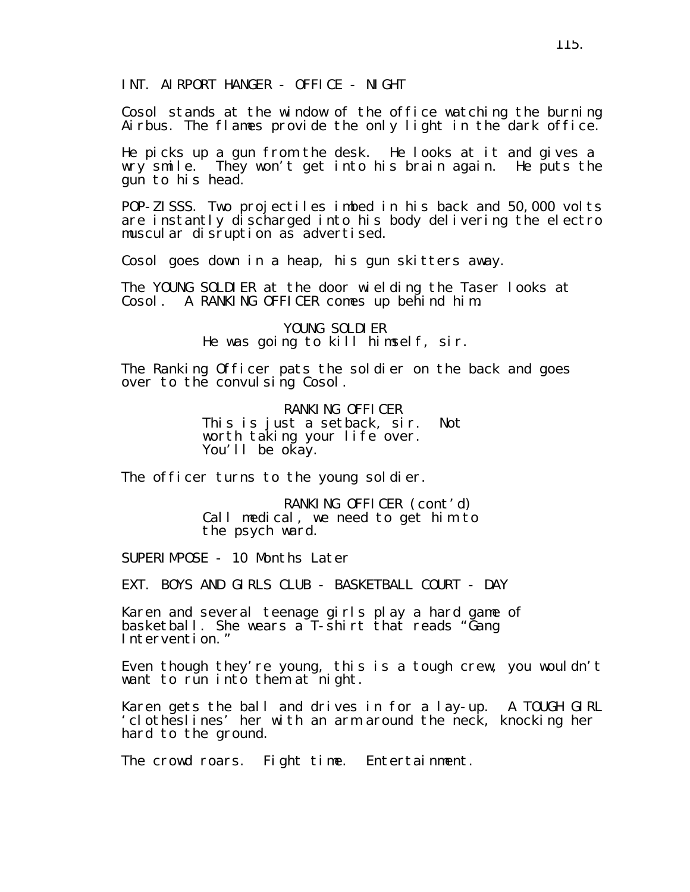INT. AIRPORT HANGER - OFFICE - NIGHT

Cosol stands at the window of the office watching the burning Airbus. The flames provide the only light in the dark office.

He picks up a gun from the desk. He looks at it and gives a wry smile. They won't get into his brain again. He puts the gun to his head.

POP-ZISSS. Two projectiles imbed in his back and 50,000 volts are instantly discharged into his body delivering the electro muscular disruption as advertised.

Cosol goes down in a heap, his gun skitters away.

The YOUNG SOLDIER at the door wielding the Taser looks at Cosol. A RANKING OFFICER comes up behind him.

YOUNG SOLDIER
He was going to kill himself, sir.

The Ranking Officer pats the soldier on the back and goes over to the convulsing Cosol.

RANKING OFFICER
This is just a setback, sir. Not worth taking your life over. You'll be okay.

The officer turns to the young soldier.

RANKING OFFICER (cont'd)
Call medical, we need to get him to the psych ward.

SUPERIMPOSE - 10 Months Later

EXT. BOYS AND GIRLS CLUB - BASKETBALL COURT - DAY

Karen and several teenage girls play a hard game of basketball. She wears a T-shirt that reads "Gang Intervention."

Even though they're young, this is a tough crew, you wouldn't want to run into them at night.

Karen gets the ball and drives in for a lay-up. A TOUGH GIRL 'clotheslines' her with an arm around the neck, knocking her hard to the ground.

The crowd roars. Fight time. Entertainment.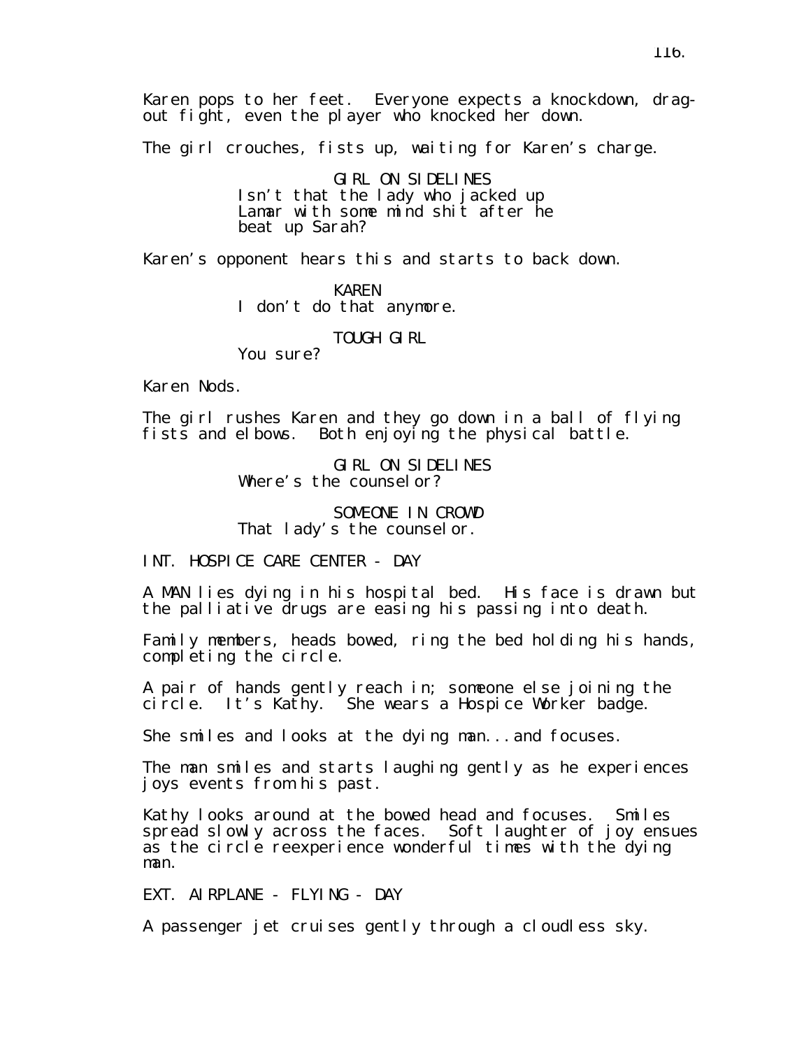Karen pops to her feet. Everyone expects a knockdown, drag-out fight, even the player who knocked her down.

The girl crouches, fists up, waiting for Karen's charge.

GIRL ON SIDELINES
Isn't that the lady who jacked up Lamar with some mind shit after he beat up Sarah?

Karen's opponent hears this and starts to back down.

KAREN
I don't do that anymore.

TOUGH GIRL
You sure?

Karen Nods.

The girl rushes Karen and they go down in a ball of flying fists and elbows. Both enjoying the physical battle.

GIRL ON SIDELINES
Where's the counselor?

SOMEONE IN CROWD
That lady's the counselor.

INT. HOSPICE CARE CENTER - DAY

A MAN lies dying in his hospital bed. His face is drawn but the palliative drugs are easing his passing into death.

Family members, heads bowed, ring the bed holding his hands, completing the circle.

A pair of hands gently reach in; someone else joining the circle. It's Kathy. She wears a Hospice Worker badge.

She smiles and looks at the dying man...and focuses.

The man smiles and starts laughing gently as he experiences joys events from his past.

Kathy looks around at the bowed head and focuses. Smiles spread slowly across the faces. Soft laughter of joy ensues as the circle reexperience wonderful times with the dying man.

EXT. AIRPLANE - FLYING - DAY

A passenger jet cruises gently through a cloudless sky.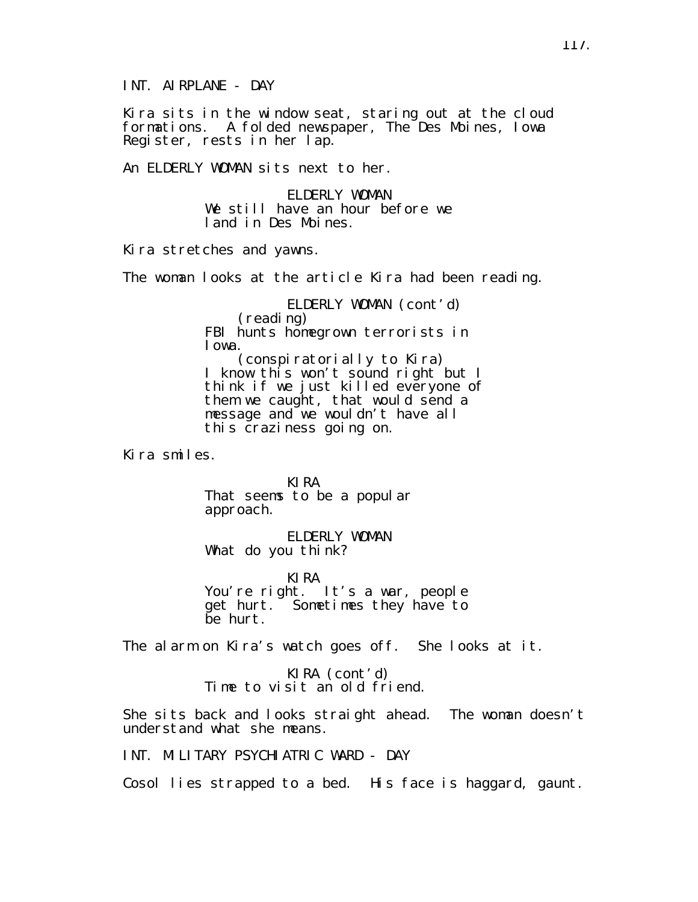INT. AIRPLANE - DAY

Kira sits in the window seat, staring out at the cloud formations. A folded newspaper, The Des Moines, Iowa Register, rests in her lap.

An ELDERLY WOMAN sits next to her.

ELDERLY WOMAN
We still have an hour before we land in Des Moines.

Kira stretches and yawns.

The woman looks at the article Kira had been reading.

ELDERLY WOMAN (cont'd)
(reading)
FBI hunts homegrown terrorists in Iowa.
(conspiratorially to Kira)
I know this won't sound right but I think if we just killed everyone of them we caught, that would send a message and we wouldn't have all this craziness going on.

Kira smiles.

KIRA
That seems to be a popular approach.

ELDERLY WOMAN
What do you think?

KIRA
You're right. It's a war, people get hurt. Sometimes they have to be hurt.

The alarm on Kira's watch goes off. She looks at it.

KIRA (cont'd)
Time to visit an old friend.

She sits back and looks straight ahead. The woman doesn't understand what she means.

INT. MILITARY PSYCHIATRIC WARD - DAY

Cosol lies strapped to a bed. His face is haggard, gaunt.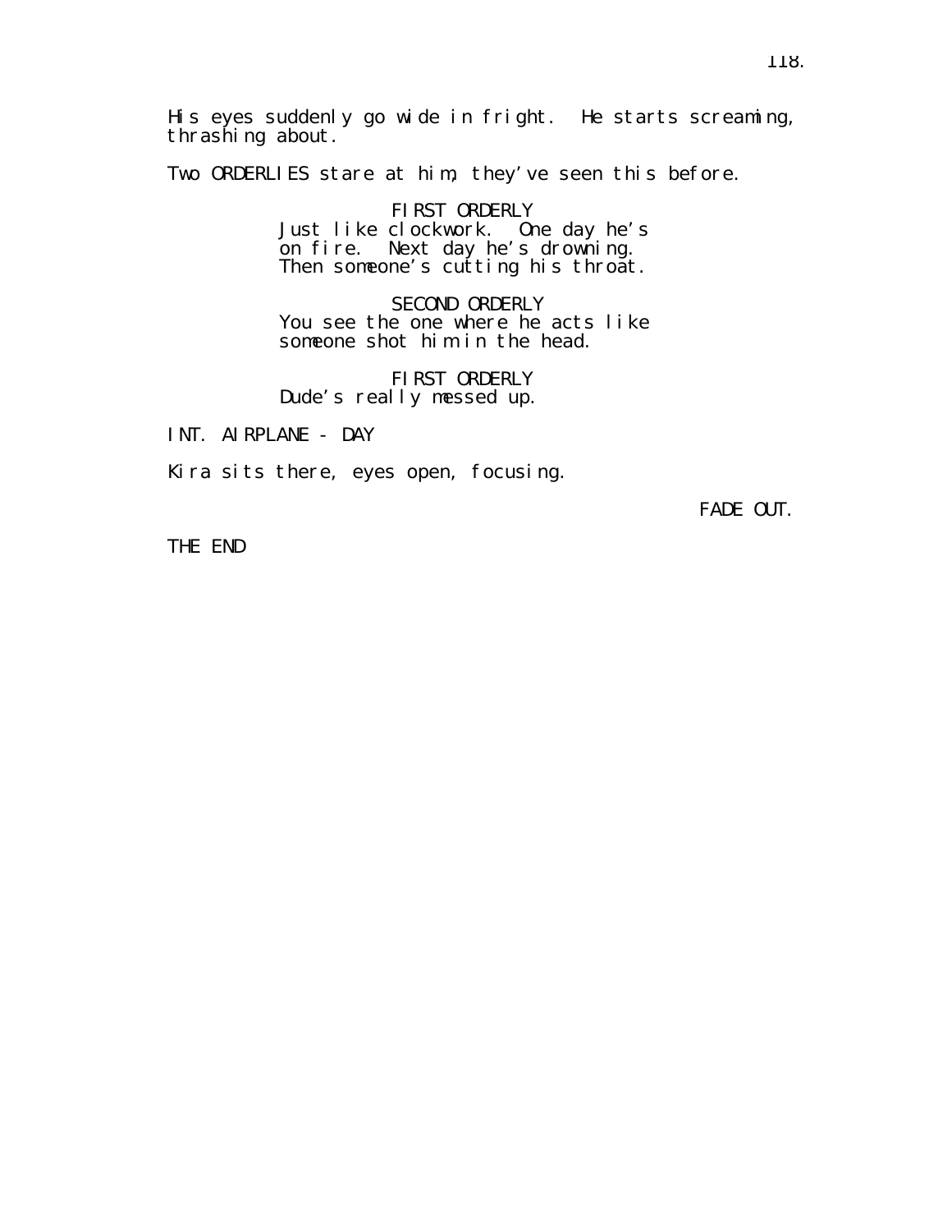His eyes suddenly go wide in fright. He starts screaming, thrashing about.

Two ORDERLIES stare at him, they've seen this before.

FIRST ORDERLY
Just like clockwork. One day he's on fire. Next day he's drowning. Then someone's cutting his throat.

SECOND ORDERLY
You see the one where he acts like someone shot him in the head.

FIRST ORDERLY
Dude's really messed up.

INT. AIRPLANE - DAY

Kira sits there, eyes open, focusing.

FADE OUT.

THE END